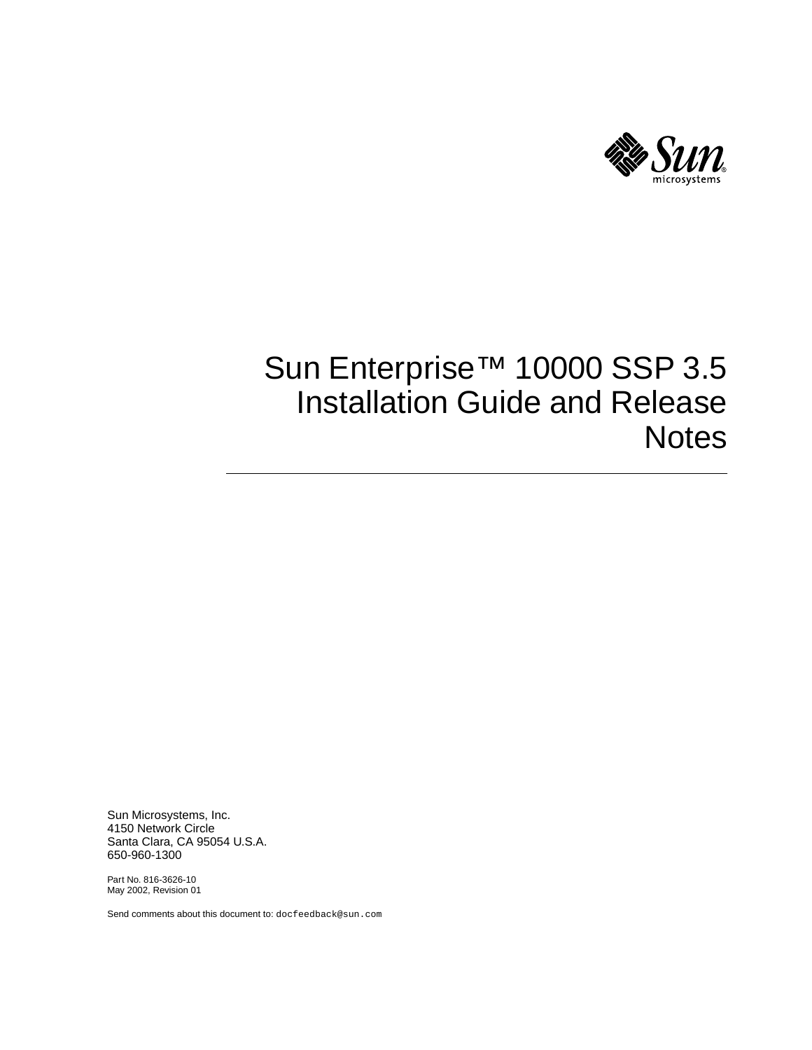# Sun Enterprise™ 10000 SSP 3.5 Installation Guide and Release Notes

Sun Microsystems, Inc.
4150 Network Circle
Santa Clara, CA 95054 U.S.A.
650-960-1300

Part No. 816-3626-10
May 2002, Revision 01

Send comments about this document to: docfeedback@sun.com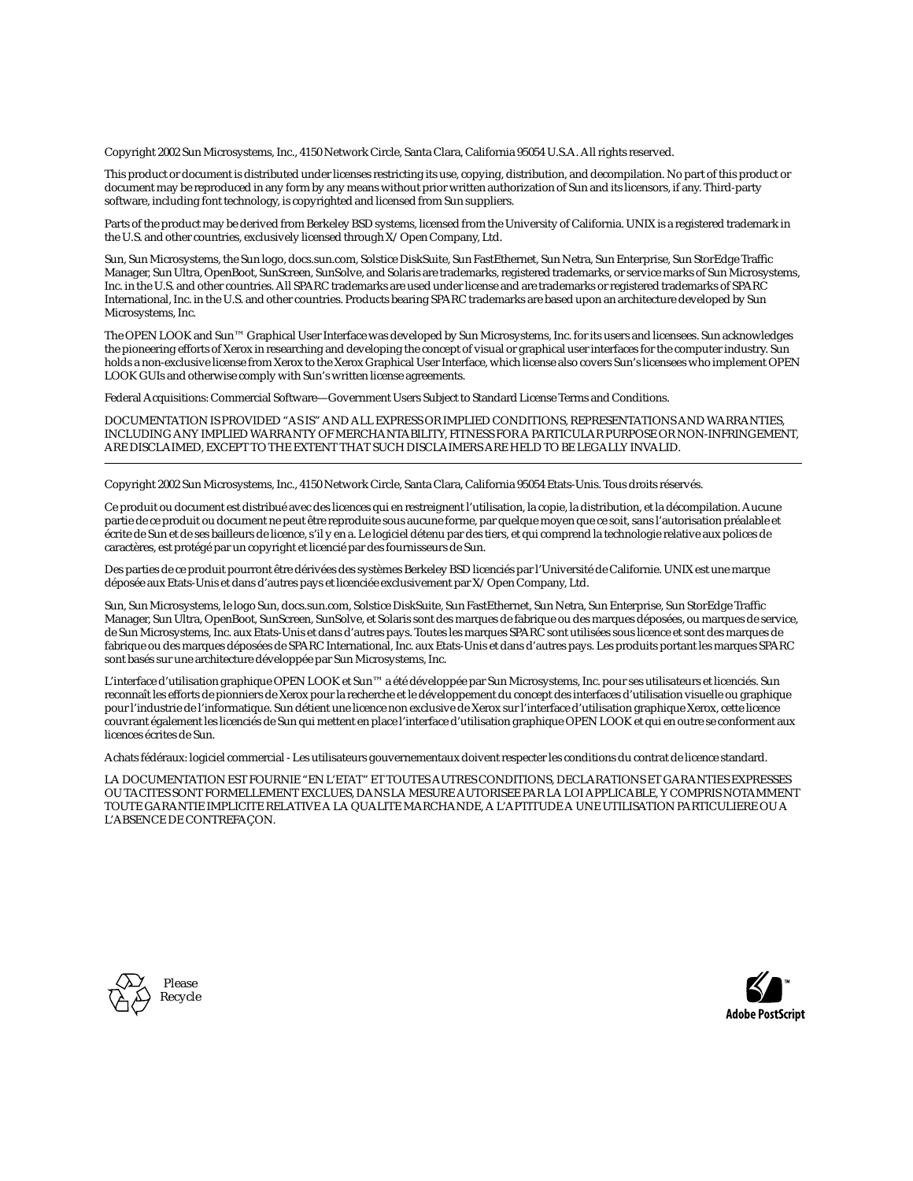Copyright 2002 Sun Microsystems, Inc., 4150 Network Circle, Santa Clara, California 95054 U.S.A. All rights reserved.

This product or document is distributed under licenses restricting its use, copying, distribution, and decompilation. No part of this product or document may be reproduced in any form by any means without prior written authorization of Sun and its licensors, if any. Third-party software, including font technology, is copyrighted and licensed from Sun suppliers.

Parts of the product may be derived from Berkeley BSD systems, licensed from the University of California. UNIX is a registered trademark in the U.S. and other countries, exclusively licensed through X/Open Company, Ltd.

Sun, Sun Microsystems, the Sun logo, docs.sun.com, Solstice DiskSuite, Sun FastEthernet, Sun Netra, Sun Enterprise, Sun StorEdge Traffic Manager, Sun Ultra, OpenBoot, SunScreen, SunSolve, and Solaris are trademarks, registered trademarks, or service marks of Sun Microsystems, Inc. in the U.S. and other countries. All SPARC trademarks are used under license and are trademarks or registered trademarks of SPARC International, Inc. in the U.S. and other countries. Products bearing SPARC trademarks are based upon an architecture developed by Sun Microsystems, Inc.

The OPEN LOOK and Sun™ Graphical User Interface was developed by Sun Microsystems, Inc. for its users and licensees. Sun acknowledges the pioneering efforts of Xerox in researching and developing the concept of visual or graphical user interfaces for the computer industry. Sun holds a non-exclusive license from Xerox to the Xerox Graphical User Interface, which license also covers Sun's licensees who implement OPEN LOOK GUIs and otherwise comply with Sun's written license agreements.

Federal Acquisitions: Commercial Software—Government Users Subject to Standard License Terms and Conditions.

DOCUMENTATION IS PROVIDED "AS IS" AND ALL EXPRESS OR IMPLIED CONDITIONS, REPRESENTATIONS AND WARRANTIES, INCLUDING ANY IMPLIED WARRANTY OF MERCHANTABILITY, FITNESS FOR A PARTICULAR PURPOSE OR NON-INFRINGEMENT, ARE DISCLAIMED, EXCEPT TO THE EXTENT THAT SUCH DISCLAIMERS ARE HELD TO BE LEGALLY INVALID.

---

Copyright 2002 Sun Microsystems, Inc., 4150 Network Circle, Santa Clara, California 95054 Etats-Unis. Tous droits réservés.

Ce produit ou document est distribué avec des licences qui en restreignent l'utilisation, la copie, la distribution, et la décompilation. Aucune partie de ce produit ou document ne peut être reproduite sous aucune forme, par quelque moyen que ce soit, sans l'autorisation préalable et écrite de Sun et de ses bailleurs de licence, s'il y en a. Le logiciel détenu par des tiers, et qui comprend la technologie relative aux polices de caractères, est protégé par un copyright et licencié par des fournisseurs de Sun.

Des parties de ce produit pourront être dérivées des systèmes Berkeley BSD licenciés par l'Université de Californie. UNIX est une marque déposée aux Etats-Unis et dans d'autres pays et licenciée exclusivement par X/Open Company, Ltd.

Sun, Sun Microsystems, le logo Sun, docs.sun.com, Solstice DiskSuite, Sun FastEthernet, Sun Netra, Sun Enterprise, Sun StorEdge Traffic Manager, Sun Ultra, OpenBoot, SunScreen, SunSolve, et Solaris sont des marques de fabrique ou des marques déposées, ou marques de service, de Sun Microsystems, Inc. aux Etats-Unis et dans d'autres pays. Toutes les marques SPARC sont utilisées sous licence et sont des marques de fabrique ou des marques déposées de SPARC International, Inc. aux Etats-Unis et dans d'autres pays. Les produits portant les marques SPARC sont basés sur une architecture développée par Sun Microsystems, Inc.

L'interface d'utilisation graphique OPEN LOOK et Sun™ a été développée par Sun Microsystems, Inc. pour ses utilisateurs et licenciés. Sun reconnaît les efforts de pionniers de Xerox pour la recherche et le développement du concept des interfaces d'utilisation visuelle ou graphique pour l'industrie de l'informatique. Sun détient une licence non exclusive de Xerox sur l'interface d'utilisation graphique Xerox, cette licence couvrant également les licenciés de Sun qui mettent en place l'interface d'utilisation graphique OPEN LOOK et qui en outre se conforment aux licences écrites de Sun.

Achats fédéraux: logiciel commercial - Les utilisateurs gouvernementaux doivent respecter les conditions du contrat de licence standard.

LA DOCUMENTATION EST FOURNIE "EN L'ETAT" ET TOUTES AUTRES CONDITIONS, DECLARATIONS ET GARANTIES EXPRESSES OU TACITES SONT FORMELLEMENT EXCLUES, DANS LA MESURE AUTORISEE PAR LA LOI APPLICABLE, Y COMPRIS NOTAMMENT TOUTE GARANTIE IMPLICITE RELATIVE A LA QUALITE MARCHANDE, A L'APTITUDE A UNE UTILISATION PARTICULIERE OU A L'ABSENCE DE CONTREFAÇON.

Please Recycle

Adobe PostScript™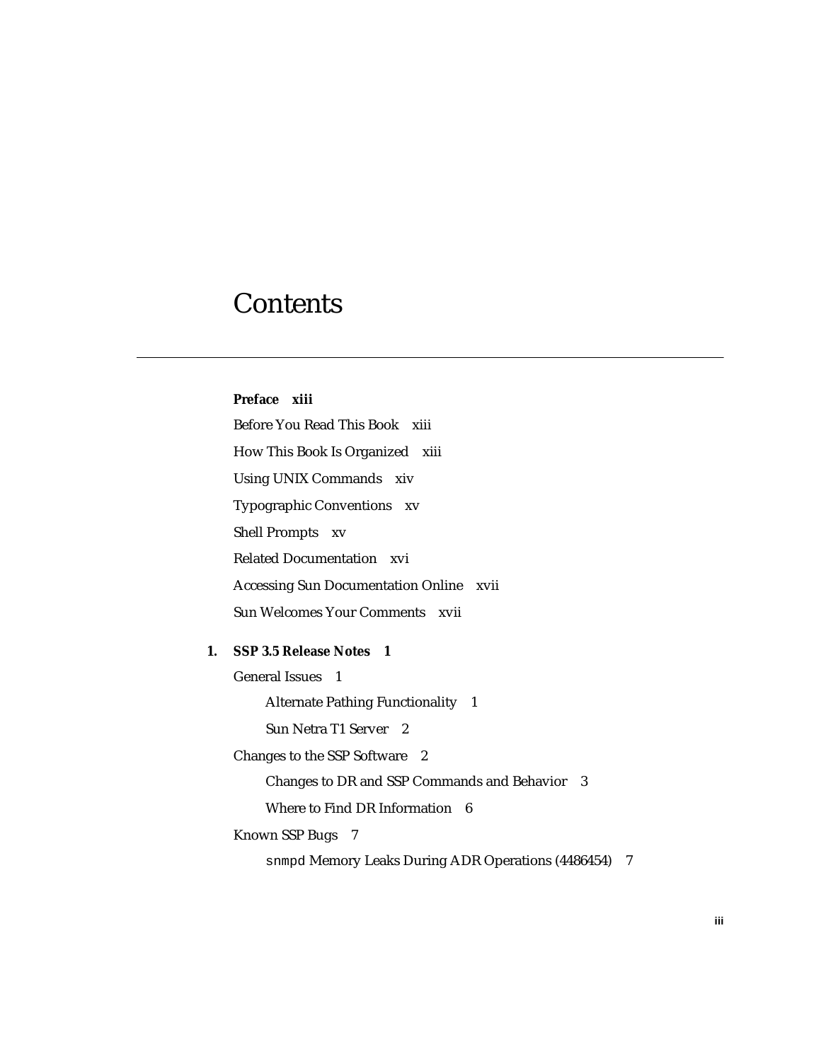# Contents

**Preface xiii**

Before You Read This Book xiii

How This Book Is Organized xiii

Using UNIX Commands xiv

Typographic Conventions xv

Shell Prompts xv

Related Documentation xvi

Accessing Sun Documentation Online xvii

Sun Welcomes Your Comments xvii

**1. SSP 3.5 Release Notes 1**

General Issues 1

- Alternate Pathing Functionality 1
- Sun Netra T1 Server 2

Changes to the SSP Software 2

- Changes to DR and SSP Commands and Behavior 3
- Where to Find DR Information 6

Known SSP Bugs 7

- `snmpd` Memory Leaks During ADR Operations (4486454) 7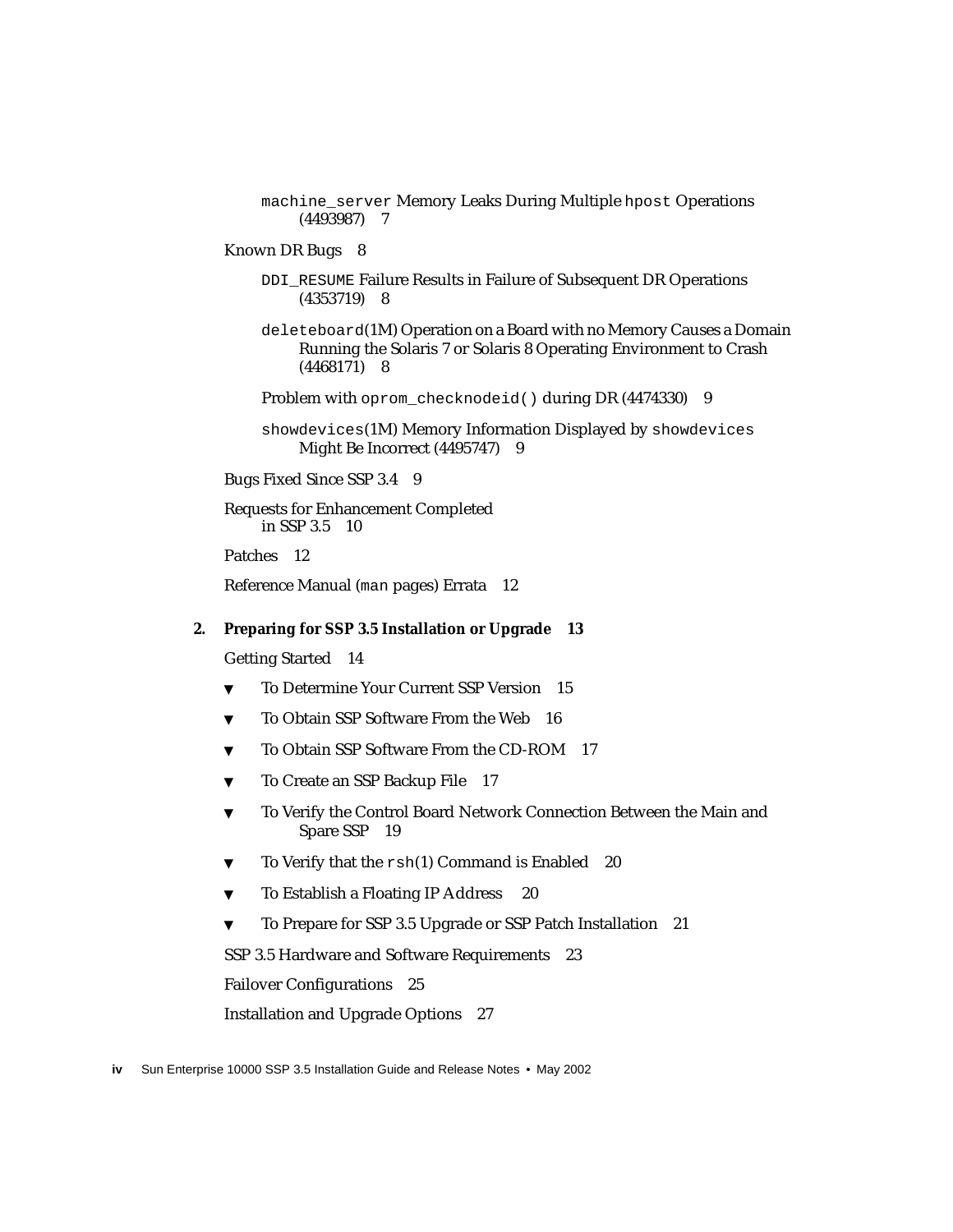machine_server Memory Leaks During Multiple hpost Operations (4493987) 7

Known DR Bugs 8

DDI_RESUME Failure Results in Failure of Subsequent DR Operations (4353719) 8

deleteboard(1M) Operation on a Board with no Memory Causes a Domain Running the Solaris 7 or Solaris 8 Operating Environment to Crash (4468171) 8

Problem with oprom_checknodeid() during DR (4474330) 9

showdevices(1M) Memory Information Displayed by showdevices Might Be Incorrect (4495747) 9

Bugs Fixed Since SSP 3.4 9

Requests for Enhancement Completed in SSP 3.5 10

Patches 12

Reference Manual (man pages) Errata 12

**2. Preparing for SSP 3.5 Installation or Upgrade 13**

Getting Started 14

▼ To Determine Your Current SSP Version 15

▼ To Obtain SSP Software From the Web 16

▼ To Obtain SSP Software From the CD-ROM 17

▼ To Create an SSP Backup File 17

▼ To Verify the Control Board Network Connection Between the Main and Spare SSP 19

▼ To Verify that the rsh(1) Command is Enabled 20

▼ To Establish a Floating IP Address 20

▼ To Prepare for SSP 3.5 Upgrade or SSP Patch Installation 21

SSP 3.5 Hardware and Software Requirements 23

Failover Configurations 25

Installation and Upgrade Options 27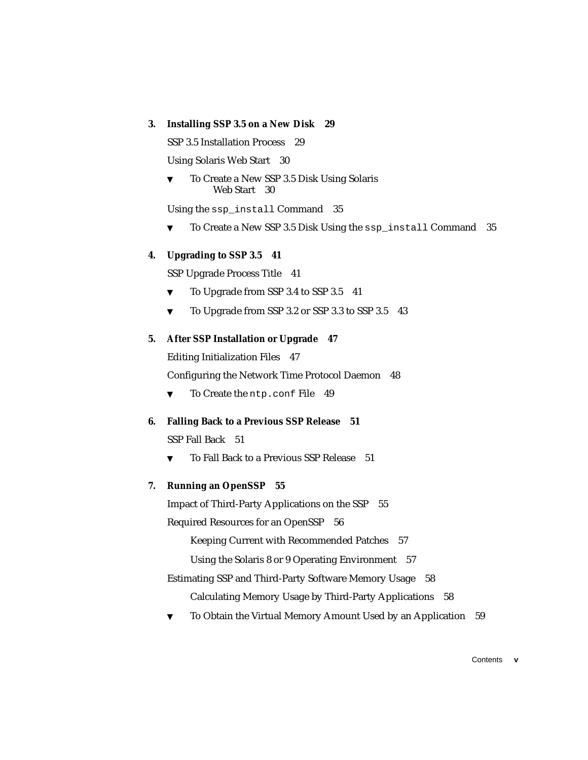**3. Installing SSP 3.5 on a New Disk 29**

SSP 3.5 Installation Process 29

Using Solaris Web Start 30

- ▼ To Create a New SSP 3.5 Disk Using Solaris Web Start 30

Using the `ssp_install` Command 35

- ▼ To Create a New SSP 3.5 Disk Using the `ssp_install` Command 35

**4. Upgrading to SSP 3.5 41**

SSP Upgrade Process Title 41

- ▼ To Upgrade from SSP 3.4 to SSP 3.5 41
- ▼ To Upgrade from SSP 3.2 or SSP 3.3 to SSP 3.5 43

**5. After SSP Installation or Upgrade 47**

Editing Initialization Files 47

Configuring the Network Time Protocol Daemon 48

- ▼ To Create the `ntp.conf` File 49

**6. Falling Back to a Previous SSP Release 51**

SSP Fall Back 51

- ▼ To Fall Back to a Previous SSP Release 51

**7. Running an OpenSSP 55**

Impact of Third-Party Applications on the SSP 55

Required Resources for an OpenSSP 56

Keeping Current with Recommended Patches 57

Using the Solaris 8 or 9 Operating Environment 57

Estimating SSP and Third-Party Software Memory Usage 58

Calculating Memory Usage by Third-Party Applications 58

- ▼ To Obtain the Virtual Memory Amount Used by an Application 59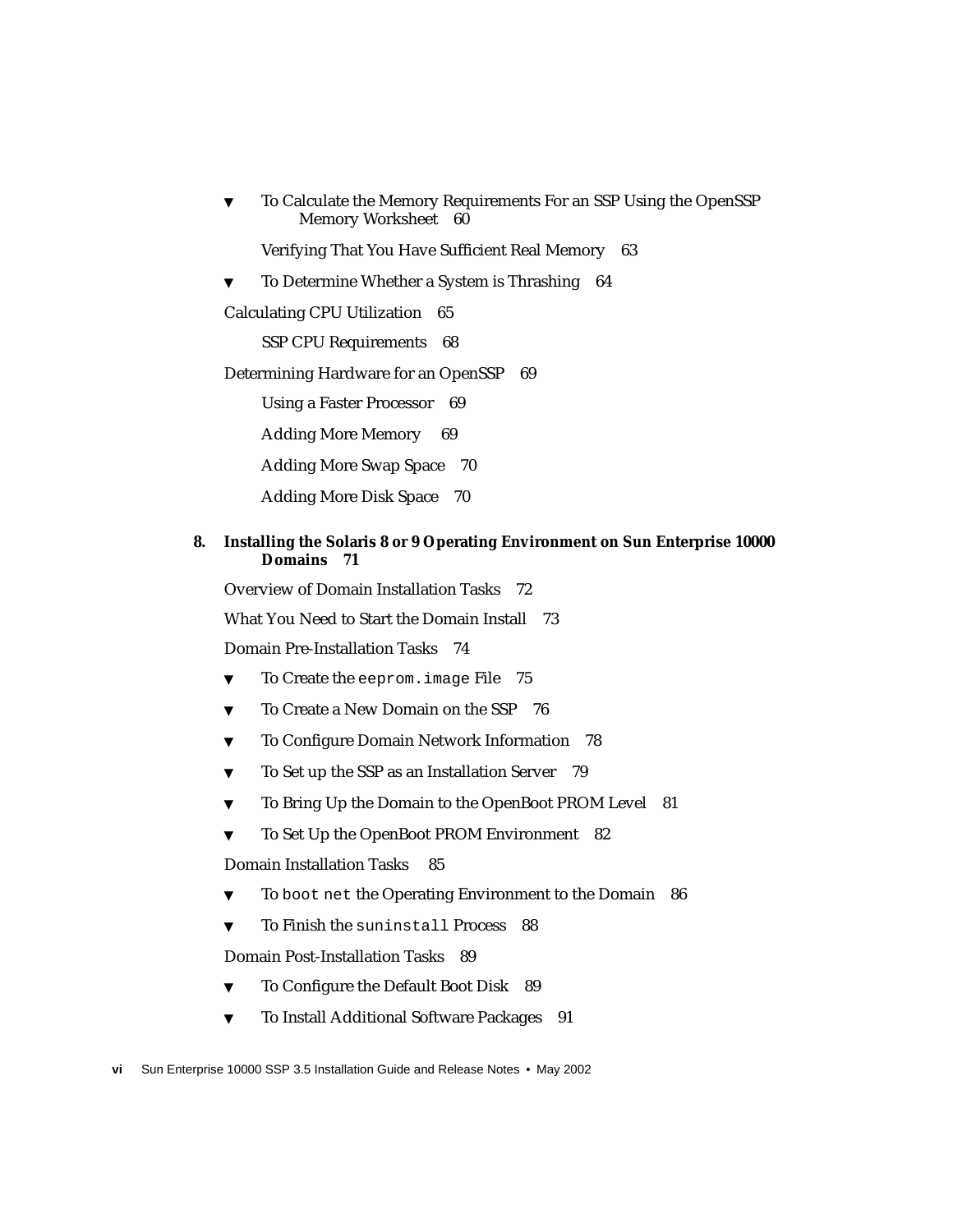- ▼ To Calculate the Memory Requirements For an SSP Using the OpenSSP Memory Worksheet 60

  Verifying That You Have Sufficient Real Memory 63

- ▼ To Determine Whether a System is Thrashing 64

Calculating CPU Utilization 65

  SSP CPU Requirements 68

Determining Hardware for an OpenSSP 69

  Using a Faster Processor 69

  Adding More Memory 69

  Adding More Swap Space 70

  Adding More Disk Space 70

**8. Installing the Solaris 8 or 9 Operating Environment on Sun Enterprise 10000 Domains 71**

Overview of Domain Installation Tasks 72

What You Need to Start the Domain Install 73

Domain Pre-Installation Tasks 74

- ▼ To Create the `eeprom.image` File 75
- ▼ To Create a New Domain on the SSP 76
- ▼ To Configure Domain Network Information 78
- ▼ To Set up the SSP as an Installation Server 79
- ▼ To Bring Up the Domain to the OpenBoot PROM Level 81
- ▼ To Set Up the OpenBoot PROM Environment 82

Domain Installation Tasks 85

- ▼ To `boot net` the Operating Environment to the Domain 86
- ▼ To Finish the `suninstall` Process 88

Domain Post-Installation Tasks 89

- ▼ To Configure the Default Boot Disk 89
- ▼ To Install Additional Software Packages 91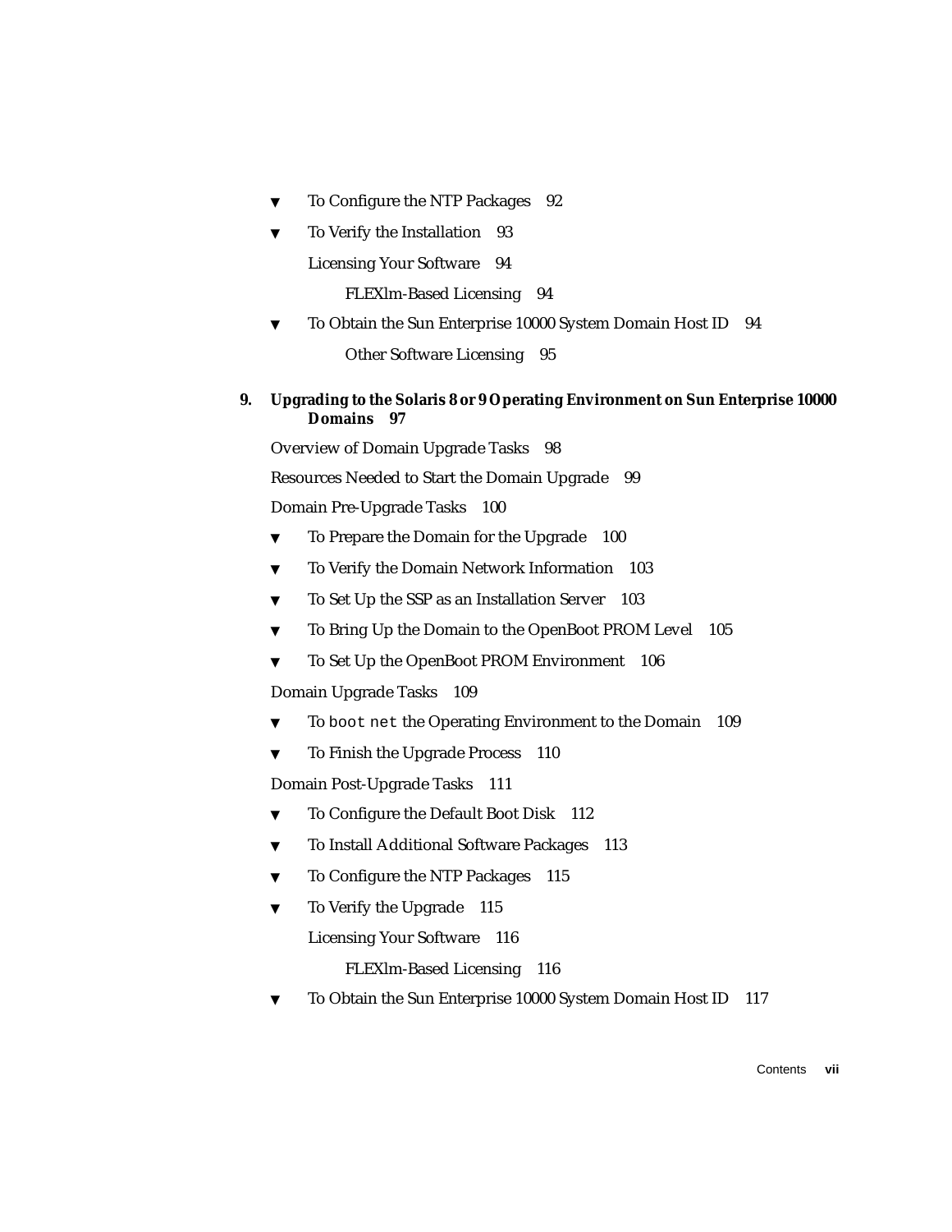- ▼ To Configure the NTP Packages 92
- ▼ To Verify the Installation 93

  Licensing Your Software 94

  FLEXlm-Based Licensing 94

- ▼ To Obtain the Sun Enterprise 10000 System Domain Host ID 94

  Other Software Licensing 95

**9. Upgrading to the Solaris 8 or 9 Operating Environment on Sun Enterprise 10000 Domains 97**

Overview of Domain Upgrade Tasks 98

Resources Needed to Start the Domain Upgrade 99

Domain Pre-Upgrade Tasks 100

- ▼ To Prepare the Domain for the Upgrade 100
- ▼ To Verify the Domain Network Information 103
- ▼ To Set Up the SSP as an Installation Server 103
- ▼ To Bring Up the Domain to the OpenBoot PROM Level 105
- ▼ To Set Up the OpenBoot PROM Environment 106

Domain Upgrade Tasks 109

- ▼ To `boot net` the Operating Environment to the Domain 109
- ▼ To Finish the Upgrade Process 110

Domain Post-Upgrade Tasks 111

- ▼ To Configure the Default Boot Disk 112
- ▼ To Install Additional Software Packages 113
- ▼ To Configure the NTP Packages 115
- ▼ To Verify the Upgrade 115

  Licensing Your Software 116

  FLEXlm-Based Licensing 116

- ▼ To Obtain the Sun Enterprise 10000 System Domain Host ID 117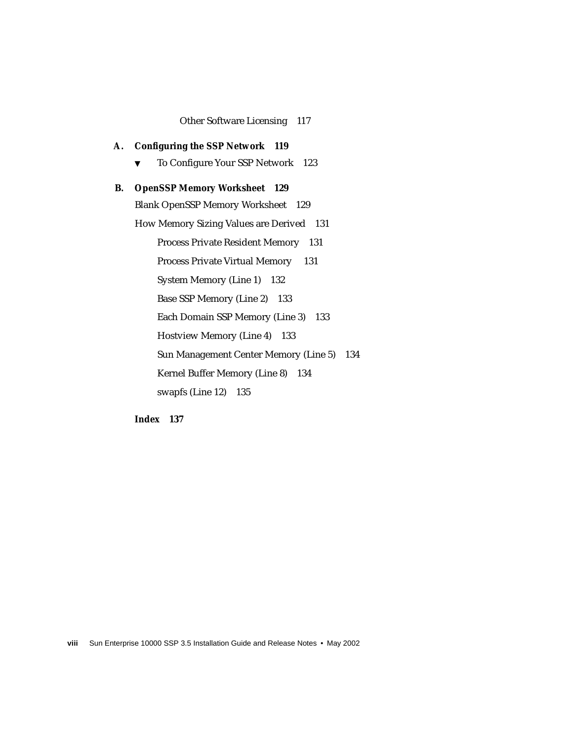Other Software Licensing 117

**A. Configuring the SSP Network 119**

▼ To Configure Your SSP Network 123

**B. OpenSSP Memory Worksheet 129**

Blank OpenSSP Memory Worksheet 129

How Memory Sizing Values are Derived 131

Process Private Resident Memory 131

Process Private Virtual Memory 131

System Memory (Line 1) 132

Base SSP Memory (Line 2) 133

Each Domain SSP Memory (Line 3) 133

Hostview Memory (Line 4) 133

Sun Management Center Memory (Line 5) 134

Kernel Buffer Memory (Line 8) 134

swapfs (Line 12) 135

**Index 137**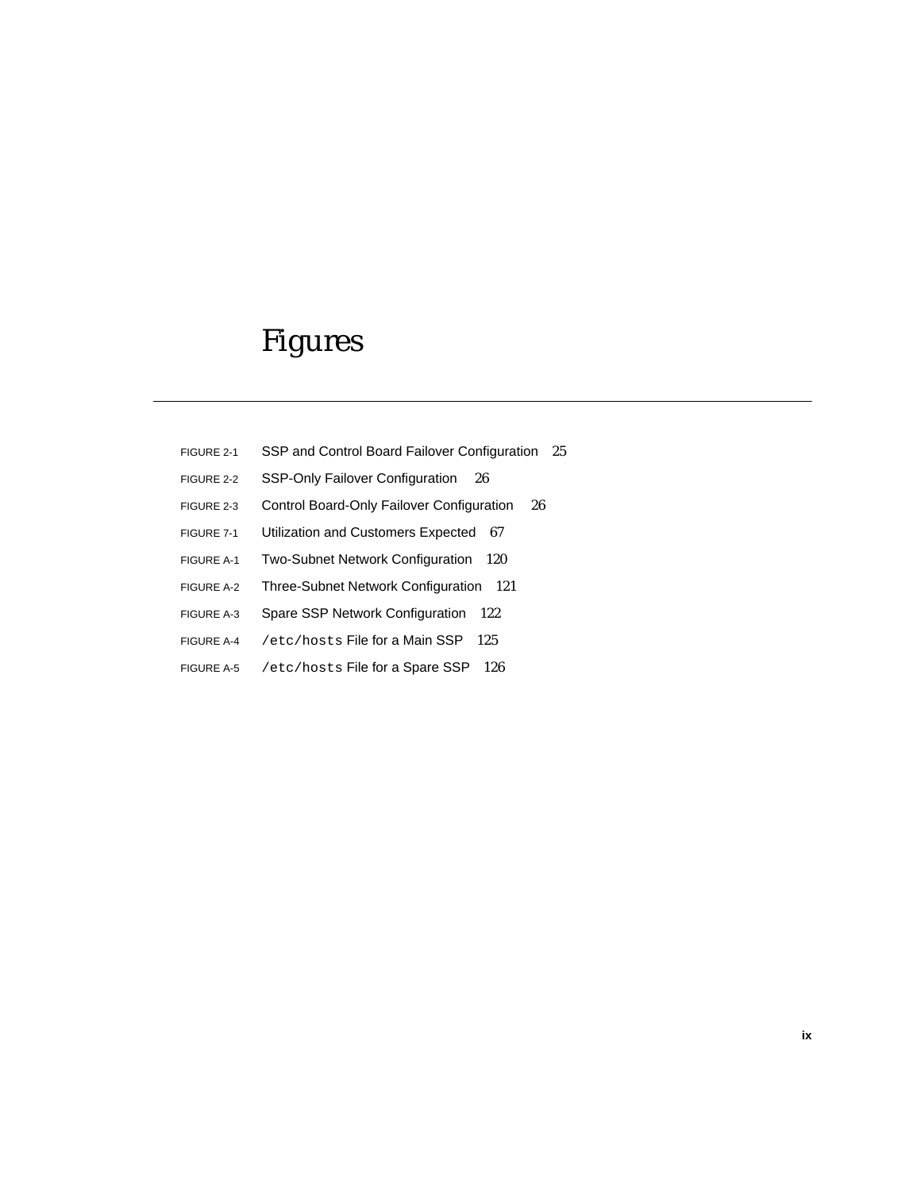# Figures

FIGURE 2-1 SSP and Control Board Failover Configuration 25

FIGURE 2-2 SSP-Only Failover Configuration 26

FIGURE 2-3 Control Board-Only Failover Configuration 26

FIGURE 7-1 Utilization and Customers Expected 67

FIGURE A-1 Two-Subnet Network Configuration 120

FIGURE A-2 Three-Subnet Network Configuration 121

FIGURE A-3 Spare SSP Network Configuration 122

FIGURE A-4 `/etc/hosts` File for a Main SSP 125

FIGURE A-5 `/etc/hosts` File for a Spare SSP 126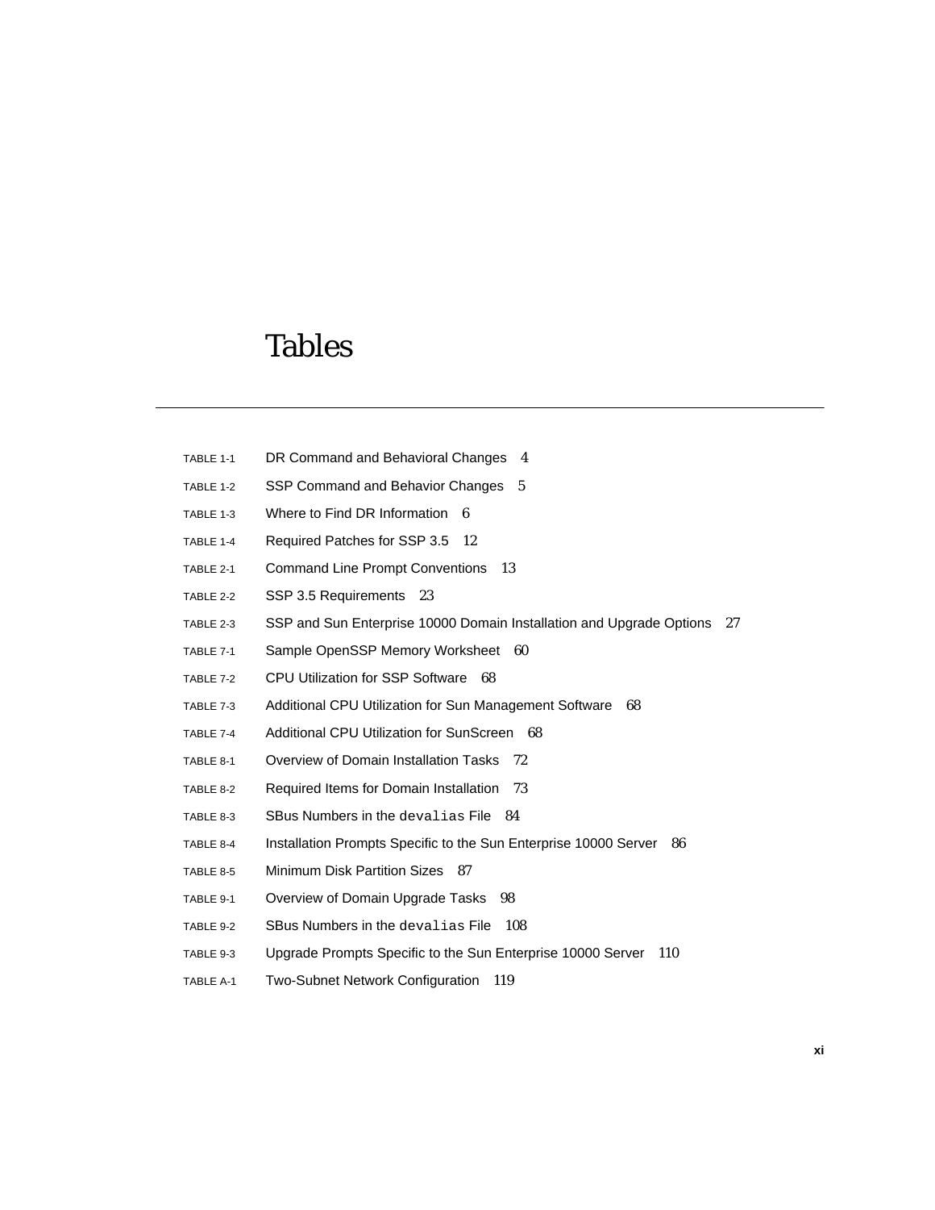# Tables

TABLE 1-1 DR Command and Behavioral Changes 4

TABLE 1-2 SSP Command and Behavior Changes 5

TABLE 1-3 Where to Find DR Information 6

TABLE 1-4 Required Patches for SSP 3.5 12

TABLE 2-1 Command Line Prompt Conventions 13

TABLE 2-2 SSP 3.5 Requirements 23

TABLE 2-3 SSP and Sun Enterprise 10000 Domain Installation and Upgrade Options 27

TABLE 7-1 Sample OpenSSP Memory Worksheet 60

TABLE 7-2 CPU Utilization for SSP Software 68

TABLE 7-3 Additional CPU Utilization for Sun Management Software 68

TABLE 7-4 Additional CPU Utilization for SunScreen 68

TABLE 8-1 Overview of Domain Installation Tasks 72

TABLE 8-2 Required Items for Domain Installation 73

TABLE 8-3 SBus Numbers in the `devalias` File 84

TABLE 8-4 Installation Prompts Specific to the Sun Enterprise 10000 Server 86

TABLE 8-5 Minimum Disk Partition Sizes 87

TABLE 9-1 Overview of Domain Upgrade Tasks 98

TABLE 9-2 SBus Numbers in the `devalias` File 108

TABLE 9-3 Upgrade Prompts Specific to the Sun Enterprise 10000 Server 110

TABLE A-1 Two-Subnet Network Configuration 119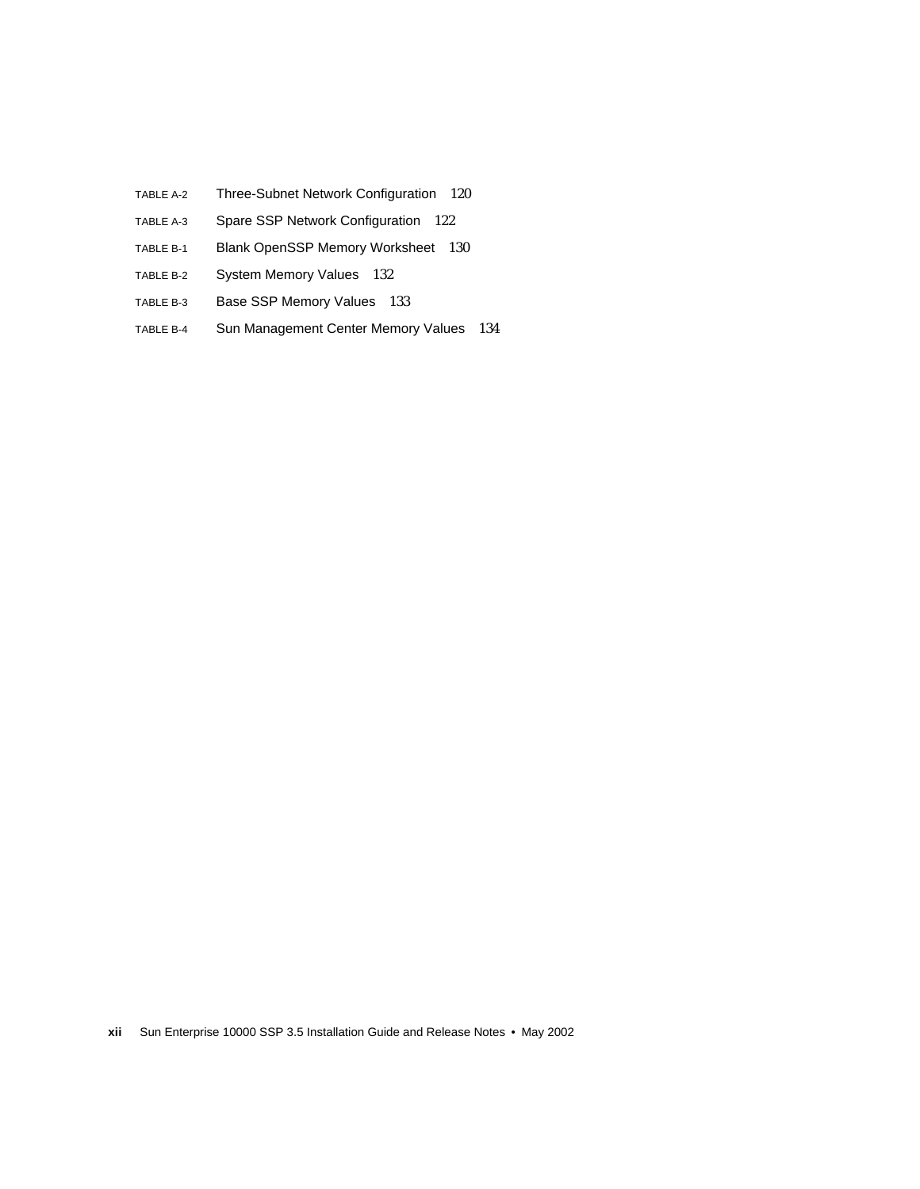TABLE A-2 Three-Subnet Network Configuration 120

TABLE A-3 Spare SSP Network Configuration 122

TABLE B-1 Blank OpenSSP Memory Worksheet 130

TABLE B-2 System Memory Values 132

TABLE B-3 Base SSP Memory Values 133

TABLE B-4 Sun Management Center Memory Values 134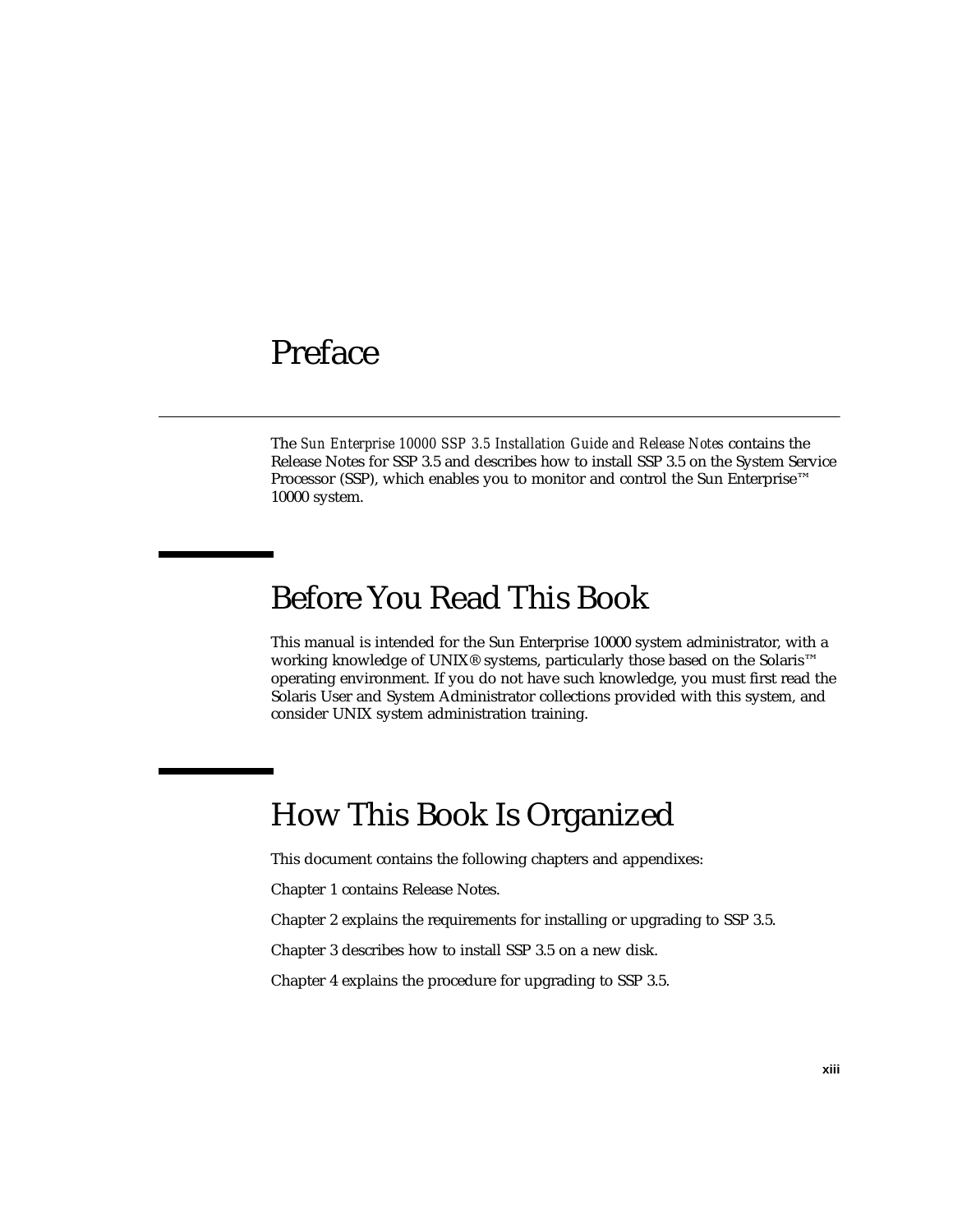# Preface

The *Sun Enterprise 10000 SSP 3.5 Installation Guide and Release Notes* contains the Release Notes for SSP 3.5 and describes how to install SSP 3.5 on the System Service Processor (SSP), which enables you to monitor and control the Sun Enterprise™ 10000 system.

## Before You Read This Book

This manual is intended for the Sun Enterprise 10000 system administrator, with a working knowledge of UNIX® systems, particularly those based on the Solaris™ operating environment. If you do not have such knowledge, you must first read the Solaris User and System Administrator collections provided with this system, and consider UNIX system administration training.

## How This Book Is Organized

This document contains the following chapters and appendixes:

Chapter 1 contains Release Notes.

Chapter 2 explains the requirements for installing or upgrading to SSP 3.5.

Chapter 3 describes how to install SSP 3.5 on a new disk.

Chapter 4 explains the procedure for upgrading to SSP 3.5.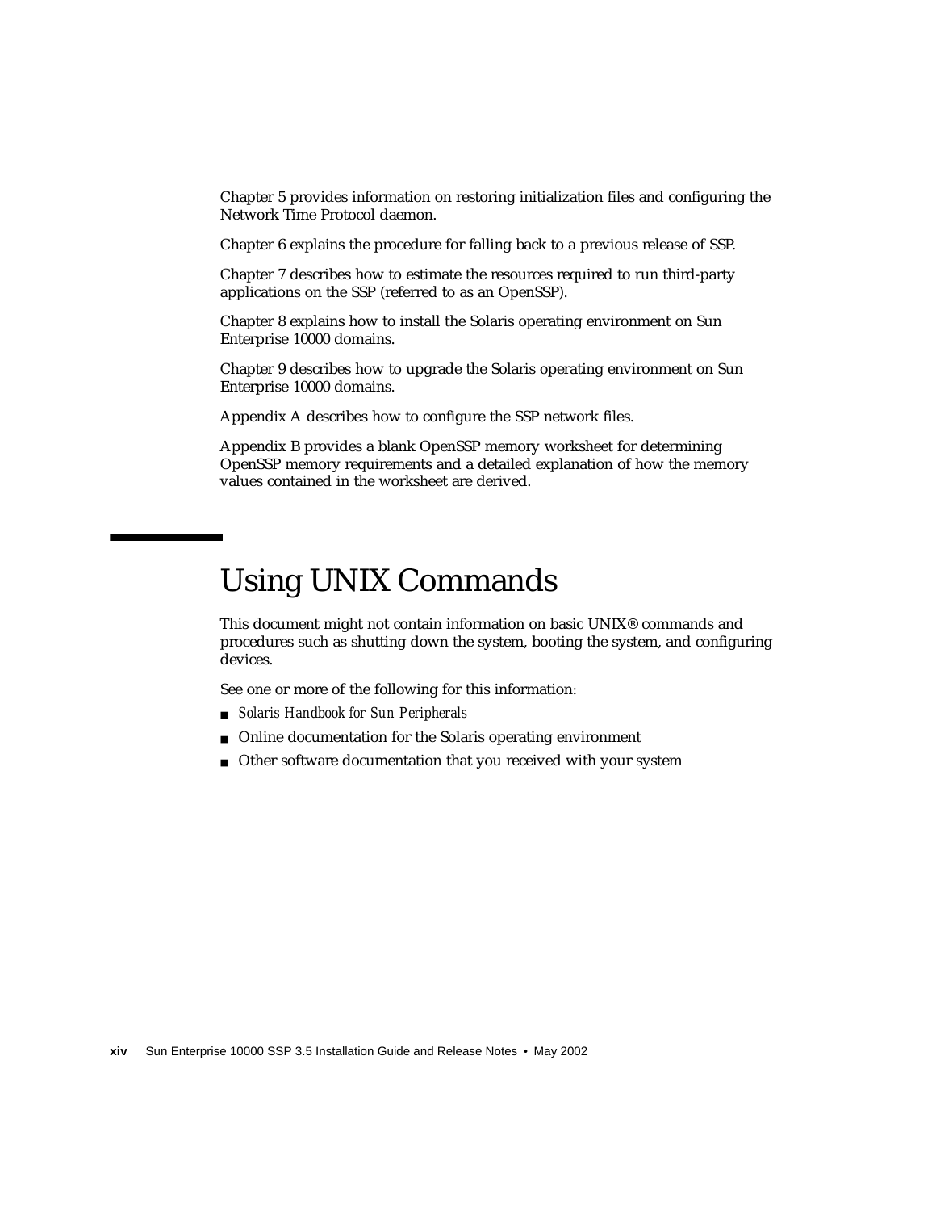Chapter 5 provides information on restoring initialization files and configuring the Network Time Protocol daemon.

Chapter 6 explains the procedure for falling back to a previous release of SSP.

Chapter 7 describes how to estimate the resources required to run third-party applications on the SSP (referred to as an OpenSSP).

Chapter 8 explains how to install the Solaris operating environment on Sun Enterprise 10000 domains.

Chapter 9 describes how to upgrade the Solaris operating environment on Sun Enterprise 10000 domains.

Appendix A describes how to configure the SSP network files.

Appendix B provides a blank OpenSSP memory worksheet for determining OpenSSP memory requirements and a detailed explanation of how the memory values contained in the worksheet are derived.

# Using UNIX Commands

This document might not contain information on basic UNIX® commands and procedures such as shutting down the system, booting the system, and configuring devices.

See one or more of the following for this information:

- *Solaris Handbook for Sun Peripherals*
- Online documentation for the Solaris operating environment
- Other software documentation that you received with your system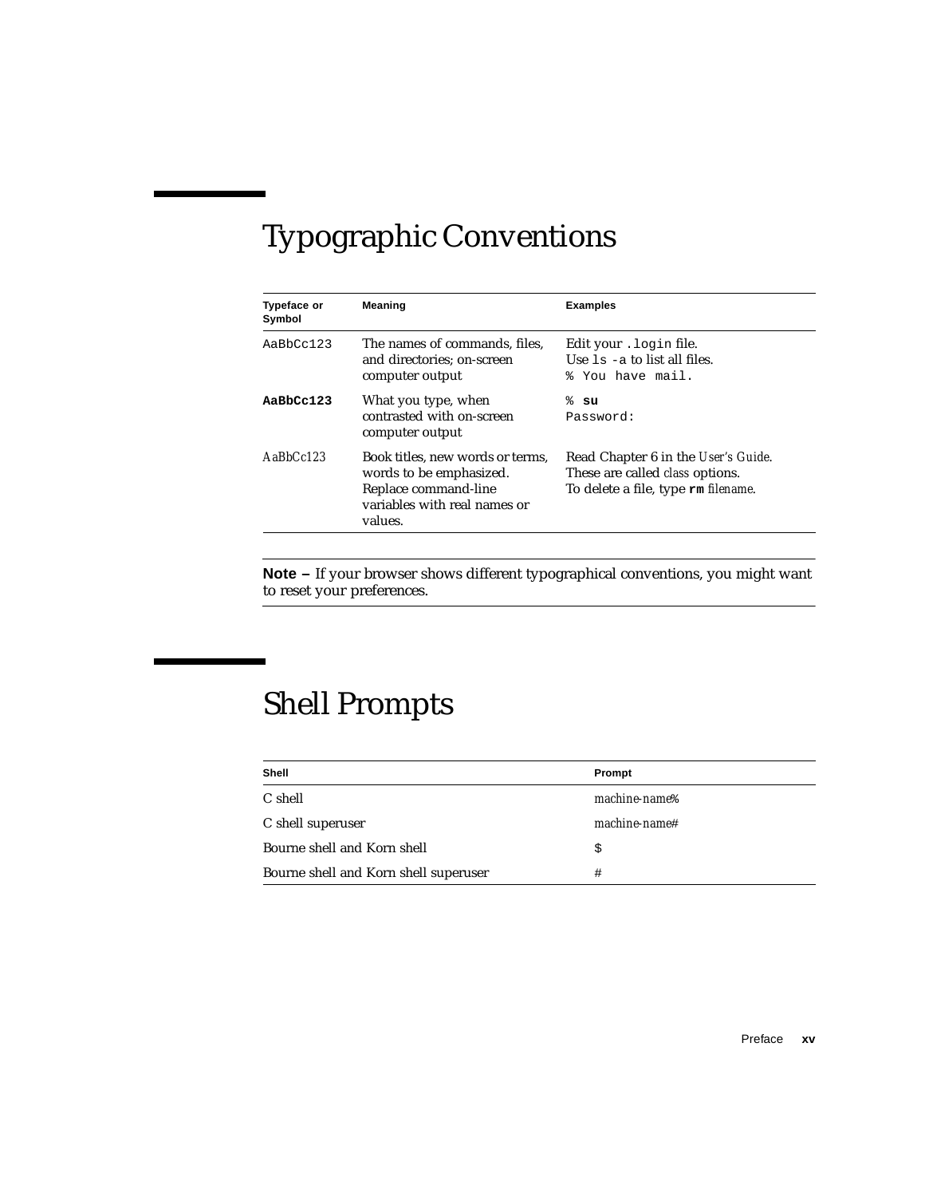## Typographic Conventions

| Typeface or Symbol | Meaning | Examples |
|---|---|---|
| `AaBbCc123` | The names of commands, files, and directories; on-screen computer output | Edit your `.login` file.<br>Use `ls -a` to list all files.<br>`% You have mail.` |
| **`AaBbCc123`** | What you type, when contrasted with on-screen computer output | `%` **`su`**<br>`Password:` |
| *AaBbCc123* | Book titles, new words or terms, words to be emphasized. Replace command-line variables with real names or values. | Read Chapter 6 in the *User's Guide*.<br>These are called *class* options.<br>To delete a file, type **`rm`** *filename*. |

**Note –** If your browser shows different typographical conventions, you might want to reset your preferences.

## Shell Prompts

| Shell | Prompt |
|---|---|
| C shell | *machine-name*% |
| C shell superuser | *machine-name*# |
| Bourne shell and Korn shell | `$` |
| Bourne shell and Korn shell superuser | `#` |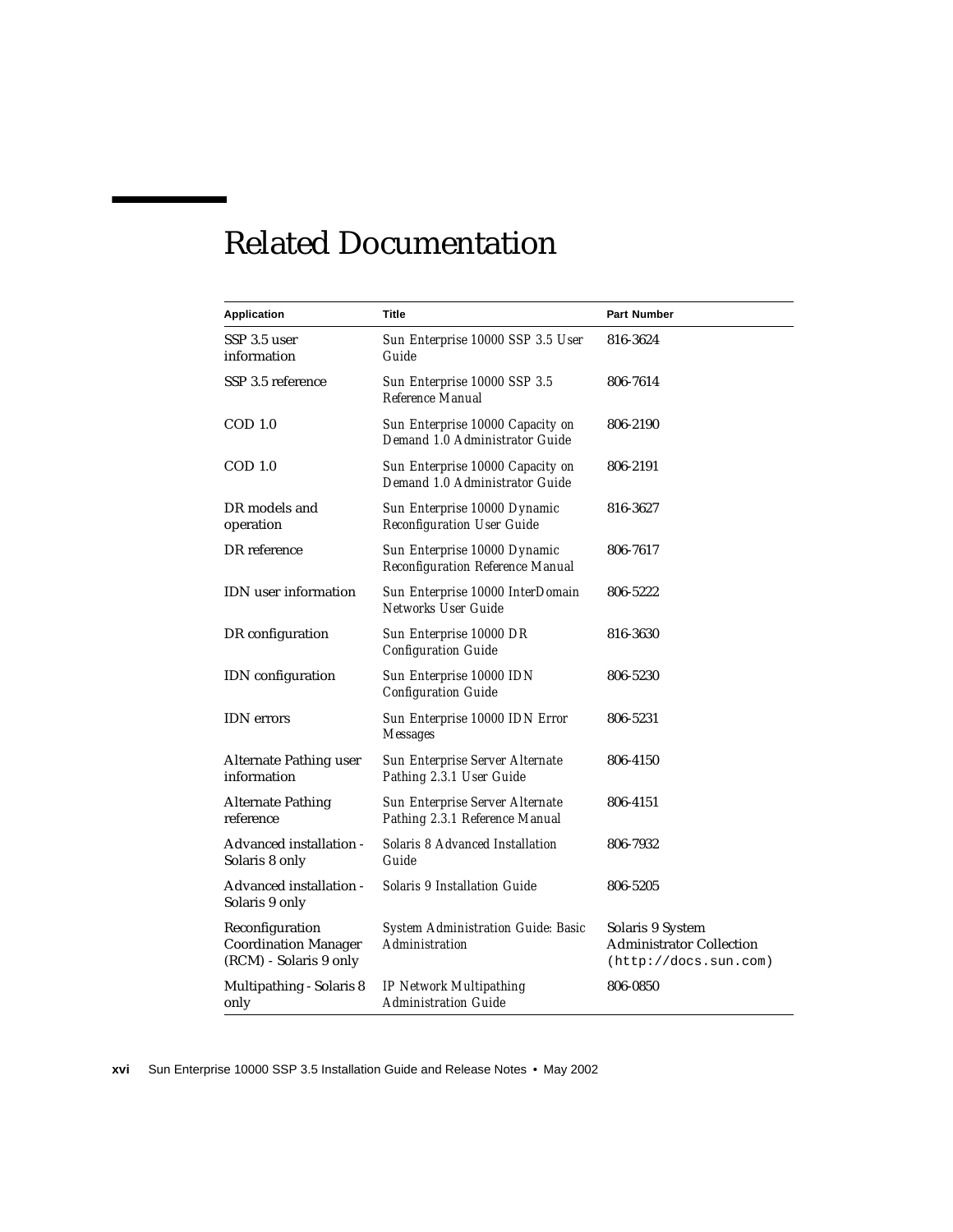# Related Documentation

| Application | Title | Part Number |
|---|---|---|
| SSP 3.5 user information | *Sun Enterprise 10000 SSP 3.5 User Guide* | 816-3624 |
| SSP 3.5 reference | *Sun Enterprise 10000 SSP 3.5 Reference Manual* | 806-7614 |
| COD 1.0 | *Sun Enterprise 10000 Capacity on Demand 1.0 Administrator Guide* | 806-2190 |
| COD 1.0 | *Sun Enterprise 10000 Capacity on Demand 1.0 Administrator Guide* | 806-2191 |
| DR models and operation | *Sun Enterprise 10000 Dynamic Reconfiguration User Guide* | 816-3627 |
| DR reference | *Sun Enterprise 10000 Dynamic Reconfiguration Reference Manual* | 806-7617 |
| IDN user information | *Sun Enterprise 10000 InterDomain Networks User Guide* | 806-5222 |
| DR configuration | *Sun Enterprise 10000 DR Configuration Guide* | 816-3630 |
| IDN configuration | *Sun Enterprise 10000 IDN Configuration Guide* | 806-5230 |
| IDN errors | *Sun Enterprise 10000 IDN Error Messages* | 806-5231 |
| Alternate Pathing user information | *Sun Enterprise Server Alternate Pathing 2.3.1 User Guide* | 806-4150 |
| Alternate Pathing reference | *Sun Enterprise Server Alternate Pathing 2.3.1 Reference Manual* | 806-4151 |
| Advanced installation - Solaris 8 only | *Solaris 8 Advanced Installation Guide* | 806-7932 |
| Advanced installation - Solaris 9 only | *Solaris 9 Installation Guide* | 806-5205 |
| Reconfiguration Coordination Manager (RCM) - Solaris 9 only | *System Administration Guide: Basic Administration* | Solaris 9 System Administrator Collection (`http://docs.sun.com`) |
| Multipathing - Solaris 8 only | *IP Network Multipathing Administration Guide* | 806-0850 |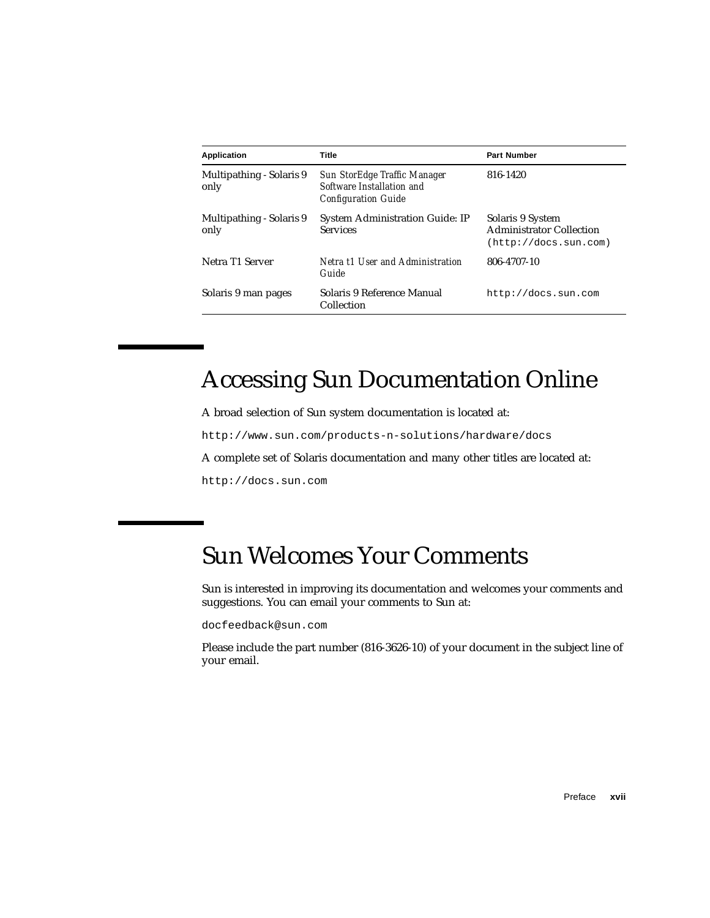| Application | Title | Part Number |
|---|---|---|
| Multipathing - Solaris 9 only | *Sun StorEdge Traffic Manager Software Installation and Configuration Guide* | 816-1420 |
| Multipathing - Solaris 9 only | System Administration Guide: IP Services | Solaris 9 System Administrator Collection (`http://docs.sun.com`) |
| Netra T1 Server | *Netra t1 User and Administration Guide* | 806-4707-10 |
| Solaris 9 man pages | Solaris 9 Reference Manual Collection | `http://docs.sun.com` |

## Accessing Sun Documentation Online

A broad selection of Sun system documentation is located at:

`http://www.sun.com/products-n-solutions/hardware/docs`

A complete set of Solaris documentation and many other titles are located at:

`http://docs.sun.com`

## Sun Welcomes Your Comments

Sun is interested in improving its documentation and welcomes your comments and suggestions. You can email your comments to Sun at:

`docfeedback@sun.com`

Please include the part number (816-3626-10) of your document in the subject line of your email.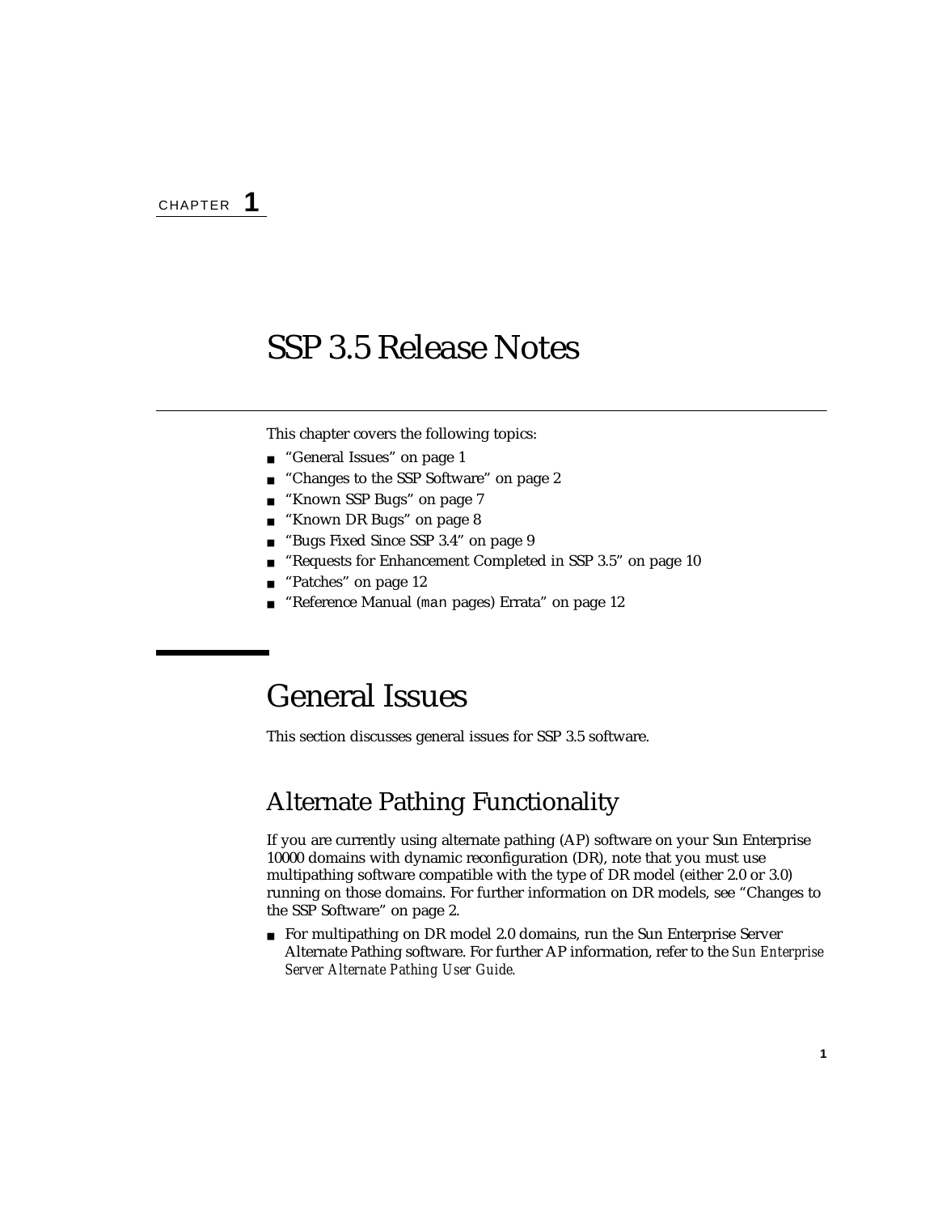CHAPTER 1

# SSP 3.5 Release Notes

This chapter covers the following topics:

- "General Issues" on page 1
- "Changes to the SSP Software" on page 2
- "Known SSP Bugs" on page 7
- "Known DR Bugs" on page 8
- "Bugs Fixed Since SSP 3.4" on page 9
- "Requests for Enhancement Completed in SSP 3.5" on page 10
- "Patches" on page 12
- "Reference Manual (`man` pages) Errata" on page 12

## General Issues

This section discusses general issues for SSP 3.5 software.

### Alternate Pathing Functionality

If you are currently using alternate pathing (AP) software on your Sun Enterprise 10000 domains with dynamic reconfiguration (DR), note that you must use multipathing software compatible with the type of DR model (either 2.0 or 3.0) running on those domains. For further information on DR models, see "Changes to the SSP Software" on page 2.

- For multipathing on DR model 2.0 domains, run the Sun Enterprise Server Alternate Pathing software. For further AP information, refer to the *Sun Enterprise Server Alternate Pathing User Guide*.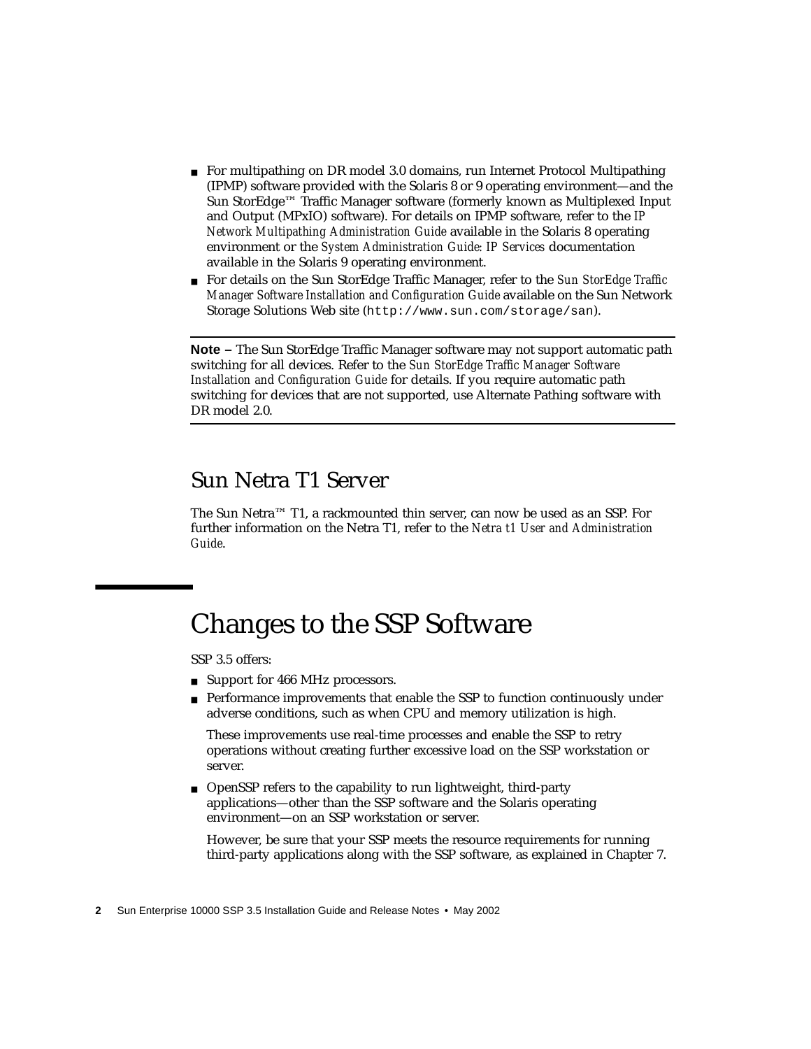- For multipathing on DR model 3.0 domains, run Internet Protocol Multipathing (IPMP) software provided with the Solaris 8 or 9 operating environment—and the Sun StorEdge™ Traffic Manager software (formerly known as Multiplexed Input and Output (MPxIO) software). For details on IPMP software, refer to the *IP Network Multipathing Administration Guide* available in the Solaris 8 operating environment or the *System Administration Guide: IP Services* documentation available in the Solaris 9 operating environment.
- For details on the Sun StorEdge Traffic Manager, refer to the *Sun StorEdge Traffic Manager Software Installation and Configuration Guide* available on the Sun Network Storage Solutions Web site (`http://www.sun.com/storage/san`).

---

**Note –** The Sun StorEdge Traffic Manager software may not support automatic path switching for all devices. Refer to the *Sun StorEdge Traffic Manager Software Installation and Configuration Guide* for details. If you require automatic path switching for devices that are not supported, use Alternate Pathing software with DR model 2.0.

---

## Sun Netra T1 Server

The Sun Netra™ T1, a rackmounted thin server, can now be used as an SSP. For further information on the Netra T1, refer to the *Netra t1 User and Administration Guide*.

# Changes to the SSP Software

SSP 3.5 offers:

- Support for 466 MHz processors.
- Performance improvements that enable the SSP to function continuously under adverse conditions, such as when CPU and memory utilization is high.

  These improvements use real-time processes and enable the SSP to retry operations without creating further excessive load on the SSP workstation or server.
- OpenSSP refers to the capability to run lightweight, third-party applications—other than the SSP software and the Solaris operating environment—on an SSP workstation or server.

  However, be sure that your SSP meets the resource requirements for running third-party applications along with the SSP software, as explained in Chapter 7.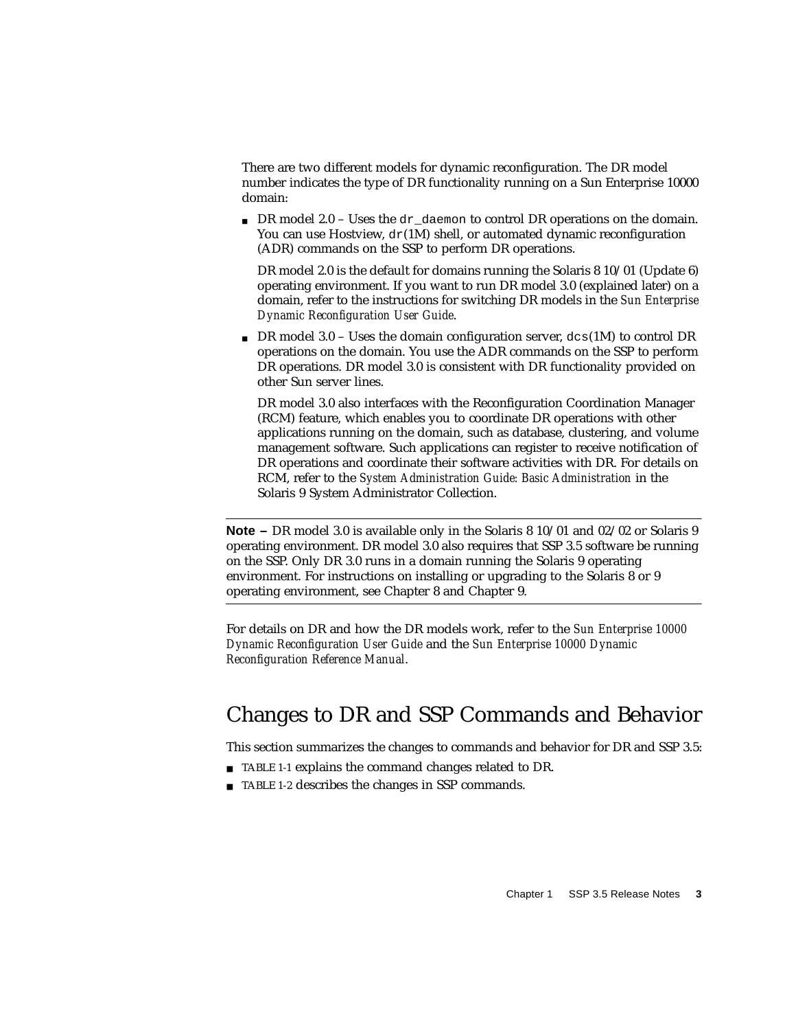There are two different models for dynamic reconfiguration. The DR model number indicates the type of DR functionality running on a Sun Enterprise 10000 domain:

- DR model 2.0 – Uses the `dr_daemon` to control DR operations on the domain. You can use Hostview, `dr`(1M) shell, or automated dynamic reconfiguration (ADR) commands on the SSP to perform DR operations.

  DR model 2.0 is the default for domains running the Solaris 8 10/01 (Update 6) operating environment. If you want to run DR model 3.0 (explained later) on a domain, refer to the instructions for switching DR models in the *Sun Enterprise Dynamic Reconfiguration User Guide*.

- DR model 3.0 – Uses the domain configuration server, `dcs`(1M) to control DR operations on the domain. You use the ADR commands on the SSP to perform DR operations. DR model 3.0 is consistent with DR functionality provided on other Sun server lines.

  DR model 3.0 also interfaces with the Reconfiguration Coordination Manager (RCM) feature, which enables you to coordinate DR operations with other applications running on the domain, such as database, clustering, and volume management software. Such applications can register to receive notification of DR operations and coordinate their software activities with DR. For details on RCM, refer to the *System Administration Guide: Basic Administration* in the Solaris 9 System Administrator Collection.

---

**Note –** DR model 3.0 is available only in the Solaris 8 10/01 and 02/02 or Solaris 9 operating environment. DR model 3.0 also requires that SSP 3.5 software be running on the SSP. Only DR 3.0 runs in a domain running the Solaris 9 operating environment. For instructions on installing or upgrading to the Solaris 8 or 9 operating environment, see Chapter 8 and Chapter 9.

---

For details on DR and how the DR models work, refer to the *Sun Enterprise 10000 Dynamic Reconfiguration User Guide* and the *Sun Enterprise 10000 Dynamic Reconfiguration Reference Manual*.

## Changes to DR and SSP Commands and Behavior

This section summarizes the changes to commands and behavior for DR and SSP 3.5:

- TABLE 1-1 explains the command changes related to DR.
- TABLE 1-2 describes the changes in SSP commands.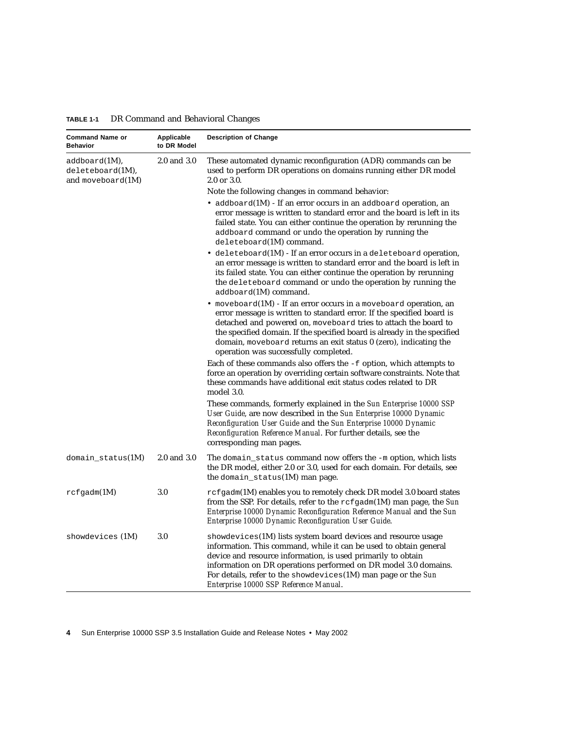**TABLE 1-1** DR Command and Behavioral Changes

| Command Name or Behavior | Applicable to DR Model | Description of Change |
|---|---|---|
| addboard(1M), deleteboard(1M), and moveboard(1M) | 2.0 and 3.0 | These automated dynamic reconfiguration (ADR) commands can be used to perform DR operations on domains running either DR model 2.0 or 3.0.<br>Note the following changes in command behavior:<br>• addboard(1M) - If an error occurs in an addboard operation, an error message is written to standard error and the board is left in its failed state. You can either continue the operation by rerunning the addboard command or undo the operation by running the deleteboard(1M) command.<br>• deleteboard(1M) - If an error occurs in a deleteboard operation, an error message is written to standard error and the board is left in its failed state. You can either continue the operation by rerunning the deleteboard command or undo the operation by running the addboard(1M) command.<br>• moveboard(1M) - If an error occurs in a moveboard operation, an error message is written to standard error. If the specified board is detached and powered on, moveboard tries to attach the board to the specified domain. If the specified board is already in the specified domain, moveboard returns an exit status 0 (zero), indicating the operation was successfully completed.<br>Each of these commands also offers the -f option, which attempts to force an operation by overriding certain software constraints. Note that these commands have additional exit status codes related to DR model 3.0.<br>These commands, formerly explained in the *Sun Enterprise 10000 SSP User Guide*, are now described in the *Sun Enterprise 10000 Dynamic Reconfiguration User Guide* and the *Sun Enterprise 10000 Dynamic Reconfiguration Reference Manual*. For further details, see the corresponding man pages. |
| domain_status(1M) | 2.0 and 3.0 | The domain_status command now offers the -m option, which lists the DR model, either 2.0 or 3.0, used for each domain. For details, see the domain_status(1M) man page. |
| rcfgadm(1M) | 3.0 | rcfgadm(1M) enables you to remotely check DR model 3.0 board states from the SSP. For details, refer to the rcfgadm(1M) man page, the *Sun Enterprise 10000 Dynamic Reconfiguration Reference Manual* and the *Sun Enterprise 10000 Dynamic Reconfiguration User Guide*. |
| showdevices (1M) | 3.0 | showdevices(1M) lists system board devices and resource usage information. This command, while it can be used to obtain general device and resource information, is used primarily to obtain information on DR operations performed on DR model 3.0 domains. For details, refer to the showdevices(1M) man page or the *Sun Enterprise 10000 SSP Reference Manual*. |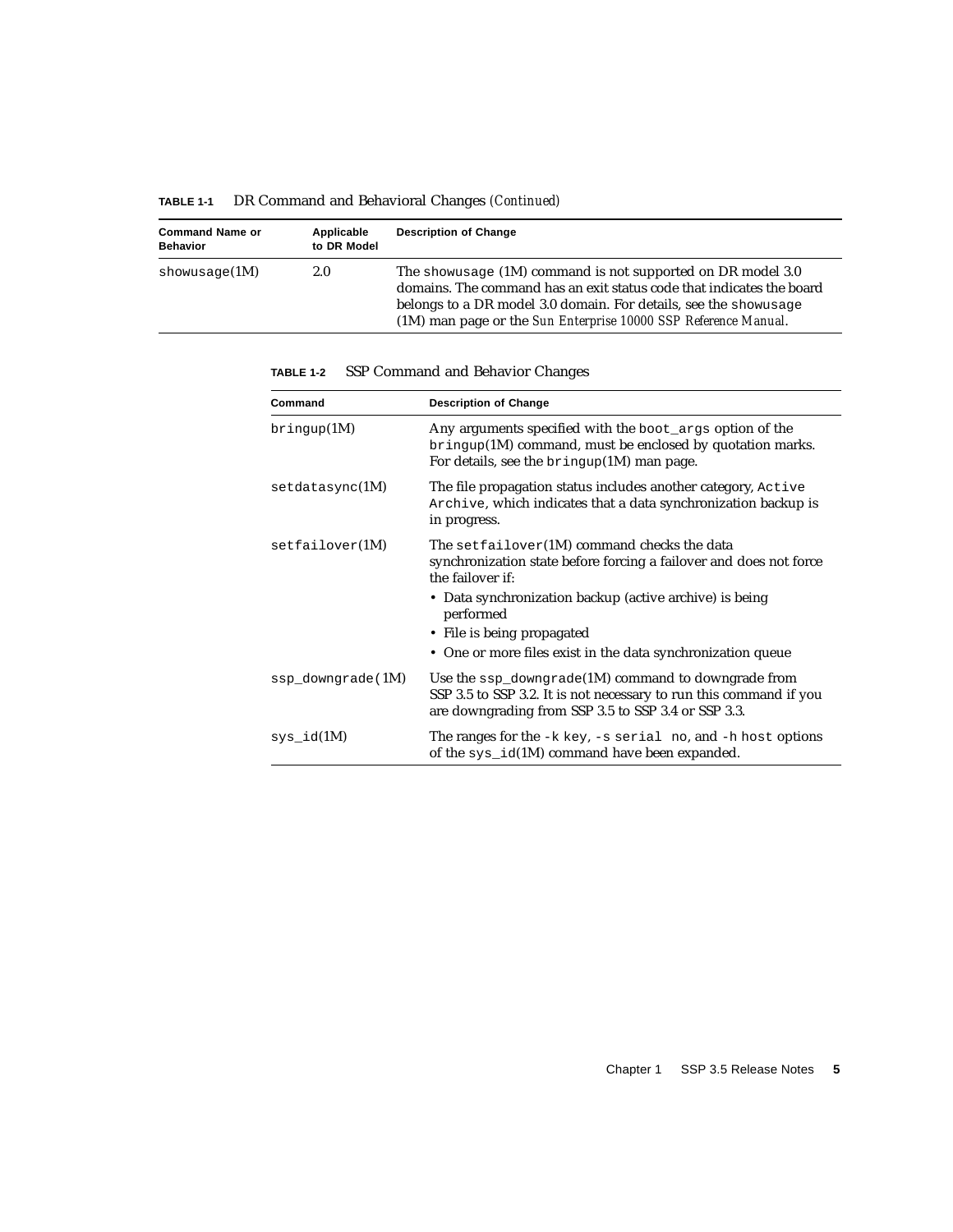**TABLE 1-1** DR Command and Behavioral Changes *(Continued)*

| Command Name or Behavior | Applicable to DR Model | Description of Change |
|---|---|---|
| showusage(1M) | 2.0 | The showusage (1M) command is not supported on DR model 3.0 domains. The command has an exit status code that indicates the board belongs to a DR model 3.0 domain. For details, see the showusage (1M) man page or the *Sun Enterprise 10000 SSP Reference Manual*. |

**TABLE 1-2** SSP Command and Behavior Changes

| Command | Description of Change |
|---|---|
| bringup(1M) | Any arguments specified with the boot_args option of the bringup(1M) command, must be enclosed by quotation marks. For details, see the bringup(1M) man page. |
| setdatasync(1M) | The file propagation status includes another category, Active Archive, which indicates that a data synchronization backup is in progress. |
| setfailover(1M) | The setfailover(1M) command checks the data synchronization state before forcing a failover and does not force the failover if: • Data synchronization backup (active archive) is being performed • File is being propagated • One or more files exist in the data synchronization queue |
| ssp_downgrade(1M) | Use the ssp_downgrade(1M) command to downgrade from SSP 3.5 to SSP 3.2. It is not necessary to run this command if you are downgrading from SSP 3.5 to SSP 3.4 or SSP 3.3. |
| sys_id(1M) | The ranges for the -k key, -s serial no, and -h host options of the sys_id(1M) command have been expanded. |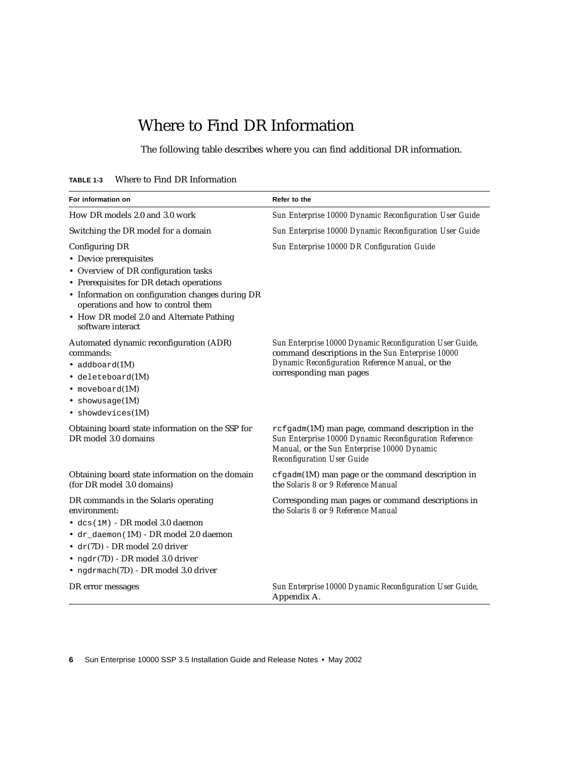# Where to Find DR Information

The following table describes where you can find additional DR information.

**TABLE 1-3** Where to Find DR Information

| For information on | Refer to the |
|---|---|
| How DR models 2.0 and 3.0 work | *Sun Enterprise 10000 Dynamic Reconfiguration User Guide* |
| Switching the DR model for a domain | *Sun Enterprise 10000 Dynamic Reconfiguration User Guide* |
| Configuring DR<br>• Device prerequisites<br>• Overview of DR configuration tasks<br>• Prerequisites for DR detach operations<br>• Information on configuration changes during DR operations and how to control them<br>• How DR model 2.0 and Alternate Pathing software interact | *Sun Enterprise 10000 DR Configuration Guide* |
| Automated dynamic reconfiguration (ADR) commands:<br>• `addboard`(1M)<br>• `deleteboard`(1M)<br>• `moveboard`(1M)<br>• `showusage`(1M)<br>• `showdevices`(1M) | *Sun Enterprise 10000 Dynamic Reconfiguration User Guide*, command descriptions in the *Sun Enterprise 10000 Dynamic Reconfiguration Reference Manual*, or the corresponding man pages |
| Obtaining board state information on the SSP for DR model 3.0 domains | `rcfgadm`(1M) man page, command description in the *Sun Enterprise 10000 Dynamic Reconfiguration Reference Manual*, or the *Sun Enterprise 10000 Dynamic Reconfiguration User Guide* |
| Obtaining board state information on the domain (for DR model 3.0 domains) | `cfgadm`(1M) man page or the command description in the *Solaris 8* or *9 Reference Manual* |
| DR commands in the Solaris operating environment:<br>• `dcs(1M)` - DR model 3.0 daemon<br>• `dr_daemon`(1M) - DR model 2.0 daemon<br>• `dr`(7D) - DR model 2.0 driver<br>• `ngdr`(7D) - DR model 3.0 driver<br>• `ngdrmach`(7D) - DR model 3.0 driver | Corresponding man pages or command descriptions in the *Solaris 8* or *9 Reference Manual* |
| DR error messages | *Sun Enterprise 10000 Dynamic Reconfiguration User Guide*, Appendix A. |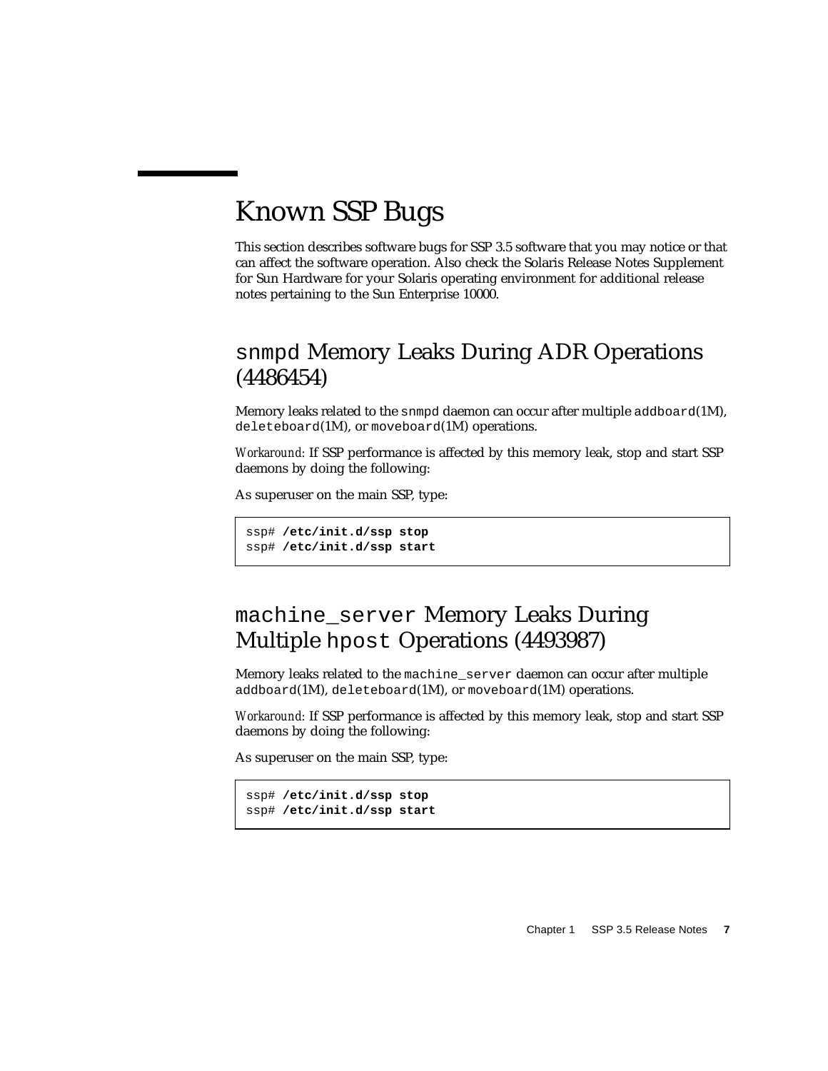# Known SSP Bugs

This section describes software bugs for SSP 3.5 software that you may notice or that can affect the software operation. Also check the Solaris Release Notes Supplement for Sun Hardware for your Solaris operating environment for additional release notes pertaining to the Sun Enterprise 10000.

## `snmpd` Memory Leaks During ADR Operations (4486454)

Memory leaks related to the `snmpd` daemon can occur after multiple `addboard`(1M), `deleteboard`(1M), or `moveboard`(1M) operations.

*Workaround:* If SSP performance is affected by this memory leak, stop and start SSP daemons by doing the following:

As superuser on the main SSP, type:

```
ssp# /etc/init.d/ssp stop
ssp# /etc/init.d/ssp start
```

## `machine_server` Memory Leaks During Multiple `hpost` Operations (4493987)

Memory leaks related to the `machine_server` daemon can occur after multiple `addboard`(1M), `deleteboard`(1M), or `moveboard`(1M) operations.

*Workaround:* If SSP performance is affected by this memory leak, stop and start SSP daemons by doing the following:

As superuser on the main SSP, type:

```
ssp# /etc/init.d/ssp stop
ssp# /etc/init.d/ssp start
```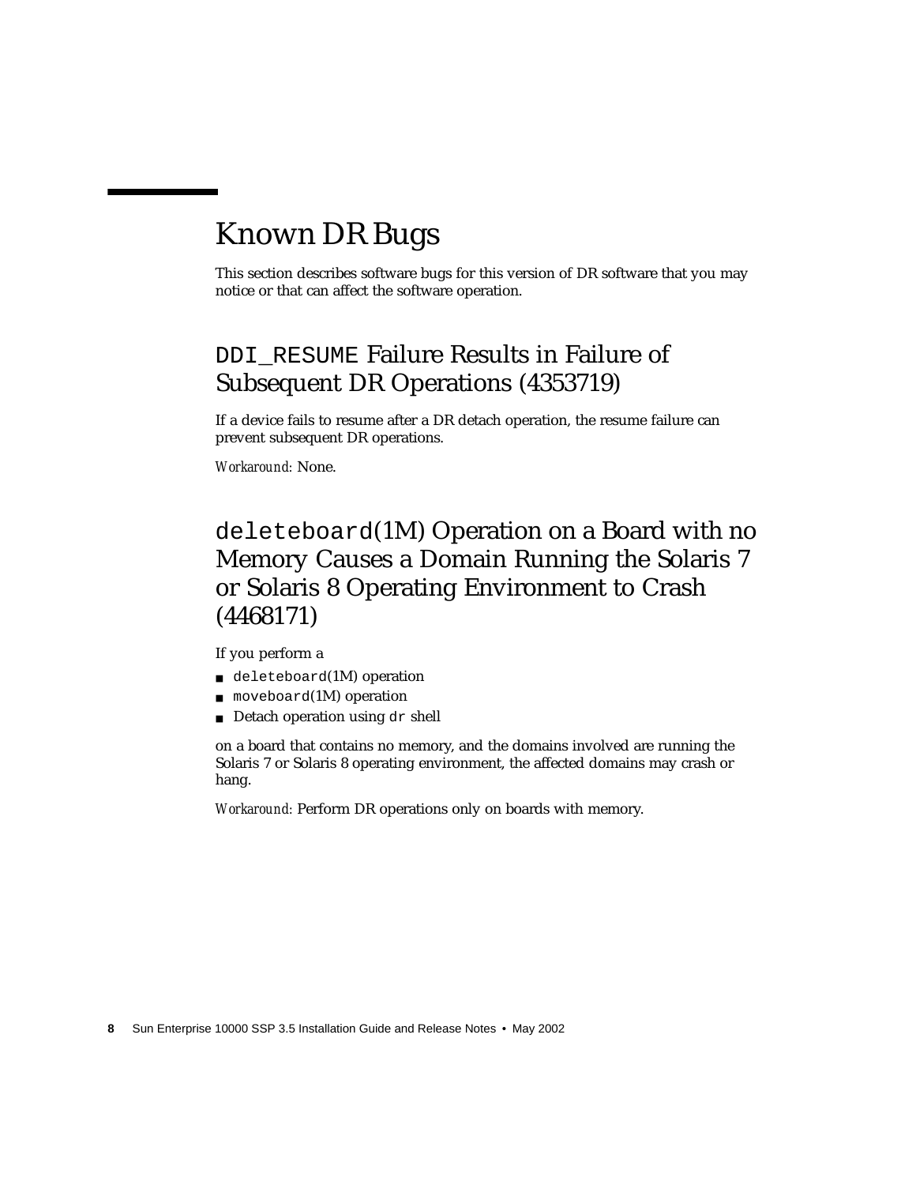# Known DR Bugs

This section describes software bugs for this version of DR software that you may notice or that can affect the software operation.

## `DDI_RESUME` Failure Results in Failure of Subsequent DR Operations (4353719)

If a device fails to resume after a DR detach operation, the resume failure can prevent subsequent DR operations.

*Workaround:* None.

## `deleteboard`(1M) Operation on a Board with no Memory Causes a Domain Running the Solaris 7 or Solaris 8 Operating Environment to Crash (4468171)

If you perform a

- `deleteboard`(1M) operation
- `moveboard`(1M) operation
- Detach operation using `dr` shell

on a board that contains no memory, and the domains involved are running the Solaris 7 or Solaris 8 operating environment, the affected domains may crash or hang.

*Workaround:* Perform DR operations only on boards with memory.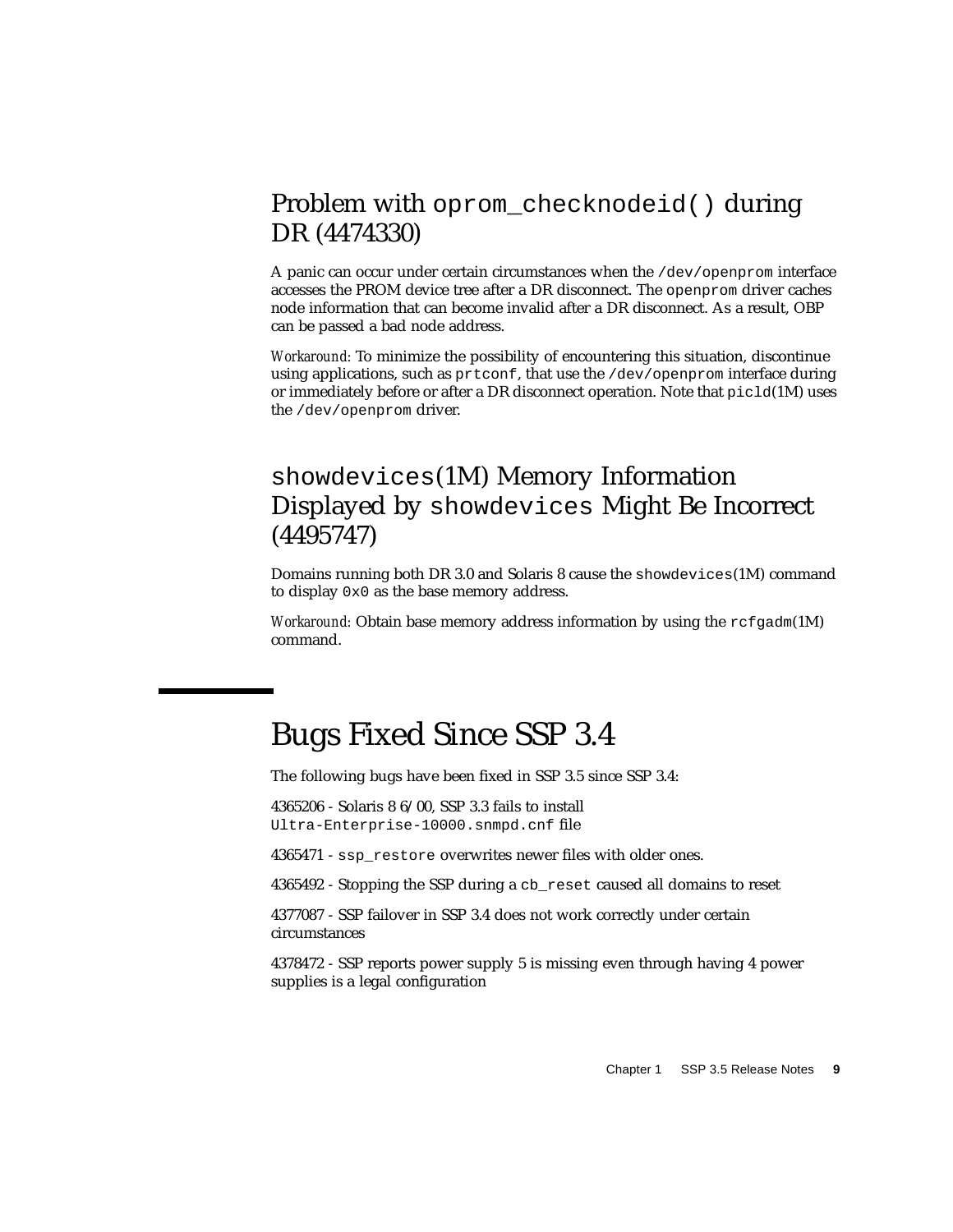### Problem with `oprom_checknodeid()` during DR (4474330)

A panic can occur under certain circumstances when the `/dev/openprom` interface accesses the PROM device tree after a DR disconnect. The `openprom` driver caches node information that can become invalid after a DR disconnect. As a result, OBP can be passed a bad node address.

*Workaround:* To minimize the possibility of encountering this situation, discontinue using applications, such as `prtconf`, that use the `/dev/openprom` interface during or immediately before or after a DR disconnect operation. Note that `picld`(1M) uses the `/dev/openprom` driver.

### `showdevices`(1M) Memory Information Displayed by `showdevices` Might Be Incorrect (4495747)

Domains running both DR 3.0 and Solaris 8 cause the `showdevices`(1M) command to display `0x0` as the base memory address.

*Workaround:* Obtain base memory address information by using the `rcfgadm`(1M) command.

## Bugs Fixed Since SSP 3.4

The following bugs have been fixed in SSP 3.5 since SSP 3.4:

4365206 - Solaris 8 6/00, SSP 3.3 fails to install `Ultra-Enterprise-10000.snmpd.cnf` file

4365471 - `ssp_restore` overwrites newer files with older ones.

4365492 - Stopping the SSP during a `cb_reset` caused all domains to reset

4377087 - SSP failover in SSP 3.4 does not work correctly under certain circumstances

4378472 - SSP reports power supply 5 is missing even through having 4 power supplies is a legal configuration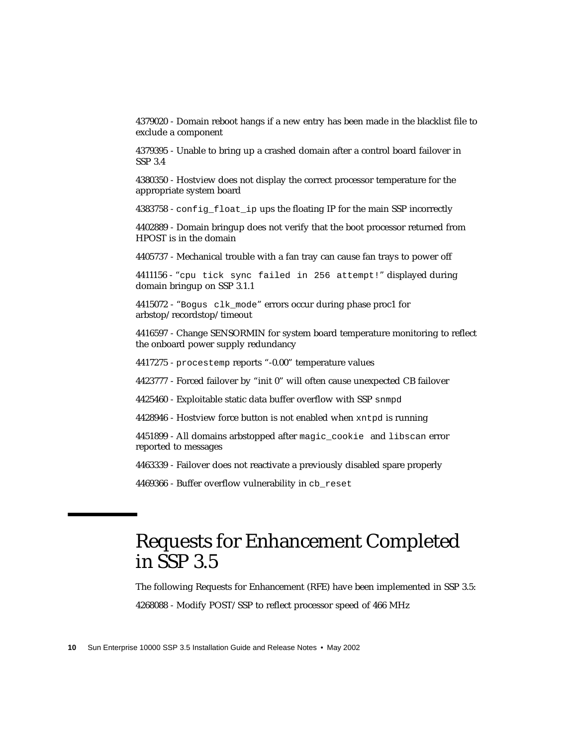4379020 - Domain reboot hangs if a new entry has been made in the blacklist file to exclude a component

4379395 - Unable to bring up a crashed domain after a control board failover in SSP 3.4

4380350 - Hostview does not display the correct processor temperature for the appropriate system board

4383758 - `config_float_ip` ups the floating IP for the main SSP incorrectly

4402889 - Domain bringup does not verify that the boot processor returned from HPOST is in the domain

4405737 - Mechanical trouble with a fan tray can cause fan trays to power off

4411156 - "`cpu tick sync failed in 256 attempt!`" displayed during domain bringup on SSP 3.1.1

4415072 - "`Bogus clk_mode`" errors occur during phase proc1 for arbstop/recordstop/timeout

4416597 - Change SENSORMIN for system board temperature monitoring to reflect the onboard power supply redundancy

4417275 - `procestemp` reports "-0.00" temperature values

4423777 - Forced failover by "init 0" will often cause unexpected CB failover

4425460 - Exploitable static data buffer overflow with SSP `snmpd`

4428946 - Hostview force button is not enabled when `xntpd` is running

4451899 - All domains arbstopped after `magic_cookie` and `libscan` error reported to messages

4463339 - Failover does not reactivate a previously disabled spare properly

4469366 - Buffer overflow vulnerability in `cb_reset`

# Requests for Enhancement Completed in SSP 3.5

The following Requests for Enhancement (RFE) have been implemented in SSP 3.5:

4268088 - Modify POST/SSP to reflect processor speed of 466 MHz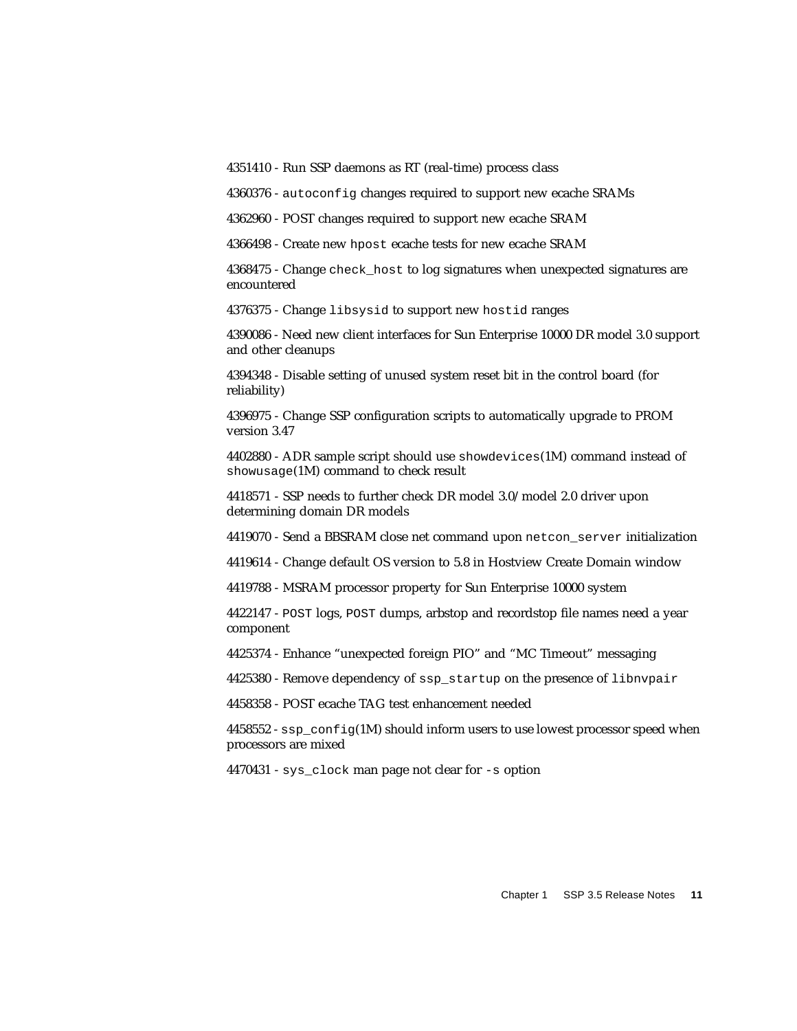4351410 - Run SSP daemons as RT (real-time) process class

4360376 - `autoconfig` changes required to support new ecache SRAMs

4362960 - POST changes required to support new ecache SRAM

4366498 - Create new `hpost` ecache tests for new ecache SRAM

4368475 - Change `check_host` to log signatures when unexpected signatures are encountered

4376375 - Change `libsysid` to support new `hostid` ranges

4390086 - Need new client interfaces for Sun Enterprise 10000 DR model 3.0 support and other cleanups

4394348 - Disable setting of unused system reset bit in the control board (for reliability)

4396975 - Change SSP configuration scripts to automatically upgrade to PROM version 3.47

4402880 - ADR sample script should use `showdevices`(1M) command instead of `showusage`(1M) command to check result

4418571 - SSP needs to further check DR model 3.0/model 2.0 driver upon determining domain DR models

4419070 - Send a BBSRAM close net command upon `netcon_server` initialization

4419614 - Change default OS version to 5.8 in Hostview Create Domain window

4419788 - MSRAM processor property for Sun Enterprise 10000 system

4422147 - `POST` logs, `POST` dumps, arbstop and recordstop file names need a year component

4425374 - Enhance "unexpected foreign PIO" and "MC Timeout" messaging

4425380 - Remove dependency of `ssp_startup` on the presence of `libnvpair`

4458358 - POST ecache TAG test enhancement needed

4458552 - `ssp_config`(1M) should inform users to use lowest processor speed when processors are mixed

4470431 - `sys_clock` man page not clear for `-s` option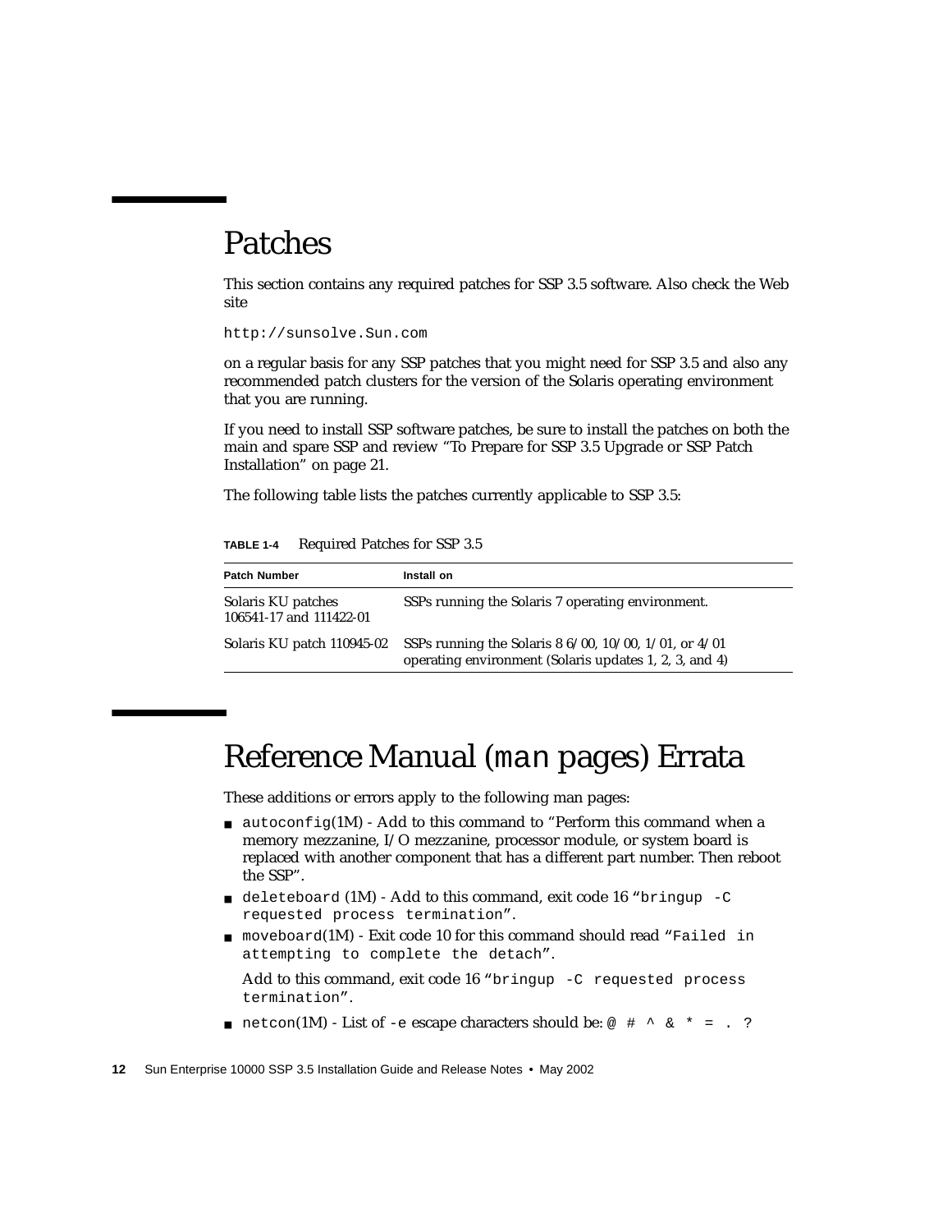# Patches

This section contains any required patches for SSP 3.5 software. Also check the Web site

```
http://sunsolve.Sun.com
```

on a regular basis for any SSP patches that you might need for SSP 3.5 and also any recommended patch clusters for the version of the Solaris operating environment that you are running.

If you need to install SSP software patches, be sure to install the patches on both the main and spare SSP and review "To Prepare for SSP 3.5 Upgrade or SSP Patch Installation" on page 21.

The following table lists the patches currently applicable to SSP 3.5:

**TABLE 1-4** Required Patches for SSP 3.5

| Patch Number | Install on |
|---|---|
| Solaris KU patches 106541-17 and 111422-01 | SSPs running the Solaris 7 operating environment. |
| Solaris KU patch 110945-02 | SSPs running the Solaris 8 6/00, 10/00, 1/01, or 4/01 operating environment (Solaris updates 1, 2, 3, and 4) |

# Reference Manual (`man` pages) Errata

These additions or errors apply to the following man pages:

- `autoconfig`(1M) - Add to this command to "Perform this command when a memory mezzanine, I/O mezzanine, processor module, or system board is replaced with another component that has a different part number. Then reboot the SSP".
- `deleteboard` (1M) - Add to this command, exit code 16 "`bringup -C requested process termination`".
- `moveboard`(1M) - Exit code 10 for this command should read "`Failed in attempting to complete the detach`".

  Add to this command, exit code 16 "`bringup -C requested process termination`".
- `netcon`(1M) - List of `-e` escape characters should be: `@ # ^ & * = . ?`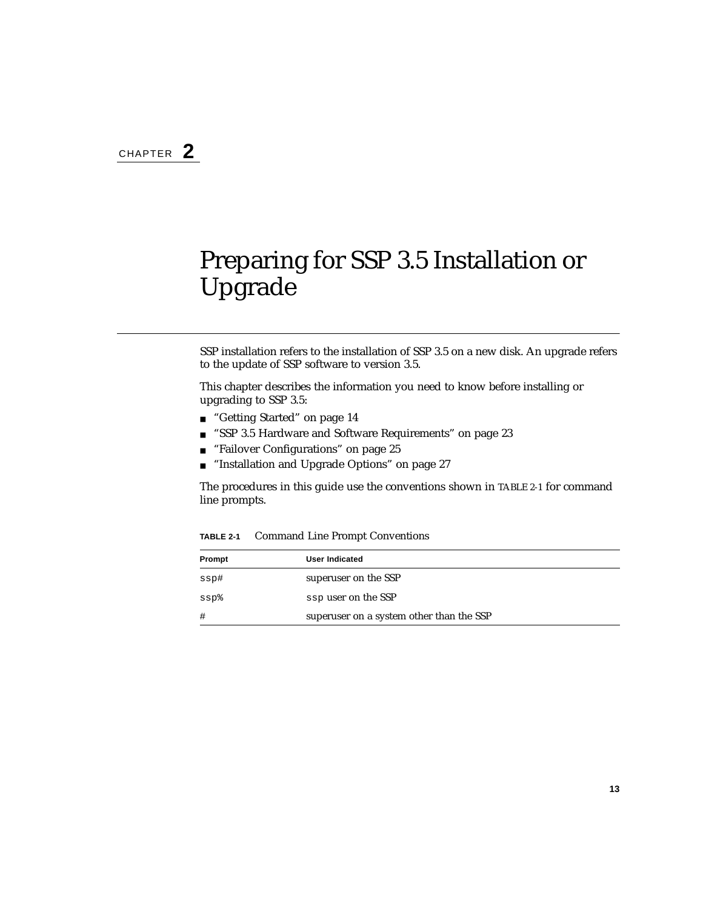CHAPTER **2**

# Preparing for SSP 3.5 Installation or Upgrade

SSP installation refers to the installation of SSP 3.5 on a new disk. An upgrade refers to the update of SSP software to version 3.5.

This chapter describes the information you need to know before installing or upgrading to SSP 3.5:

- "Getting Started" on page 14
- "SSP 3.5 Hardware and Software Requirements" on page 23
- "Failover Configurations" on page 25
- "Installation and Upgrade Options" on page 27

The procedures in this guide use the conventions shown in TABLE 2-1 for command line prompts.

**TABLE 2-1** Command Line Prompt Conventions

| Prompt | User Indicated |
|---|---|
| `ssp#` | superuser on the SSP |
| `ssp%` | `ssp` user on the SSP |
| `#` | superuser on a system other than the SSP |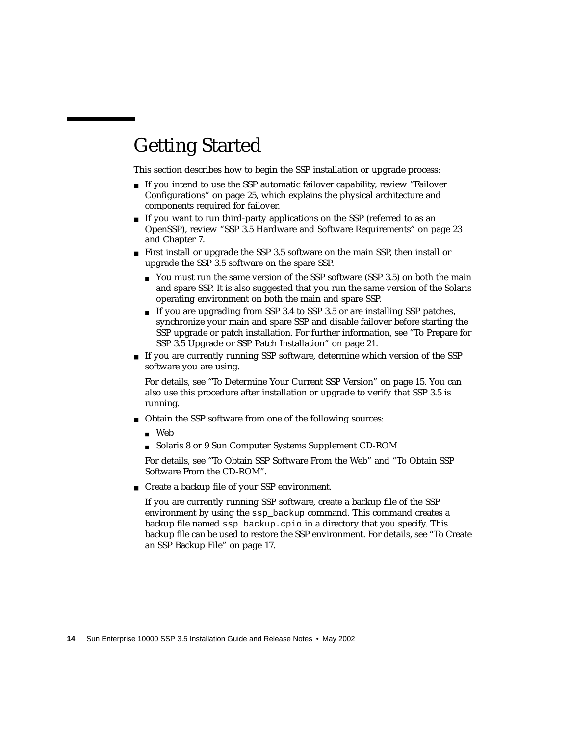# Getting Started

This section describes how to begin the SSP installation or upgrade process:

- If you intend to use the SSP automatic failover capability, review "Failover Configurations" on page 25, which explains the physical architecture and components required for failover.
- If you want to run third-party applications on the SSP (referred to as an OpenSSP), review "SSP 3.5 Hardware and Software Requirements" on page 23 and Chapter 7.
- First install or upgrade the SSP 3.5 software on the main SSP, then install or upgrade the SSP 3.5 software on the spare SSP.
  - You must run the same version of the SSP software (SSP 3.5) on both the main and spare SSP. It is also suggested that you run the same version of the Solaris operating environment on both the main and spare SSP.
  - If you are upgrading from SSP 3.4 to SSP 3.5 or are installing SSP patches, synchronize your main and spare SSP and disable failover before starting the SSP upgrade or patch installation. For further information, see "To Prepare for SSP 3.5 Upgrade or SSP Patch Installation" on page 21.
- If you are currently running SSP software, determine which version of the SSP software you are using.

  For details, see "To Determine Your Current SSP Version" on page 15. You can also use this procedure after installation or upgrade to verify that SSP 3.5 is running.
- Obtain the SSP software from one of the following sources:
  - Web
  - Solaris 8 or 9 Sun Computer Systems Supplement CD-ROM

  For details, see "To Obtain SSP Software From the Web" and "To Obtain SSP Software From the CD-ROM".
- Create a backup file of your SSP environment.

  If you are currently running SSP software, create a backup file of the SSP environment by using the `ssp_backup` command. This command creates a backup file named `ssp_backup.cpio` in a directory that you specify. This backup file can be used to restore the SSP environment. For details, see "To Create an SSP Backup File" on page 17.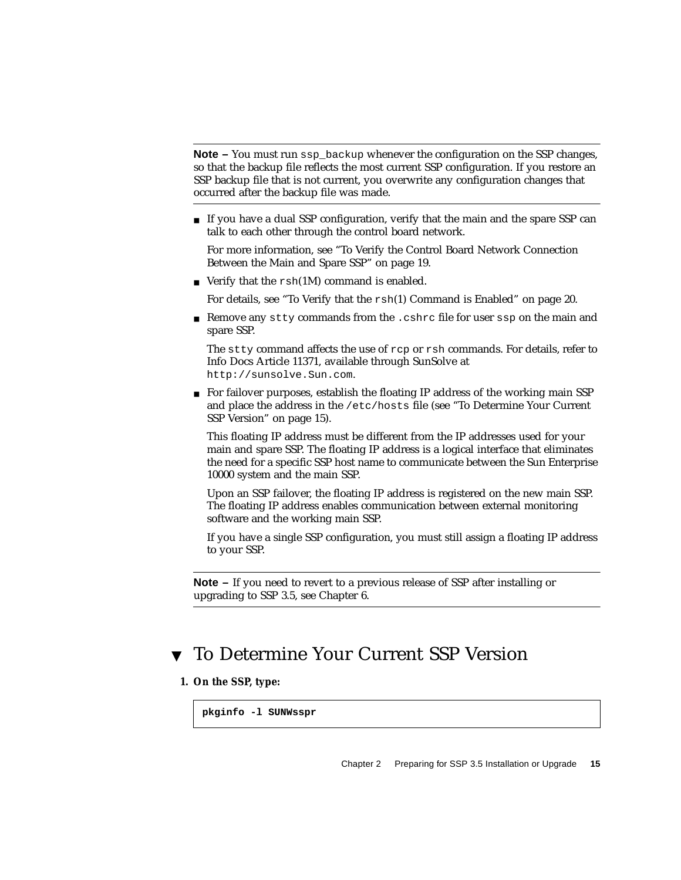---

**Note –** You must run `ssp_backup` whenever the configuration on the SSP changes, so that the backup file reflects the most current SSP configuration. If you restore an SSP backup file that is not current, you overwrite any configuration changes that occurred after the backup file was made.

---

- If you have a dual SSP configuration, verify that the main and the spare SSP can talk to each other through the control board network.

  For more information, see "To Verify the Control Board Network Connection Between the Main and Spare SSP" on page 19.

- Verify that the `rsh`(1M) command is enabled.

  For details, see "To Verify that the `rsh`(1) Command is Enabled" on page 20.

- Remove any `stty` commands from the `.cshrc` file for user `ssp` on the main and spare SSP.

  The `stty` command affects the use of `rcp` or `rsh` commands. For details, refer to Info Docs Article 11371, available through SunSolve at `http://sunsolve.Sun.com`.

- For failover purposes, establish the floating IP address of the working main SSP and place the address in the `/etc/hosts` file (see "To Determine Your Current SSP Version" on page 15).

  This floating IP address must be different from the IP addresses used for your main and spare SSP. The floating IP address is a logical interface that eliminates the need for a specific SSP host name to communicate between the Sun Enterprise 10000 system and the main SSP.

  Upon an SSP failover, the floating IP address is registered on the new main SSP. The floating IP address enables communication between external monitoring software and the working main SSP.

  If you have a single SSP configuration, you must still assign a floating IP address to your SSP.

---

**Note –** If you need to revert to a previous release of SSP after installing or upgrading to SSP 3.5, see Chapter 6.

---

## ▼ To Determine Your Current SSP Version

**1. On the SSP, type:**

```
pkginfo -l SUNWsspr
```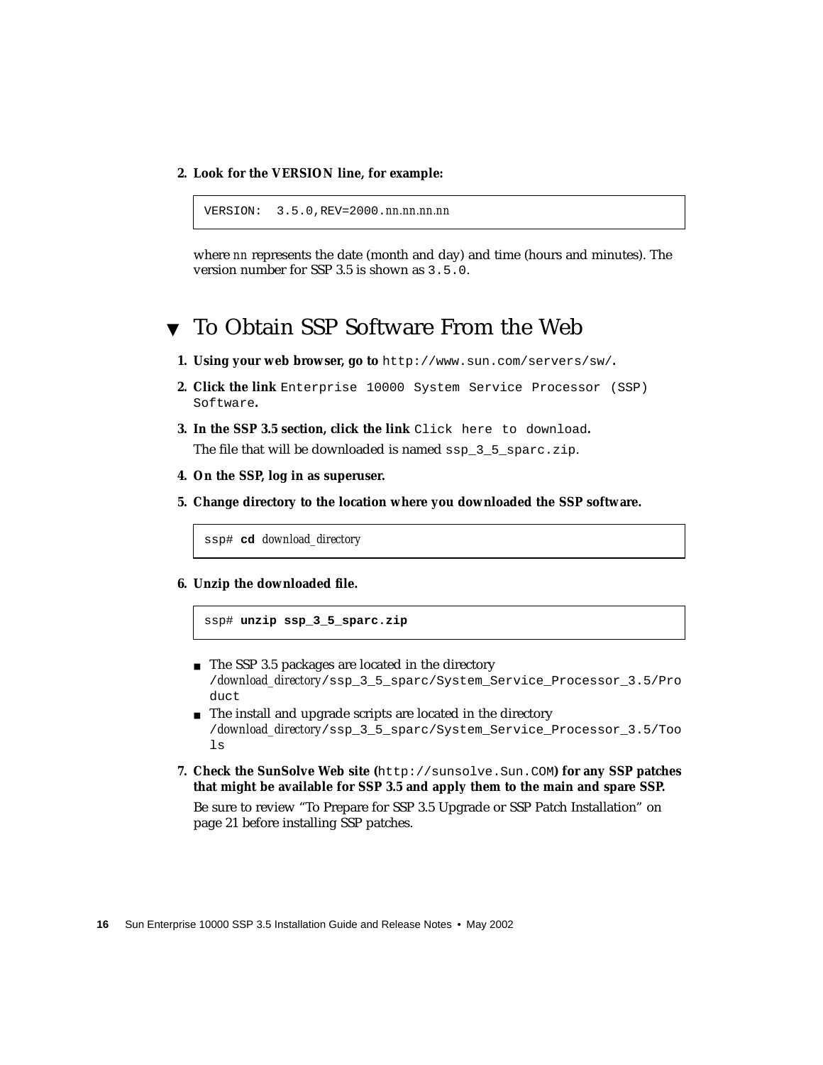2. **Look for the VERSION line, for example:**

```
VERSION:  3.5.0,REV=2000.nn.nn.nn.nn
```

where *nn* represents the date (month and day) and time (hours and minutes). The version number for SSP 3.5 is shown as `3.5.0`.

## ▼ To Obtain SSP Software From the Web

1. **Using your web browser, go to** `http://www.sun.com/servers/sw/`**.**
2. **Click the link** `Enterprise 10000 System Service Processor (SSP) Software`**.**
3. **In the SSP 3.5 section, click the link** `Click here to download`**.**

   The file that will be downloaded is named `ssp_3_5_sparc.zip`.
4. **On the SSP, log in as superuser.**
5. **Change directory to the location where you downloaded the SSP software.**

```
ssp# cd download_directory
```

6. **Unzip the downloaded file.**

```
ssp# unzip ssp_3_5_sparc.zip
```

   - The SSP 3.5 packages are located in the directory `/`*download_directory*`/ssp_3_5_sparc/System_Service_Processor_3.5/Product`
   - The install and upgrade scripts are located in the directory `/`*download_directory*`/ssp_3_5_sparc/System_Service_Processor_3.5/Tools`

7. **Check the SunSolve Web site (**`http://sunsolve.Sun.COM`**) for any SSP patches that might be available for SSP 3.5 and apply them to the main and spare SSP.**

   Be sure to review "To Prepare for SSP 3.5 Upgrade or SSP Patch Installation" on page 21 before installing SSP patches.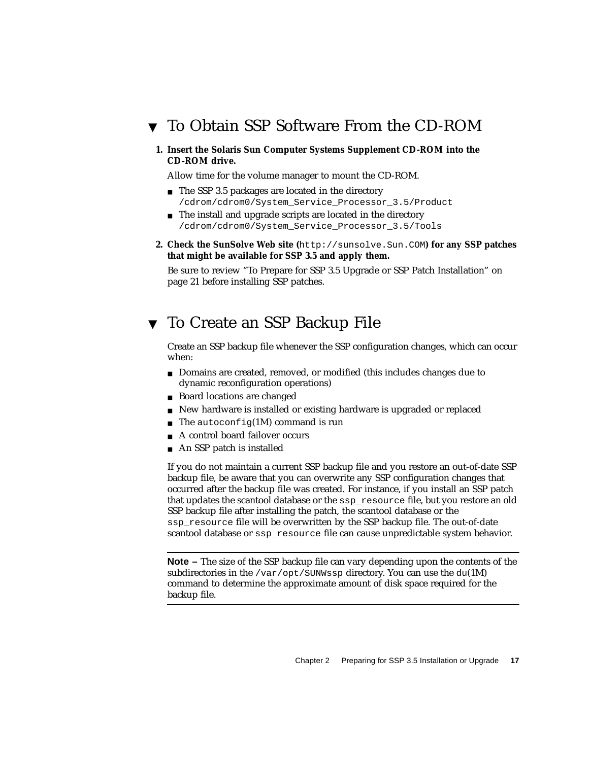## ▼ To Obtain SSP Software From the CD-ROM

1. **Insert the Solaris Sun Computer Systems Supplement CD-ROM into the CD-ROM drive.**

   Allow time for the volume manager to mount the CD-ROM.

   - The SSP 3.5 packages are located in the directory `/cdrom/cdrom0/System_Service_Processor_3.5/Product`
   - The install and upgrade scripts are located in the directory `/cdrom/cdrom0/System_Service_Processor_3.5/Tools`

2. **Check the SunSolve Web site (**`http://sunsolve.Sun.COM`**) for any SSP patches that might be available for SSP 3.5 and apply them.**

   Be sure to review "To Prepare for SSP 3.5 Upgrade or SSP Patch Installation" on page 21 before installing SSP patches.

## ▼ To Create an SSP Backup File

Create an SSP backup file whenever the SSP configuration changes, which can occur when:

- Domains are created, removed, or modified (this includes changes due to dynamic reconfiguration operations)
- Board locations are changed
- New hardware is installed or existing hardware is upgraded or replaced
- The `autoconfig`(1M) command is run
- A control board failover occurs
- An SSP patch is installed

If you do not maintain a current SSP backup file and you restore an out-of-date SSP backup file, be aware that you can overwrite any SSP configuration changes that occurred after the backup file was created. For instance, if you install an SSP patch that updates the scantool database or the `ssp_resource` file, but you restore an old SSP backup file after installing the patch, the scantool database or the `ssp_resource` file will be overwritten by the SSP backup file. The out-of-date scantool database or `ssp_resource` file can cause unpredictable system behavior.

---

**Note –** The size of the SSP backup file can vary depending upon the contents of the subdirectories in the `/var/opt/SUNWssp` directory. You can use the `du`(1M) command to determine the approximate amount of disk space required for the backup file.

---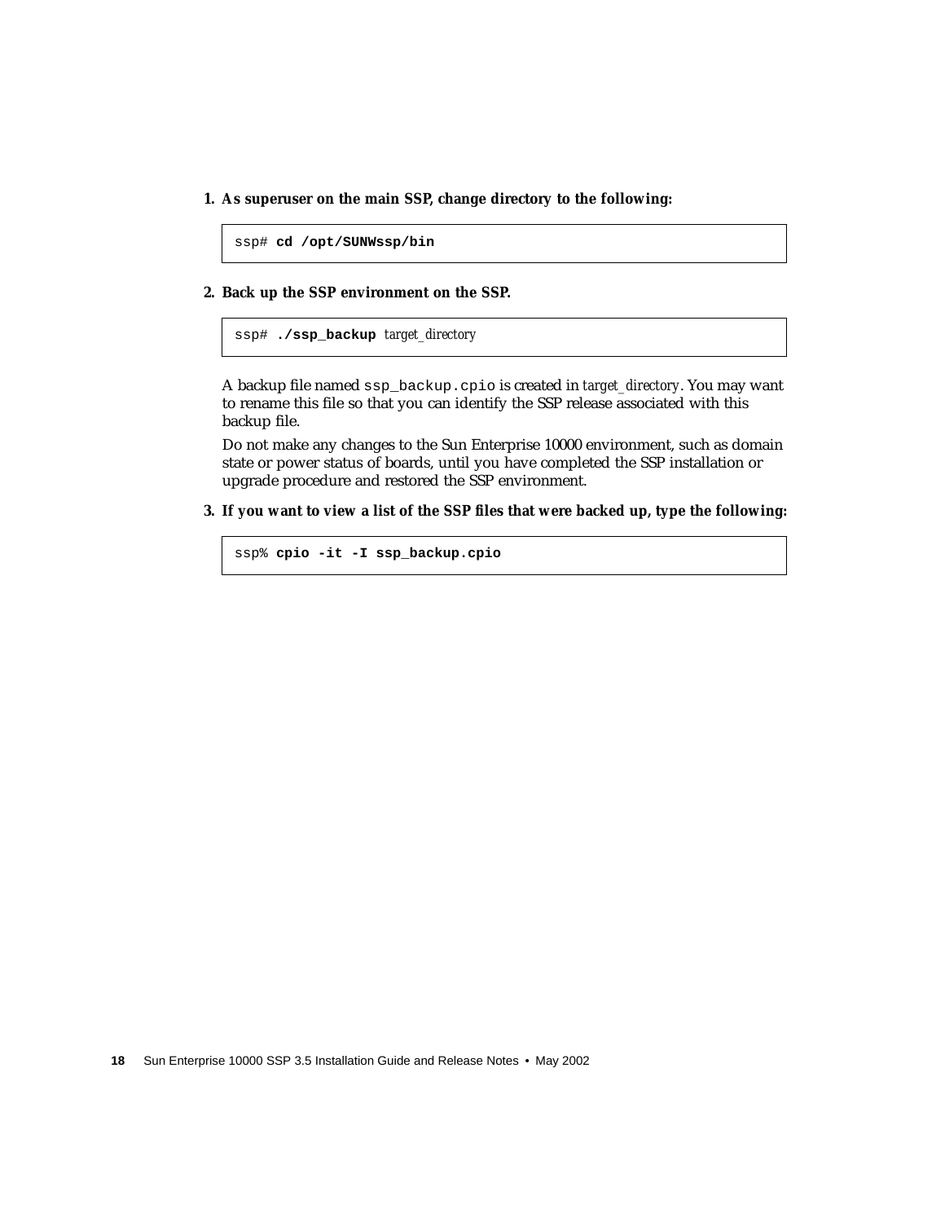1. **As superuser on the main SSP, change directory to the following:**

```
ssp# cd /opt/SUNWssp/bin
```

2. **Back up the SSP environment on the SSP.**

```
ssp# ./ssp_backup target_directory
```

A backup file named `ssp_backup.cpio` is created in *target_directory*. You may want to rename this file so that you can identify the SSP release associated with this backup file.

Do not make any changes to the Sun Enterprise 10000 environment, such as domain state or power status of boards, until you have completed the SSP installation or upgrade procedure and restored the SSP environment.

3. **If you want to view a list of the SSP files that were backed up, type the following:**

```
ssp% cpio -it -I ssp_backup.cpio
```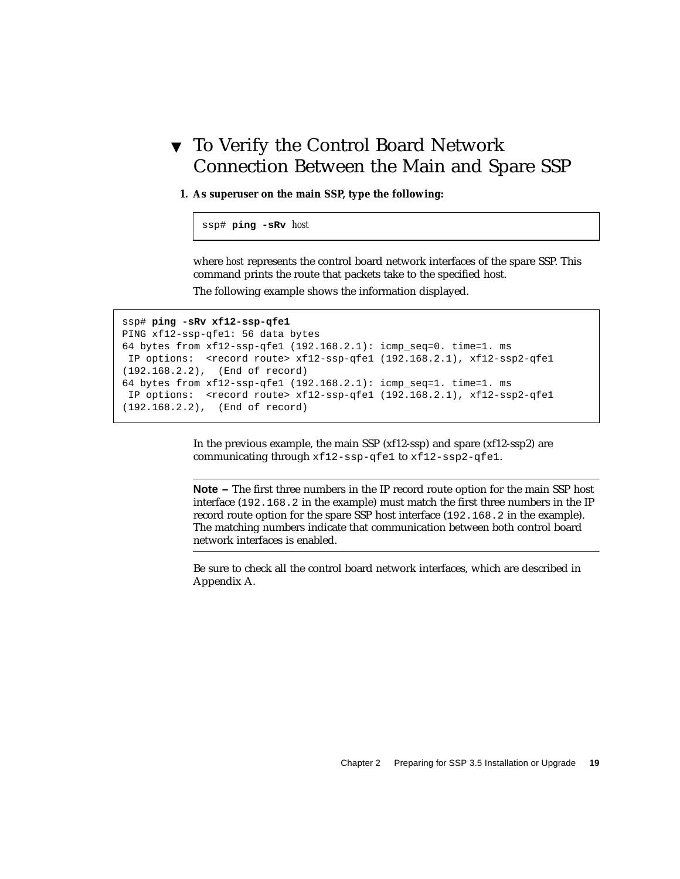## ▼ To Verify the Control Board Network Connection Between the Main and Spare SSP

**1. As superuser on the main SSP, type the following:**

```
ssp# ping -sRv host
```

where *host* represents the control board network interfaces of the spare SSP. This command prints the route that packets take to the specified host.

The following example shows the information displayed.

```
ssp# ping -sRv xf12-ssp-qfe1
PING xf12-ssp-qfe1: 56 data bytes
64 bytes from xf12-ssp-qfe1 (192.168.2.1): icmp_seq=0. time=1. ms
 IP options:  <record route> xf12-ssp-qfe1 (192.168.2.1), xf12-ssp2-qfe1
(192.168.2.2),  (End of record)
64 bytes from xf12-ssp-qfe1 (192.168.2.1): icmp_seq=1. time=1. ms
 IP options:  <record route> xf12-ssp-qfe1 (192.168.2.1), xf12-ssp2-qfe1
(192.168.2.2),  (End of record)
```

In the previous example, the main SSP (xf12-ssp) and spare (xf12-ssp2) are communicating through `xf12-ssp-qfe1` to `xf12-ssp2-qfe1`.

---

**Note –** The first three numbers in the IP record route option for the main SSP host interface (`192.168.2` in the example) must match the first three numbers in the IP record route option for the spare SSP host interface (`192.168.2` in the example). The matching numbers indicate that communication between both control board network interfaces is enabled.

---

Be sure to check all the control board network interfaces, which are described in Appendix A.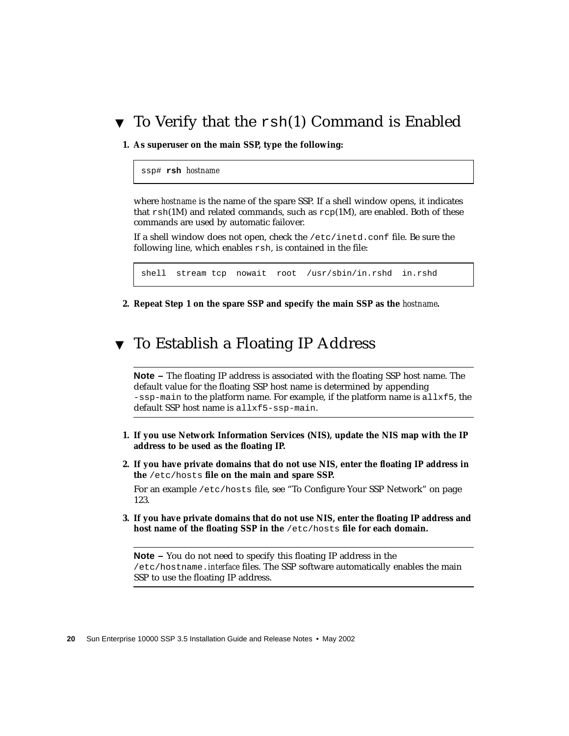## ▼ To Verify that the `rsh`(1) Command is Enabled

**1. As superuser on the main SSP, type the following:**

```
ssp# rsh hostname
```

where *hostname* is the name of the spare SSP. If a shell window opens, it indicates that `rsh`(1M) and related commands, such as `rcp`(1M), are enabled. Both of these commands are used by automatic failover.

If a shell window does not open, check the `/etc/inetd.conf` file. Be sure the following line, which enables `rsh`, is contained in the file:

```
shell  stream tcp  nowait  root  /usr/sbin/in.rshd  in.rshd
```

**2. Repeat Step 1 on the spare SSP and specify the main SSP as the *hostname*.**

## ▼ To Establish a Floating IP Address

---

**Note –** The floating IP address is associated with the floating SSP host name. The default value for the floating SSP host name is determined by appending `-ssp-main` to the platform name. For example, if the platform name is `allxf5`, the default SSP host name is `allxf5-ssp-main`.

---

**1. If you use Network Information Services (NIS), update the NIS map with the IP address to be used as the floating IP.**

**2. If you have private domains that do not use NIS, enter the floating IP address in the `/etc/hosts` file on the main and spare SSP.**

For an example `/etc/hosts` file, see "To Configure Your SSP Network" on page 123.

**3. If you have private domains that do not use NIS, enter the floating IP address and host name of the floating SSP in the `/etc/hosts` file for each domain.**

---

**Note –** You do not need to specify this floating IP address in the `/etc/hostname.`*interface* files. The SSP software automatically enables the main SSP to use the floating IP address.

---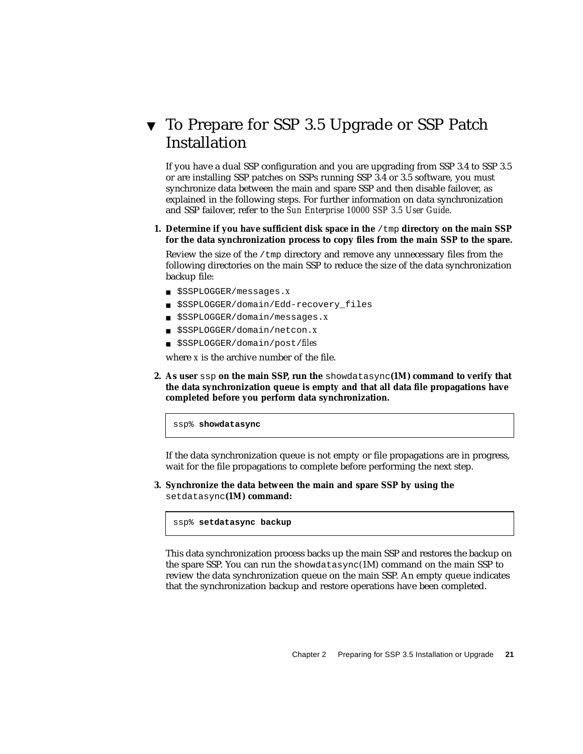## ▼ To Prepare for SSP 3.5 Upgrade or SSP Patch Installation

If you have a dual SSP configuration and you are upgrading from SSP 3.4 to SSP 3.5 or are installing SSP patches on SSPs running SSP 3.4 or 3.5 software, you must synchronize data between the main and spare SSP and then disable failover, as explained in the following steps. For further information on data synchronization and SSP failover, refer to the *Sun Enterprise 10000 SSP 3.5 User Guide*.

1. **Determine if you have sufficient disk space in the `/tmp` directory on the main SSP for the data synchronization process to copy files from the main SSP to the spare.**

   Review the size of the `/tmp` directory and remove any unnecessary files from the following directories on the main SSP to reduce the size of the data synchronization backup file:

   - `$SSPLOGGER/messages.`*x*
   - `$SSPLOGGER/domain/Edd-recovery_files`
   - `$SSPLOGGER/domain/messages.`*x*
   - `$SSPLOGGER/domain/netcon.`*x*
   - `$SSPLOGGER/domain/post/`*files*

   where *x* is the archive number of the file.

2. **As user `ssp` on the main SSP, run the `showdatasync`(1M) command to verify that the data synchronization queue is empty and that all data file propagations have completed before you perform data synchronization.**

   ```
   ssp% showdatasync
   ```

   If the data synchronization queue is not empty or file propagations are in progress, wait for the file propagations to complete before performing the next step.

3. **Synchronize the data between the main and spare SSP by using the `setdatasync`(1M) command:**

   ```
   ssp% setdatasync backup
   ```

   This data synchronization process backs up the main SSP and restores the backup on the spare SSP. You can run the `showdatasync`(1M) command on the main SSP to review the data synchronization queue on the main SSP. An empty queue indicates that the synchronization backup and restore operations have been completed.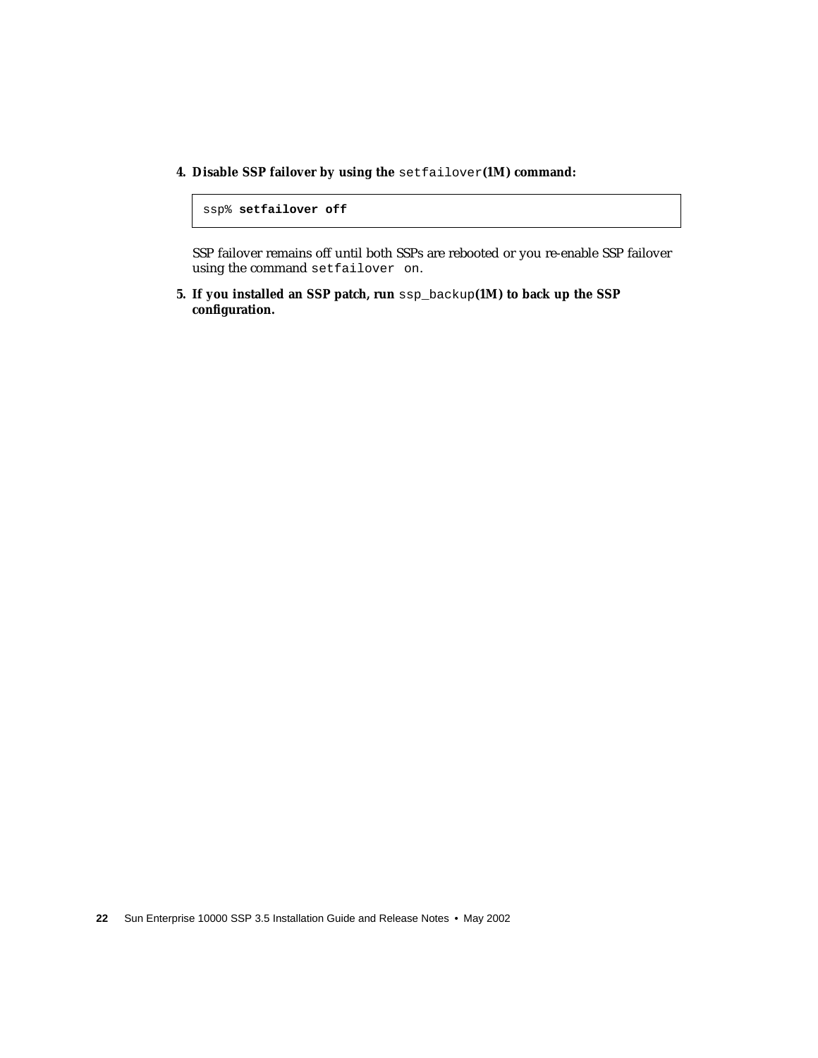4. **Disable SSP failover by using the** `setfailover`**(1M) command:**

```
ssp% setfailover off
```

   SSP failover remains off until both SSPs are rebooted or you re-enable SSP failover using the command `setfailover on`.

5. **If you installed an SSP patch, run** `ssp_backup`**(1M) to back up the SSP configuration.**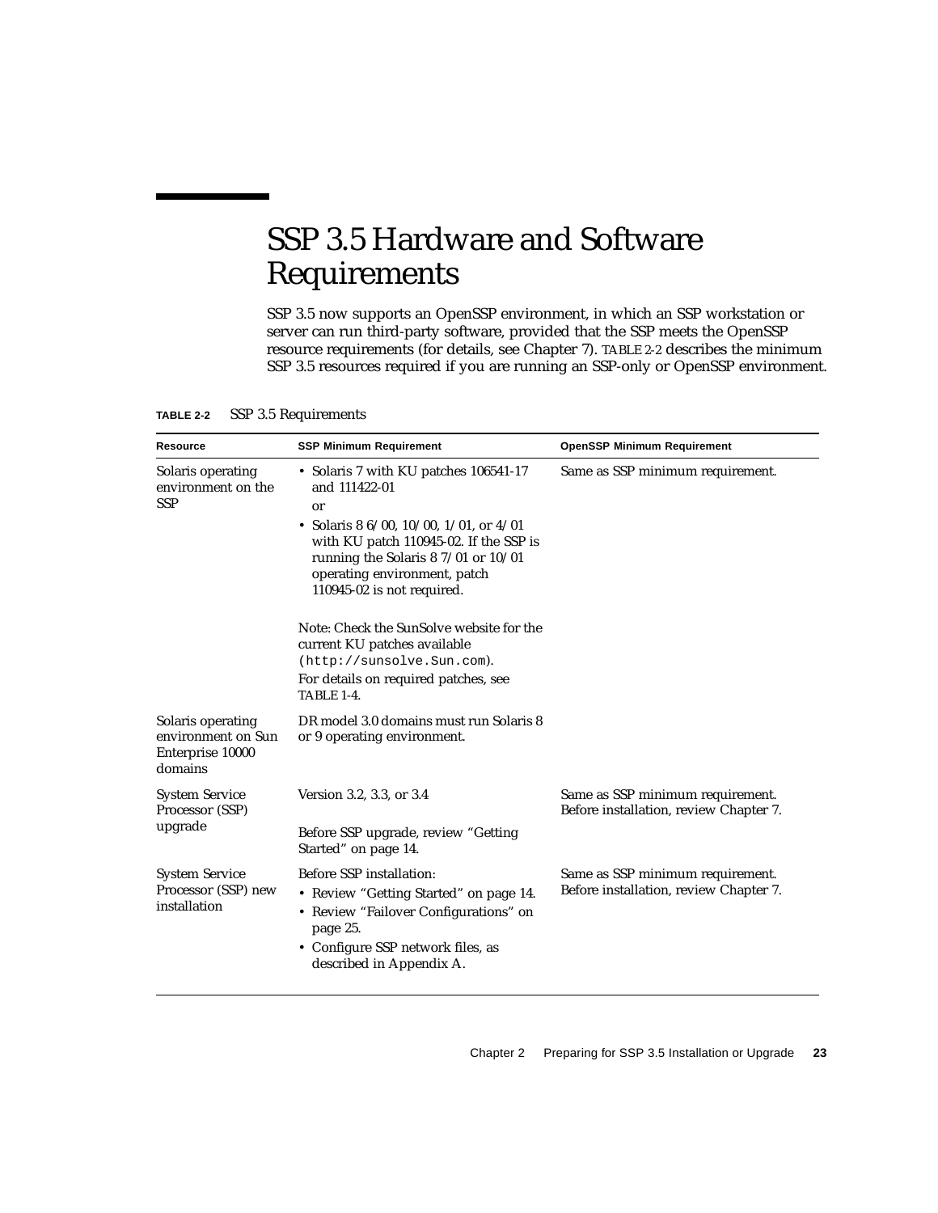# SSP 3.5 Hardware and Software Requirements

SSP 3.5 now supports an OpenSSP environment, in which an SSP workstation or server can run third-party software, provided that the SSP meets the OpenSSP resource requirements (for details, see Chapter 7). TABLE 2-2 describes the minimum SSP 3.5 resources required if you are running an SSP-only or OpenSSP environment.

**TABLE 2-2** SSP 3.5 Requirements

| Resource | SSP Minimum Requirement | OpenSSP Minimum Requirement |
|---|---|---|
| Solaris operating environment on the SSP | • Solaris 7 with KU patches 106541-17 and 111422-01<br>or<br>• Solaris 8 6/00, 10/00, 1/01, or 4/01 with KU patch 110945-02. If the SSP is running the Solaris 8 7/01 or 10/01 operating environment, patch 110945-02 is not required.<br><br>Note: Check the SunSolve website for the current KU patches available (`http://sunsolve.Sun.com`).<br>For details on required patches, see TABLE 1-4. | Same as SSP minimum requirement. |
| Solaris operating environment on Sun Enterprise 10000 domains | DR model 3.0 domains must run Solaris 8 or 9 operating environment. | |
| System Service Processor (SSP) upgrade | Version 3.2, 3.3, or 3.4<br><br>Before SSP upgrade, review “Getting Started” on page 14. | Same as SSP minimum requirement. Before installation, review Chapter 7. |
| System Service Processor (SSP) new installation | Before SSP installation:<br>• Review “Getting Started” on page 14.<br>• Review “Failover Configurations” on page 25.<br>• Configure SSP network files, as described in Appendix A. | Same as SSP minimum requirement. Before installation, review Chapter 7. |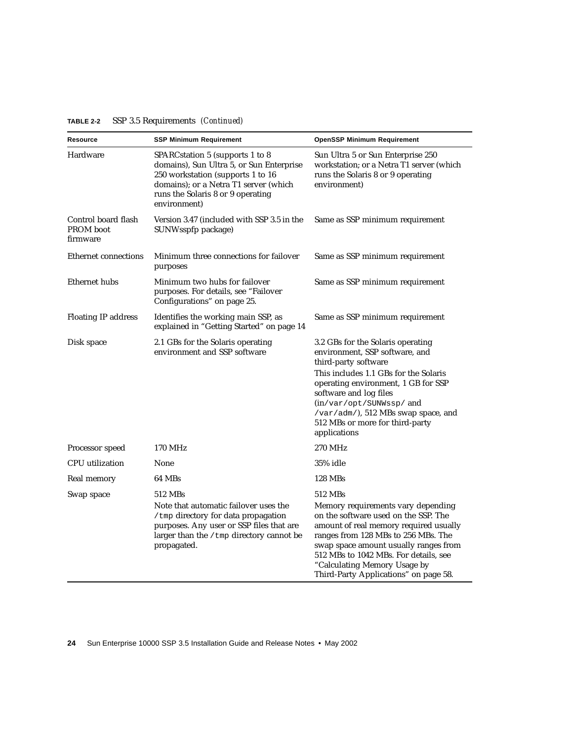**TABLE 2-2** SSP 3.5 Requirements *(Continued)*

| Resource | SSP Minimum Requirement | OpenSSP Minimum Requirement |
|---|---|---|
| Hardware | SPARCstation 5 (supports 1 to 8 domains), Sun Ultra 5, or Sun Enterprise 250 workstation (supports 1 to 16 domains); or a Netra T1 server (which runs the Solaris 8 or 9 operating environment) | Sun Ultra 5 or Sun Enterprise 250 workstation; or a Netra T1 server (which runs the Solaris 8 or 9 operating environment) |
| Control board flash PROM boot firmware | Version 3.47 (included with SSP 3.5 in the SUNWsspfp package) | Same as SSP minimum requirement |
| Ethernet connections | Minimum three connections for failover purposes | Same as SSP minimum requirement |
| Ethernet hubs | Minimum two hubs for failover purposes. For details, see "Failover Configurations" on page 25. | Same as SSP minimum requirement |
| Floating IP address | Identifies the working main SSP, as explained in "Getting Started" on page 14 | Same as SSP minimum requirement |
| Disk space | 2.1 GBs for the Solaris operating environment and SSP software | 3.2 GBs for the Solaris operating environment, SSP software, and third-party software<br>This includes 1.1 GBs for the Solaris operating environment, 1 GB for SSP software and log files (in `/var/opt/SUNWssp/` and `/var/adm/`), 512 MBs swap space, and 512 MBs or more for third-party applications |
| Processor speed | 170 MHz | 270 MHz |
| CPU utilization | None | 35% idle |
| Real memory | 64 MBs | 128 MBs |
| Swap space | 512 MBs<br>Note that automatic failover uses the `/tmp` directory for data propagation purposes. Any user or SSP files that are larger than the `/tmp` directory cannot be propagated. | 512 MBs<br>Memory requirements vary depending on the software used on the SSP. The amount of real memory required usually ranges from 128 MBs to 256 MBs. The swap space amount usually ranges from 512 MBs to 1042 MBs. For details, see "Calculating Memory Usage by Third-Party Applications" on page 58. |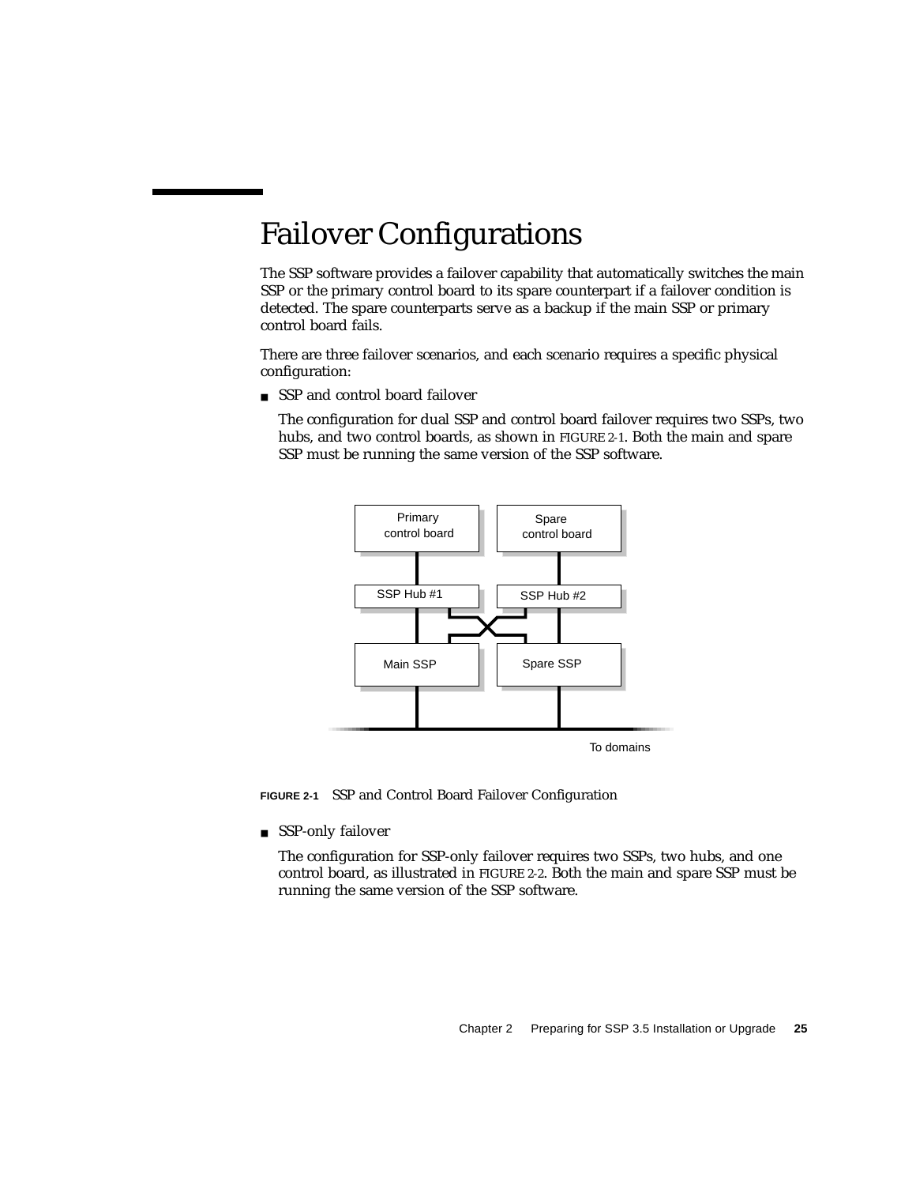# Failover Configurations

The SSP software provides a failover capability that automatically switches the main SSP or the primary control board to its spare counterpart if a failover condition is detected. The spare counterparts serve as a backup if the main SSP or primary control board fails.

There are three failover scenarios, and each scenario requires a specific physical configuration:

- SSP and control board failover

  The configuration for dual SSP and control board failover requires two SSPs, two hubs, and two control boards, as shown in FIGURE 2-1. Both the main and spare SSP must be running the same version of the SSP software.

**FIGURE 2-1** SSP and Control Board Failover Configuration

- SSP-only failover

  The configuration for SSP-only failover requires two SSPs, two hubs, and one control board, as illustrated in FIGURE 2-2. Both the main and spare SSP must be running the same version of the SSP software.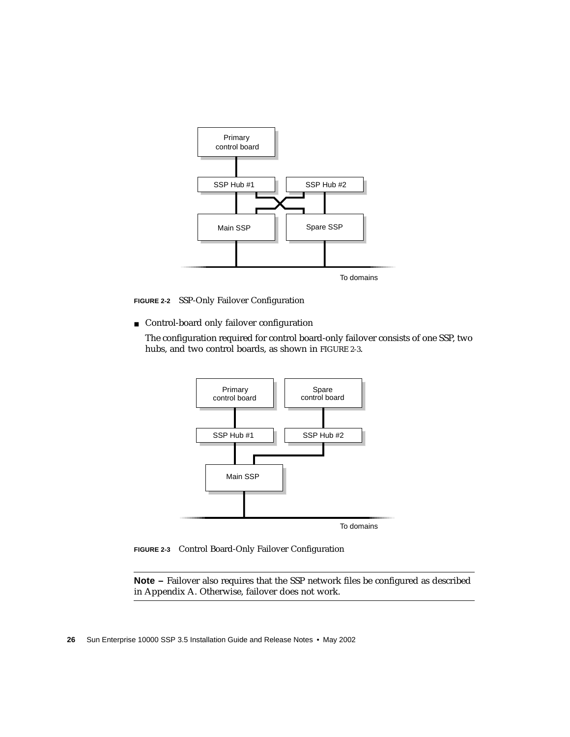**FIGURE 2-2** SSP-Only Failover Configuration

- Control-board only failover configuration

  The configuration required for control board-only failover consists of one SSP, two hubs, and two control boards, as shown in FIGURE 2-3.

**FIGURE 2-3** Control Board-Only Failover Configuration

---

**Note –** Failover also requires that the SSP network files be configured as described in Appendix A. Otherwise, failover does not work.

---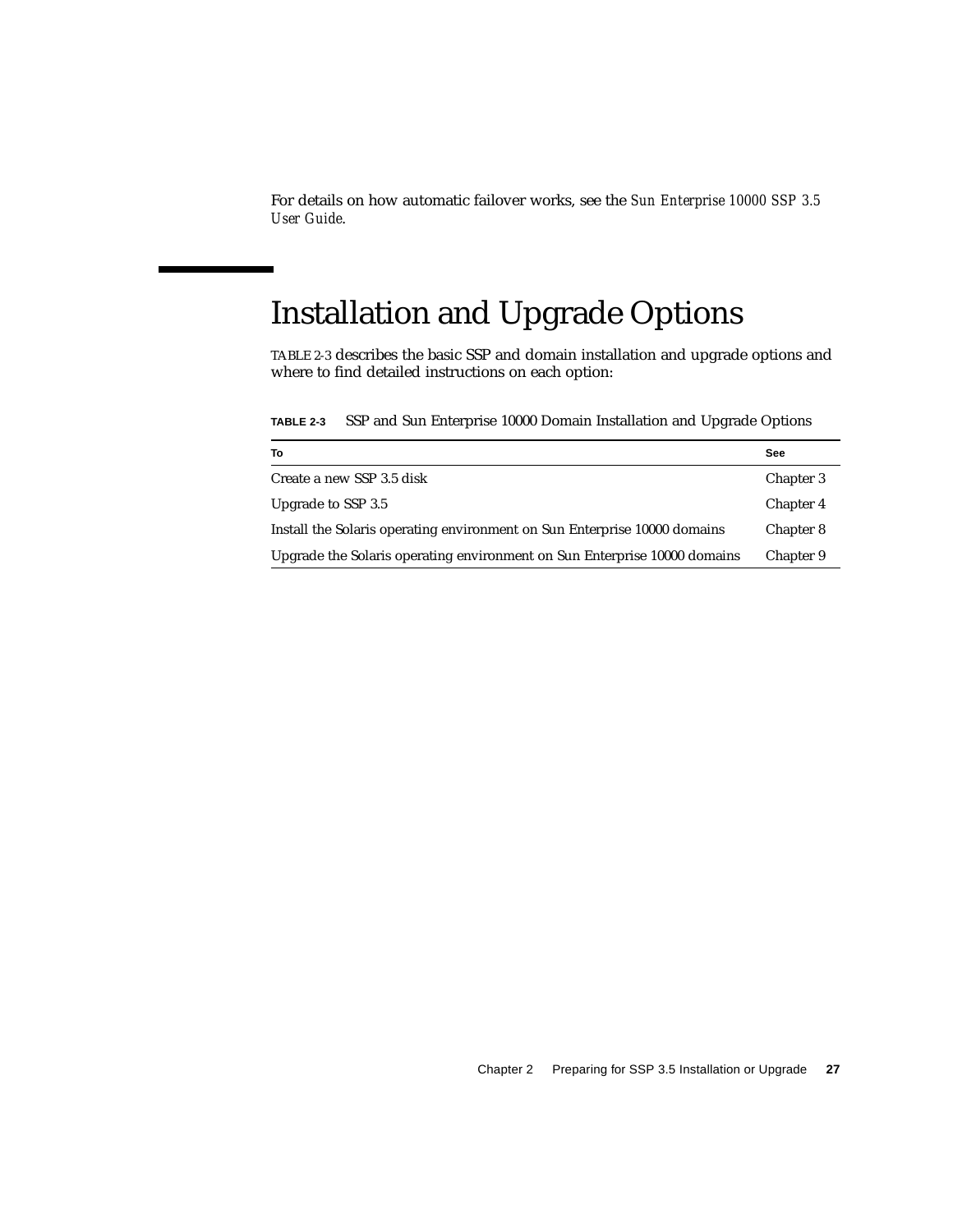For details on how automatic failover works, see the *Sun Enterprise 10000 SSP 3.5 User Guide*.

## Installation and Upgrade Options

TABLE 2-3 describes the basic SSP and domain installation and upgrade options and where to find detailed instructions on each option:

**TABLE 2-3** SSP and Sun Enterprise 10000 Domain Installation and Upgrade Options

| To | See |
|---|---|
| Create a new SSP 3.5 disk | Chapter 3 |
| Upgrade to SSP 3.5 | Chapter 4 |
| Install the Solaris operating environment on Sun Enterprise 10000 domains | Chapter 8 |
| Upgrade the Solaris operating environment on Sun Enterprise 10000 domains | Chapter 9 |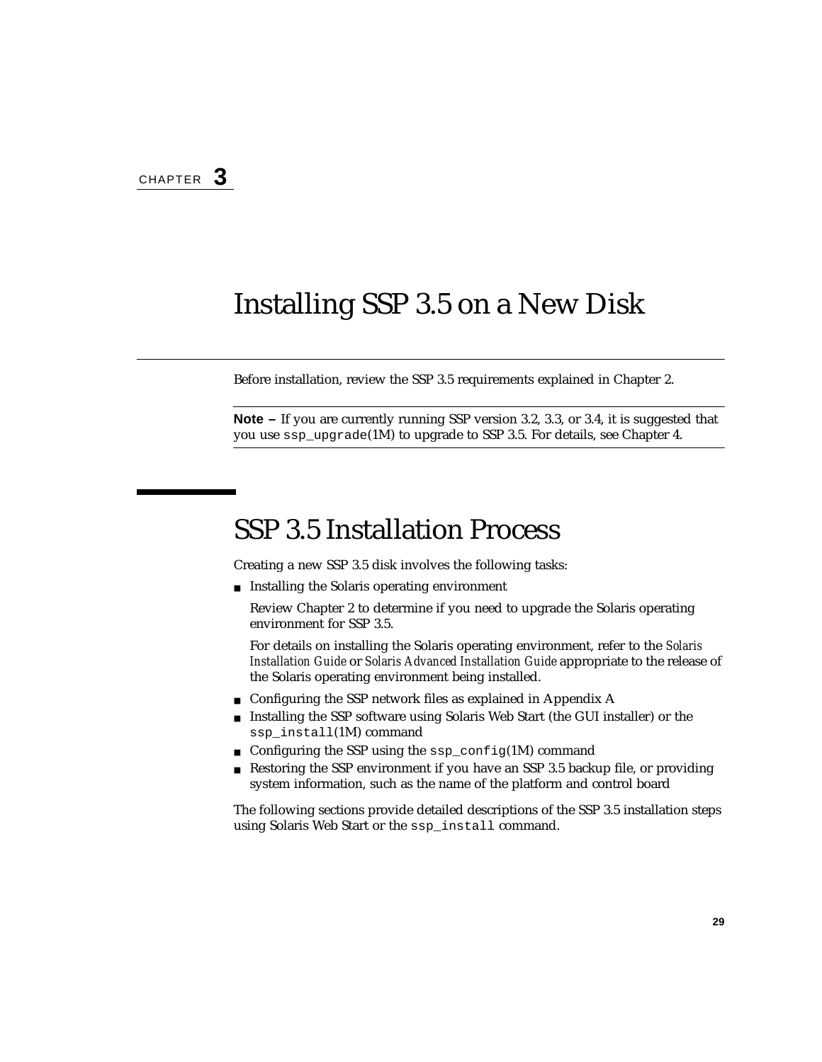CHAPTER **3**

# Installing SSP 3.5 on a New Disk

Before installation, review the SSP 3.5 requirements explained in Chapter 2.

---

**Note –** If you are currently running SSP version 3.2, 3.3, or 3.4, it is suggested that you use `ssp_upgrade`(1M) to upgrade to SSP 3.5. For details, see Chapter 4.

---

## SSP 3.5 Installation Process

Creating a new SSP 3.5 disk involves the following tasks:

- Installing the Solaris operating environment

  Review Chapter 2 to determine if you need to upgrade the Solaris operating environment for SSP 3.5.

  For details on installing the Solaris operating environment, refer to the *Solaris Installation Guide* or *Solaris Advanced Installation Guide* appropriate to the release of the Solaris operating environment being installed.

- Configuring the SSP network files as explained in Appendix A
- Installing the SSP software using Solaris Web Start (the GUI installer) or the `ssp_install`(1M) command
- Configuring the SSP using the `ssp_config`(1M) command
- Restoring the SSP environment if you have an SSP 3.5 backup file, or providing system information, such as the name of the platform and control board

The following sections provide detailed descriptions of the SSP 3.5 installation steps using Solaris Web Start or the `ssp_install` command.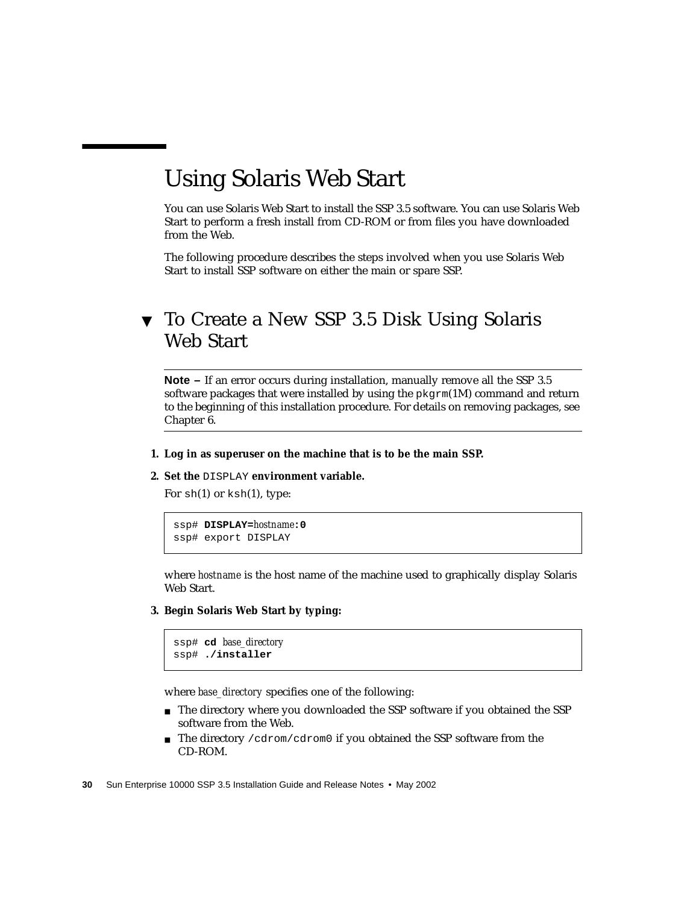# Using Solaris Web Start

You can use Solaris Web Start to install the SSP 3.5 software. You can use Solaris Web Start to perform a fresh install from CD-ROM or from files you have downloaded from the Web.

The following procedure describes the steps involved when you use Solaris Web Start to install SSP software on either the main or spare SSP.

## ▼ To Create a New SSP 3.5 Disk Using Solaris Web Start

---

**Note –** If an error occurs during installation, manually remove all the SSP 3.5 software packages that were installed by using the `pkgrm`(1M) command and return to the beginning of this installation procedure. For details on removing packages, see Chapter 6.

---

1. **Log in as superuser on the machine that is to be the main SSP.**
2. **Set the `DISPLAY` environment variable.**

   For `sh`(1) or `ksh`(1), type:

   ```
   ssp# DISPLAY=hostname:0
   ssp# export DISPLAY
   ```

   where *hostname* is the host name of the machine used to graphically display Solaris Web Start.

3. **Begin Solaris Web Start by typing:**

   ```
   ssp# cd base_directory
   ssp# ./installer
   ```

   where *base_directory* specifies one of the following:

   - The directory where you downloaded the SSP software if you obtained the SSP software from the Web.
   - The directory `/cdrom/cdrom0` if you obtained the SSP software from the CD-ROM.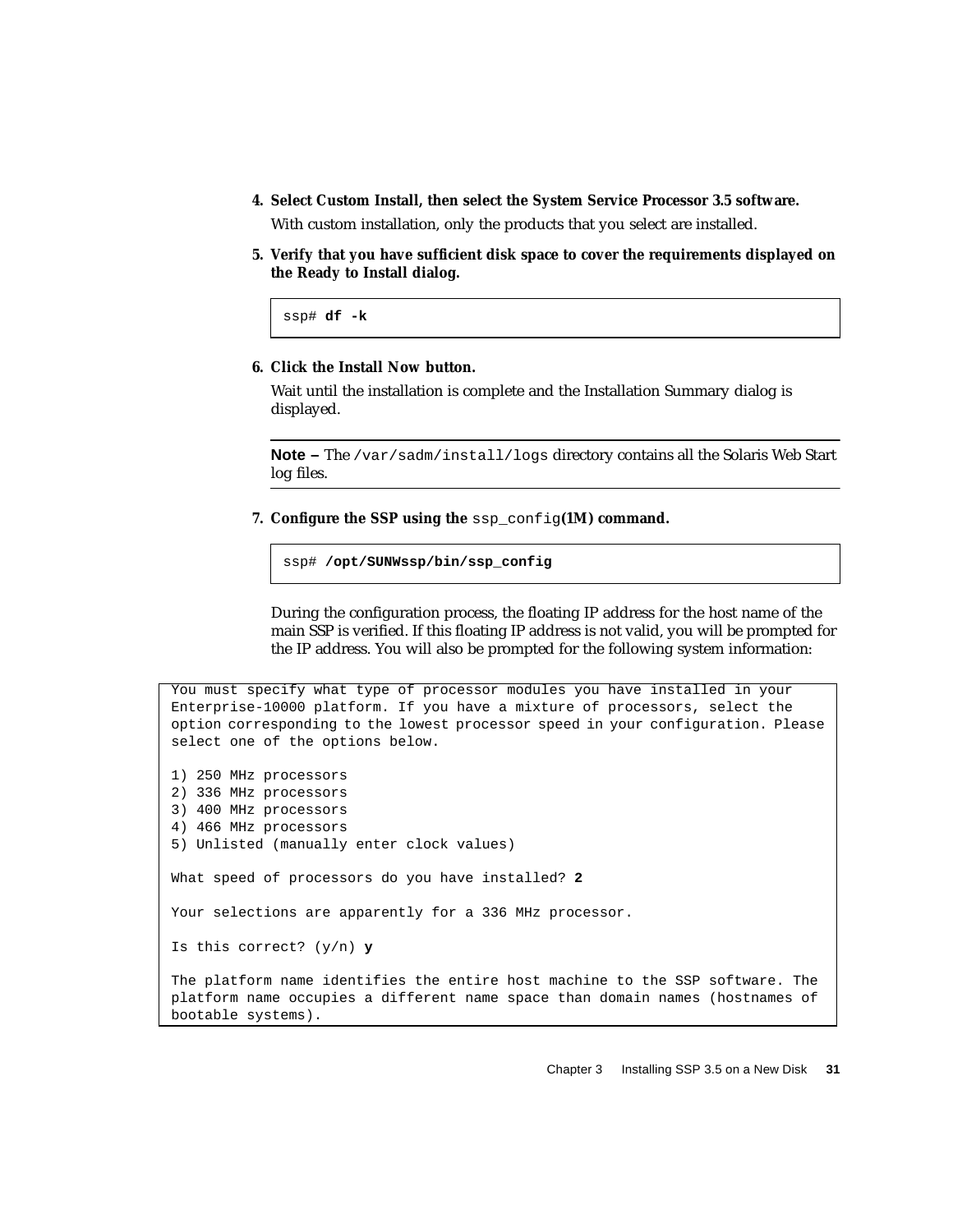4. **Select Custom Install, then select the System Service Processor 3.5 software.**

   With custom installation, only the products that you select are installed.

5. **Verify that you have sufficient disk space to cover the requirements displayed on the Ready to Install dialog.**

   ```
   ssp# df -k
   ```

6. **Click the Install Now button.**

   Wait until the installation is complete and the Installation Summary dialog is displayed.

   ---

   **Note –** The `/var/sadm/install/logs` directory contains all the Solaris Web Start log files.

   ---

7. **Configure the SSP using the `ssp_config`(1M) command.**

   ```
   ssp# /opt/SUNWssp/bin/ssp_config
   ```

   During the configuration process, the floating IP address for the host name of the main SSP is verified. If this floating IP address is not valid, you will be prompted for the IP address. You will also be prompted for the following system information:

```
You must specify what type of processor modules you have installed in your
Enterprise-10000 platform. If you have a mixture of processors, select the
option corresponding to the lowest processor speed in your configuration. Please
select one of the options below.

1) 250 MHz processors
2) 336 MHz processors
3) 400 MHz processors
4) 466 MHz processors
5) Unlisted (manually enter clock values)

What speed of processors do you have installed? 2

Your selections are apparently for a 336 MHz processor.

Is this correct? (y/n) y

The platform name identifies the entire host machine to the SSP software. The
platform name occupies a different name space than domain names (hostnames of
bootable systems).
```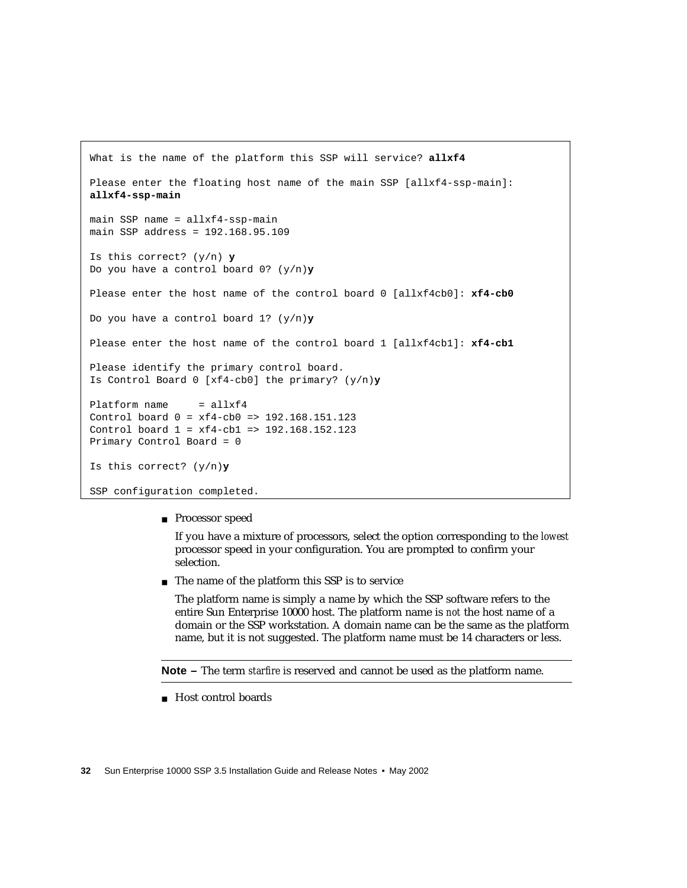```
What is the name of the platform this SSP will service? allxf4

Please enter the floating host name of the main SSP [allxf4-ssp-main]:
allxf4-ssp-main

main SSP name = allxf4-ssp-main
main SSP address = 192.168.95.109

Is this correct? (y/n) y
Do you have a control board 0? (y/n)y

Please enter the host name of the control board 0 [allxf4cb0]: xf4-cb0

Do you have a control board 1? (y/n)y

Please enter the host name of the control board 1 [allxf4cb1]: xf4-cb1

Please identify the primary control board.
Is Control Board 0 [xf4-cb0] the primary? (y/n)y

Platform name     = allxf4
Control board 0 = xf4-cb0 => 192.168.151.123
Control board 1 = xf4-cb1 => 192.168.152.123
Primary Control Board = 0

Is this correct? (y/n)y

SSP configuration completed.
```

- Processor speed

  If you have a mixture of processors, select the option corresponding to the *lowest* processor speed in your configuration. You are prompted to confirm your selection.

- The name of the platform this SSP is to service

  The platform name is simply a name by which the SSP software refers to the entire Sun Enterprise 10000 host. The platform name is *not* the host name of a domain or the SSP workstation. A domain name can be the same as the platform name, but it is not suggested. The platform name must be 14 characters or less.

---

**Note –** The term *starfire* is reserved and cannot be used as the platform name.

---

- Host control boards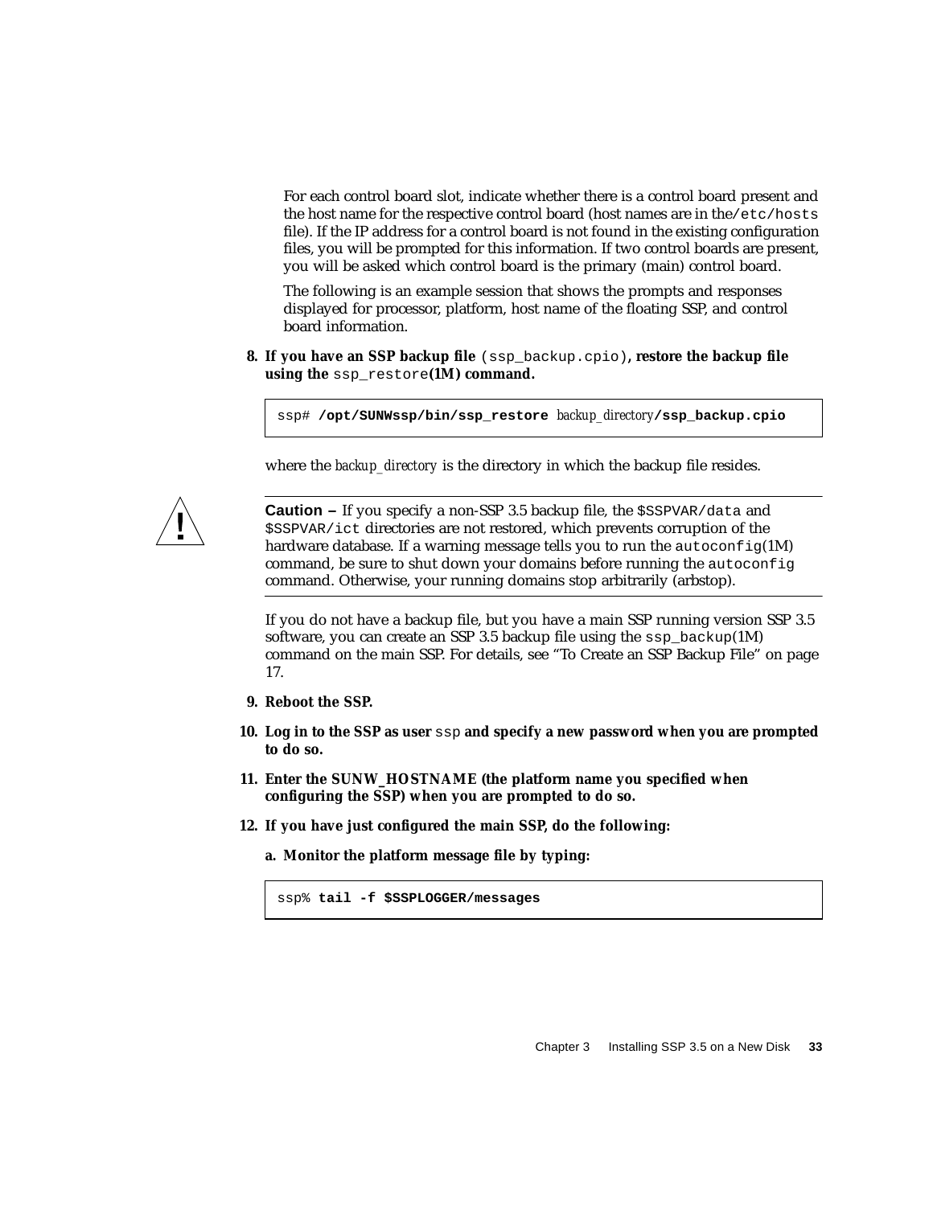For each control board slot, indicate whether there is a control board present and the host name for the respective control board (host names are in the /etc/hosts file). If the IP address for a control board is not found in the existing configuration files, you will be prompted for this information. If two control boards are present, you will be asked which control board is the primary (main) control board.

The following is an example session that shows the prompts and responses displayed for processor, platform, host name of the floating SSP, and control board information.

8. **If you have an SSP backup file** (ssp_backup.cpio)**, restore the backup file using the** ssp_restore**(1M) command.**

```
ssp# /opt/SUNWssp/bin/ssp_restore backup_directory/ssp_backup.cpio
```

where the *backup_directory* is the directory in which the backup file resides.

---

**Caution –** If you specify a non-SSP 3.5 backup file, the $SSPVAR/data and $SSPVAR/ict directories are not restored, which prevents corruption of the hardware database. If a warning message tells you to run the autoconfig(1M) command, be sure to shut down your domains before running the autoconfig command. Otherwise, your running domains stop arbitrarily (arbstop).

---

If you do not have a backup file, but you have a main SSP running version SSP 3.5 software, you can create an SSP 3.5 backup file using the ssp_backup(1M) command on the main SSP. For details, see "To Create an SSP Backup File" on page 17.

9. **Reboot the SSP.**

10. **Log in to the SSP as user** ssp **and specify a new password when you are prompted to do so.**

11. **Enter the SUNW_HOSTNAME (the platform name you specified when configuring the SSP) when you are prompted to do so.**

12. **If you have just configured the main SSP, do the following:**

    a. **Monitor the platform message file by typing:**

```
ssp% tail -f $SSPLOGGER/messages
```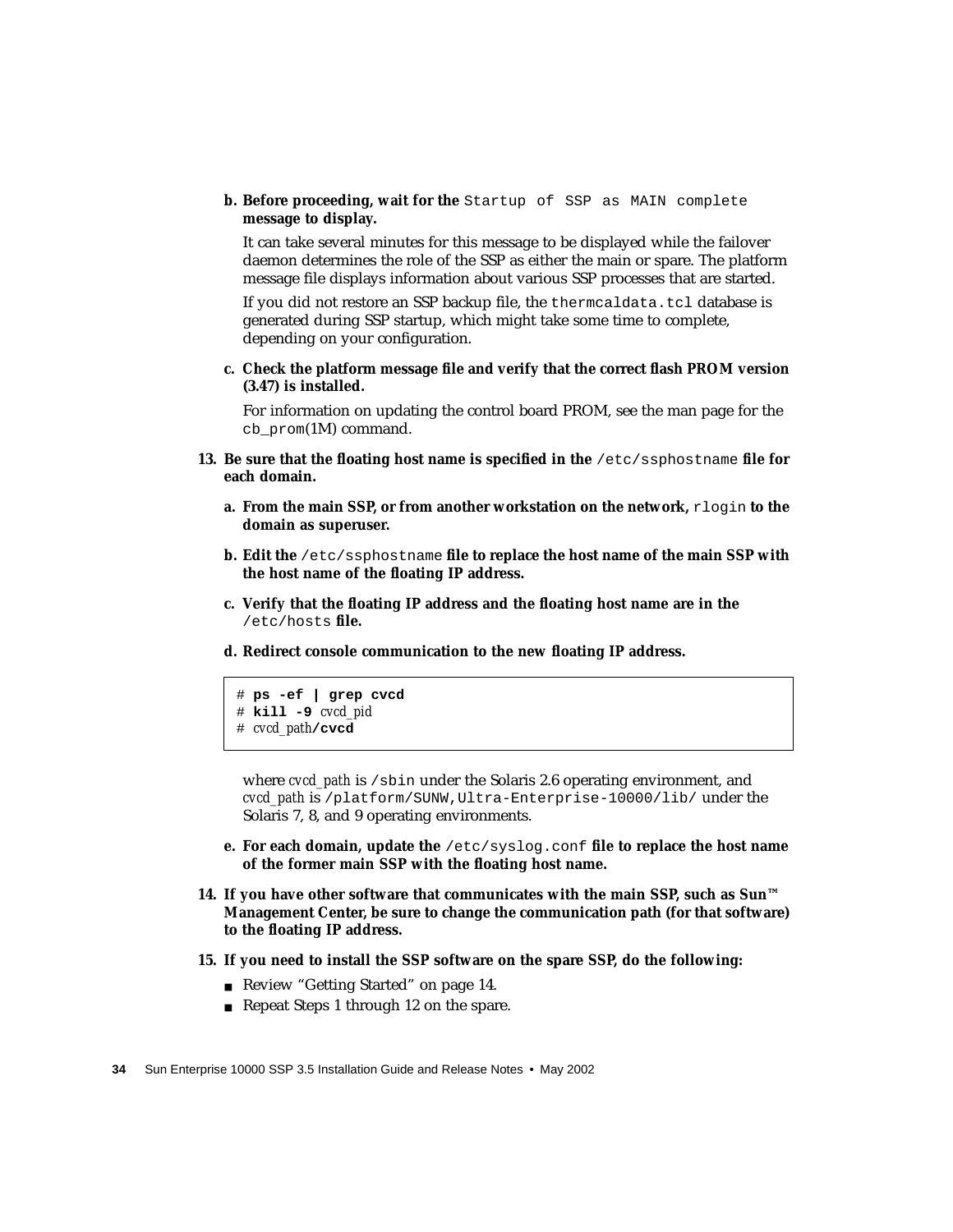b. **Before proceeding, wait for the** `Startup of SSP as MAIN complete` **message to display.**

   It can take several minutes for this message to be displayed while the failover daemon determines the role of the SSP as either the main or spare. The platform message file displays information about various SSP processes that are started.

   If you did not restore an SSP backup file, the `thermcaldata.tcl` database is generated during SSP startup, which might take some time to complete, depending on your configuration.

c. **Check the platform message file and verify that the correct flash PROM version (3.47) is installed.**

   For information on updating the control board PROM, see the man page for the `cb_prom`(1M) command.

13. **Be sure that the floating host name is specified in the** `/etc/ssphostname` **file for each domain.**

    a. **From the main SSP, or from another workstation on the network,** `rlogin` **to the domain as superuser.**

    b. **Edit the** `/etc/ssphostname` **file to replace the host name of the main SSP with the host name of the floating IP address.**

    c. **Verify that the floating IP address and the floating host name are in the** `/etc/hosts` **file.**

    d. **Redirect console communication to the new floating IP address.**

```
# ps -ef | grep cvcd
# kill -9 cvcd_pid
# cvcd_path/cvcd
```

   where *cvcd_path* is `/sbin` under the Solaris 2.6 operating environment, and *cvcd_path* is `/platform/SUNW,Ultra-Enterprise-10000/lib/` under the Solaris 7, 8, and 9 operating environments.

    e. **For each domain, update the** `/etc/syslog.conf` **file to replace the host name of the former main SSP with the floating host name.**

14. **If you have other software that communicates with the main SSP, such as Sun™ Management Center, be sure to change the communication path (for that software) to the floating IP address.**

15. **If you need to install the SSP software on the spare SSP, do the following:**

    - Review "Getting Started" on page 14.
    - Repeat Steps 1 through 12 on the spare.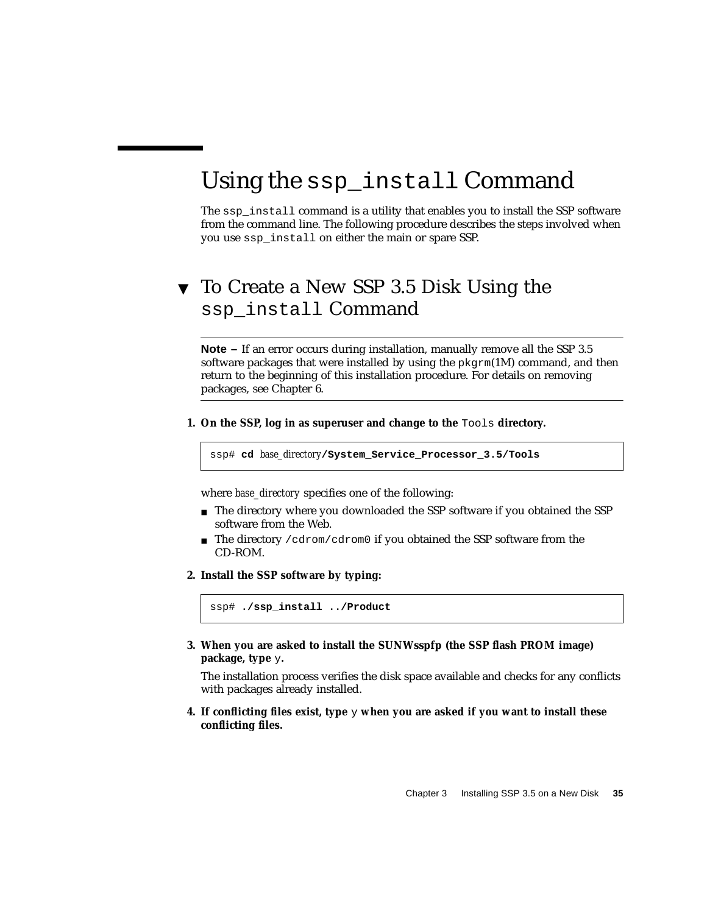# Using the `ssp_install` Command

The `ssp_install` command is a utility that enables you to install the SSP software from the command line. The following procedure describes the steps involved when you use `ssp_install` on either the main or spare SSP.

## ▼ To Create a New SSP 3.5 Disk Using the `ssp_install` Command

---

**Note –** If an error occurs during installation, manually remove all the SSP 3.5 software packages that were installed by using the `pkgrm`(1M) command, and then return to the beginning of this installation procedure. For details on removing packages, see Chapter 6.

---

1. **On the SSP, log in as superuser and change to the `Tools` directory.**

```
ssp# cd base_directory/System_Service_Processor_3.5/Tools
```

where *base_directory* specifies one of the following:

- The directory where you downloaded the SSP software if you obtained the SSP software from the Web.
- The directory `/cdrom/cdrom0` if you obtained the SSP software from the CD-ROM.

2. **Install the SSP software by typing:**

```
ssp# ./ssp_install ../Product
```

3. **When you are asked to install the SUNWsspfp (the SSP flash PROM image) package, type `y`.**

   The installation process verifies the disk space available and checks for any conflicts with packages already installed.

4. **If conflicting files exist, type `y` when you are asked if you want to install these conflicting files.**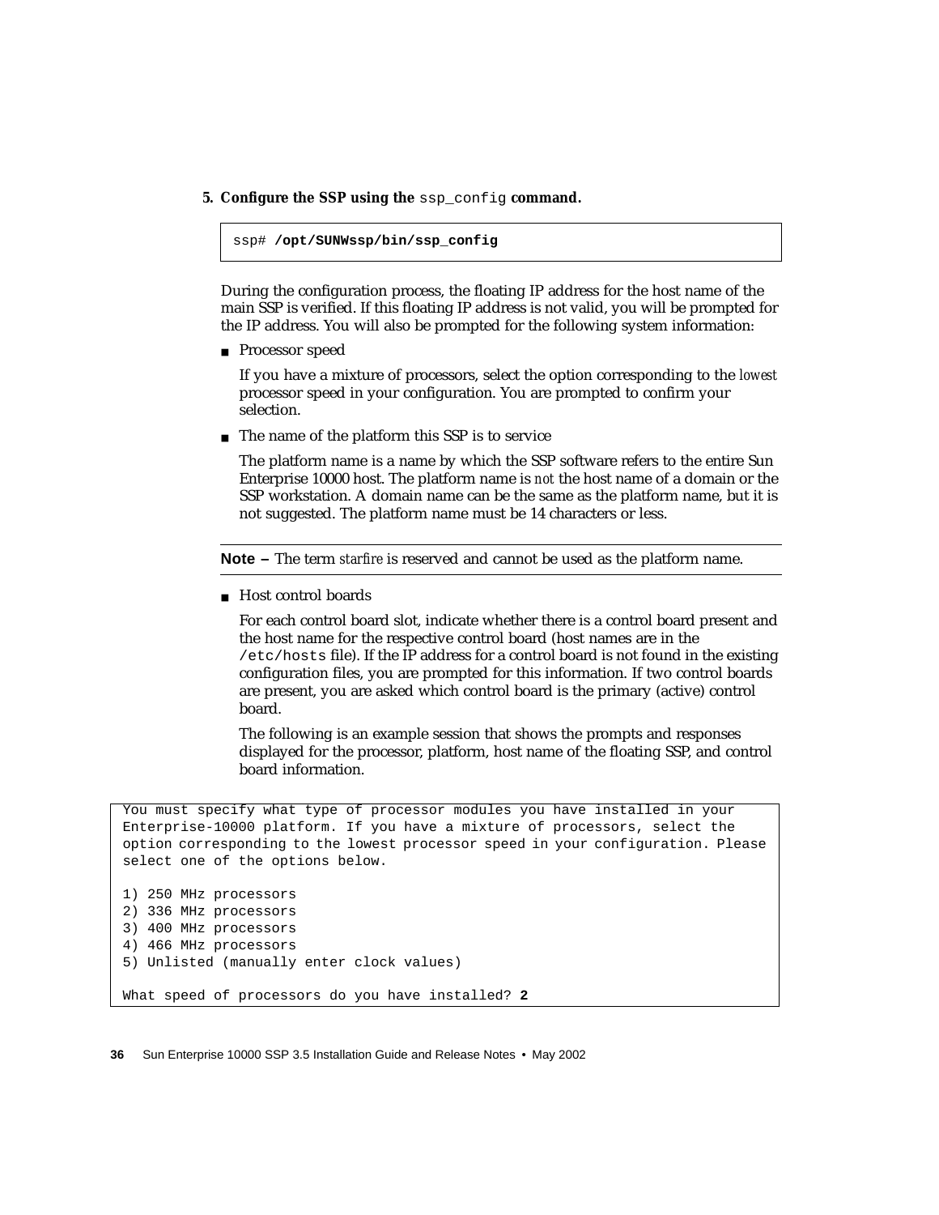5. **Configure the SSP using the `ssp_config` command.**

```
ssp# /opt/SUNWssp/bin/ssp_config
```

During the configuration process, the floating IP address for the host name of the main SSP is verified. If this floating IP address is not valid, you will be prompted for the IP address. You will also be prompted for the following system information:

- Processor speed

  If you have a mixture of processors, select the option corresponding to the *lowest* processor speed in your configuration. You are prompted to confirm your selection.

- The name of the platform this SSP is to service

  The platform name is a name by which the SSP software refers to the entire Sun Enterprise 10000 host. The platform name is *not* the host name of a domain or the SSP workstation. A domain name can be the same as the platform name, but it is not suggested. The platform name must be 14 characters or less.

---

**Note –** The term *starfire* is reserved and cannot be used as the platform name.

---

- Host control boards

  For each control board slot, indicate whether there is a control board present and the host name for the respective control board (host names are in the `/etc/hosts` file). If the IP address for a control board is not found in the existing configuration files, you are prompted for this information. If two control boards are present, you are asked which control board is the primary (active) control board.

  The following is an example session that shows the prompts and responses displayed for the processor, platform, host name of the floating SSP, and control board information.

```
You must specify what type of processor modules you have installed in your
Enterprise-10000 platform. If you have a mixture of processors, select the
option corresponding to the lowest processor speed in your configuration. Please
select one of the options below.

1) 250 MHz processors
2) 336 MHz processors
3) 400 MHz processors
4) 466 MHz processors
5) Unlisted (manually enter clock values)

What speed of processors do you have installed? 2
```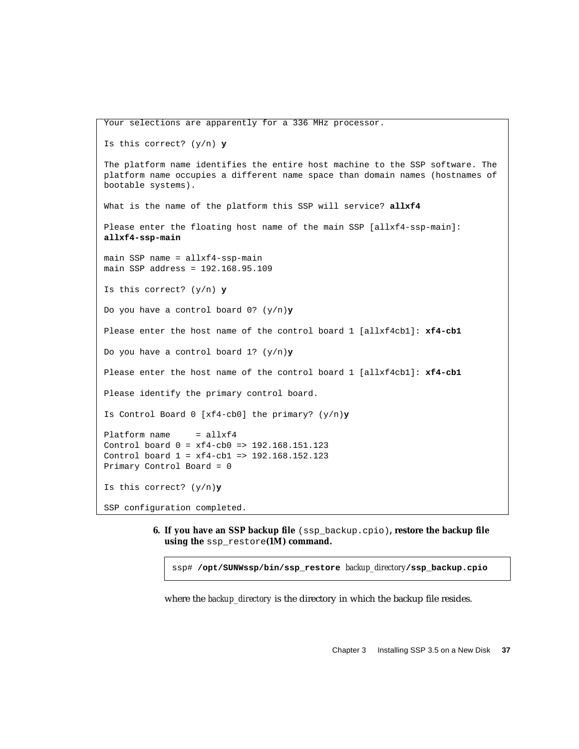```
Your selections are apparently for a 336 MHz processor.

Is this correct? (y/n) y

The platform name identifies the entire host machine to the SSP software. The
platform name occupies a different name space than domain names (hostnames of
bootable systems).

What is the name of the platform this SSP will service? allxf4

Please enter the floating host name of the main SSP [allxf4-ssp-main]:
allxf4-ssp-main

main SSP name = allxf4-ssp-main
main SSP address = 192.168.95.109

Is this correct? (y/n) y

Do you have a control board 0? (y/n)y

Please enter the host name of the control board 1 [allxf4cb1]: xf4-cb1

Do you have a control board 1? (y/n)y

Please enter the host name of the control board 1 [allxf4cb1]: xf4-cb1

Please identify the primary control board.

Is Control Board 0 [xf4-cb0] the primary? (y/n)y

Platform name     = allxf4
Control board 0 = xf4-cb0 => 192.168.151.123
Control board 1 = xf4-cb1 => 192.168.152.123
Primary Control Board = 0

Is this correct? (y/n)y

SSP configuration completed.
```

6. **If you have an SSP backup file** (`ssp_backup.cpio`)**, restore the backup file using the** `ssp_restore`**(1M) command.**

```
ssp# /opt/SUNWssp/bin/ssp_restore backup_directory/ssp_backup.cpio
```

where the *backup_directory* is the directory in which the backup file resides.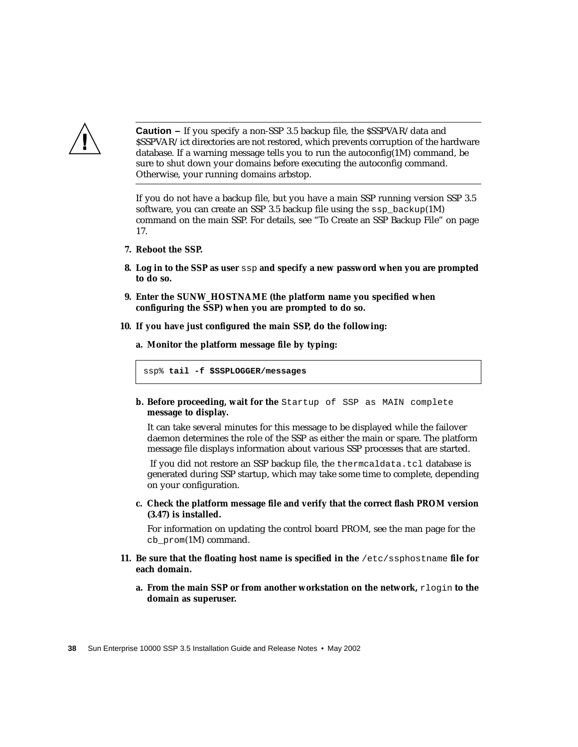**Caution –** If you specify a non-SSP 3.5 backup file, the $SSPVAR/data and $SSPVAR/ict directories are not restored, which prevents corruption of the hardware database. If a warning message tells you to run the autoconfig(1M) command, be sure to shut down your domains before executing the autoconfig command. Otherwise, your running domains arbstop.

If you do not have a backup file, but you have a main SSP running version SSP 3.5 software, you can create an SSP 3.5 backup file using the `ssp_backup`(1M) command on the main SSP. For details, see "To Create an SSP Backup File" on page 17.

7. **Reboot the SSP.**

8. **Log in to the SSP as user `ssp` and specify a new password when you are prompted to do so.**

9. **Enter the SUNW_HOSTNAME (the platform name you specified when configuring the SSP) when you are prompted to do so.**

10. **If you have just configured the main SSP, do the following:**

    a. **Monitor the platform message file by typing:**

    ```
    ssp% tail -f $SSPLOGGER/messages
    ```

    b. **Before proceeding, wait for the `Startup of SSP as MAIN complete` message to display.**

    It can take several minutes for this message to be displayed while the failover daemon determines the role of the SSP as either the main or spare. The platform message file displays information about various SSP processes that are started.

    If you did not restore an SSP backup file, the `thermcaldata.tcl` database is generated during SSP startup, which may take some time to complete, depending on your configuration.

    c. **Check the platform message file and verify that the correct flash PROM version (3.47) is installed.**

    For information on updating the control board PROM, see the man page for the `cb_prom`(1M) command.

11. **Be sure that the floating host name is specified in the `/etc/ssphostname` file for each domain.**

    a. **From the main SSP or from another workstation on the network, `rlogin` to the domain as superuser.**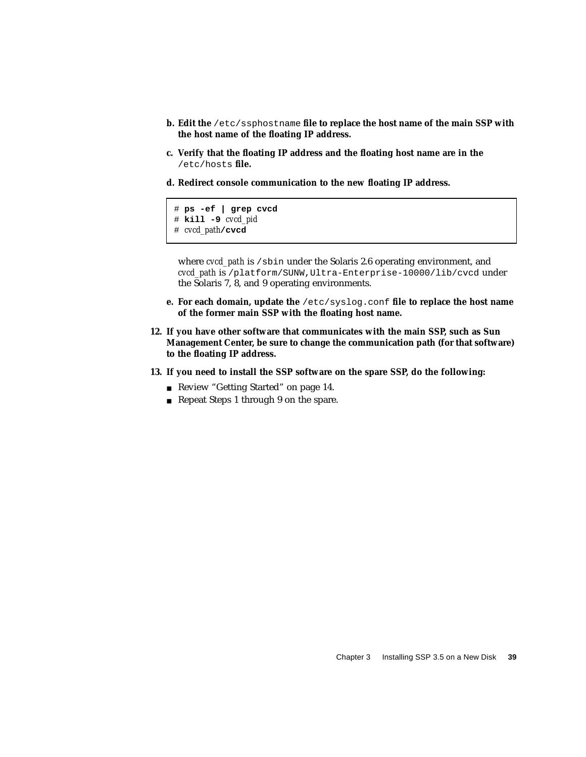b. **Edit the /etc/ssphostname file to replace the host name of the main SSP with the host name of the floating IP address.**

c. **Verify that the floating IP address and the floating host name are in the /etc/hosts file.**

d. **Redirect console communication to the new floating IP address.**

```
# ps -ef | grep cvcd
# kill -9 cvcd_pid
# cvcd_path/cvcd
```

where *cvcd_path* is /sbin under the Solaris 2.6 operating environment, and *cvcd_path* is /platform/SUNW,Ultra-Enterprise-10000/lib/cvcd under the Solaris 7, 8, and 9 operating environments.

e. **For each domain, update the /etc/syslog.conf file to replace the host name of the former main SSP with the floating host name.**

12. **If you have other software that communicates with the main SSP, such as Sun Management Center, be sure to change the communication path (for that software) to the floating IP address.**

13. **If you need to install the SSP software on the spare SSP, do the following:**

- Review "Getting Started" on page 14.
- Repeat Steps 1 through 9 on the spare.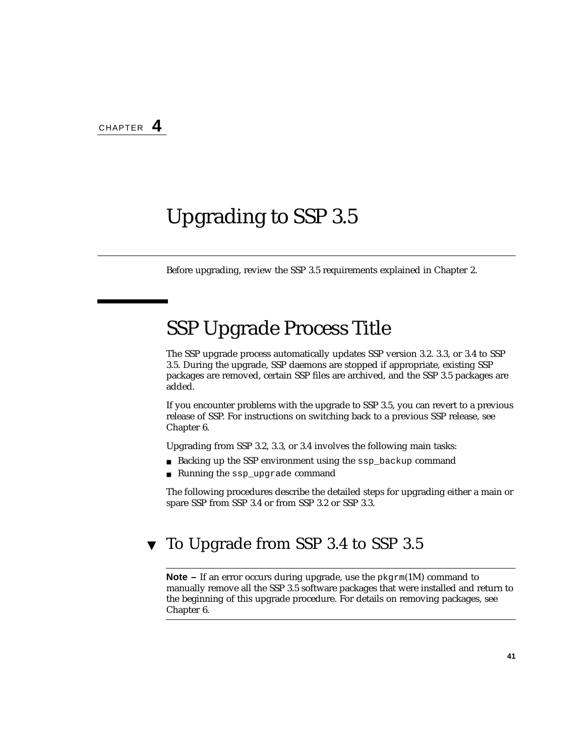CHAPTER **4**

# Upgrading to SSP 3.5

Before upgrading, review the SSP 3.5 requirements explained in Chapter 2.

## SSP Upgrade Process Title

The SSP upgrade process automatically updates SSP version 3.2. 3.3, or 3.4 to SSP 3.5. During the upgrade, SSP daemons are stopped if appropriate, existing SSP packages are removed, certain SSP files are archived, and the SSP 3.5 packages are added.

If you encounter problems with the upgrade to SSP 3.5, you can revert to a previous release of SSP. For instructions on switching back to a previous SSP release, see Chapter 6.

Upgrading from SSP 3.2, 3.3, or 3.4 involves the following main tasks:

- Backing up the SSP environment using the `ssp_backup` command
- Running the `ssp_upgrade` command

The following procedures describe the detailed steps for upgrading either a main or spare SSP from SSP 3.4 or from SSP 3.2 or SSP 3.3.

### ▼ To Upgrade from SSP 3.4 to SSP 3.5

---

**Note –** If an error occurs during upgrade, use the `pkgrm`(1M) command to manually remove all the SSP 3.5 software packages that were installed and return to the beginning of this upgrade procedure. For details on removing packages, see Chapter 6.

---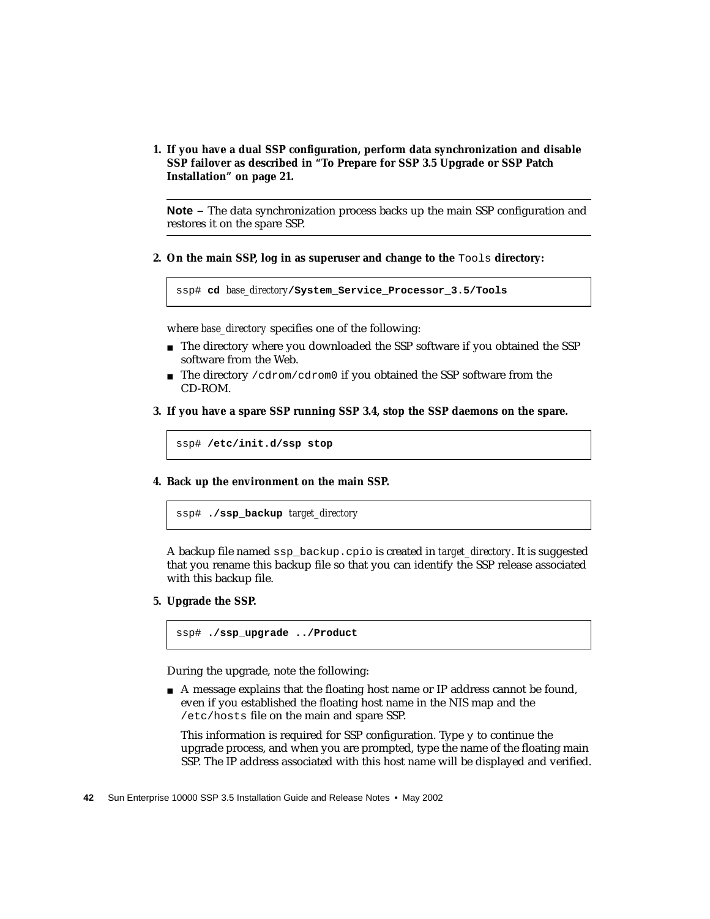1. **If you have a dual SSP configuration, perform data synchronization and disable SSP failover as described in "To Prepare for SSP 3.5 Upgrade or SSP Patch Installation" on page 21.**

---

**Note –** The data synchronization process backs up the main SSP configuration and restores it on the spare SSP.

---

2. **On the main SSP, log in as superuser and change to the `Tools` directory:**

```
ssp# cd base_directory/System_Service_Processor_3.5/Tools
```

   where *base_directory* specifies one of the following:

   - The directory where you downloaded the SSP software if you obtained the SSP software from the Web.
   - The directory `/cdrom/cdrom0` if you obtained the SSP software from the CD-ROM.

3. **If you have a spare SSP running SSP 3.4, stop the SSP daemons on the spare.**

```
ssp# /etc/init.d/ssp stop
```

4. **Back up the environment on the main SSP.**

```
ssp# ./ssp_backup target_directory
```

   A backup file named `ssp_backup.cpio` is created in *target_directory*. It is suggested that you rename this backup file so that you can identify the SSP release associated with this backup file.

5. **Upgrade the SSP.**

```
ssp# ./ssp_upgrade ../Product
```

   During the upgrade, note the following:

   - A message explains that the floating host name or IP address cannot be found, even if you established the floating host name in the NIS map and the `/etc/hosts` file on the main and spare SSP.

     This information is required for SSP configuration. Type `y` to continue the upgrade process, and when you are prompted, type the name of the floating main SSP. The IP address associated with this host name will be displayed and verified.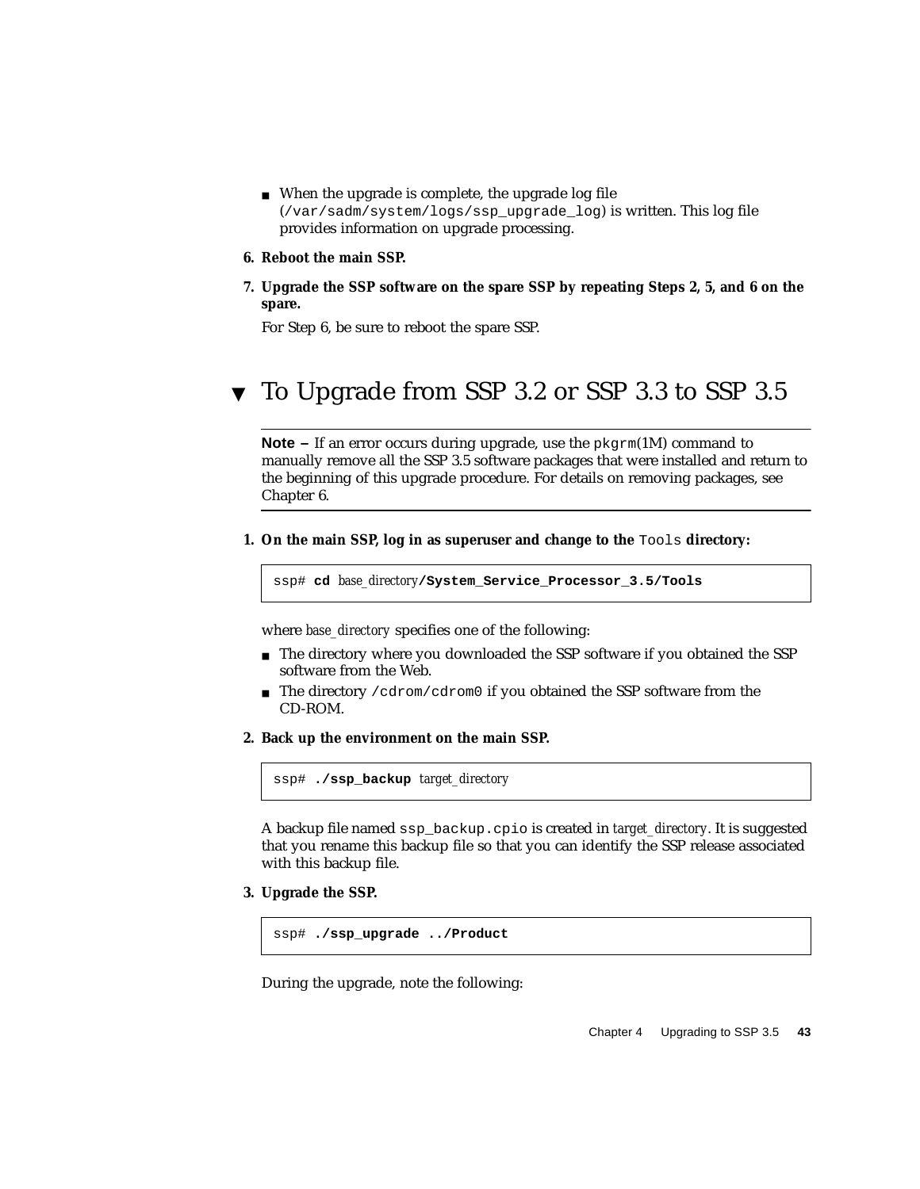- When the upgrade is complete, the upgrade log file (/var/sadm/system/logs/ssp_upgrade_log) is written. This log file provides information on upgrade processing.

6. **Reboot the main SSP.**

7. **Upgrade the SSP software on the spare SSP by repeating Steps 2, 5, and 6 on the spare.**

   For Step 6, be sure to reboot the spare SSP.

## ▼ To Upgrade from SSP 3.2 or SSP 3.3 to SSP 3.5

---

**Note –** If an error occurs during upgrade, use the pkgrm(1M) command to manually remove all the SSP 3.5 software packages that were installed and return to the beginning of this upgrade procedure. For details on removing packages, see Chapter 6.

---

1. **On the main SSP, log in as superuser and change to the `Tools` directory:**

   ```
   ssp# cd base_directory/System_Service_Processor_3.5/Tools
   ```

   where *base_directory* specifies one of the following:

   - The directory where you downloaded the SSP software if you obtained the SSP software from the Web.
   - The directory /cdrom/cdrom0 if you obtained the SSP software from the CD-ROM.

2. **Back up the environment on the main SSP.**

   ```
   ssp# ./ssp_backup target_directory
   ```

   A backup file named ssp_backup.cpio is created in *target_directory*. It is suggested that you rename this backup file so that you can identify the SSP release associated with this backup file.

3. **Upgrade the SSP.**

   ```
   ssp# ./ssp_upgrade ../Product
   ```

   During the upgrade, note the following: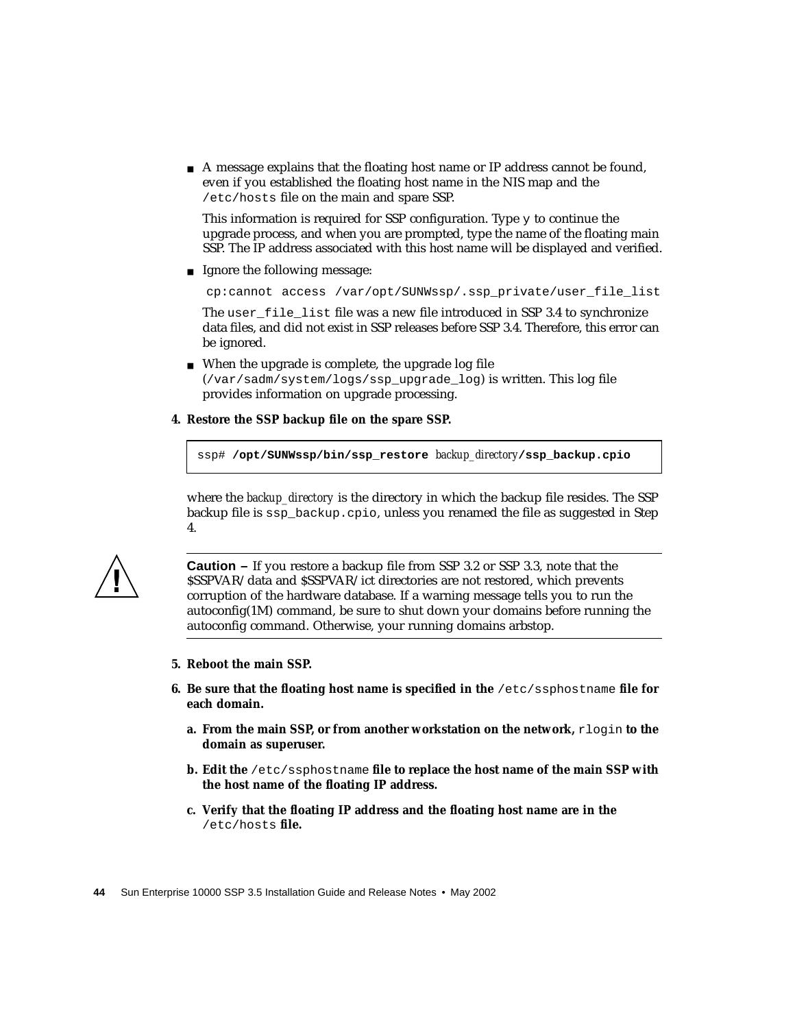- A message explains that the floating host name or IP address cannot be found, even if you established the floating host name in the NIS map and the `/etc/hosts` file on the main and spare SSP.

  This information is required for SSP configuration. Type `y` to continue the upgrade process, and when you are prompted, type the name of the floating main SSP. The IP address associated with this host name will be displayed and verified.

- Ignore the following message:

  ```
  cp:cannot access /var/opt/SUNWssp/.ssp_private/user_file_list
  ```

  The `user_file_list` file was a new file introduced in SSP 3.4 to synchronize data files, and did not exist in SSP releases before SSP 3.4. Therefore, this error can be ignored.

- When the upgrade is complete, the upgrade log file (`/var/sadm/system/logs/ssp_upgrade_log`) is written. This log file provides information on upgrade processing.

**4. Restore the SSP backup file on the spare SSP.**

```
ssp# /opt/SUNWssp/bin/ssp_restore backup_directory/ssp_backup.cpio
```

where the *backup_directory* is the directory in which the backup file resides. The SSP backup file is `ssp_backup.cpio`, unless you renamed the file as suggested in Step 4.

---

**Caution –** If you restore a backup file from SSP 3.2 or SSP 3.3, note that the $SSPVAR/data and $SSPVAR/ict directories are not restored, which prevents corruption of the hardware database. If a warning message tells you to run the autoconfig(1M) command, be sure to shut down your domains before running the autoconfig command. Otherwise, your running domains arbstop.

---

**5. Reboot the main SSP.**

**6. Be sure that the floating host name is specified in the `/etc/ssphostname` file for each domain.**

**a. From the main SSP, or from another workstation on the network, `rlogin` to the domain as superuser.**

**b. Edit the `/etc/ssphostname` file to replace the host name of the main SSP with the host name of the floating IP address.**

**c. Verify that the floating IP address and the floating host name are in the `/etc/hosts` file.**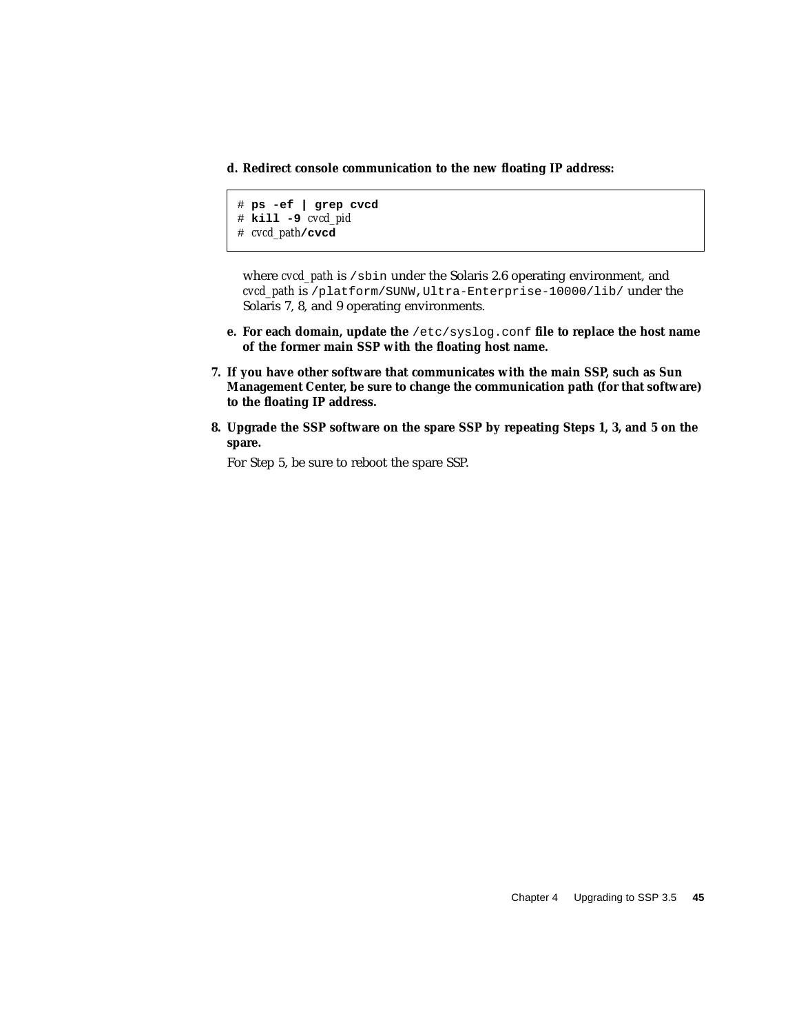**d. Redirect console communication to the new floating IP address:**

```
# ps -ef | grep cvcd
# kill -9 cvcd_pid
# cvcd_path/cvcd
```

where *cvcd_path* is `/sbin` under the Solaris 2.6 operating environment, and *cvcd_path* is `/platform/SUNW,Ultra-Enterprise-10000/lib/` under the Solaris 7, 8, and 9 operating environments.

**e. For each domain, update the `/etc/syslog.conf` file to replace the host name of the former main SSP with the floating host name.**

**7. If you have other software that communicates with the main SSP, such as Sun Management Center, be sure to change the communication path (for that software) to the floating IP address.**

**8. Upgrade the SSP software on the spare SSP by repeating Steps 1, 3, and 5 on the spare.**

For Step 5, be sure to reboot the spare SSP.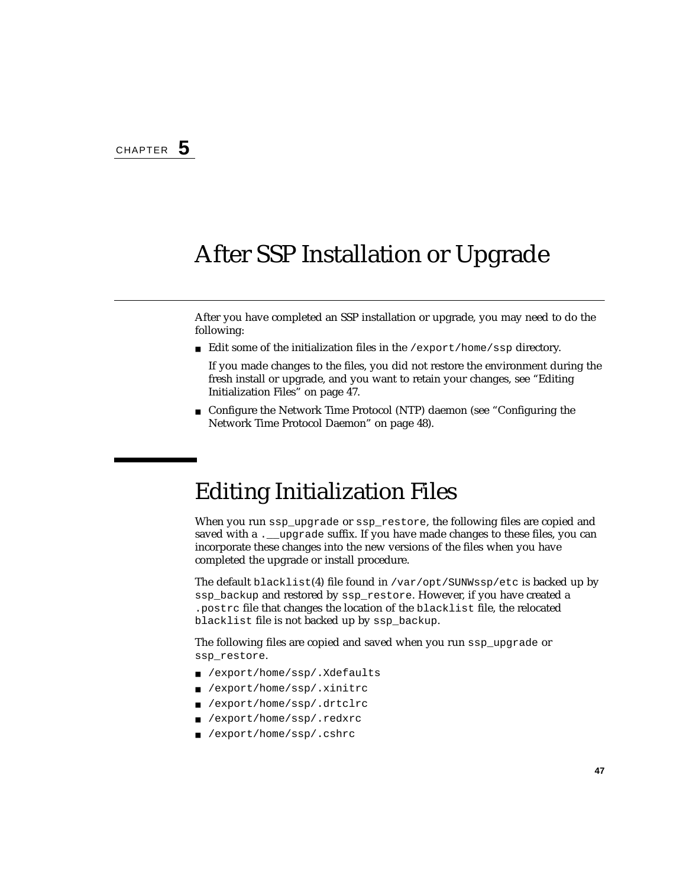CHAPTER **5**

# After SSP Installation or Upgrade

After you have completed an SSP installation or upgrade, you may need to do the following:

- Edit some of the initialization files in the `/export/home/ssp` directory.

  If you made changes to the files, you did not restore the environment during the fresh install or upgrade, and you want to retain your changes, see "Editing Initialization Files" on page 47.

- Configure the Network Time Protocol (NTP) daemon (see "Configuring the Network Time Protocol Daemon" on page 48).

## Editing Initialization Files

When you run `ssp_upgrade` or `ssp_restore`, the following files are copied and saved with a `.__upgrade` suffix. If you have made changes to these files, you can incorporate these changes into the new versions of the files when you have completed the upgrade or install procedure.

The default `blacklist`(4) file found in `/var/opt/SUNWssp/etc` is backed up by `ssp_backup` and restored by `ssp_restore`. However, if you have created a `.postrc` file that changes the location of the `blacklist` file, the relocated `blacklist` file is not backed up by `ssp_backup`.

The following files are copied and saved when you run `ssp_upgrade` or `ssp_restore`.

- `/export/home/ssp/.Xdefaults`
- `/export/home/ssp/.xinitrc`
- `/export/home/ssp/.drtclrc`
- `/export/home/ssp/.redxrc`
- `/export/home/ssp/.cshrc`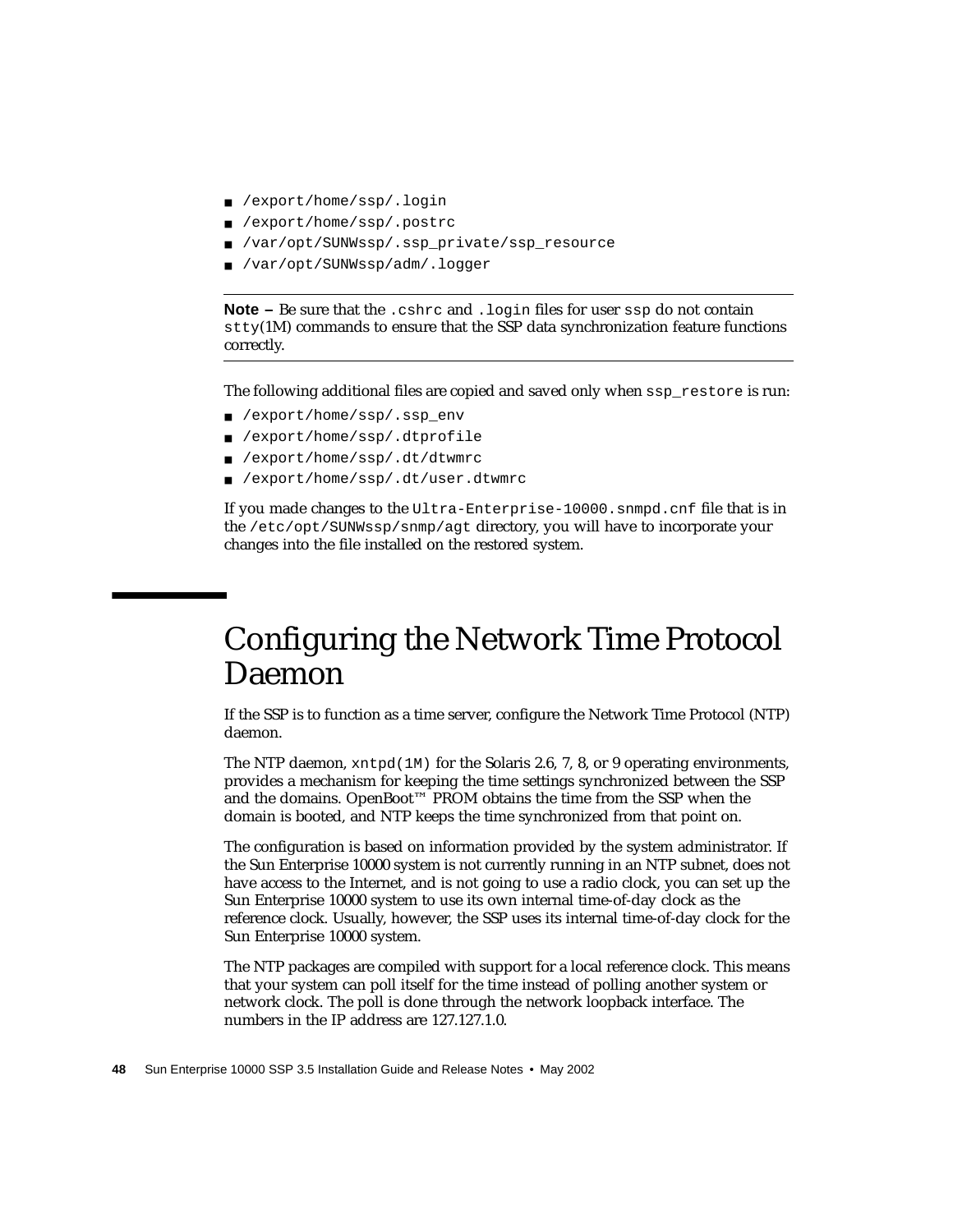- `/export/home/ssp/.login`
- `/export/home/ssp/.postrc`
- `/var/opt/SUNWssp/.ssp_private/ssp_resource`
- `/var/opt/SUNWssp/adm/.logger`

---

**Note –** Be sure that the `.cshrc` and `.login` files for user `ssp` do not contain `stty`(1M) commands to ensure that the SSP data synchronization feature functions correctly.

---

The following additional files are copied and saved only when `ssp_restore` is run:

- `/export/home/ssp/.ssp_env`
- `/export/home/ssp/.dtprofile`
- `/export/home/ssp/.dt/dtwmrc`
- `/export/home/ssp/.dt/user.dtwmrc`

If you made changes to the `Ultra-Enterprise-10000.snmpd.cnf` file that is in the `/etc/opt/SUNWssp/snmp/agt` directory, you will have to incorporate your changes into the file installed on the restored system.

# Configuring the Network Time Protocol Daemon

If the SSP is to function as a time server, configure the Network Time Protocol (NTP) daemon.

The NTP daemon, `xntpd(1M)` for the Solaris 2.6, 7, 8, or 9 operating environments, provides a mechanism for keeping the time settings synchronized between the SSP and the domains. OpenBoot™ PROM obtains the time from the SSP when the domain is booted, and NTP keeps the time synchronized from that point on.

The configuration is based on information provided by the system administrator. If the Sun Enterprise 10000 system is not currently running in an NTP subnet, does not have access to the Internet, and is not going to use a radio clock, you can set up the Sun Enterprise 10000 system to use its own internal time-of-day clock as the reference clock. Usually, however, the SSP uses its internal time-of-day clock for the Sun Enterprise 10000 system.

The NTP packages are compiled with support for a local reference clock. This means that your system can poll itself for the time instead of polling another system or network clock. The poll is done through the network loopback interface. The numbers in the IP address are 127.127.1.0.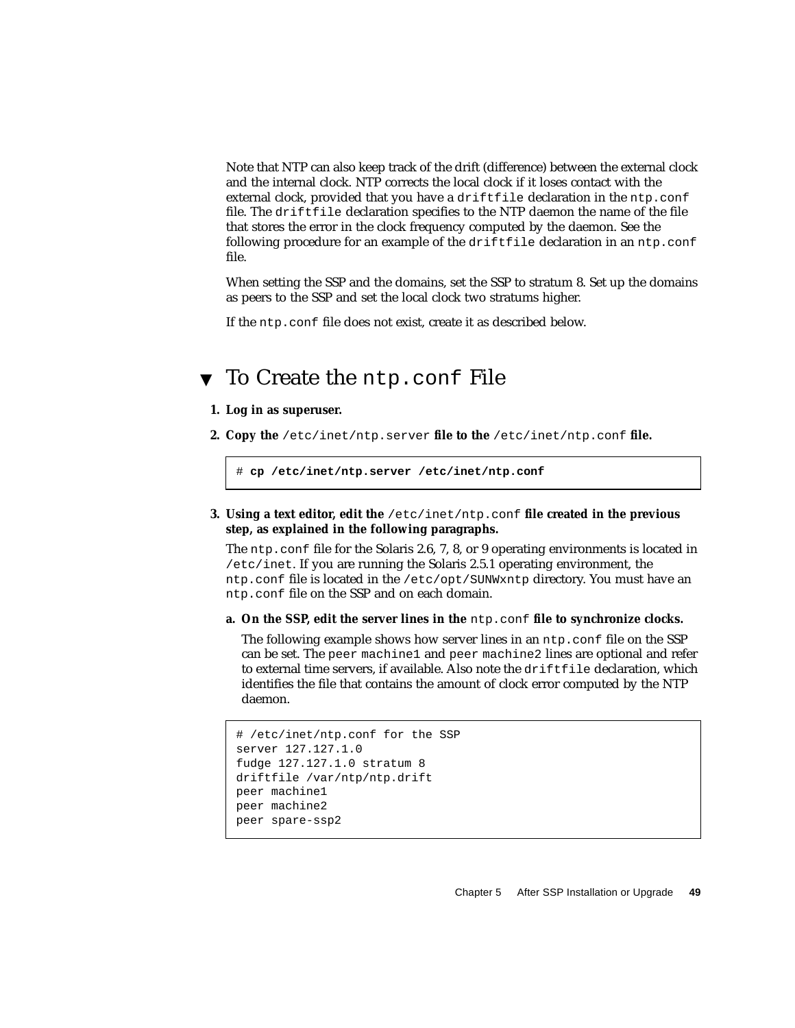Note that NTP can also keep track of the drift (difference) between the external clock and the internal clock. NTP corrects the local clock if it loses contact with the external clock, provided that you have a `driftfile` declaration in the `ntp.conf` file. The `driftfile` declaration specifies to the NTP daemon the name of the file that stores the error in the clock frequency computed by the daemon. See the following procedure for an example of the `driftfile` declaration in an `ntp.conf` file.

When setting the SSP and the domains, set the SSP to stratum 8. Set up the domains as peers to the SSP and set the local clock two stratums higher.

If the `ntp.conf` file does not exist, create it as described below.

## ▼ To Create the `ntp.conf` File

1. **Log in as superuser.**

2. **Copy the** `/etc/inet/ntp.server` **file to the** `/etc/inet/ntp.conf` **file.**

```
# cp /etc/inet/ntp.server /etc/inet/ntp.conf
```

3. **Using a text editor, edit the** `/etc/inet/ntp.conf` **file created in the previous step, as explained in the following paragraphs.**

   The `ntp.conf` file for the Solaris 2.6, 7, 8, or 9 operating environments is located in `/etc/inet`. If you are running the Solaris 2.5.1 operating environment, the `ntp.conf` file is located in the `/etc/opt/SUNWxntp` directory. You must have an `ntp.conf` file on the SSP and on each domain.

   a. **On the SSP, edit the server lines in the** `ntp.conf` **file to synchronize clocks.**

   The following example shows how server lines in an `ntp.conf` file on the SSP can be set. The `peer machine1` and `peer machine2` lines are optional and refer to external time servers, if available. Also note the `driftfile` declaration, which identifies the file that contains the amount of clock error computed by the NTP daemon.

```
# /etc/inet/ntp.conf for the SSP
server 127.127.1.0
fudge 127.127.1.0 stratum 8
driftfile /var/ntp/ntp.drift
peer machine1
peer machine2
peer spare-ssp2
```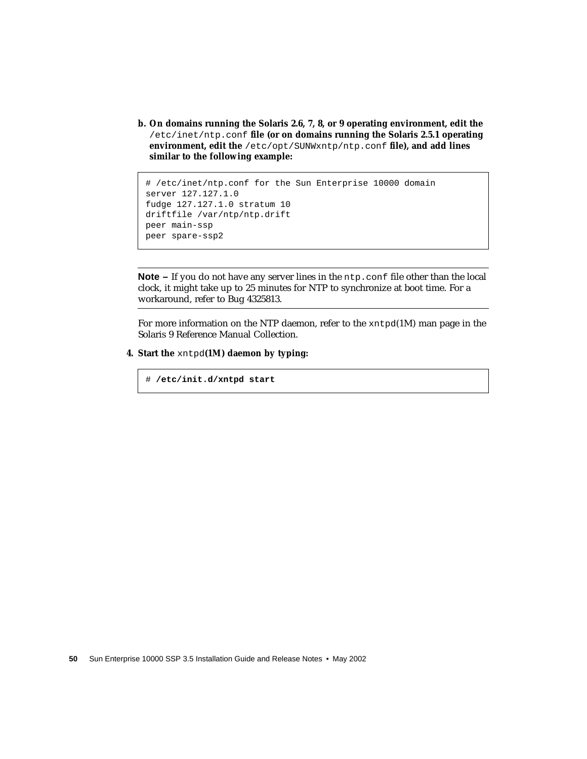b. **On domains running the Solaris 2.6, 7, 8, or 9 operating environment, edit the `/etc/inet/ntp.conf` file (or on domains running the Solaris 2.5.1 operating environment, edit the `/etc/opt/SUNWxntp/ntp.conf` file), and add lines similar to the following example:**

```
# /etc/inet/ntp.conf for the Sun Enterprise 10000 domain
server 127.127.1.0
fudge 127.127.1.0 stratum 10
driftfile /var/ntp/ntp.drift
peer main-ssp
peer spare-ssp2
```

---

**Note –** If you do not have any server lines in the `ntp.conf` file other than the local clock, it might take up to 25 minutes for NTP to synchronize at boot time. For a workaround, refer to Bug 4325813.

---

For more information on the NTP daemon, refer to the `xntpd`(1M) man page in the Solaris 9 Reference Manual Collection.

4. **Start the `xntpd`(1M) daemon by typing:**

```
# /etc/init.d/xntpd start
```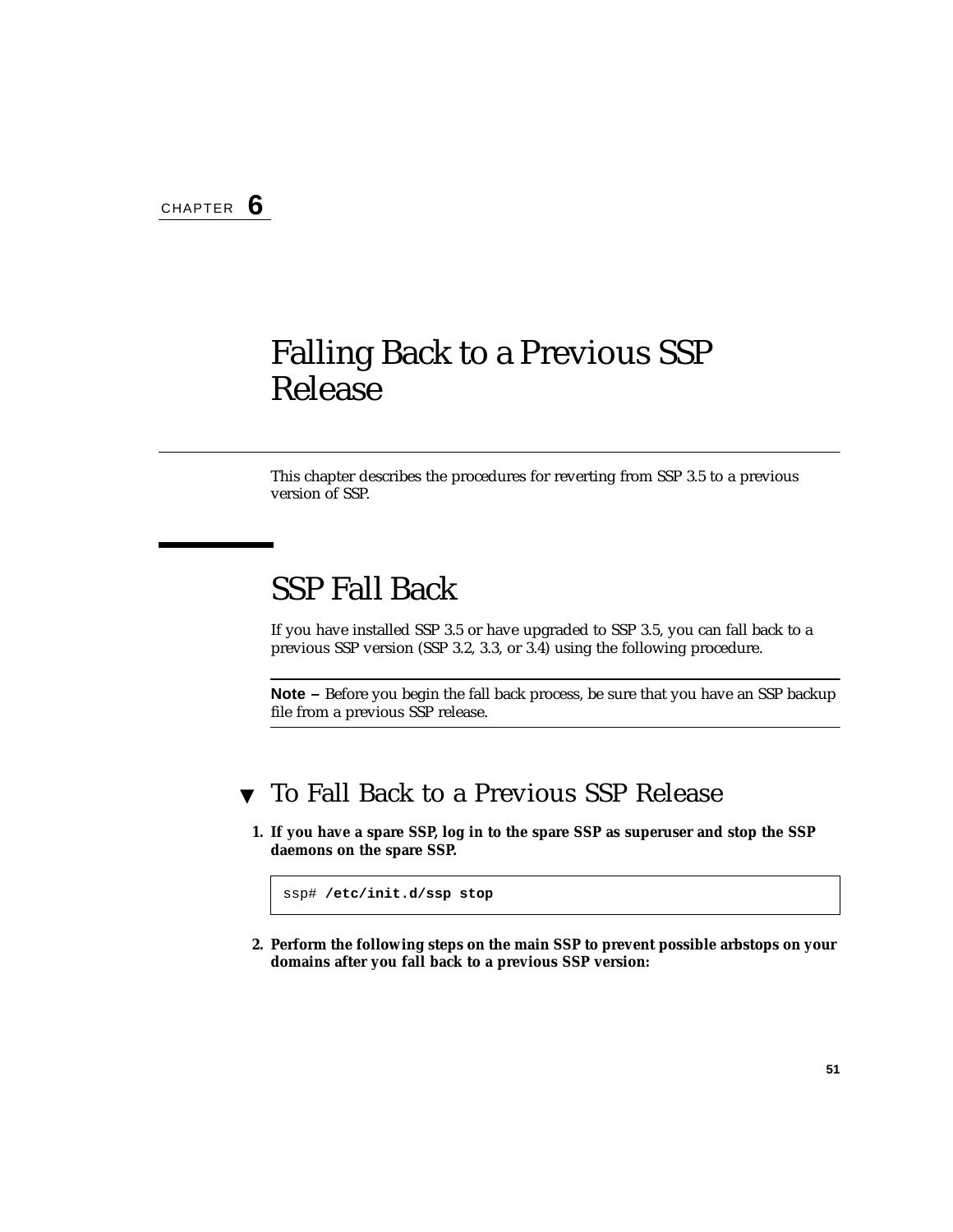CHAPTER **6**

# Falling Back to a Previous SSP Release

This chapter describes the procedures for reverting from SSP 3.5 to a previous version of SSP.

## SSP Fall Back

If you have installed SSP 3.5 or have upgraded to SSP 3.5, you can fall back to a previous SSP version (SSP 3.2, 3.3, or 3.4) using the following procedure.

---

**Note –** Before you begin the fall back process, be sure that you have an SSP backup file from a previous SSP release.

---

### ▼ To Fall Back to a Previous SSP Release

1. **If you have a spare SSP, log in to the spare SSP as superuser and stop the SSP daemons on the spare SSP.**

```
ssp# /etc/init.d/ssp stop
```

2. **Perform the following steps on the main SSP to prevent possible arbstops on your domains after you fall back to a previous SSP version:**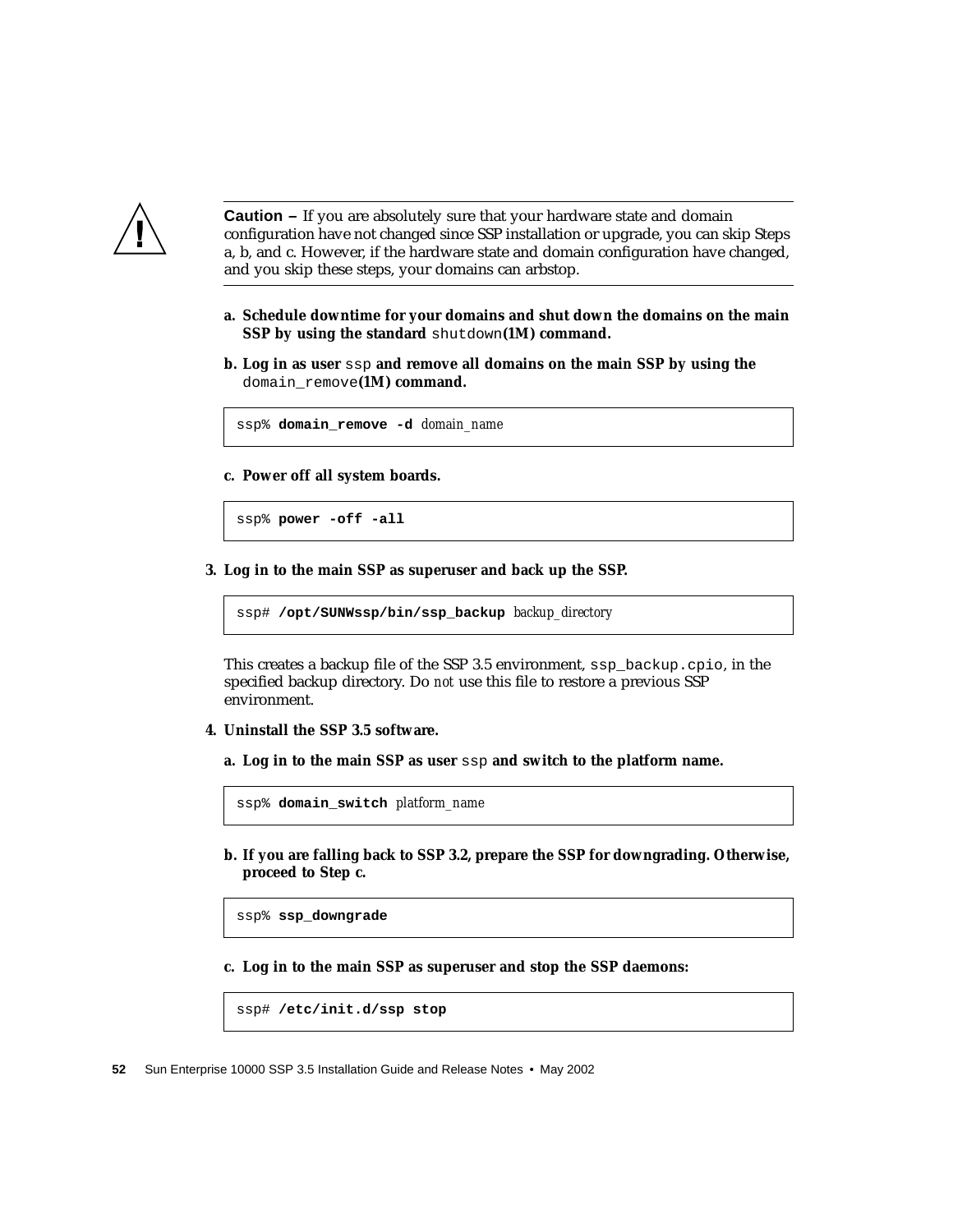---

**Caution –** If you are absolutely sure that your hardware state and domain configuration have not changed since SSP installation or upgrade, you can skip Steps a, b, and c. However, if the hardware state and domain configuration have changed, and you skip these steps, your domains can arbstop.

---

a. **Schedule downtime for your domains and shut down the domains on the main SSP by using the standard** `shutdown`**(1M) command.**

b. **Log in as user** `ssp` **and remove all domains on the main SSP by using the** `domain_remove`**(1M) command.**

```
ssp% domain_remove -d domain_name
```

c. **Power off all system boards.**

```
ssp% power -off -all
```

3. **Log in to the main SSP as superuser and back up the SSP.**

```
ssp# /opt/SUNWssp/bin/ssp_backup backup_directory
```

This creates a backup file of the SSP 3.5 environment, `ssp_backup.cpio`, in the specified backup directory. Do *not* use this file to restore a previous SSP environment.

4. **Uninstall the SSP 3.5 software.**

a. **Log in to the main SSP as user** `ssp` **and switch to the platform name.**

```
ssp% domain_switch platform_name
```

b. **If you are falling back to SSP 3.2, prepare the SSP for downgrading. Otherwise, proceed to Step c.**

```
ssp% ssp_downgrade
```

c. **Log in to the main SSP as superuser and stop the SSP daemons:**

```
ssp# /etc/init.d/ssp stop
```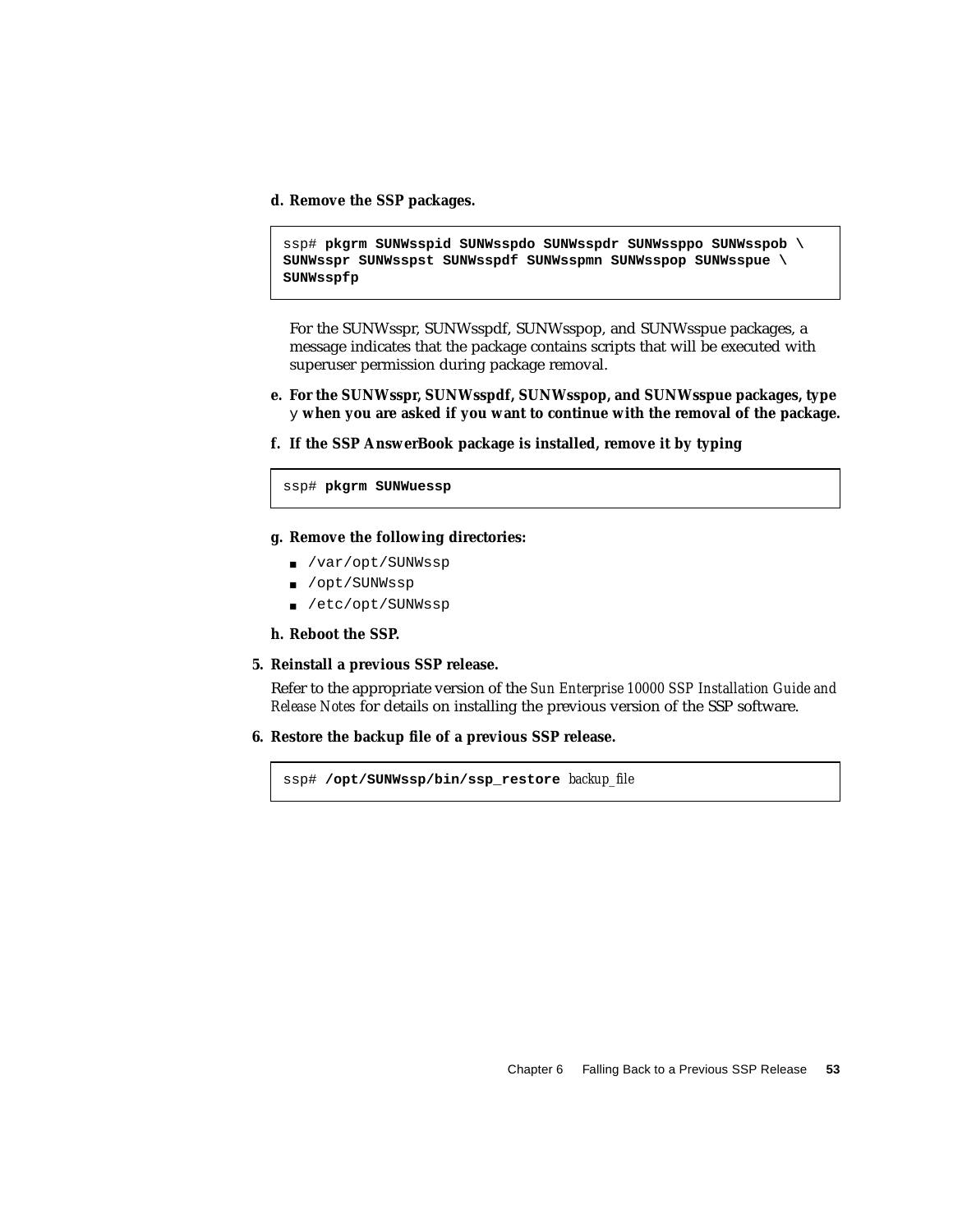d. **Remove the SSP packages.**

```
ssp# pkgrm SUNWsspid SUNWsspdo SUNWsspdr SUNWssppo SUNWsspob \
SUNWsspr SUNWsspst SUNWsspdf SUNWsspmn SUNWsspop SUNWsspue \
SUNWsspfp
```

For the SUNWsspr, SUNWsspdf, SUNWsspop, and SUNWsspue packages, a message indicates that the package contains scripts that will be executed with superuser permission during package removal.

e. **For the SUNWsspr, SUNWsspdf, SUNWsspop, and SUNWsspue packages, type** `y` **when you are asked if you want to continue with the removal of the package.**

f. **If the SSP AnswerBook package is installed, remove it by typing**

```
ssp# pkgrm SUNWuessp
```

g. **Remove the following directories:**

- /var/opt/SUNWssp
- /opt/SUNWssp
- /etc/opt/SUNWssp

h. **Reboot the SSP.**

5. **Reinstall a previous SSP release.**

Refer to the appropriate version of the *Sun Enterprise 10000 SSP Installation Guide and Release Notes* for details on installing the previous version of the SSP software.

6. **Restore the backup file of a previous SSP release.**

```
ssp# /opt/SUNWssp/bin/ssp_restore backup_file
```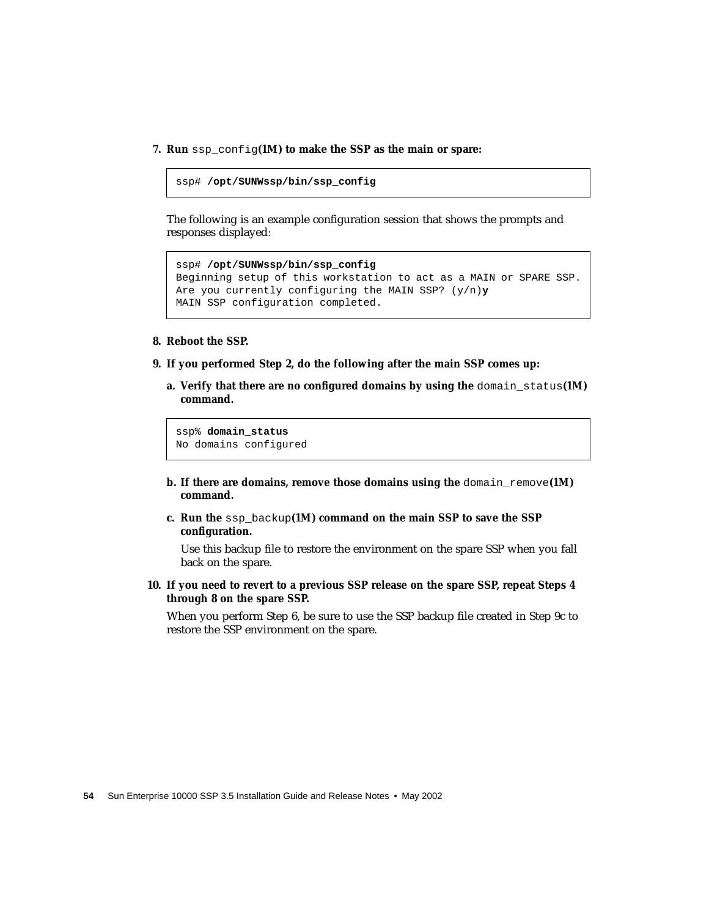7. **Run `ssp_config`(1M) to make the SSP as the main or spare:**

```
ssp# /opt/SUNWssp/bin/ssp_config
```

The following is an example configuration session that shows the prompts and responses displayed:

```
ssp# /opt/SUNWssp/bin/ssp_config
Beginning setup of this workstation to act as a MAIN or SPARE SSP.
Are you currently configuring the MAIN SSP? (y/n)y
MAIN SSP configuration completed.
```

8. **Reboot the SSP.**

9. **If you performed Step 2, do the following after the main SSP comes up:**

   a. **Verify that there are no configured domains by using the `domain_status`(1M) command.**

```
ssp% domain_status
No domains configured
```

   b. **If there are domains, remove those domains using the `domain_remove`(1M) command.**

   c. **Run the `ssp_backup`(1M) command on the main SSP to save the SSP configuration.**

   Use this backup file to restore the environment on the spare SSP when you fall back on the spare.

10. **If you need to revert to a previous SSP release on the spare SSP, repeat Steps 4 through 8 on the spare SSP.**

    When you perform Step 6, be sure to use the SSP backup file created in Step 9c to restore the SSP environment on the spare.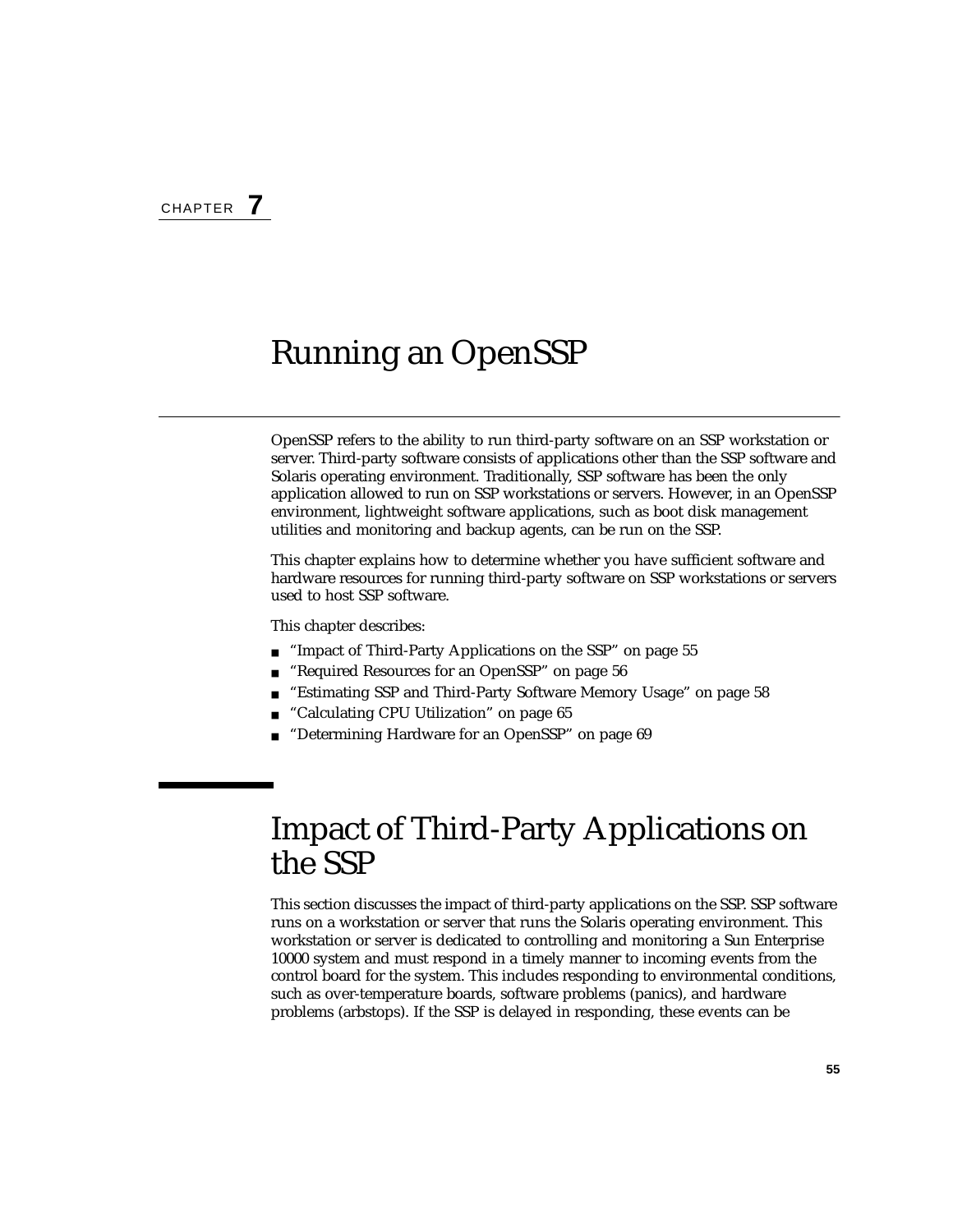CHAPTER **7**

# Running an OpenSSP

OpenSSP refers to the ability to run third-party software on an SSP workstation or server. Third-party software consists of applications other than the SSP software and Solaris operating environment. Traditionally, SSP software has been the only application allowed to run on SSP workstations or servers. However, in an OpenSSP environment, lightweight software applications, such as boot disk management utilities and monitoring and backup agents, can be run on the SSP.

This chapter explains how to determine whether you have sufficient software and hardware resources for running third-party software on SSP workstations or servers used to host SSP software.

This chapter describes:

- "Impact of Third-Party Applications on the SSP" on page 55
- "Required Resources for an OpenSSP" on page 56
- "Estimating SSP and Third-Party Software Memory Usage" on page 58
- "Calculating CPU Utilization" on page 65
- "Determining Hardware for an OpenSSP" on page 69

## Impact of Third-Party Applications on the SSP

This section discusses the impact of third-party applications on the SSP. SSP software runs on a workstation or server that runs the Solaris operating environment. This workstation or server is dedicated to controlling and monitoring a Sun Enterprise 10000 system and must respond in a timely manner to incoming events from the control board for the system. This includes responding to environmental conditions, such as over-temperature boards, software problems (panics), and hardware problems (arbstops). If the SSP is delayed in responding, these events can be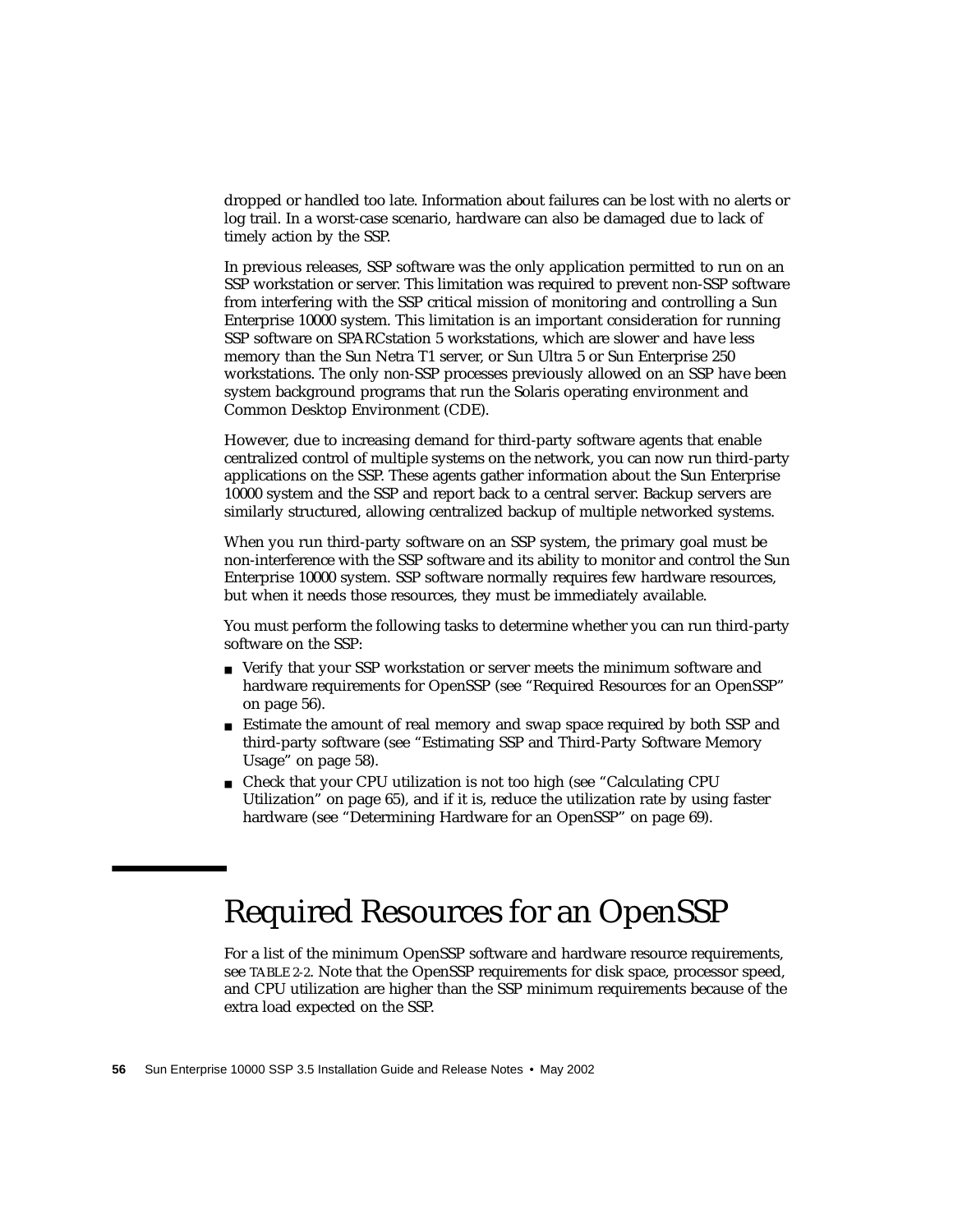dropped or handled too late. Information about failures can be lost with no alerts or log trail. In a worst-case scenario, hardware can also be damaged due to lack of timely action by the SSP.

In previous releases, SSP software was the only application permitted to run on an SSP workstation or server. This limitation was required to prevent non-SSP software from interfering with the SSP critical mission of monitoring and controlling a Sun Enterprise 10000 system. This limitation is an important consideration for running SSP software on SPARCstation 5 workstations, which are slower and have less memory than the Sun Netra T1 server, or Sun Ultra 5 or Sun Enterprise 250 workstations. The only non-SSP processes previously allowed on an SSP have been system background programs that run the Solaris operating environment and Common Desktop Environment (CDE).

However, due to increasing demand for third-party software agents that enable centralized control of multiple systems on the network, you can now run third-party applications on the SSP. These agents gather information about the Sun Enterprise 10000 system and the SSP and report back to a central server. Backup servers are similarly structured, allowing centralized backup of multiple networked systems.

When you run third-party software on an SSP system, the primary goal must be non-interference with the SSP software and its ability to monitor and control the Sun Enterprise 10000 system. SSP software normally requires few hardware resources, but when it needs those resources, they must be immediately available.

You must perform the following tasks to determine whether you can run third-party software on the SSP:

- Verify that your SSP workstation or server meets the minimum software and hardware requirements for OpenSSP (see "Required Resources for an OpenSSP" on page 56).
- Estimate the amount of real memory and swap space required by both SSP and third-party software (see "Estimating SSP and Third-Party Software Memory Usage" on page 58).
- Check that your CPU utilization is not too high (see "Calculating CPU Utilization" on page 65), and if it is, reduce the utilization rate by using faster hardware (see "Determining Hardware for an OpenSSP" on page 69).

## Required Resources for an OpenSSP

For a list of the minimum OpenSSP software and hardware resource requirements, see TABLE 2-2. Note that the OpenSSP requirements for disk space, processor speed, and CPU utilization are higher than the SSP minimum requirements because of the extra load expected on the SSP.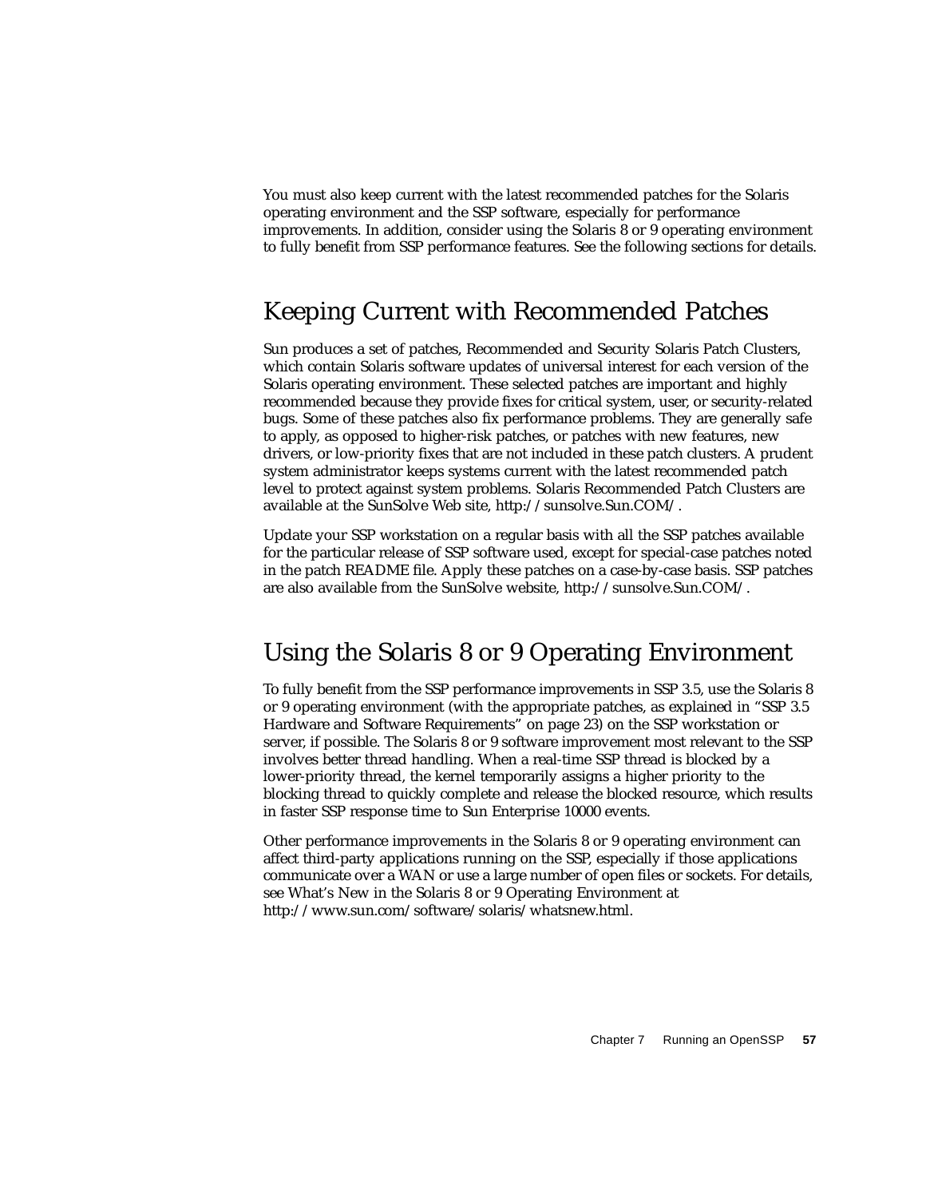You must also keep current with the latest recommended patches for the Solaris operating environment and the SSP software, especially for performance improvements. In addition, consider using the Solaris 8 or 9 operating environment to fully benefit from SSP performance features. See the following sections for details.

## Keeping Current with Recommended Patches

Sun produces a set of patches, Recommended and Security Solaris Patch Clusters, which contain Solaris software updates of universal interest for each version of the Solaris operating environment. These selected patches are important and highly recommended because they provide fixes for critical system, user, or security-related bugs. Some of these patches also fix performance problems. They are generally safe to apply, as opposed to higher-risk patches, or patches with new features, new drivers, or low-priority fixes that are not included in these patch clusters. A prudent system administrator keeps systems current with the latest recommended patch level to protect against system problems. Solaris Recommended Patch Clusters are available at the SunSolve Web site, http://sunsolve.Sun.COM/.

Update your SSP workstation on a regular basis with all the SSP patches available for the particular release of SSP software used, except for special-case patches noted in the patch README file. Apply these patches on a case-by-case basis. SSP patches are also available from the SunSolve website, http://sunsolve.Sun.COM/.

## Using the Solaris 8 or 9 Operating Environment

To fully benefit from the SSP performance improvements in SSP 3.5, use the Solaris 8 or 9 operating environment (with the appropriate patches, as explained in "SSP 3.5 Hardware and Software Requirements" on page 23) on the SSP workstation or server, if possible. The Solaris 8 or 9 software improvement most relevant to the SSP involves better thread handling. When a real-time SSP thread is blocked by a lower-priority thread, the kernel temporarily assigns a higher priority to the blocking thread to quickly complete and release the blocked resource, which results in faster SSP response time to Sun Enterprise 10000 events.

Other performance improvements in the Solaris 8 or 9 operating environment can affect third-party applications running on the SSP, especially if those applications communicate over a WAN or use a large number of open files or sockets. For details, see What's New in the Solaris 8 or 9 Operating Environment at http://www.sun.com/software/solaris/whatsnew.html.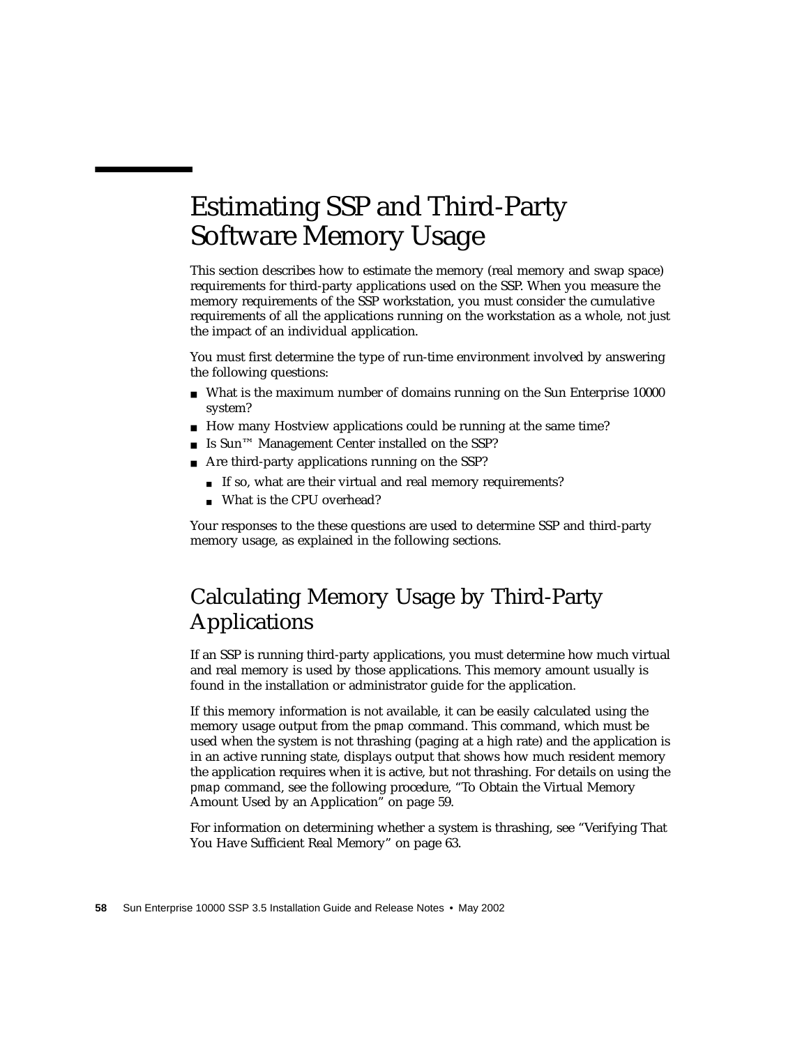# Estimating SSP and Third-Party Software Memory Usage

This section describes how to estimate the memory (real memory and swap space) requirements for third-party applications used on the SSP. When you measure the memory requirements of the SSP workstation, you must consider the cumulative requirements of all the applications running on the workstation as a whole, not just the impact of an individual application.

You must first determine the type of run-time environment involved by answering the following questions:

- What is the maximum number of domains running on the Sun Enterprise 10000 system?
- How many Hostview applications could be running at the same time?
- Is Sun™ Management Center installed on the SSP?
- Are third-party applications running on the SSP?
  - If so, what are their virtual and real memory requirements?
  - What is the CPU overhead?

Your responses to the these questions are used to determine SSP and third-party memory usage, as explained in the following sections.

## Calculating Memory Usage by Third-Party Applications

If an SSP is running third-party applications, you must determine how much virtual and real memory is used by those applications. This memory amount usually is found in the installation or administrator guide for the application.

If this memory information is not available, it can be easily calculated using the memory usage output from the `pmap` command. This command, which must be used when the system is not thrashing (paging at a high rate) and the application is in an active running state, displays output that shows how much resident memory the application requires when it is active, but not thrashing. For details on using the `pmap` command, see the following procedure, "To Obtain the Virtual Memory Amount Used by an Application" on page 59.

For information on determining whether a system is thrashing, see "Verifying That You Have Sufficient Real Memory" on page 63.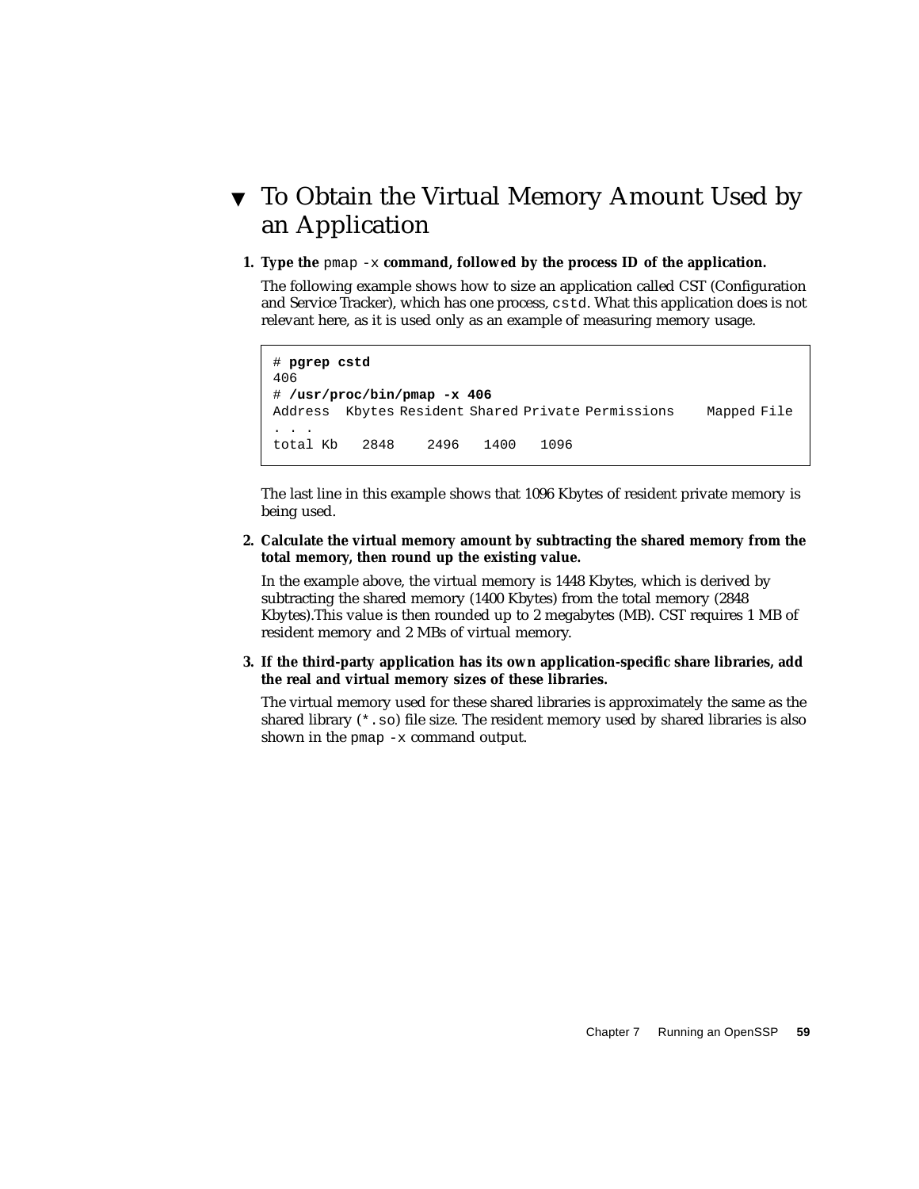## ▼ To Obtain the Virtual Memory Amount Used by an Application

1. **Type the** `pmap -x` **command, followed by the process ID of the application.**

   The following example shows how to size an application called CST (Configuration and Service Tracker), which has one process, `cstd`. What this application does is not relevant here, as it is used only as an example of measuring memory usage.

```
# pgrep cstd
406
# /usr/proc/bin/pmap -x 406
Address  Kbytes Resident Shared Private Permissions     Mapped File
. . .
total Kb   2848    2496   1400   1096
```

   The last line in this example shows that 1096 Kbytes of resident private memory is being used.

2. **Calculate the virtual memory amount by subtracting the shared memory from the total memory, then round up the existing value.**

   In the example above, the virtual memory is 1448 Kbytes, which is derived by subtracting the shared memory (1400 Kbytes) from the total memory (2848 Kbytes).This value is then rounded up to 2 megabytes (MB). CST requires 1 MB of resident memory and 2 MBs of virtual memory.

3. **If the third-party application has its own application-specific share libraries, add the real and virtual memory sizes of these libraries.**

   The virtual memory used for these shared libraries is approximately the same as the shared library (`*.so`) file size. The resident memory used by shared libraries is also shown in the `pmap -x` command output.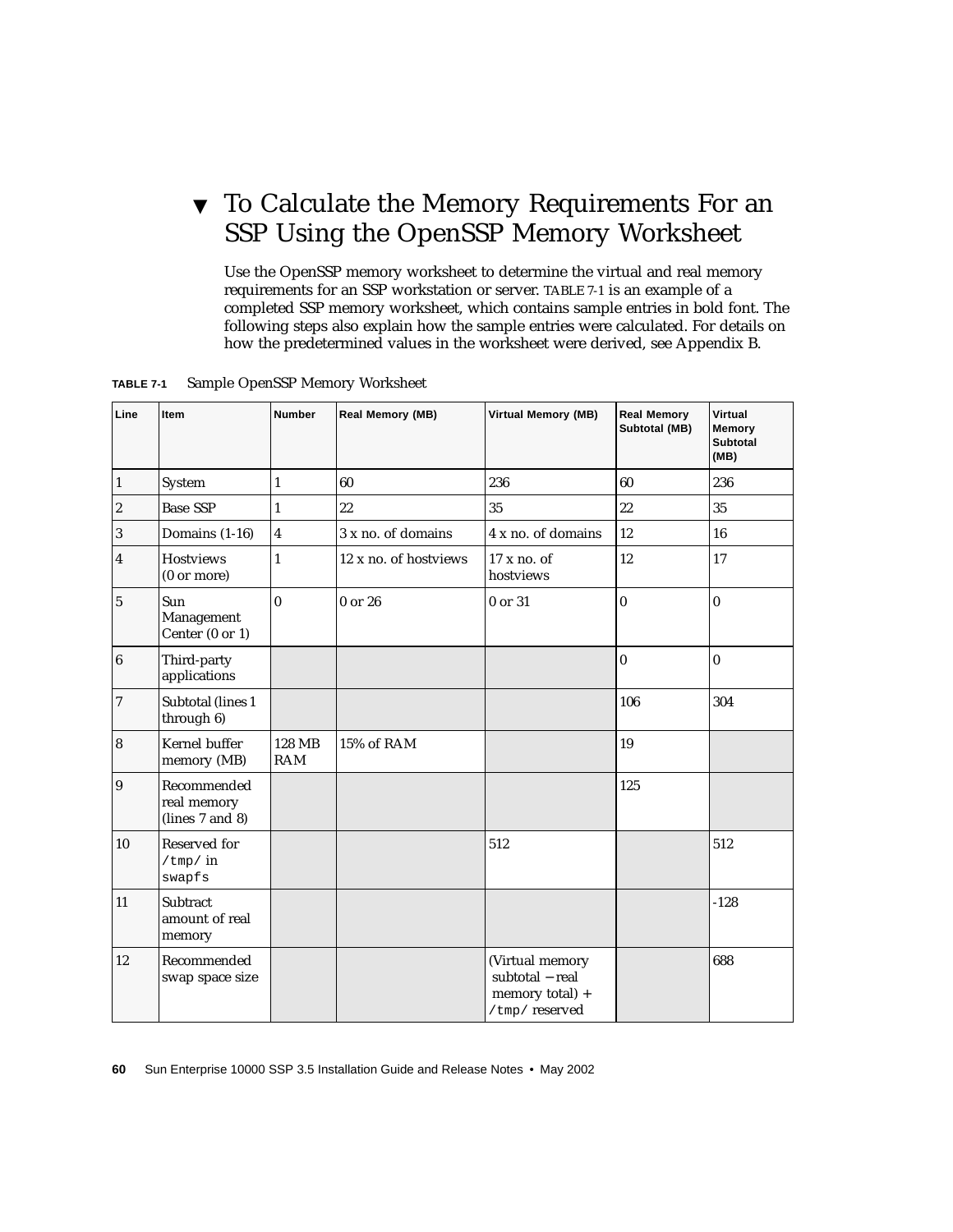## ▼ To Calculate the Memory Requirements For an SSP Using the OpenSSP Memory Worksheet

Use the OpenSSP memory worksheet to determine the virtual and real memory requirements for an SSP workstation or server. TABLE 7-1 is an example of a completed SSP memory worksheet, which contains sample entries in bold font. The following steps also explain how the sample entries were calculated. For details on how the predetermined values in the worksheet were derived, see Appendix B.

**TABLE 7-1** Sample OpenSSP Memory Worksheet

| Line | Item | Number | Real Memory (MB) | Virtual Memory (MB) | Real Memory Subtotal (MB) | Virtual Memory Subtotal (MB) |
|---|---|---|---|---|---|---|
| 1 | System | 1 | 60 | 236 | 60 | 236 |
| 2 | Base SSP | 1 | 22 | 35 | 22 | 35 |
| 3 | Domains (1-16) | 4 | 3 x no. of domains | 4 x no. of domains | 12 | 16 |
| 4 | Hostviews (0 or more) | 1 | 12 x no. of hostviews | 17 x no. of hostviews | 12 | 17 |
| 5 | Sun Management Center (0 or 1) | 0 | 0 or 26 | 0 or 31 | 0 | 0 |
| 6 | Third-party applications | | | | 0 | 0 |
| 7 | Subtotal (lines 1 through 6) | | | | 106 | 304 |
| 8 | Kernel buffer memory (MB) | 128 MB RAM | 15% of RAM | | 19 | |
| 9 | Recommended real memory (lines 7 and 8) | | | | 125 | |
| 10 | Reserved for `/tmp/` in `swapfs` | | | 512 | | 512 |
| 11 | Subtract amount of real memory | | | | | -128 |
| 12 | Recommended swap space size | | | (Virtual memory subtotal − real memory total) + `/tmp/` reserved | | 688 |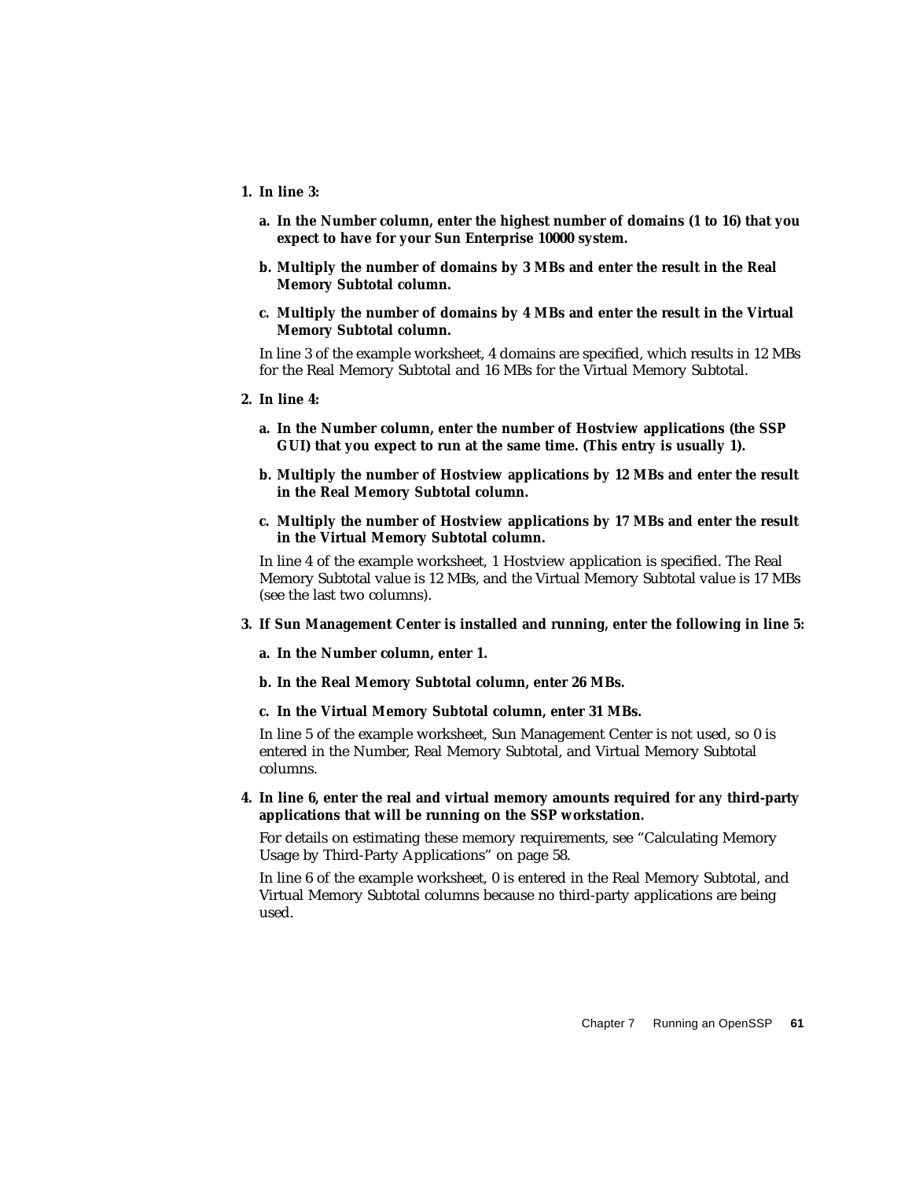1. **In line 3:**

   a. **In the Number column, enter the highest number of domains (1 to 16) that you expect to have for your Sun Enterprise 10000 system.**

   b. **Multiply the number of domains by 3 MBs and enter the result in the Real Memory Subtotal column.**

   c. **Multiply the number of domains by 4 MBs and enter the result in the Virtual Memory Subtotal column.**

   In line 3 of the example worksheet, 4 domains are specified, which results in 12 MBs for the Real Memory Subtotal and 16 MBs for the Virtual Memory Subtotal.

2. **In line 4:**

   a. **In the Number column, enter the number of Hostview applications (the SSP GUI) that you expect to run at the same time. (This entry is usually 1).**

   b. **Multiply the number of Hostview applications by 12 MBs and enter the result in the Real Memory Subtotal column.**

   c. **Multiply the number of Hostview applications by 17 MBs and enter the result in the Virtual Memory Subtotal column.**

   In line 4 of the example worksheet, 1 Hostview application is specified. The Real Memory Subtotal value is 12 MBs, and the Virtual Memory Subtotal value is 17 MBs (see the last two columns).

3. **If Sun Management Center is installed and running, enter the following in line 5:**

   a. **In the Number column, enter 1.**

   b. **In the Real Memory Subtotal column, enter 26 MBs.**

   c. **In the Virtual Memory Subtotal column, enter 31 MBs.**

   In line 5 of the example worksheet, Sun Management Center is not used, so 0 is entered in the Number, Real Memory Subtotal, and Virtual Memory Subtotal columns.

4. **In line 6, enter the real and virtual memory amounts required for any third-party applications that will be running on the SSP workstation.**

   For details on estimating these memory requirements, see "Calculating Memory Usage by Third-Party Applications" on page 58.

   In line 6 of the example worksheet, 0 is entered in the Real Memory Subtotal, and Virtual Memory Subtotal columns because no third-party applications are being used.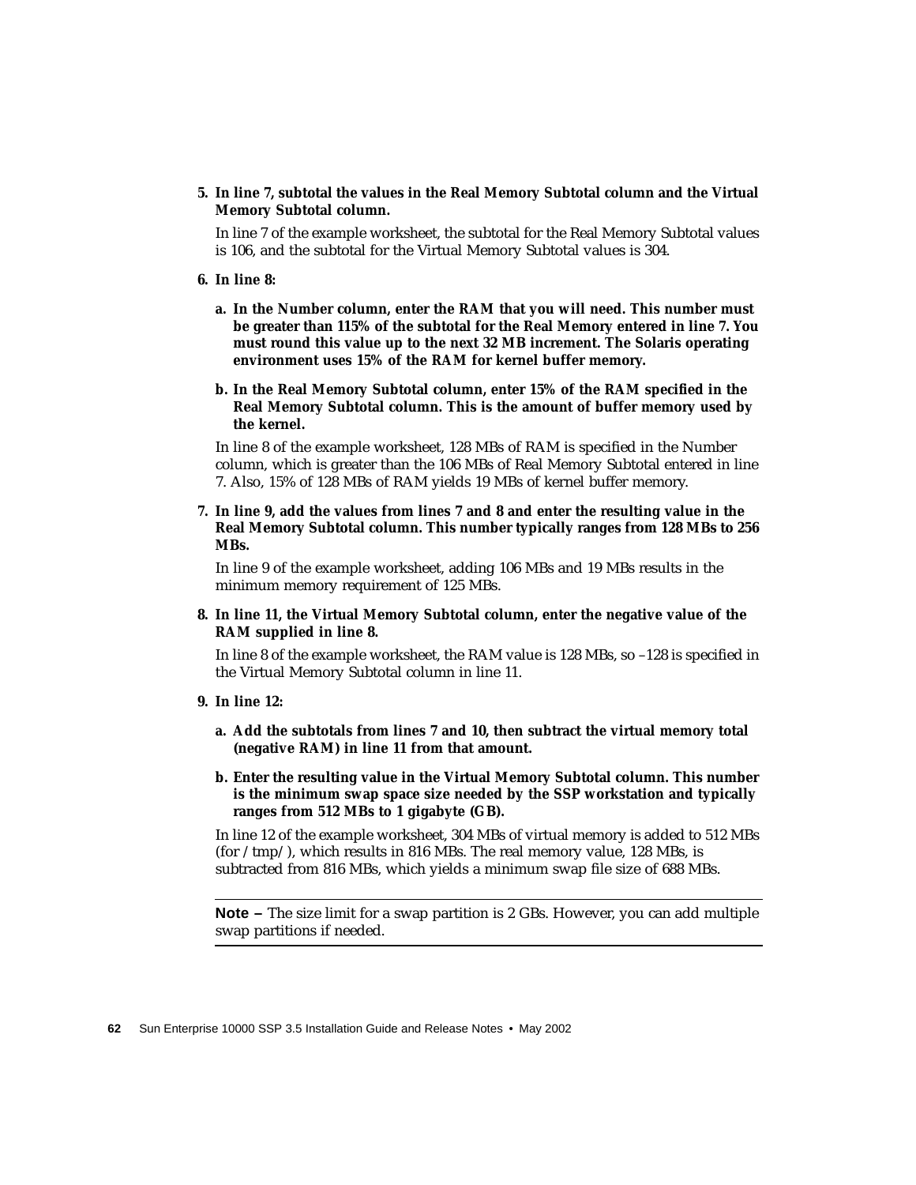5. **In line 7, subtotal the values in the Real Memory Subtotal column and the Virtual Memory Subtotal column.**

   In line 7 of the example worksheet, the subtotal for the Real Memory Subtotal values is 106, and the subtotal for the Virtual Memory Subtotal values is 304.

6. **In line 8:**

   a. **In the Number column, enter the RAM that you will need. This number must be greater than 115% of the subtotal for the Real Memory entered in line 7. You must round this value up to the next 32 MB increment. The Solaris operating environment uses 15% of the RAM for kernel buffer memory.**

   b. **In the Real Memory Subtotal column, enter 15% of the RAM specified in the Real Memory Subtotal column. This is the amount of buffer memory used by the kernel.**

   In line 8 of the example worksheet, 128 MBs of RAM is specified in the Number column, which is greater than the 106 MBs of Real Memory Subtotal entered in line 7. Also, 15% of 128 MBs of RAM yields 19 MBs of kernel buffer memory.

7. **In line 9, add the values from lines 7 and 8 and enter the resulting value in the Real Memory Subtotal column. This number typically ranges from 128 MBs to 256 MBs.**

   In line 9 of the example worksheet, adding 106 MBs and 19 MBs results in the minimum memory requirement of 125 MBs.

8. **In line 11, the Virtual Memory Subtotal column, enter the negative value of the RAM supplied in line 8.**

   In line 8 of the example worksheet, the RAM value is 128 MBs, so –128 is specified in the Virtual Memory Subtotal column in line 11.

9. **In line 12:**

   a. **Add the subtotals from lines 7 and 10, then subtract the virtual memory total (negative RAM) in line 11 from that amount.**

   b. **Enter the resulting value in the Virtual Memory Subtotal column. This number is the minimum swap space size needed by the SSP workstation and typically ranges from 512 MBs to 1 gigabyte (GB).**

   In line 12 of the example worksheet, 304 MBs of virtual memory is added to 512 MBs (for /tmp/), which results in 816 MBs. The real memory value, 128 MBs, is subtracted from 816 MBs, which yields a minimum swap file size of 688 MBs.

---

**Note –** The size limit for a swap partition is 2 GBs. However, you can add multiple swap partitions if needed.

---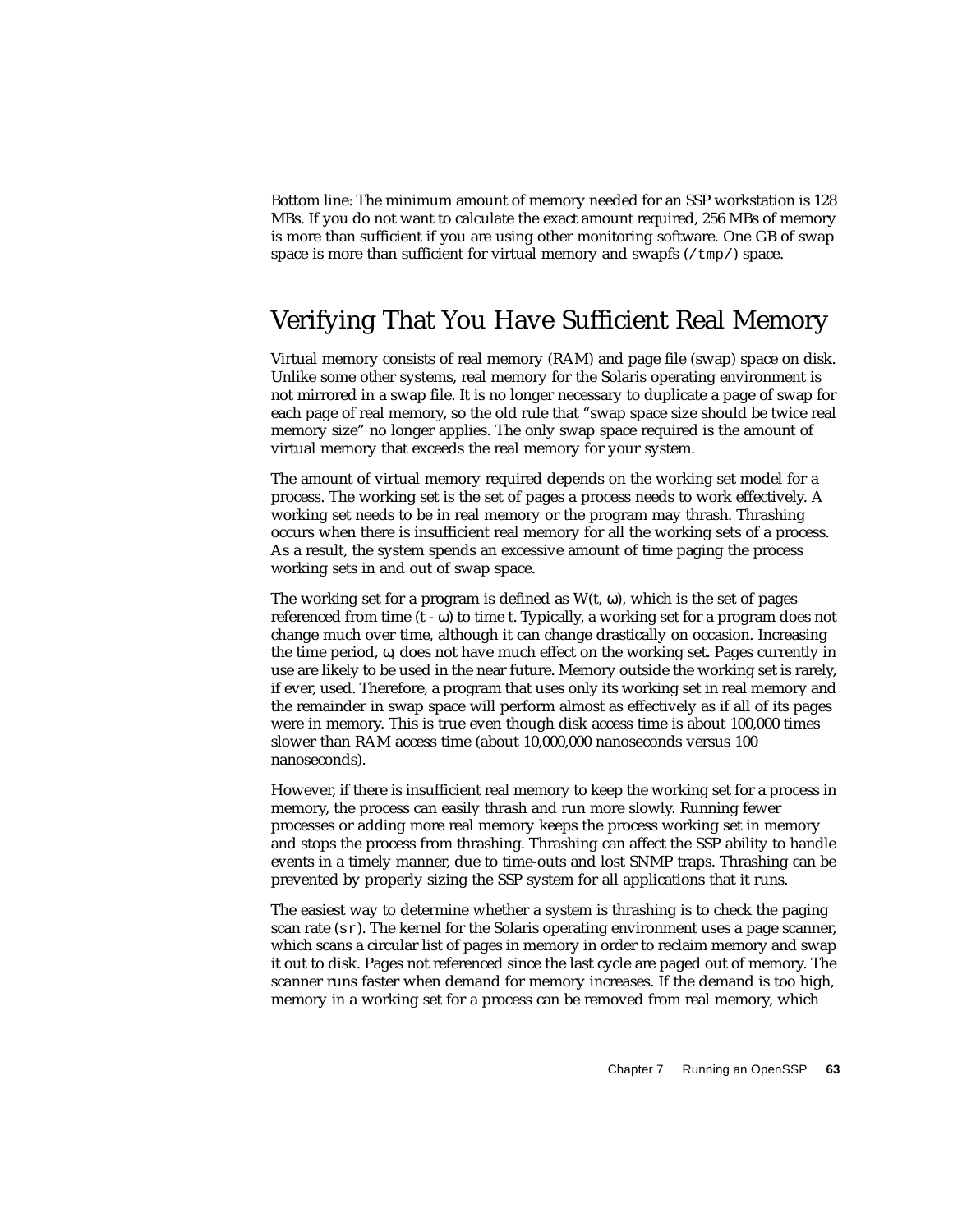Bottom line: The minimum amount of memory needed for an SSP workstation is 128 MBs. If you do not want to calculate the exact amount required, 256 MBs of memory is more than sufficient if you are using other monitoring software. One GB of swap space is more than sufficient for virtual memory and swapfs (`/tmp/`) space.

## Verifying That You Have Sufficient Real Memory

Virtual memory consists of real memory (RAM) and page file (swap) space on disk. Unlike some other systems, real memory for the Solaris operating environment is not mirrored in a swap file. It is no longer necessary to duplicate a page of swap for each page of real memory, so the old rule that "swap space size should be twice real memory size" no longer applies. The only swap space required is the amount of virtual memory that exceeds the real memory for your system.

The amount of virtual memory required depends on the working set model for a process. The working set is the set of pages a process needs to work effectively. A working set needs to be in real memory or the program may thrash. Thrashing occurs when there is insufficient real memory for all the working sets of a process. As a result, the system spends an excessive amount of time paging the process working sets in and out of swap space.

The working set for a program is defined as $W(t, \omega)$, which is the set of pages referenced from time $(t - \omega)$ to time $t$. Typically, a working set for a program does not change much over time, although it can change drastically on occasion. Increasing the time period, $\omega$, does not have much effect on the working set. Pages currently in use are likely to be used in the near future. Memory outside the working set is rarely, if ever, used. Therefore, a program that uses only its working set in real memory and the remainder in swap space will perform almost as effectively as if all of its pages were in memory. This is true even though disk access time is about 100,000 times slower than RAM access time (about 10,000,000 nanoseconds versus 100 nanoseconds).

However, if there is insufficient real memory to keep the working set for a process in memory, the process can easily thrash and run more slowly. Running fewer processes or adding more real memory keeps the process working set in memory and stops the process from thrashing. Thrashing can affect the SSP ability to handle events in a timely manner, due to time-outs and lost SNMP traps. Thrashing can be prevented by properly sizing the SSP system for all applications that it runs.

The easiest way to determine whether a system is thrashing is to check the paging scan rate (`sr`). The kernel for the Solaris operating environment uses a page scanner, which scans a circular list of pages in memory in order to reclaim memory and swap it out to disk. Pages not referenced since the last cycle are paged out of memory. The scanner runs faster when demand for memory increases. If the demand is too high, memory in a working set for a process can be removed from real memory, which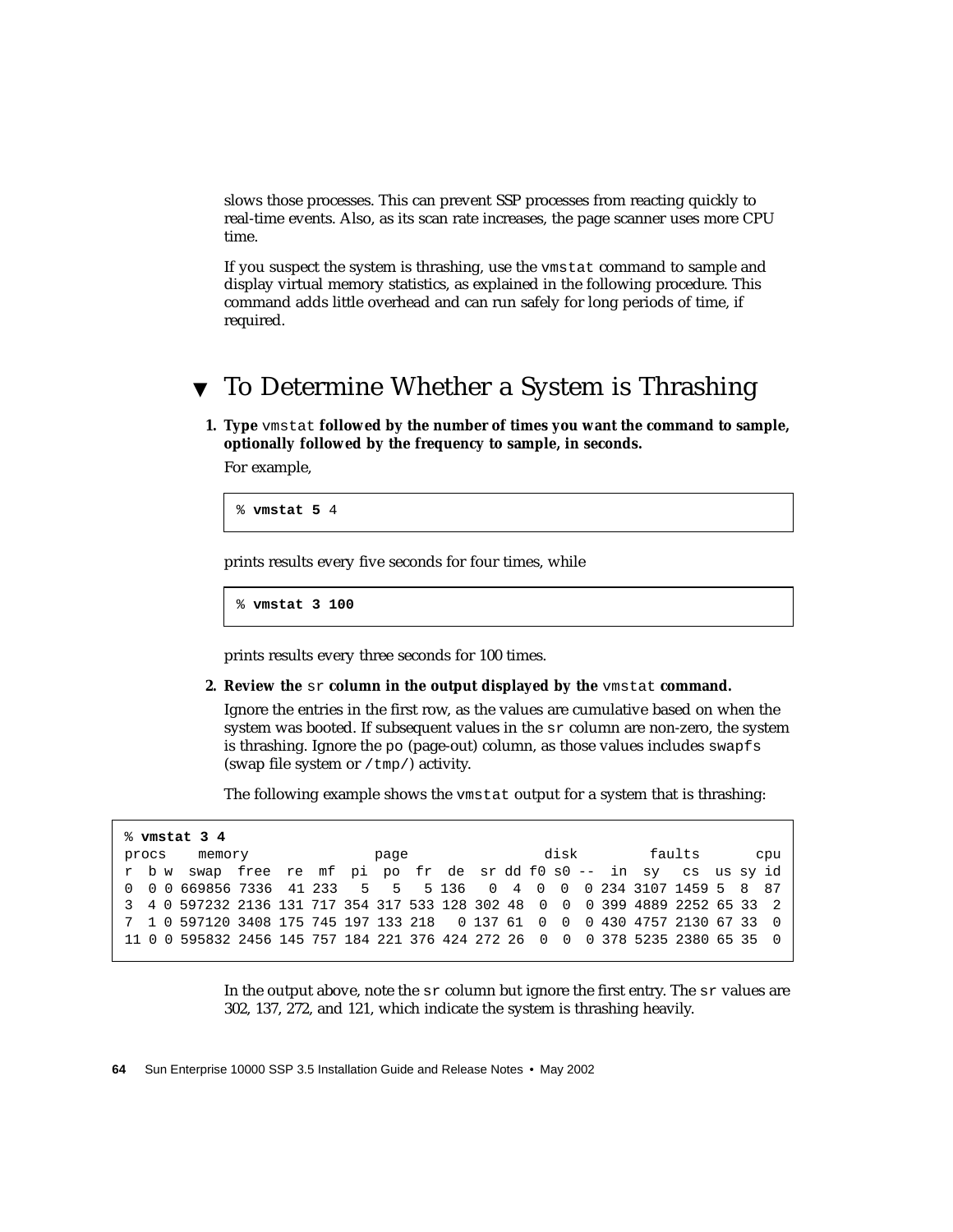slows those processes. This can prevent SSP processes from reacting quickly to real-time events. Also, as its scan rate increases, the page scanner uses more CPU time.

If you suspect the system is thrashing, use the `vmstat` command to sample and display virtual memory statistics, as explained in the following procedure. This command adds little overhead and can run safely for long periods of time, if required.

## ▼ To Determine Whether a System is Thrashing

**1. Type `vmstat` followed by the number of times you want the command to sample, optionally followed by the frequency to sample, in seconds.**

For example,

```
% vmstat 5 4
```

prints results every five seconds for four times, while

```
% vmstat 3 100
```

prints results every three seconds for 100 times.

**2. Review the `sr` column in the output displayed by the `vmstat` command.**

Ignore the entries in the first row, as the values are cumulative based on when the system was booted. If subsequent values in the `sr` column are non-zero, the system is thrashing. Ignore the `po` (page-out) column, as those values includes `swapfs` (swap file system or `/tmp/`) activity.

The following example shows the `vmstat` output for a system that is thrashing:

```
% vmstat 3 4
procs    memory               page                disk        faults      cpu
r  b w  swap  free  re  mf  pi  po  fr  de  sr dd f0 s0 --  in  sy   cs  us sy id
0  0 0 669856 7336  41 233   5   5   5 136   0  4  0  0  0 234 3107 1459 5  8  87
3  4 0 597232 2136 131 717 354 317 533 128 302 48  0  0  0 399 4889 2252 65 33  2
7  1 0 597120 3408 175 745 197 133 218   0 137 61  0  0  0 430 4757 2130 67 33  0
11 0 0 595832 2456 145 757 184 221 376 424 272 26  0  0  0 378 5235 2380 65 35  0
```

In the output above, note the `sr` column but ignore the first entry. The `sr` values are 302, 137, 272, and 121, which indicate the system is thrashing heavily.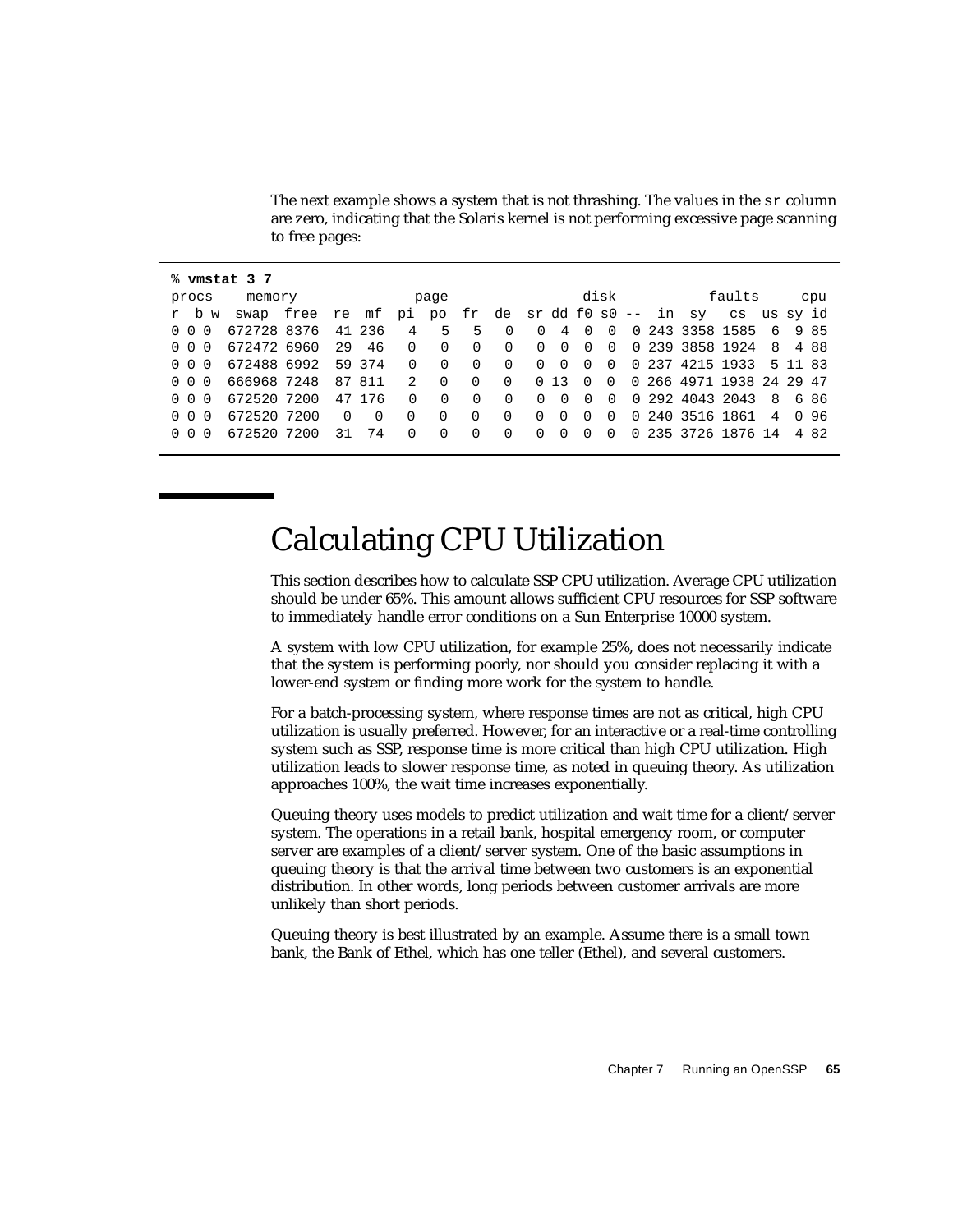The next example shows a system that is not thrashing. The values in the `sr` column are zero, indicating that the Solaris kernel is not performing excessive page scanning to free pages:

```
% vmstat 3 7
procs    memory            page                    disk          faults     cpu
r  b w   swap  free  re  mf  pi  po  fr  de  sr dd f0 s0 --  in  sy   cs  us sy id
0 0 0  672728 8376  41 236   4   5   5   0   0  4  0  0  0 243 3358 1585  6  9 85
0 0 0  672472 6960  29  46   0   0   0   0   0  0  0  0  0 239 3858 1924  8  4 88
0 0 0  672488 6992  59 374   0   0   0   0   0  0  0  0  0 237 4215 1933  5 11 83
0 0 0  666968 7248  87 811   2   0   0   0   0 13  0  0  0 266 4971 1938 24 29 47
0 0 0  672520 7200  47 176   0   0   0   0   0  0  0  0  0 292 4043 2043  8  6 86
0 0 0  672520 7200   0   0   0   0   0   0   0  0  0  0  0 240 3516 1861  4  0 96
0 0 0  672520 7200  31  74   0   0   0   0   0  0  0  0  0 235 3726 1876 14  4 82
```

## Calculating CPU Utilization

This section describes how to calculate SSP CPU utilization. Average CPU utilization should be under 65%. This amount allows sufficient CPU resources for SSP software to immediately handle error conditions on a Sun Enterprise 10000 system.

A system with low CPU utilization, for example 25%, does not necessarily indicate that the system is performing poorly, nor should you consider replacing it with a lower-end system or finding more work for the system to handle.

For a batch-processing system, where response times are not as critical, high CPU utilization is usually preferred. However, for an interactive or a real-time controlling system such as SSP, response time is more critical than high CPU utilization. High utilization leads to slower response time, as noted in queuing theory. As utilization approaches 100%, the wait time increases exponentially.

Queuing theory uses models to predict utilization and wait time for a client/server system. The operations in a retail bank, hospital emergency room, or computer server are examples of a client/server system. One of the basic assumptions in queuing theory is that the arrival time between two customers is an exponential distribution. In other words, long periods between customer arrivals are more unlikely than short periods.

Queuing theory is best illustrated by an example. Assume there is a small town bank, the Bank of Ethel, which has one teller (Ethel), and several customers.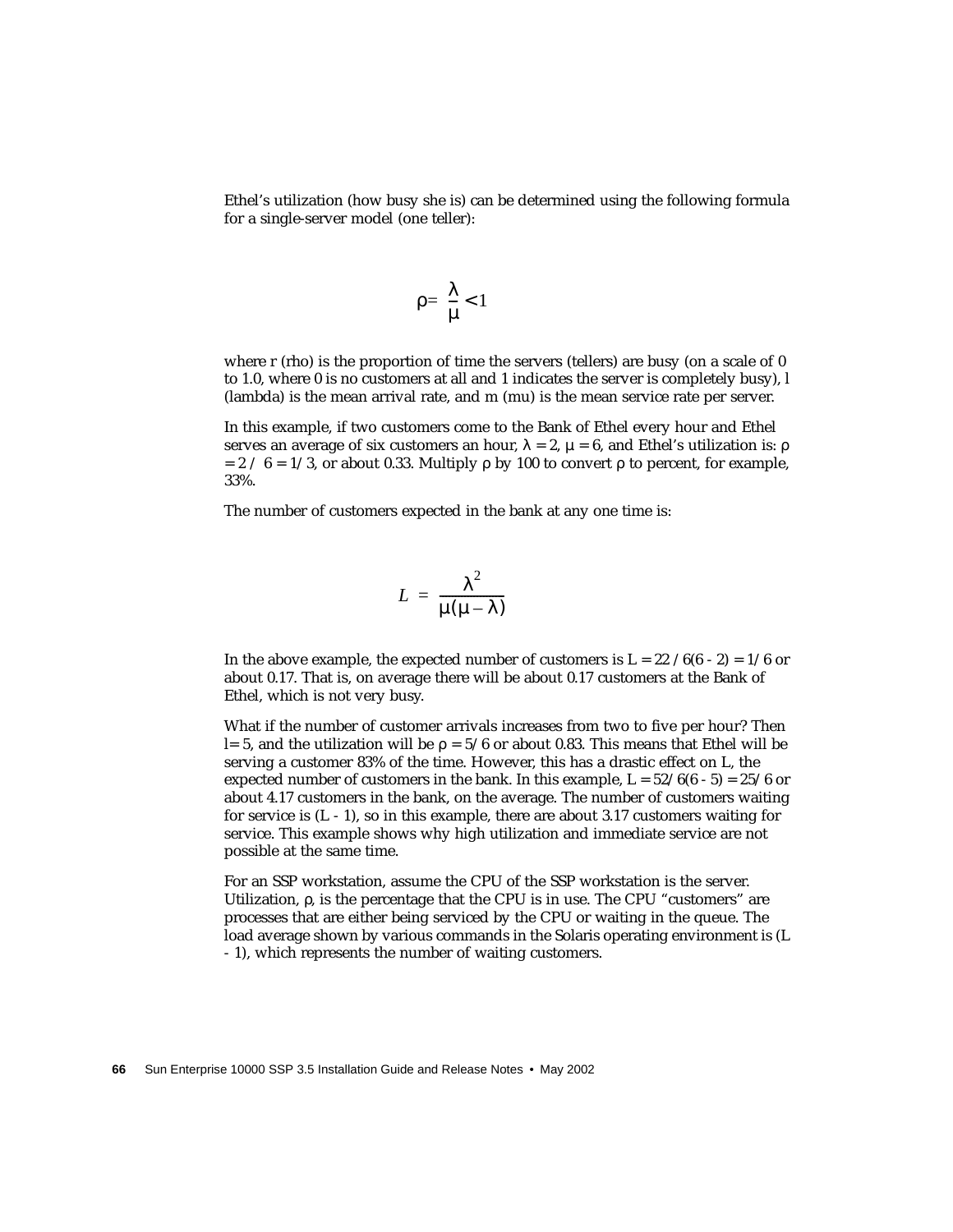Ethel's utilization (how busy she is) can be determined using the following formula for a single-server model (one teller):

$$\rho = \frac{\lambda}{\mu} < 1$$

where r (rho) is the proportion of time the servers (tellers) are busy (on a scale of 0 to 1.0, where 0 is no customers at all and 1 indicates the server is completely busy), l (lambda) is the mean arrival rate, and m (mu) is the mean service rate per server.

In this example, if two customers come to the Bank of Ethel every hour and Ethel serves an average of six customers an hour, $\lambda = 2$, $\mu = 6$, and Ethel's utilization is: $\rho = 2 / 6 = 1/3$, or about 0.33. Multiply $\rho$ by 100 to convert $\rho$ to percent, for example, 33%.

The number of customers expected in the bank at any one time is:

$$L = \frac{\lambda^2}{\mu(\mu - \lambda)}$$

In the above example, the expected number of customers is L = 22 / 6(6 - 2) = 1/6 or about 0.17. That is, on average there will be about 0.17 customers at the Bank of Ethel, which is not very busy.

What if the number of customer arrivals increases from two to five per hour? Then l= 5, and the utilization will be $\rho = 5/6$ or about 0.83. This means that Ethel will be serving a customer 83% of the time. However, this has a drastic effect on L, the expected number of customers in the bank. In this example, L = 52/6(6 - 5) = 25/6 or about 4.17 customers in the bank, on the average. The number of customers waiting for service is (L - 1), so in this example, there are about 3.17 customers waiting for service. This example shows why high utilization and immediate service are not possible at the same time.

For an SSP workstation, assume the CPU of the SSP workstation is the server. Utilization, $\rho$, is the percentage that the CPU is in use. The CPU "customers" are processes that are either being serviced by the CPU or waiting in the queue. The load average shown by various commands in the Solaris operating environment is (L - 1), which represents the number of waiting customers.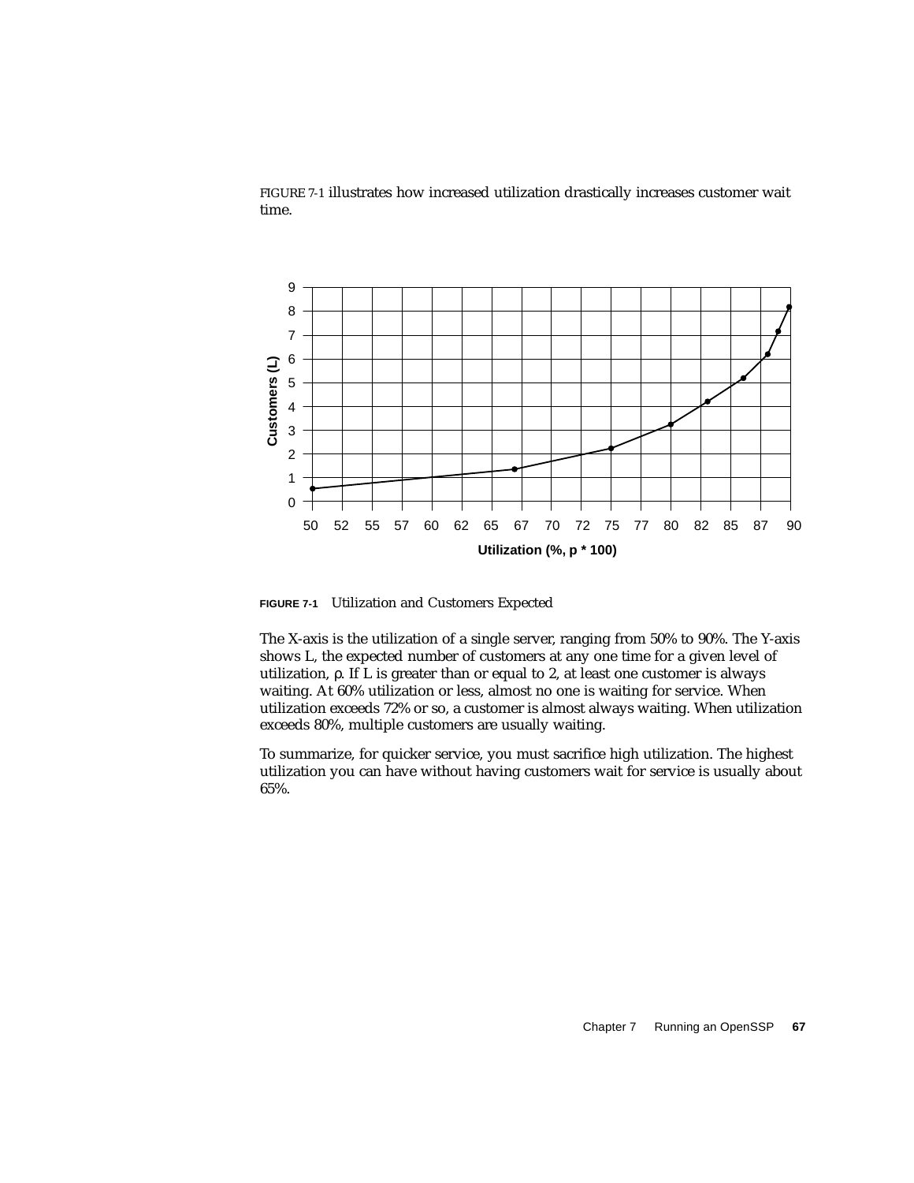FIGURE 7-1 illustrates how increased utilization drastically increases customer wait time.

**FIGURE 7-1** Utilization and Customers Expected

The X-axis is the utilization of a single server, ranging from 50% to 90%. The Y-axis shows L, the expected number of customers at any one time for a given level of utilization, ρ. If L is greater than or equal to 2, at least one customer is always waiting. At 60% utilization or less, almost no one is waiting for service. When utilization exceeds 72% or so, a customer is almost always waiting. When utilization exceeds 80%, multiple customers are usually waiting.

To summarize, for quicker service, you must sacrifice high utilization. The highest utilization you can have without having customers wait for service is usually about 65%.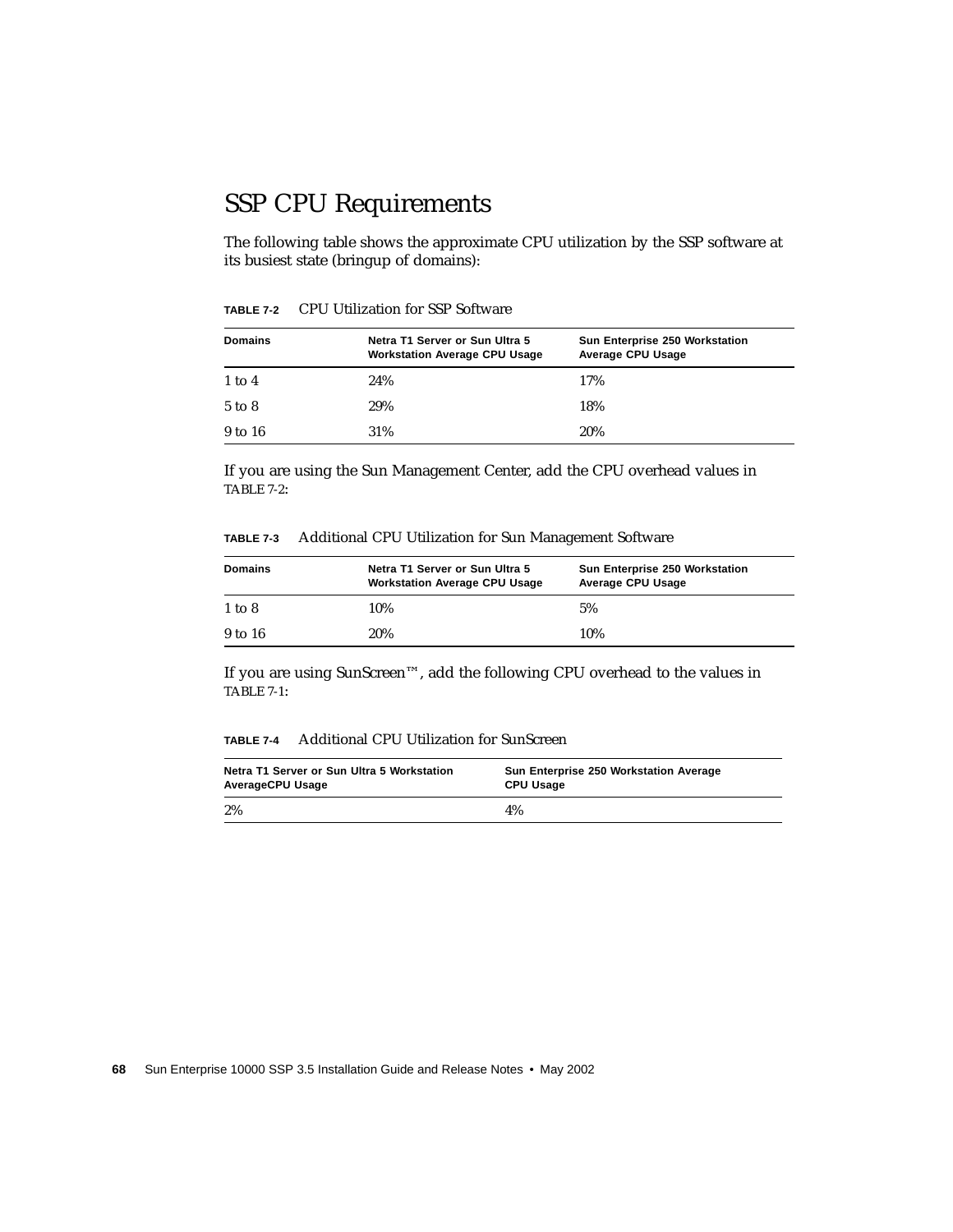## SSP CPU Requirements

The following table shows the approximate CPU utilization by the SSP software at its busiest state (bringup of domains):

**TABLE 7-2** CPU Utilization for SSP Software

| Domains | Netra T1 Server or Sun Ultra 5 Workstation Average CPU Usage | Sun Enterprise 250 Workstation Average CPU Usage |
|---|---|---|
| 1 to 4 | 24% | 17% |
| 5 to 8 | 29% | 18% |
| 9 to 16 | 31% | 20% |

If you are using the Sun Management Center, add the CPU overhead values in TABLE 7-2:

**TABLE 7-3** Additional CPU Utilization for Sun Management Software

| Domains | Netra T1 Server or Sun Ultra 5 Workstation Average CPU Usage | Sun Enterprise 250 Workstation Average CPU Usage |
|---|---|---|
| 1 to 8 | 10% | 5% |
| 9 to 16 | 20% | 10% |

If you are using SunScreen™, add the following CPU overhead to the values in TABLE 7-1:

**TABLE 7-4** Additional CPU Utilization for SunScreen

| Netra T1 Server or Sun Ultra 5 Workstation AverageCPU Usage | Sun Enterprise 250 Workstation Average CPU Usage |
|---|---|
| 2% | 4% |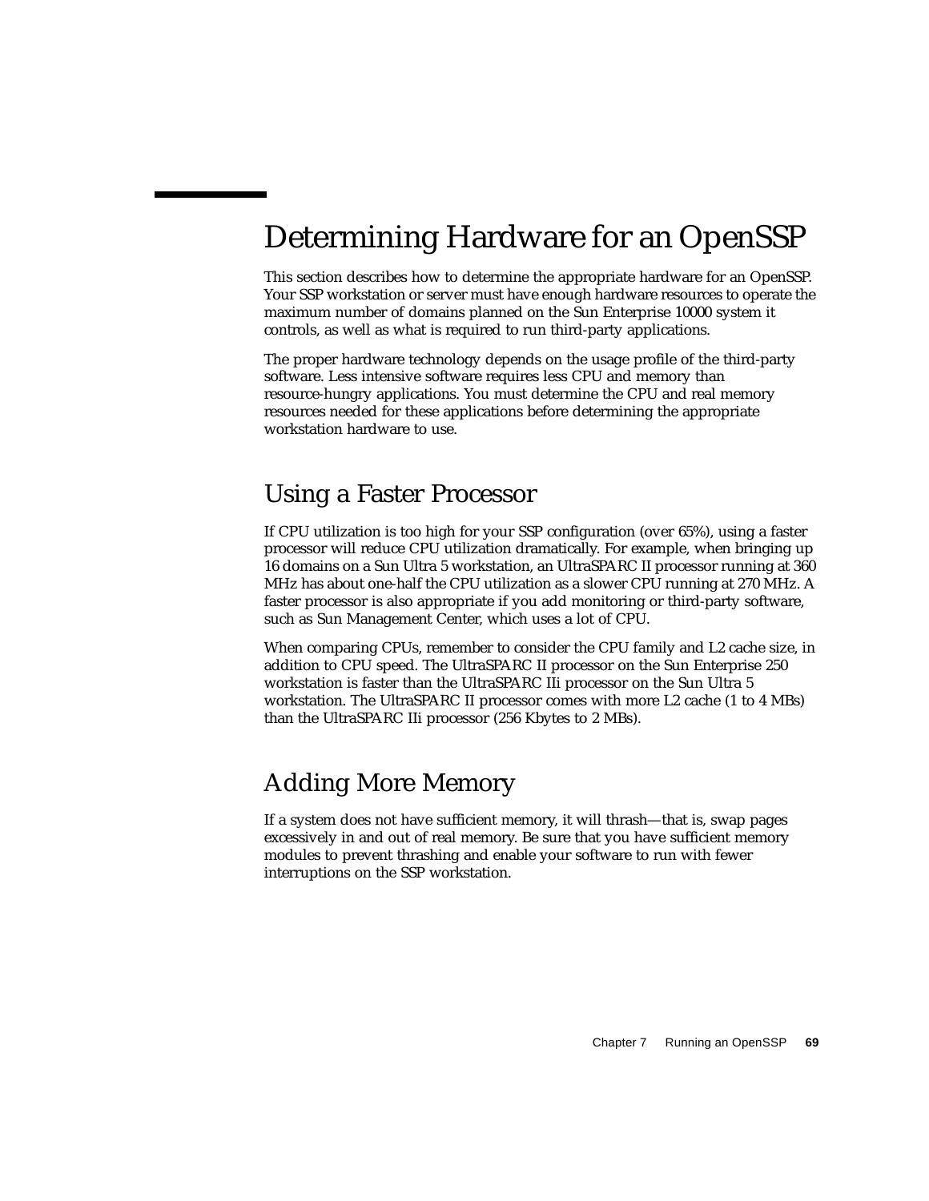# Determining Hardware for an OpenSSP

This section describes how to determine the appropriate hardware for an OpenSSP. Your SSP workstation or server must have enough hardware resources to operate the maximum number of domains planned on the Sun Enterprise 10000 system it controls, as well as what is required to run third-party applications.

The proper hardware technology depends on the usage profile of the third-party software. Less intensive software requires less CPU and memory than resource-hungry applications. You must determine the CPU and real memory resources needed for these applications before determining the appropriate workstation hardware to use.

## Using a Faster Processor

If CPU utilization is too high for your SSP configuration (over 65%), using a faster processor will reduce CPU utilization dramatically. For example, when bringing up 16 domains on a Sun Ultra 5 workstation, an UltraSPARC II processor running at 360 MHz has about one-half the CPU utilization as a slower CPU running at 270 MHz. A faster processor is also appropriate if you add monitoring or third-party software, such as Sun Management Center, which uses a lot of CPU.

When comparing CPUs, remember to consider the CPU family and L2 cache size, in addition to CPU speed. The UltraSPARC II processor on the Sun Enterprise 250 workstation is faster than the UltraSPARC IIi processor on the Sun Ultra 5 workstation. The UltraSPARC II processor comes with more L2 cache (1 to 4 MBs) than the UltraSPARC IIi processor (256 Kbytes to 2 MBs).

## Adding More Memory

If a system does not have sufficient memory, it will thrash—that is, swap pages excessively in and out of real memory. Be sure that you have sufficient memory modules to prevent thrashing and enable your software to run with fewer interruptions on the SSP workstation.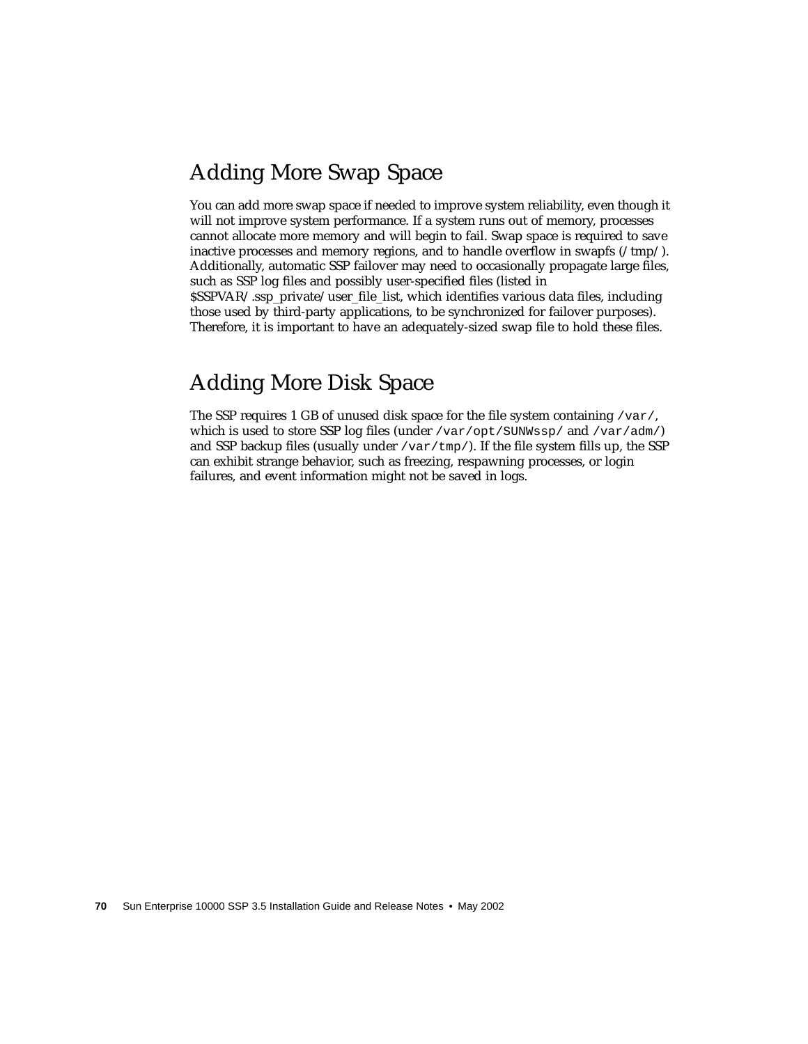## Adding More Swap Space

You can add more swap space if needed to improve system reliability, even though it will not improve system performance. If a system runs out of memory, processes cannot allocate more memory and will begin to fail. Swap space is required to save inactive processes and memory regions, and to handle overflow in swapfs (/tmp/). Additionally, automatic SSP failover may need to occasionally propagate large files, such as SSP log files and possibly user-specified files (listed in $SSPVAR/.ssp_private/user_file_list, which identifies various data files, including those used by third-party applications, to be synchronized for failover purposes). Therefore, it is important to have an adequately-sized swap file to hold these files.

## Adding More Disk Space

The SSP requires 1 GB of unused disk space for the file system containing `/var/`, which is used to store SSP log files (under `/var/opt/SUNWssp/` and `/var/adm/`) and SSP backup files (usually under `/var/tmp/`). If the file system fills up, the SSP can exhibit strange behavior, such as freezing, respawning processes, or login failures, and event information might not be saved in logs.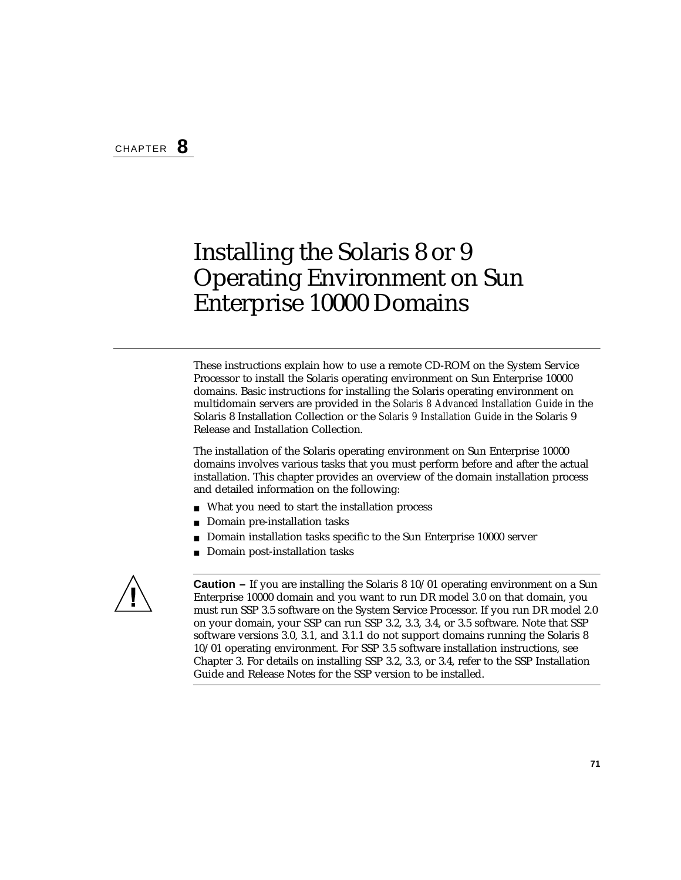CHAPTER **8**

# Installing the Solaris 8 or 9 Operating Environment on Sun Enterprise 10000 Domains

These instructions explain how to use a remote CD-ROM on the System Service Processor to install the Solaris operating environment on Sun Enterprise 10000 domains. Basic instructions for installing the Solaris operating environment on multidomain servers are provided in the *Solaris 8 Advanced Installation Guide* in the Solaris 8 Installation Collection or the *Solaris 9 Installation Guide* in the Solaris 9 Release and Installation Collection.

The installation of the Solaris operating environment on Sun Enterprise 10000 domains involves various tasks that you must perform before and after the actual installation. This chapter provides an overview of the domain installation process and detailed information on the following:

- What you need to start the installation process
- Domain pre-installation tasks
- Domain installation tasks specific to the Sun Enterprise 10000 server
- Domain post-installation tasks

**Caution –** If you are installing the Solaris 8 10/01 operating environment on a Sun Enterprise 10000 domain and you want to run DR model 3.0 on that domain, you must run SSP 3.5 software on the System Service Processor. If you run DR model 2.0 on your domain, your SSP can run SSP 3.2, 3.3, 3.4, or 3.5 software. Note that SSP software versions 3.0, 3.1, and 3.1.1 do not support domains running the Solaris 8 10/01 operating environment. For SSP 3.5 software installation instructions, see Chapter 3. For details on installing SSP 3.2, 3.3, or 3.4, refer to the SSP Installation Guide and Release Notes for the SSP version to be installed.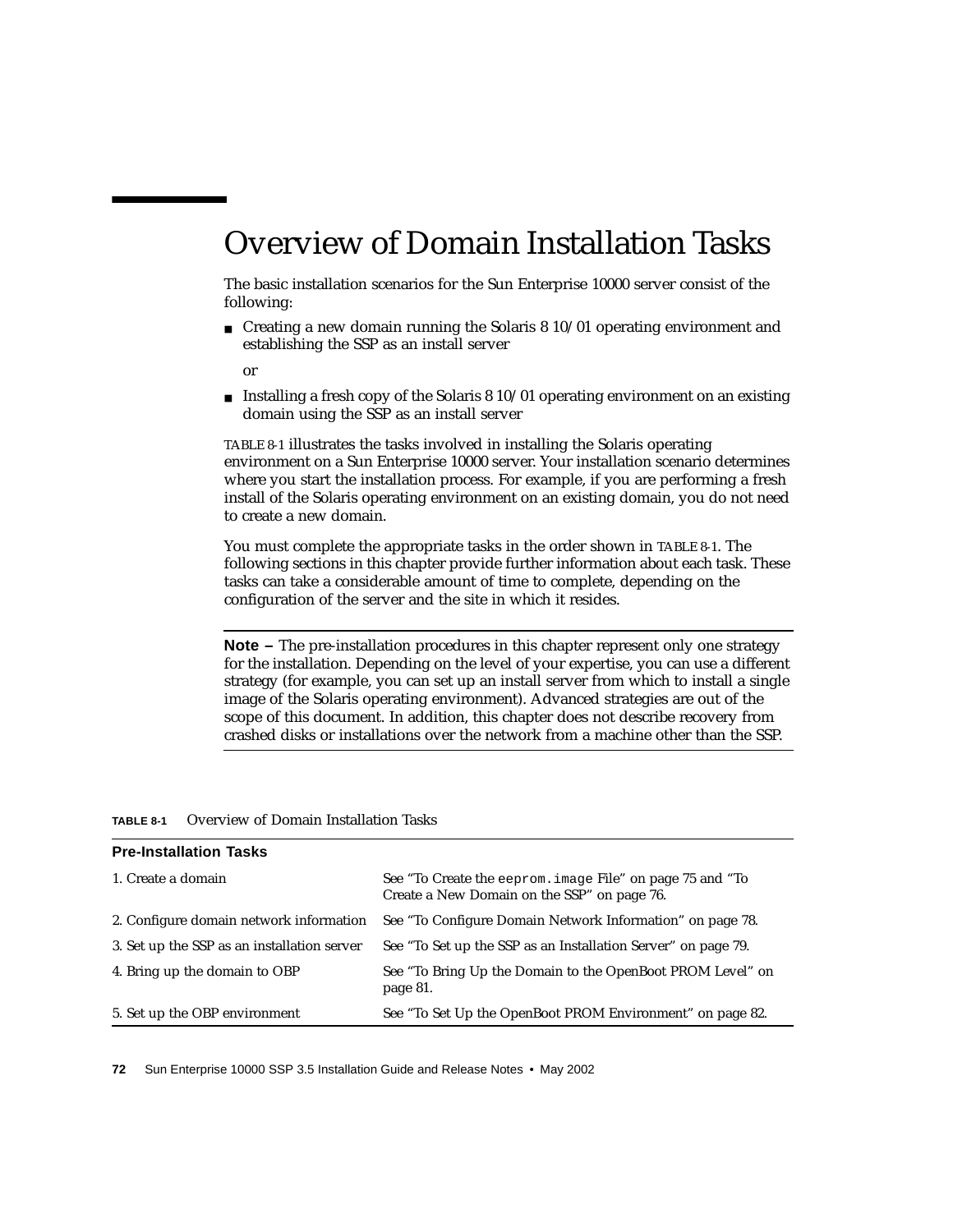# Overview of Domain Installation Tasks

The basic installation scenarios for the Sun Enterprise 10000 server consist of the following:

- Creating a new domain running the Solaris 8 10/01 operating environment and establishing the SSP as an install server

  or

- Installing a fresh copy of the Solaris 8 10/01 operating environment on an existing domain using the SSP as an install server

TABLE 8-1 illustrates the tasks involved in installing the Solaris operating environment on a Sun Enterprise 10000 server. Your installation scenario determines where you start the installation process. For example, if you are performing a fresh install of the Solaris operating environment on an existing domain, you do not need to create a new domain.

You must complete the appropriate tasks in the order shown in TABLE 8-1. The following sections in this chapter provide further information about each task. These tasks can take a considerable amount of time to complete, depending on the configuration of the server and the site in which it resides.

---

**Note –** The pre-installation procedures in this chapter represent only one strategy for the installation. Depending on the level of your expertise, you can use a different strategy (for example, you can set up an install server from which to install a single image of the Solaris operating environment). Advanced strategies are out of the scope of this document. In addition, this chapter does not describe recovery from crashed disks or installations over the network from a machine other than the SSP.

---

**TABLE 8-1** Overview of Domain Installation Tasks

| **Pre-Installation Tasks** | |
|---|---|
| 1. Create a domain | See "To Create the `eeprom.image` File" on page 75 and "To Create a New Domain on the SSP" on page 76. |
| 2. Configure domain network information | See "To Configure Domain Network Information" on page 78. |
| 3. Set up the SSP as an installation server | See "To Set up the SSP as an Installation Server" on page 79. |
| 4. Bring up the domain to OBP | See "To Bring Up the Domain to the OpenBoot PROM Level" on page 81. |
| 5. Set up the OBP environment | See "To Set Up the OpenBoot PROM Environment" on page 82. |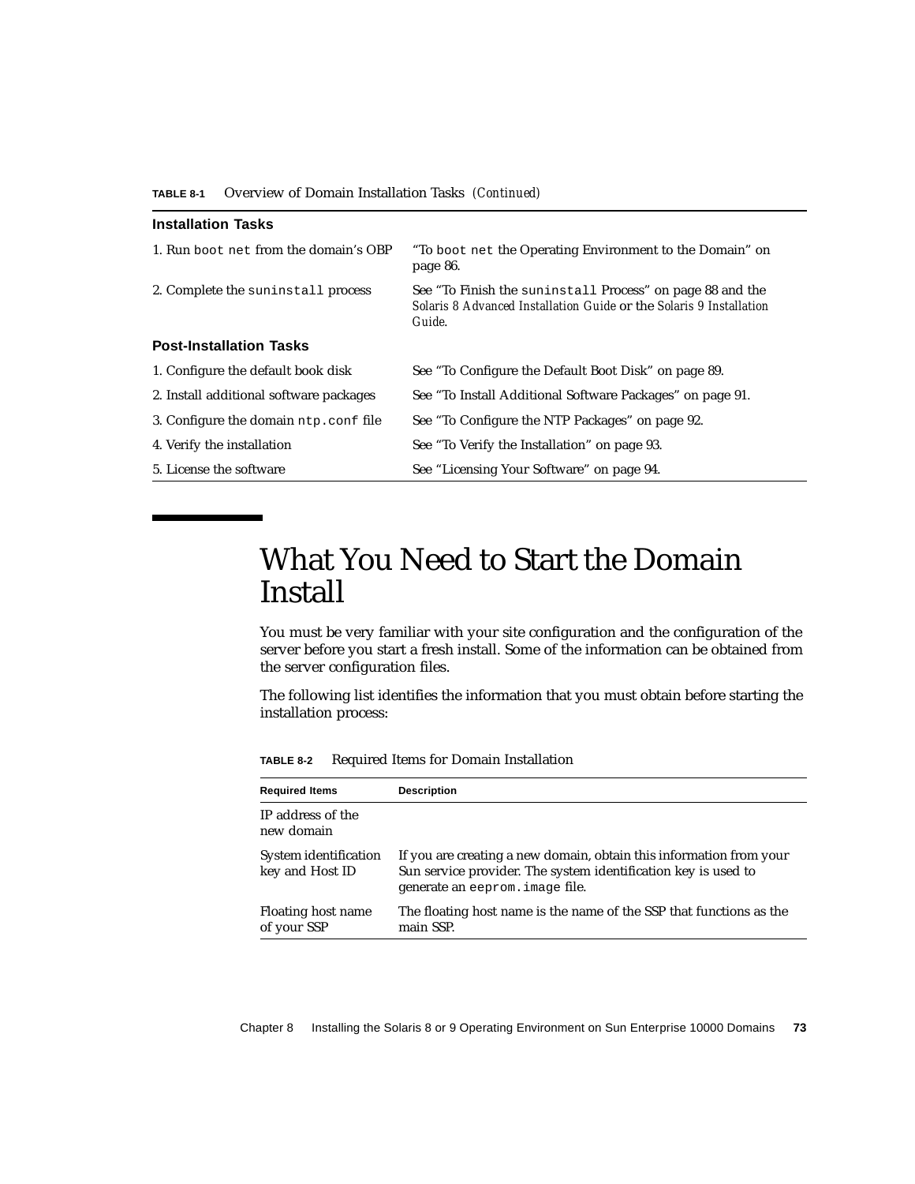**TABLE 8-1** Overview of Domain Installation Tasks *(Continued)*

| | |
|---|---|
| **Installation Tasks** | |
| 1. Run `boot net` from the domain's OBP | "To `boot net` the Operating Environment to the Domain" on page 86. |
| 2. Complete the `suninstall` process | See "To Finish the `suninstall` Process" on page 88 and the *Solaris 8 Advanced Installation Guide* or the *Solaris 9 Installation Guide*. |
| **Post-Installation Tasks** | |
| 1. Configure the default book disk | See "To Configure the Default Boot Disk" on page 89. |
| 2. Install additional software packages | See "To Install Additional Software Packages" on page 91. |
| 3. Configure the domain `ntp.conf` file | See "To Configure the NTP Packages" on page 92. |
| 4. Verify the installation | See "To Verify the Installation" on page 93. |
| 5. License the software | See "Licensing Your Software" on page 94. |

# What You Need to Start the Domain Install

You must be very familiar with your site configuration and the configuration of the server before you start a fresh install. Some of the information can be obtained from the server configuration files.

The following list identifies the information that you must obtain before starting the installation process:

**TABLE 8-2** Required Items for Domain Installation

| Required Items | Description |
|---|---|
| IP address of the new domain | |
| System identification key and Host ID | If you are creating a new domain, obtain this information from your Sun service provider. The system identification key is used to generate an `eeprom.image` file. |
| Floating host name of your SSP | The floating host name is the name of the SSP that functions as the main SSP. |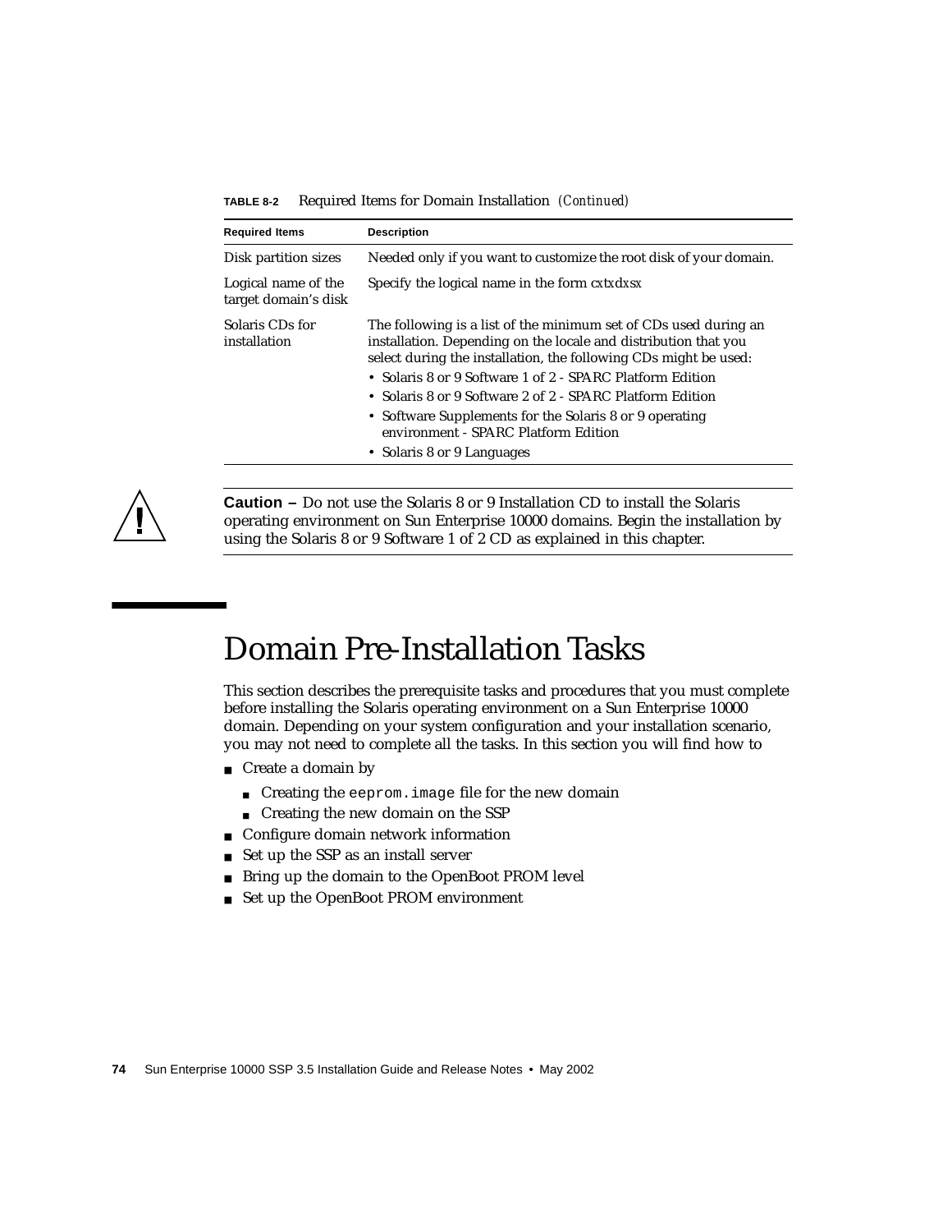**TABLE 8-2** Required Items for Domain Installation *(Continued)*

| Required Items | Description |
|---|---|
| Disk partition sizes | Needed only if you want to customize the root disk of your domain. |
| Logical name of the target domain's disk | Specify the logical name in the form *cxtxdxsx* |
| Solaris CDs for installation | The following is a list of the minimum set of CDs used during an installation. Depending on the locale and distribution that you select during the installation, the following CDs might be used:<br>• Solaris 8 or 9 Software 1 of 2 - SPARC Platform Edition<br>• Solaris 8 or 9 Software 2 of 2 - SPARC Platform Edition<br>• Software Supplements for the Solaris 8 or 9 operating environment - SPARC Platform Edition<br>• Solaris 8 or 9 Languages |

**Caution –** Do not use the Solaris 8 or 9 Installation CD to install the Solaris operating environment on Sun Enterprise 10000 domains. Begin the installation by using the Solaris 8 or 9 Software 1 of 2 CD as explained in this chapter.

# Domain Pre-Installation Tasks

This section describes the prerequisite tasks and procedures that you must complete before installing the Solaris operating environment on a Sun Enterprise 10000 domain. Depending on your system configuration and your installation scenario, you may not need to complete all the tasks. In this section you will find how to

- Create a domain by
  - Creating the `eeprom.image` file for the new domain
  - Creating the new domain on the SSP
- Configure domain network information
- Set up the SSP as an install server
- Bring up the domain to the OpenBoot PROM level
- Set up the OpenBoot PROM environment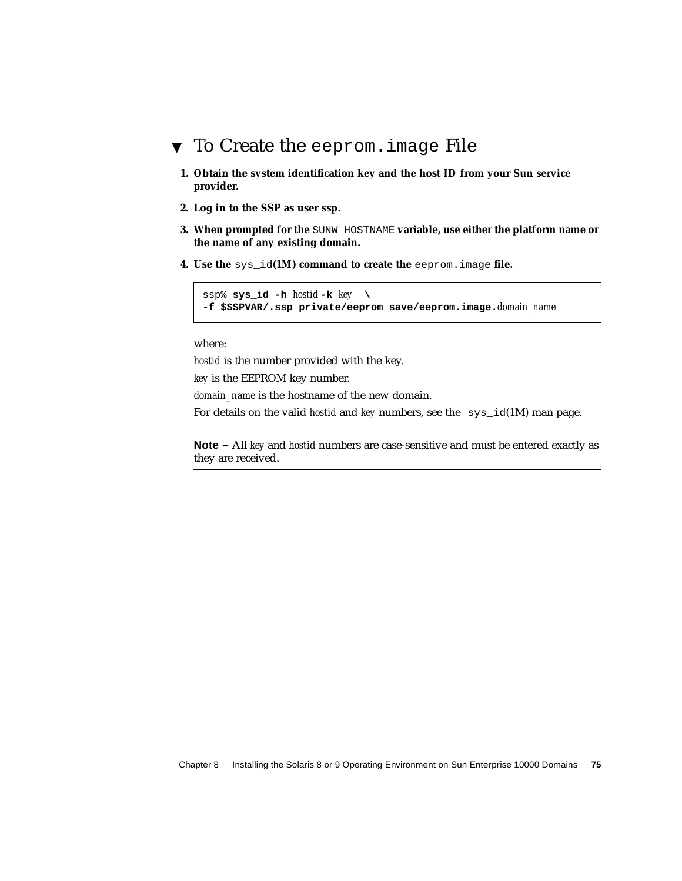## ▼ To Create the `eeprom.image` File

1. **Obtain the system identification key and the host ID from your Sun service provider.**
2. **Log in to the SSP as user ssp.**
3. **When prompted for the `SUNW_HOSTNAME` variable, use either the platform name or the name of any existing domain.**
4. **Use the `sys_id`(1M) command to create the `eeprom.image` file.**

```
ssp% sys_id -h hostid -k key  \
-f $SSPVAR/.ssp_private/eeprom_save/eeprom.image.domain_name
```

where:

*hostid* is the number provided with the key.

*key* is the EEPROM key number.

*domain_name* is the hostname of the new domain.

For details on the valid *hostid* and *key* numbers, see the `sys_id`(1M) man page.

---

**Note –** All *key* and *hostid* numbers are case-sensitive and must be entered exactly as they are received.

---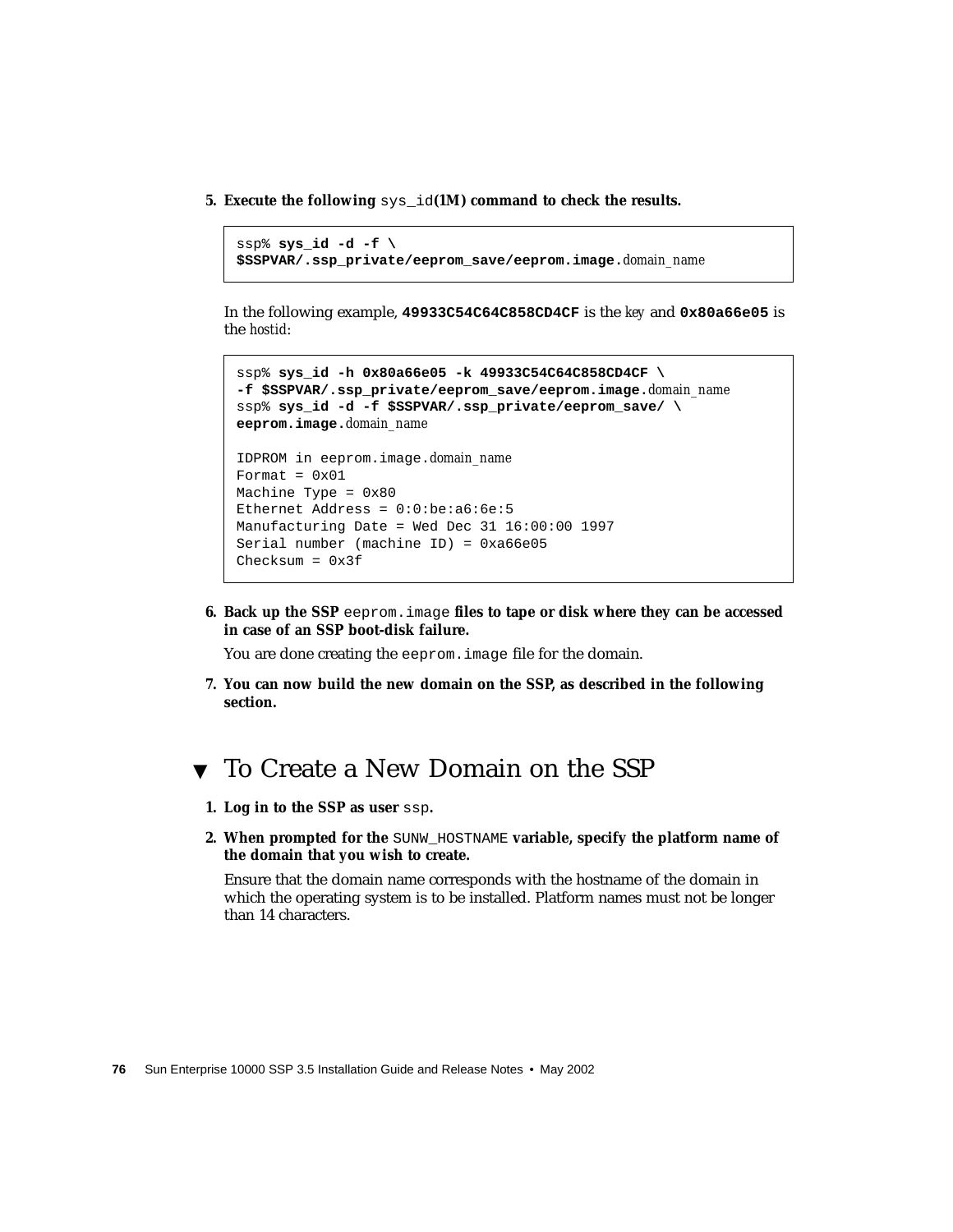5. **Execute the following** `sys_id`**(1M) command to check the results.**

```
ssp% sys_id -d -f \
$SSPVAR/.ssp_private/eeprom_save/eeprom.image.domain_name
```

In the following example, **`49933C54C64C858CD4CF`** is the *key* and **`0x80a66e05`** is the *hostid*:

```
ssp% sys_id -h 0x80a66e05 -k 49933C54C64C858CD4CF \
-f $SSPVAR/.ssp_private/eeprom_save/eeprom.image.domain_name
ssp% sys_id -d -f $SSPVAR/.ssp_private/eeprom_save/ \
eeprom.image.domain_name

IDPROM in eeprom.image.domain_name
Format = 0x01
Machine Type = 0x80
Ethernet Address = 0:0:be:a6:6e:5
Manufacturing Date = Wed Dec 31 16:00:00 1997
Serial number (machine ID) = 0xa66e05
Checksum = 0x3f
```

6. **Back up the SSP** `eeprom.image` **files to tape or disk where they can be accessed in case of an SSP boot-disk failure.**

   You are done creating the `eeprom.image` file for the domain.

7. **You can now build the new domain on the SSP, as described in the following section.**

## ▼ To Create a New Domain on the SSP

1. **Log in to the SSP as user** `ssp`**.**

2. **When prompted for the** `SUNW_HOSTNAME` **variable, specify the platform name of the domain that you wish to create.**

   Ensure that the domain name corresponds with the hostname of the domain in which the operating system is to be installed. Platform names must not be longer than 14 characters.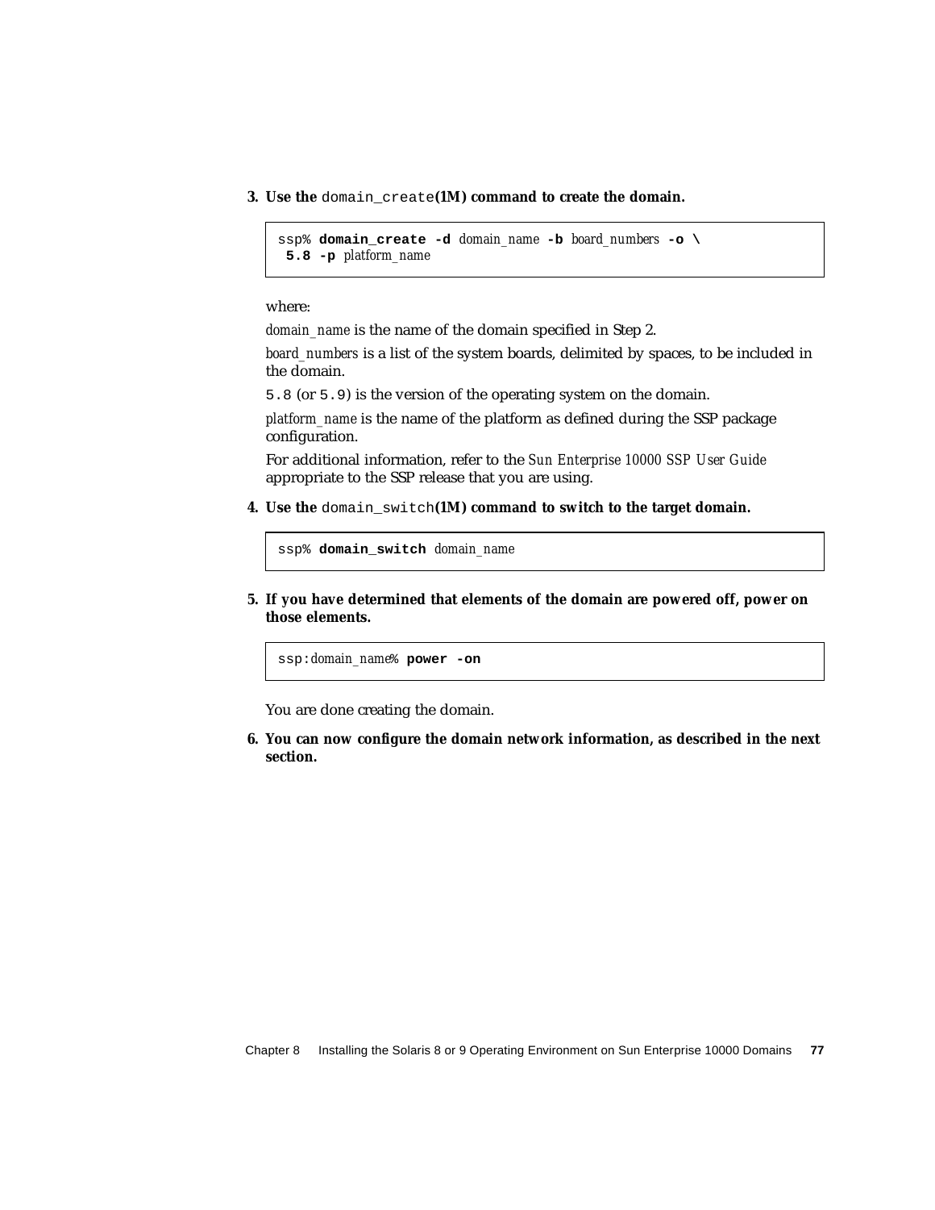3. **Use the** `domain_create` **(1M) command to create the domain.**

```
ssp% domain_create -d domain_name -b board_numbers -o \
 5.8 -p platform_name
```

where:

*domain_name* is the name of the domain specified in Step 2.

*board_numbers* is a list of the system boards, delimited by spaces, to be included in the domain.

`5.8` (or `5.9`) is the version of the operating system on the domain.

*platform_name* is the name of the platform as defined during the SSP package configuration.

For additional information, refer to the *Sun Enterprise 10000 SSP User Guide* appropriate to the SSP release that you are using.

4. **Use the** `domain_switch` **(1M) command to switch to the target domain.**

```
ssp% domain_switch domain_name
```

5. **If you have determined that elements of the domain are powered off, power on those elements.**

```
ssp:domain_name% power -on
```

You are done creating the domain.

6. **You can now configure the domain network information, as described in the next section.**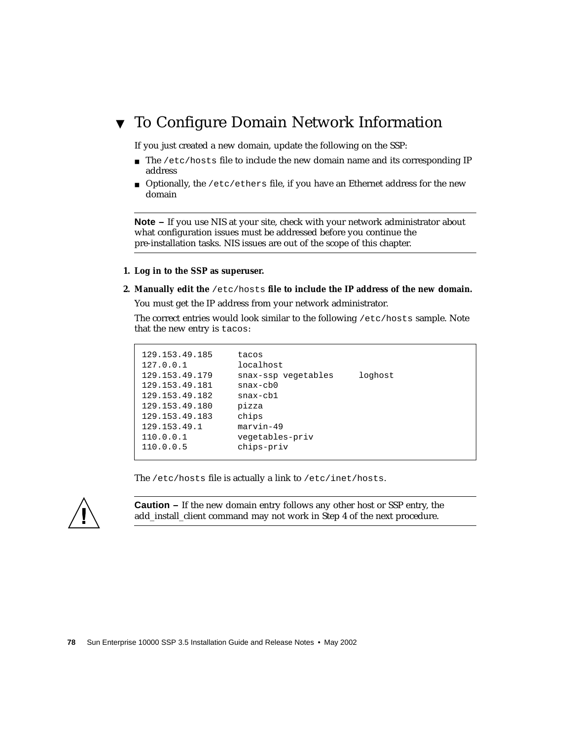## ▼ To Configure Domain Network Information

If you just created a new domain, update the following on the SSP:

- The `/etc/hosts` file to include the new domain name and its corresponding IP address
- Optionally, the `/etc/ethers` file, if you have an Ethernet address for the new domain

---

**Note –** If you use NIS at your site, check with your network administrator about what configuration issues must be addressed before you continue the pre-installation tasks. NIS issues are out of the scope of this chapter.

---

1. **Log in to the SSP as superuser.**
2. **Manually edit the `/etc/hosts` file to include the IP address of the new domain.**

   You must get the IP address from your network administrator.

   The correct entries would look similar to the following `/etc/hosts` sample. Note that the new entry is `tacos`:

```
129.153.49.185     tacos
127.0.0.1          localhost
129.153.49.179     snax-ssp vegetables     loghost
129.153.49.181     snax-cb0
129.153.49.182     snax-cb1
129.153.49.180     pizza
129.153.49.183     chips
129.153.49.1       marvin-49
110.0.0.1          vegetables-priv
110.0.0.5          chips-priv
```

   The `/etc/hosts` file is actually a link to `/etc/inet/hosts`.

---

**Caution –** If the new domain entry follows any other host or SSP entry, the add_install_client command may not work in Step 4 of the next procedure.

---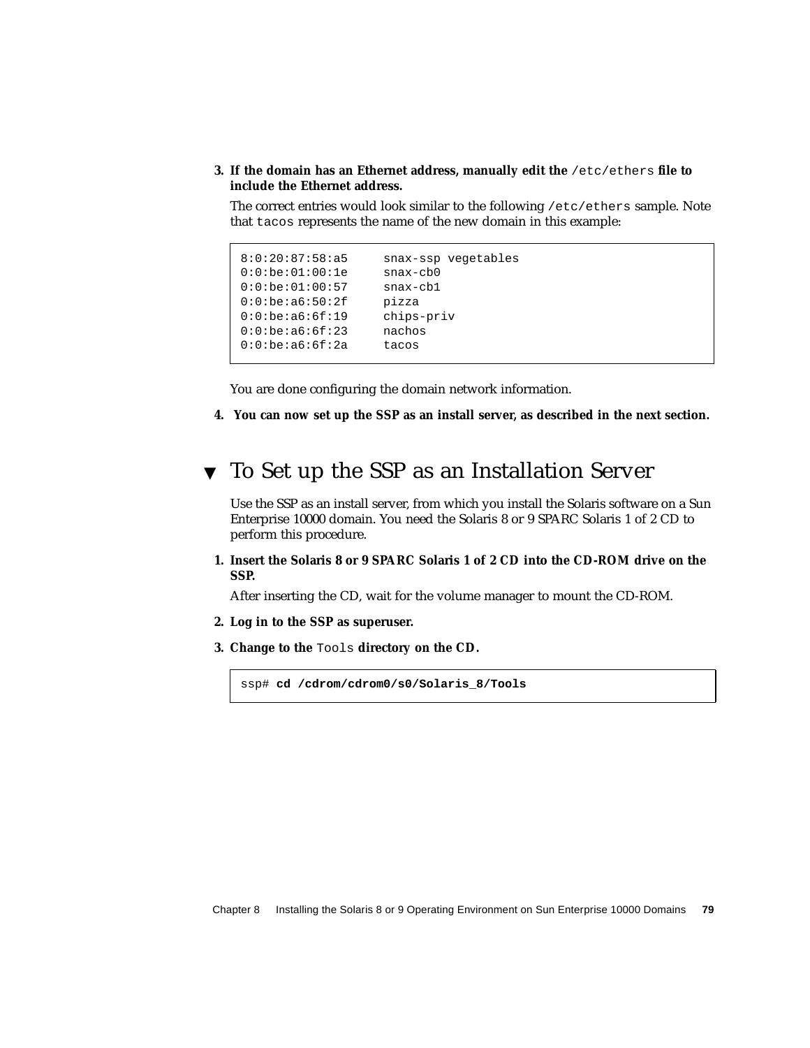3. **If the domain has an Ethernet address, manually edit the** `/etc/ethers` **file to include the Ethernet address.**

   The correct entries would look similar to the following `/etc/ethers` sample. Note that `tacos` represents the name of the new domain in this example:

   ```
   8:0:20:87:58:a5     snax-ssp vegetables
   0:0:be:01:00:1e     snax-cb0
   0:0:be:01:00:57     snax-cb1
   0:0:be:a6:50:2f     pizza
   0:0:be:a6:6f:19     chips-priv
   0:0:be:a6:6f:23     nachos
   0:0:be:a6:6f:2a     tacos
   ```

   You are done configuring the domain network information.

4. **You can now set up the SSP as an install server, as described in the next section.**

## ▼ To Set up the SSP as an Installation Server

Use the SSP as an install server, from which you install the Solaris software on a Sun Enterprise 10000 domain. You need the Solaris 8 or 9 SPARC Solaris 1 of 2 CD to perform this procedure.

1. **Insert the Solaris 8 or 9 SPARC Solaris 1 of 2 CD into the CD-ROM drive on the SSP.**

   After inserting the CD, wait for the volume manager to mount the CD-ROM.

2. **Log in to the SSP as superuser.**

3. **Change to the** `Tools` **directory on the CD.**

   ```
   ssp# cd /cdrom/cdrom0/s0/Solaris_8/Tools
   ```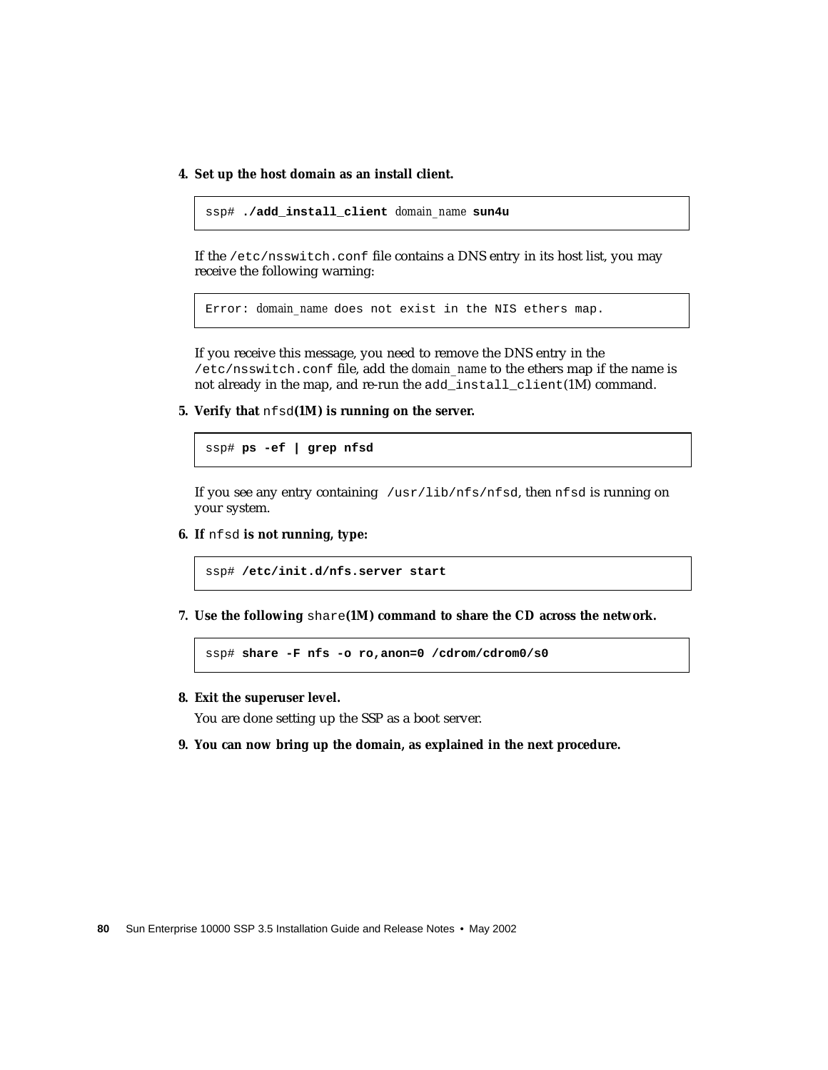4. **Set up the host domain as an install client.**

```
ssp# ./add_install_client domain_name sun4u
```

If the `/etc/nsswitch.conf` file contains a DNS entry in its host list, you may receive the following warning:

```
Error: domain_name does not exist in the NIS ethers map.
```

If you receive this message, you need to remove the DNS entry in the `/etc/nsswitch.conf` file, add the *domain_name* to the ethers map if the name is not already in the map, and re-run the `add_install_client`(1M) command.

5. **Verify that** `nfsd`**(1M) is running on the server.**

```
ssp# ps -ef | grep nfsd
```

If you see any entry containing `/usr/lib/nfs/nfsd`, then `nfsd` is running on your system.

6. **If** `nfsd` **is not running, type:**

```
ssp# /etc/init.d/nfs.server start
```

7. **Use the following** `share`**(1M) command to share the CD across the network.**

```
ssp# share -F nfs -o ro,anon=0 /cdrom/cdrom0/s0
```

8. **Exit the superuser level.**

   You are done setting up the SSP as a boot server.

9. **You can now bring up the domain, as explained in the next procedure.**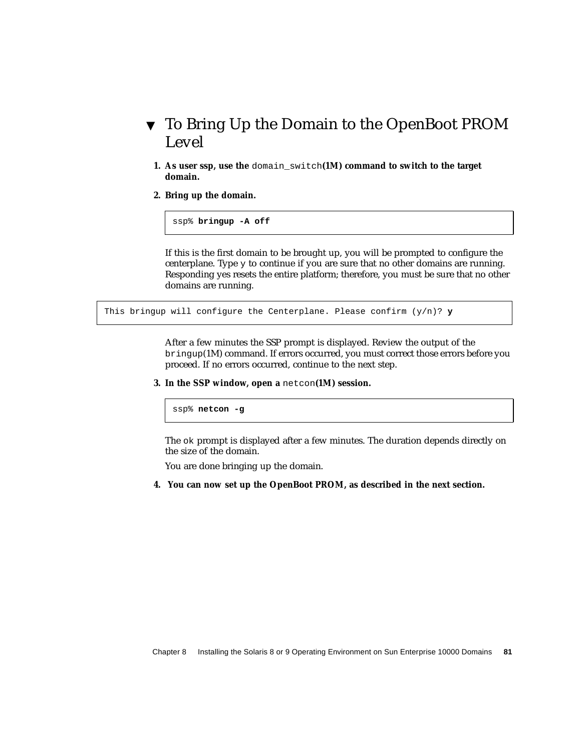## ▼ To Bring Up the Domain to the OpenBoot PROM Level

1. **As user ssp, use the** `domain_switch`**(1M) command to switch to the target domain.**

2. **Bring up the domain.**

```
ssp% bringup -A off
```

If this is the first domain to be brought up, you will be prompted to configure the centerplane. Type `y` to continue if you are sure that no other domains are running. Responding yes resets the entire platform; therefore, you must be sure that no other domains are running.

```
This bringup will configure the Centerplane. Please confirm (y/n)? y
```

After a few minutes the SSP prompt is displayed. Review the output of the `bringup`(1M) command. If errors occurred, you must correct those errors before you proceed. If no errors occurred, continue to the next step.

3. **In the SSP window, open a** `netcon`**(1M) session.**

```
ssp% netcon -g
```

The `ok` prompt is displayed after a few minutes. The duration depends directly on the size of the domain.

You are done bringing up the domain.

4. **You can now set up the OpenBoot PROM, as described in the next section.**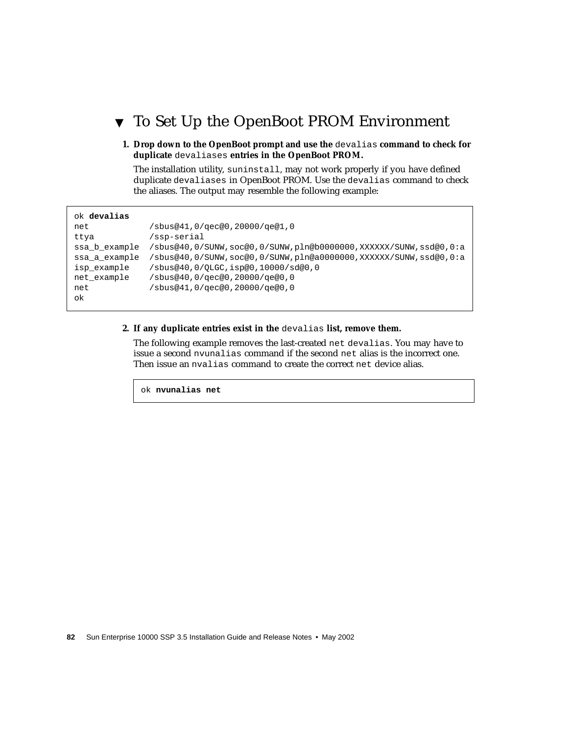## ▼ To Set Up the OpenBoot PROM Environment

1. **Drop down to the OpenBoot prompt and use the `devalias` command to check for duplicate `devaliases` entries in the OpenBoot PROM.**

   The installation utility, `suninstall`, may not work properly if you have defined duplicate `devaliases` in OpenBoot PROM. Use the `devalias` command to check the aliases. The output may resemble the following example:

```
ok devalias
net            /sbus@41,0/qec@0,20000/qe@1,0
ttya           /ssp-serial
ssa_b_example  /sbus@40,0/SUNW,soc@0,0/SUNW,pln@b0000000,XXXXXX/SUNW,ssd@0,0:a
ssa_a_example  /sbus@40,0/SUNW,soc@0,0/SUNW,pln@a0000000,XXXXXX/SUNW,ssd@0,0:a
isp_example    /sbus@40,0/QLGC,isp@0,10000/sd@0,0
net_example    /sbus@40,0/qec@0,20000/qe@0,0
net            /sbus@41,0/qec@0,20000/qe@0,0
ok
```

2. **If any duplicate entries exist in the `devalias` list, remove them.**

   The following example removes the last-created `net devalias`. You may have to issue a second `nvunalias` command if the second `net` alias is the incorrect one. Then issue an `nvalias` command to create the correct `net` device alias.

```
ok nvunalias net
```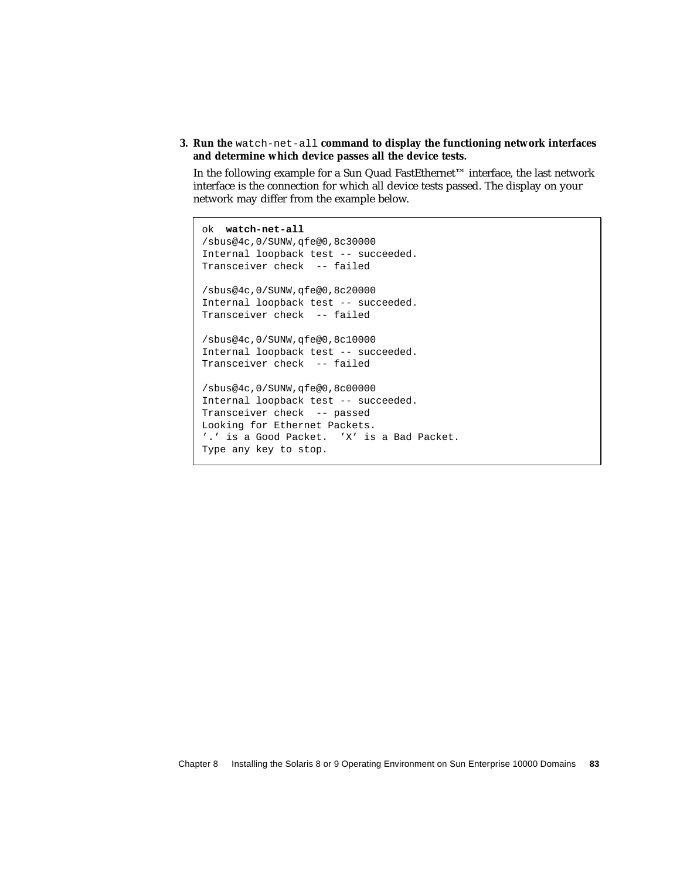3. **Run the** `watch-net-all` **command to display the functioning network interfaces and determine which device passes all the device tests.**

   In the following example for a Sun Quad FastEthernet™ interface, the last network interface is the connection for which all device tests passed. The display on your network may differ from the example below.

```
ok  watch-net-all
/sbus@4c,0/SUNW,qfe@0,8c30000
Internal loopback test -- succeeded.
Transceiver check  -- failed

/sbus@4c,0/SUNW,qfe@0,8c20000
Internal loopback test -- succeeded.
Transceiver check  -- failed

/sbus@4c,0/SUNW,qfe@0,8c10000
Internal loopback test -- succeeded.
Transceiver check  -- failed

/sbus@4c,0/SUNW,qfe@0,8c00000
Internal loopback test -- succeeded.
Transceiver check  -- passed
Looking for Ethernet Packets.
'.' is a Good Packet.  'X' is a Bad Packet.
Type any key to stop.
```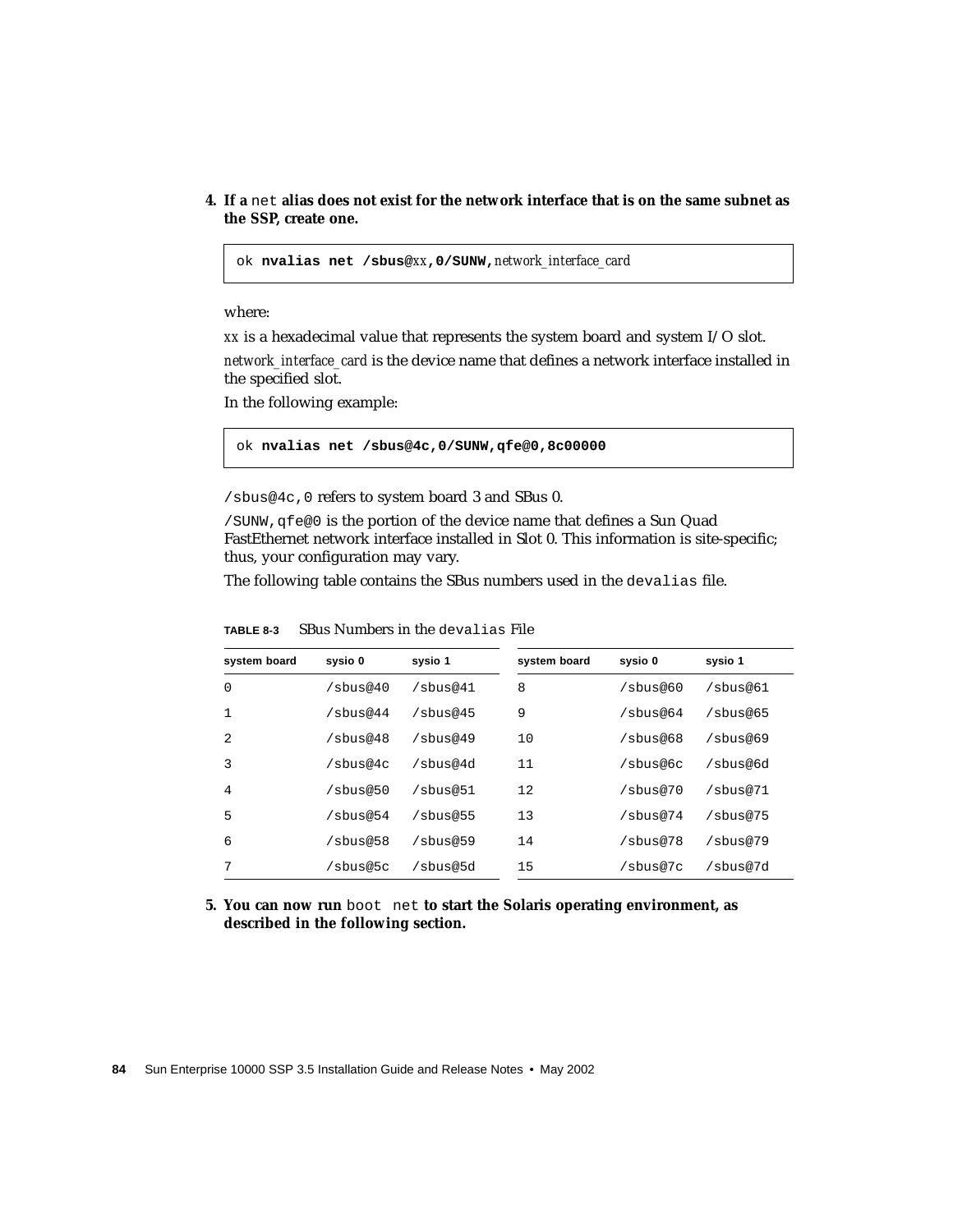4. **If a** `net` **alias does not exist for the network interface that is on the same subnet as the SSP, create one.**

```
ok nvalias net /sbus@xx,0/SUNW,network_interface_card
```

where:

*xx* is a hexadecimal value that represents the system board and system I/O slot.

*network_interface_card* is the device name that defines a network interface installed in the specified slot.

In the following example:

```
ok nvalias net /sbus@4c,0/SUNW,qfe@0,8c00000
```

`/sbus@4c,0` refers to system board 3 and SBus 0.

`/SUNW,qfe@0` is the portion of the device name that defines a Sun Quad FastEthernet network interface installed in Slot 0. This information is site-specific; thus, your configuration may vary.

The following table contains the SBus numbers used in the `devalias` file.

**TABLE 8-3** SBus Numbers in the `devalias` File

| system board | sysio 0 | sysio 1 | system board | sysio 0 | sysio 1 |
|---|---|---|---|---|---|
| 0 | /sbus@40 | /sbus@41 | 8 | /sbus@60 | /sbus@61 |
| 1 | /sbus@44 | /sbus@45 | 9 | /sbus@64 | /sbus@65 |
| 2 | /sbus@48 | /sbus@49 | 10 | /sbus@68 | /sbus@69 |
| 3 | /sbus@4c | /sbus@4d | 11 | /sbus@6c | /sbus@6d |
| 4 | /sbus@50 | /sbus@51 | 12 | /sbus@70 | /sbus@71 |
| 5 | /sbus@54 | /sbus@55 | 13 | /sbus@74 | /sbus@75 |
| 6 | /sbus@58 | /sbus@59 | 14 | /sbus@78 | /sbus@79 |
| 7 | /sbus@5c | /sbus@5d | 15 | /sbus@7c | /sbus@7d |

5. **You can now run** `boot net` **to start the Solaris operating environment, as described in the following section.**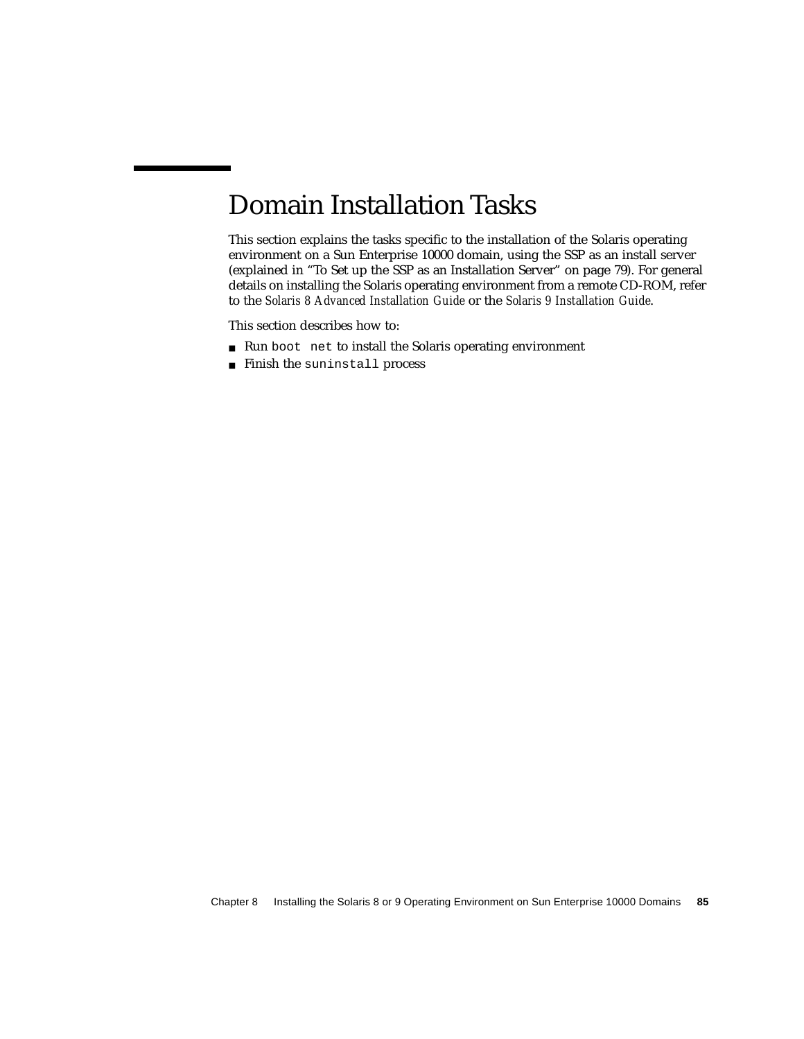# Domain Installation Tasks

This section explains the tasks specific to the installation of the Solaris operating environment on a Sun Enterprise 10000 domain, using the SSP as an install server (explained in "To Set up the SSP as an Installation Server" on page 79). For general details on installing the Solaris operating environment from a remote CD-ROM, refer to the *Solaris 8 Advanced Installation Guide* or the *Solaris 9 Installation Guide*.

This section describes how to:

- Run `boot net` to install the Solaris operating environment
- Finish the `suninstall` process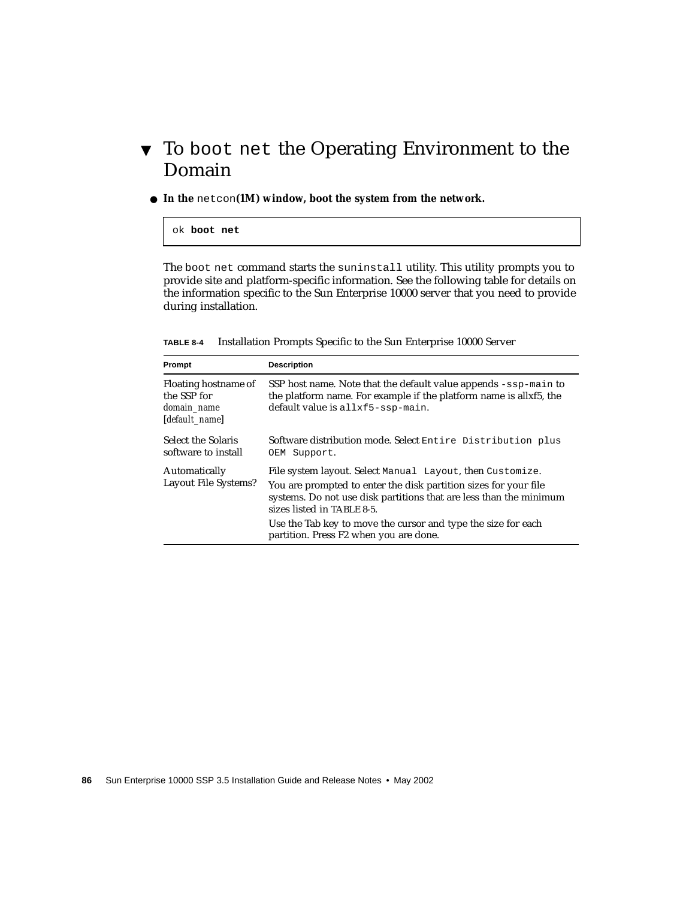## ▼ To `boot net` the Operating Environment to the Domain

● **In the** `netcon`**(1M) window, boot the system from the network.**

```
ok boot net
```

The `boot net` command starts the `suninstall` utility. This utility prompts you to provide site and platform-specific information. See the following table for details on the information specific to the Sun Enterprise 10000 server that you need to provide during installation.

**TABLE 8-4** Installation Prompts Specific to the Sun Enterprise 10000 Server

| Prompt | Description |
|---|---|
| Floating hostname of the SSP for *domain_name* [*default_name*] | SSP host name. Note that the default value appends `-ssp-main` to the platform name. For example if the platform name is allxf5, the default value is `allxf5-ssp-main`. |
| Select the Solaris software to install | Software distribution mode. Select `Entire Distribution plus OEM Support`. |
| Automatically Layout File Systems? | File system layout. Select `Manual Layout`, then `Customize`. You are prompted to enter the disk partition sizes for your file systems. Do not use disk partitions that are less than the minimum sizes listed in TABLE 8-5. Use the Tab key to move the cursor and type the size for each partition. Press F2 when you are done. |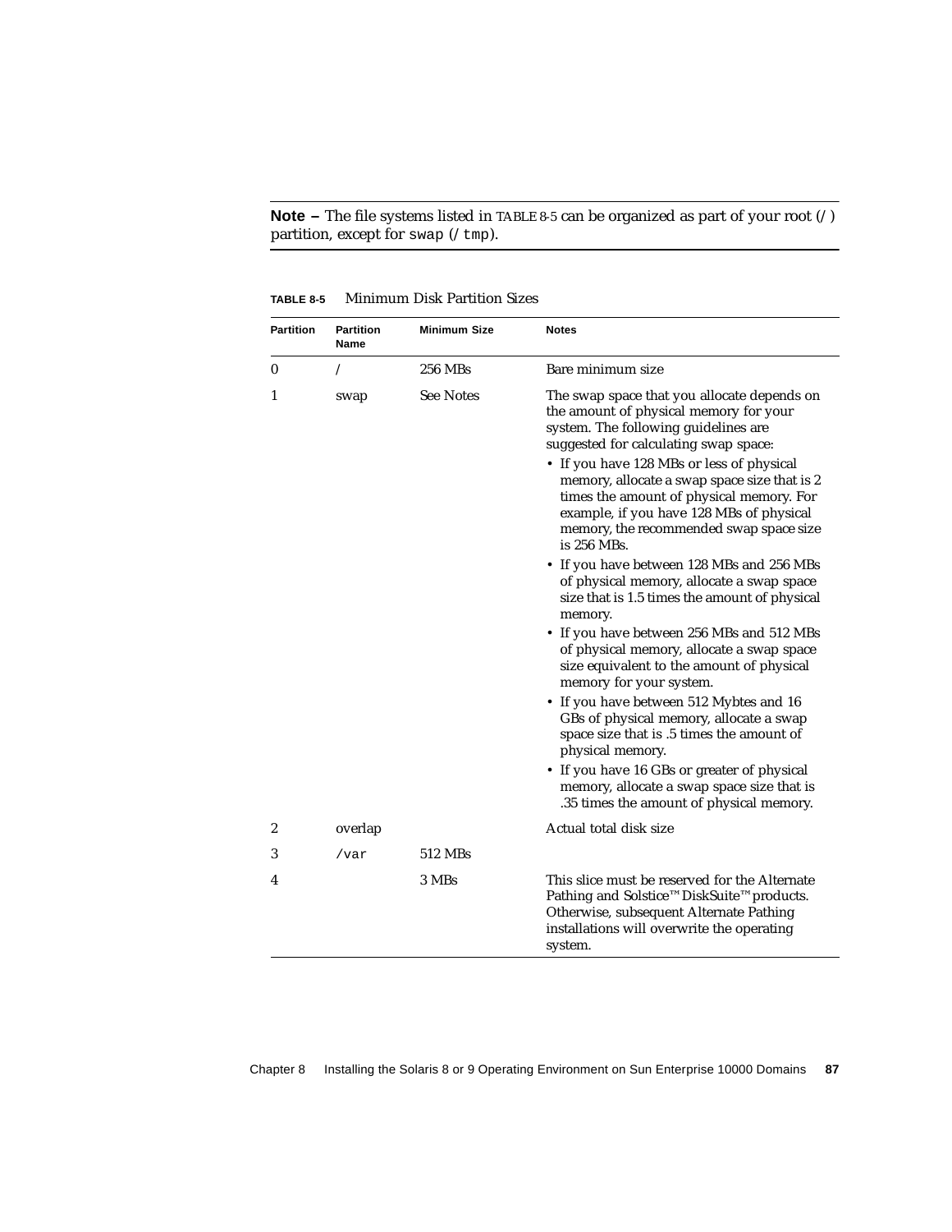**Note –** The file systems listed in TABLE 8-5 can be organized as part of your root (`/`) partition, except for `swap` (`/tmp`).

**TABLE 8-5** Minimum Disk Partition Sizes

| Partition | Partition Name | Minimum Size | Notes |
|---|---|---|---|
| 0 | / | 256 MBs | Bare minimum size |
| 1 | swap | See Notes | The swap space that you allocate depends on the amount of physical memory for your system. The following guidelines are suggested for calculating swap space:<br>• If you have 128 MBs or less of physical memory, allocate a swap space size that is 2 times the amount of physical memory. For example, if you have 128 MBs of physical memory, the recommended swap space size is 256 MBs.<br>• If you have between 128 MBs and 256 MBs of physical memory, allocate a swap space size that is 1.5 times the amount of physical memory.<br>• If you have between 256 MBs and 512 MBs of physical memory, allocate a swap space size equivalent to the amount of physical memory for your system.<br>• If you have between 512 Mybtes and 16 GBs of physical memory, allocate a swap space size that is .5 times the amount of physical memory.<br>• If you have 16 GBs or greater of physical memory, allocate a swap space size that is .35 times the amount of physical memory. |
| 2 | overlap | | Actual total disk size |
| 3 | `/var` | 512 MBs | |
| 4 | | 3 MBs | This slice must be reserved for the Alternate Pathing and Solstice™ DiskSuite™ products. Otherwise, subsequent Alternate Pathing installations will overwrite the operating system. |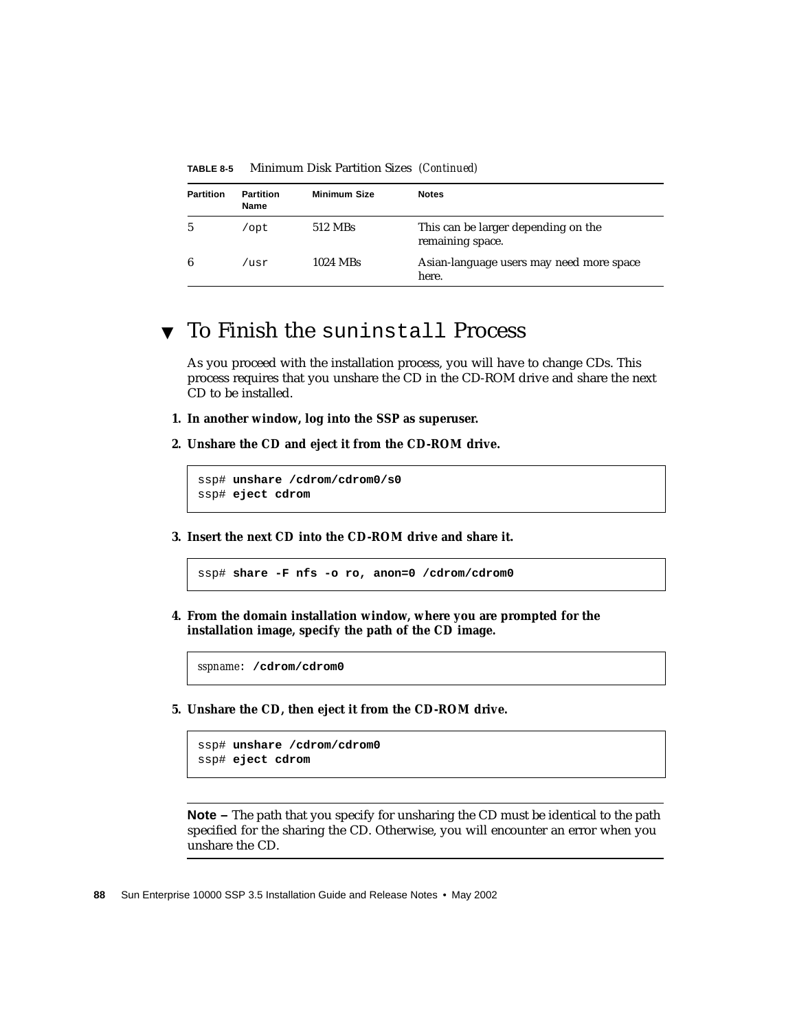**TABLE 8-5** Minimum Disk Partition Sizes *(Continued)*

| Partition | Partition Name | Minimum Size | Notes |
|---|---|---|---|
| 5 | `/opt` | 512 MBs | This can be larger depending on the remaining space. |
| 6 | `/usr` | 1024 MBs | Asian-language users may need more space here. |

## ▼ To Finish the `suninstall` Process

As you proceed with the installation process, you will have to change CDs. This process requires that you unshare the CD in the CD-ROM drive and share the next CD to be installed.

1. **In another window, log into the SSP as superuser.**

2. **Unshare the CD and eject it from the CD-ROM drive.**

```
ssp# unshare /cdrom/cdrom0/s0
ssp# eject cdrom
```

3. **Insert the next CD into the CD-ROM drive and share it.**

```
ssp# share -F nfs -o ro, anon=0 /cdrom/cdrom0
```

4. **From the domain installation window, where you are prompted for the installation image, specify the path of the CD image.**

```
sspname: /cdrom/cdrom0
```

5. **Unshare the CD, then eject it from the CD-ROM drive.**

```
ssp# unshare /cdrom/cdrom0
ssp# eject cdrom
```

---

**Note –** The path that you specify for unsharing the CD must be identical to the path specified for the sharing the CD. Otherwise, you will encounter an error when you unshare the CD.

---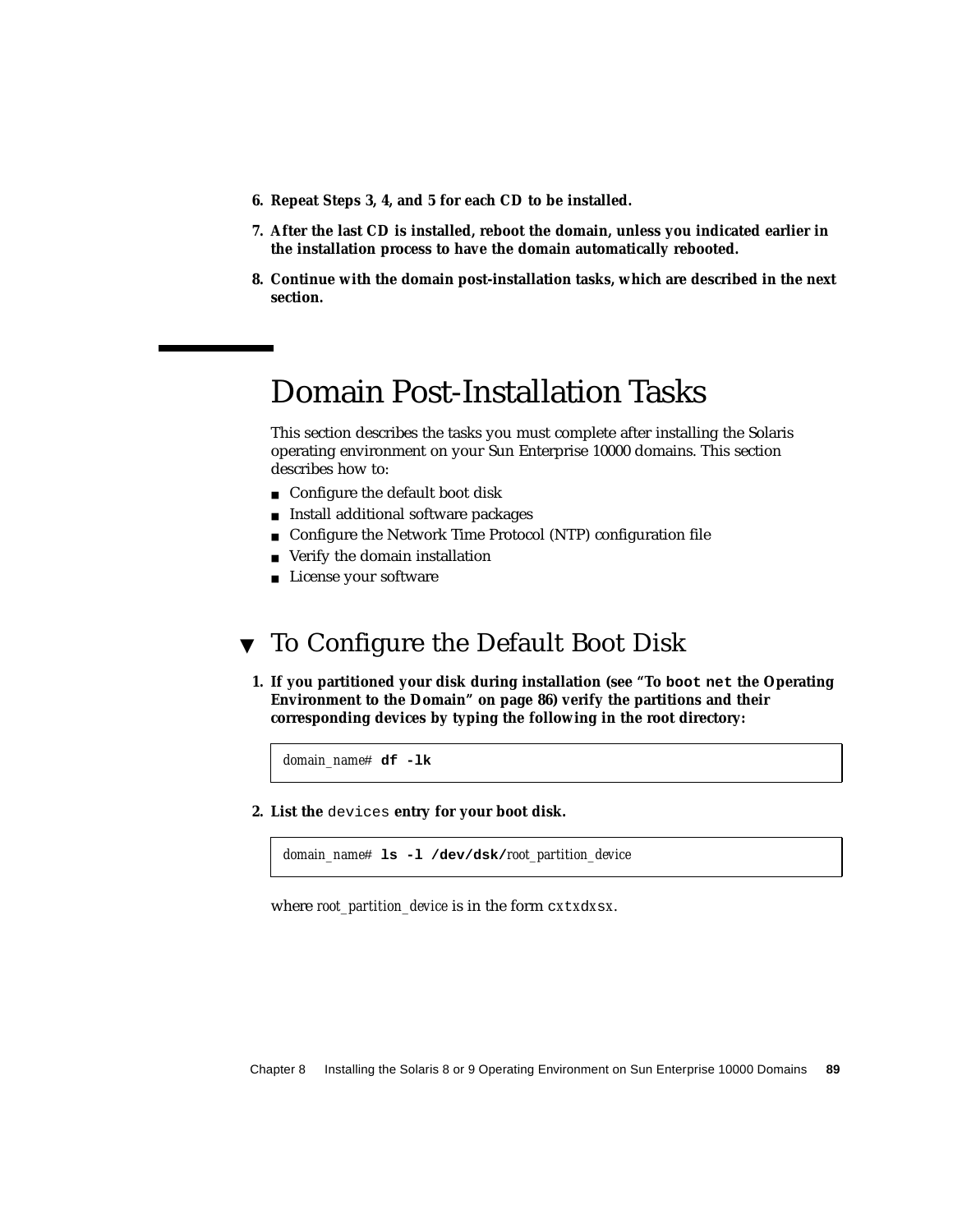6. **Repeat Steps 3, 4, and 5 for each CD to be installed.**
7. **After the last CD is installed, reboot the domain, unless you indicated earlier in the installation process to have the domain automatically rebooted.**
8. **Continue with the domain post-installation tasks, which are described in the next section.**

# Domain Post-Installation Tasks

This section describes the tasks you must complete after installing the Solaris operating environment on your Sun Enterprise 10000 domains. This section describes how to:

- Configure the default boot disk
- Install additional software packages
- Configure the Network Time Protocol (NTP) configuration file
- Verify the domain installation
- License your software

## ▼ To Configure the Default Boot Disk

1. **If you partitioned your disk during installation (see "To `boot net` the Operating Environment to the Domain" on page 86) verify the partitions and their corresponding devices by typing the following in the root directory:**

```
domain_name# df -lk
```

2. **List the `devices` entry for your boot disk.**

```
domain_name# ls -l /dev/dsk/root_partition_device
```

where *root_partition_device* is in the form `cxtxdxsx`.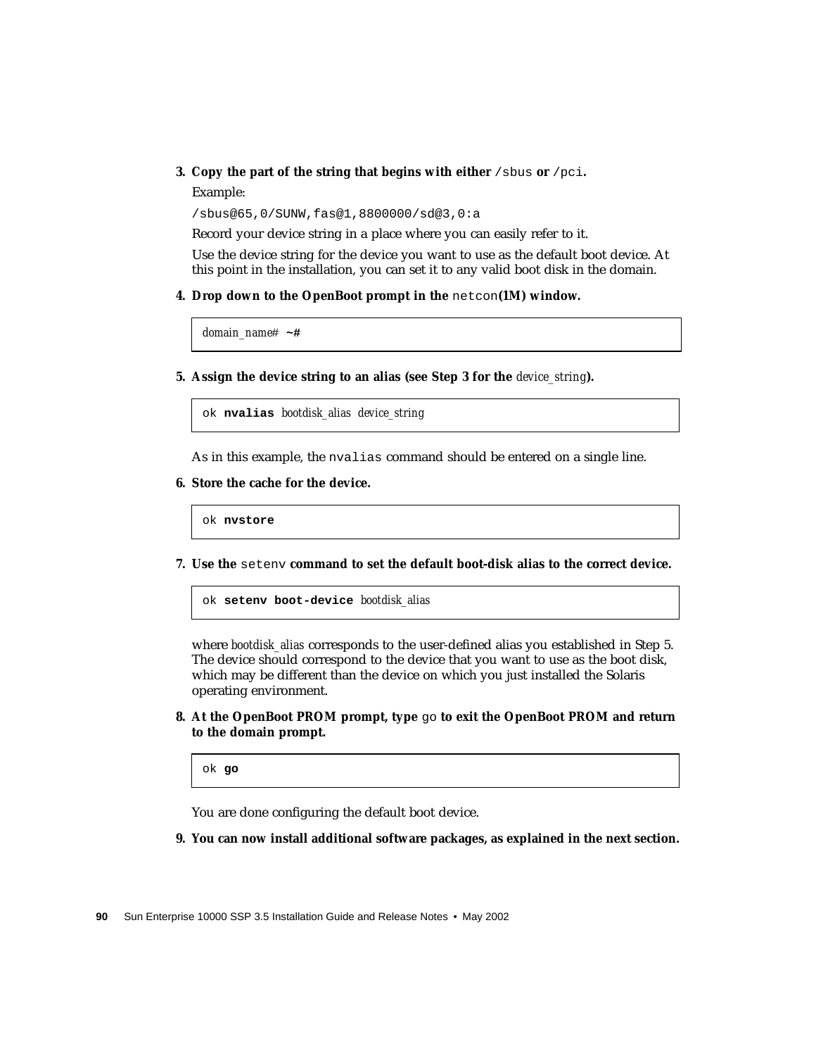3. **Copy the part of the string that begins with either `/sbus` or `/pci`.**

   Example:

   `/sbus@65,0/SUNW,fas@1,8800000/sd@3,0:a`

   Record your device string in a place where you can easily refer to it.

   Use the device string for the device you want to use as the default boot device. At this point in the installation, you can set it to any valid boot disk in the domain.

4. **Drop down to the OpenBoot prompt in the `netcon`(1M) window.**

```
domain_name# ~#
```

5. **Assign the device string to an alias (see Step 3 for the *device_string*).**

```
ok nvalias bootdisk_alias device_string
```

   As in this example, the `nvalias` command should be entered on a single line.

6. **Store the cache for the device.**

```
ok nvstore
```

7. **Use the `setenv` command to set the default boot-disk alias to the correct device.**

```
ok setenv boot-device bootdisk_alias
```

   where *bootdisk_alias* corresponds to the user-defined alias you established in Step 5. The device should correspond to the device that you want to use as the boot disk, which may be different than the device on which you just installed the Solaris operating environment.

8. **At the OpenBoot PROM prompt, type `go` to exit the OpenBoot PROM and return to the domain prompt.**

```
ok go
```

   You are done configuring the default boot device.

9. **You can now install additional software packages, as explained in the next section.**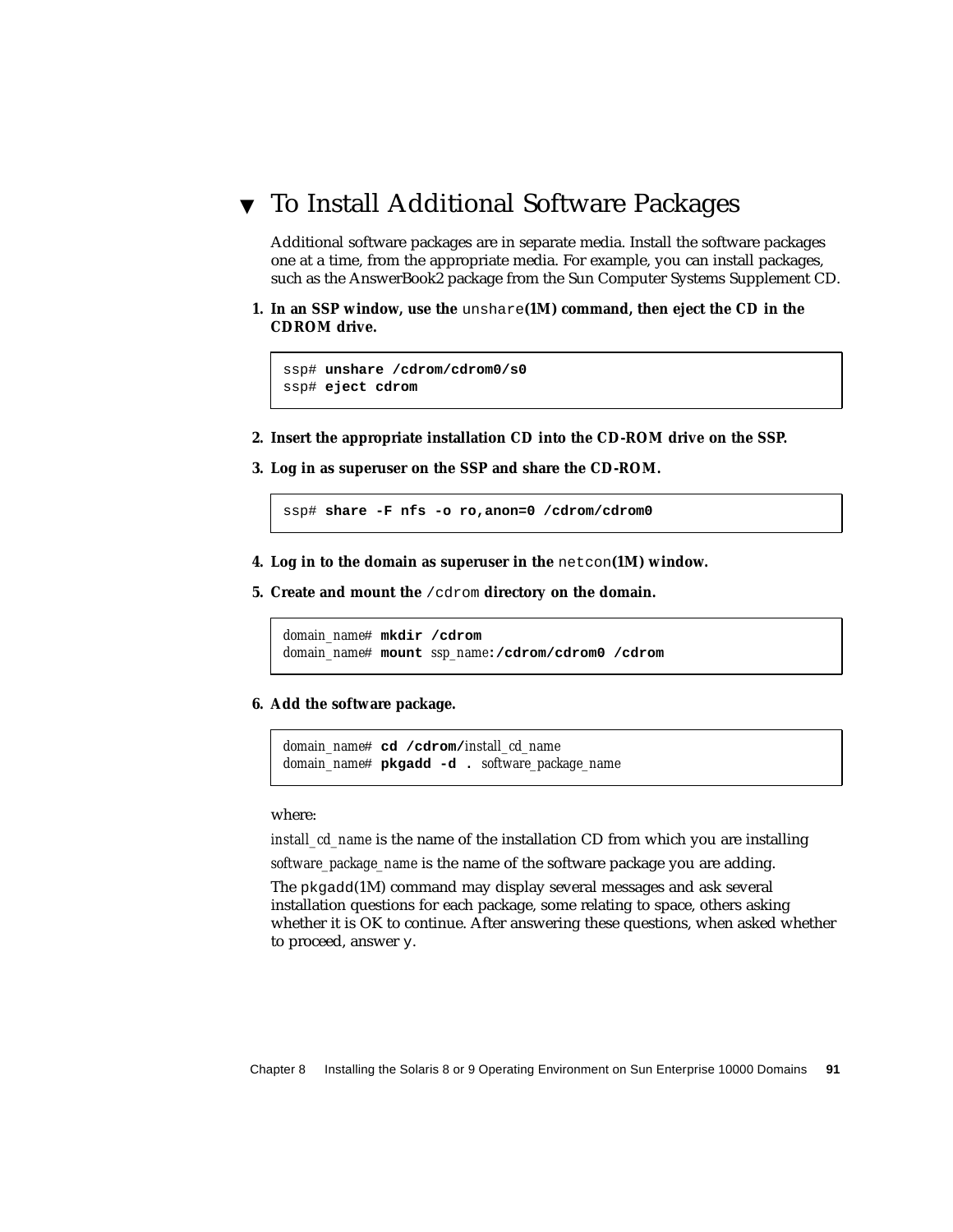## ▼ To Install Additional Software Packages

Additional software packages are in separate media. Install the software packages one at a time, from the appropriate media. For example, you can install packages, such as the AnswerBook2 package from the Sun Computer Systems Supplement CD.

1. **In an SSP window, use the `unshare`(1M) command, then eject the CD in the CDROM drive.**

```
ssp# unshare /cdrom/cdrom0/s0
ssp# eject cdrom
```

2. **Insert the appropriate installation CD into the CD-ROM drive on the SSP.**

3. **Log in as superuser on the SSP and share the CD-ROM.**

```
ssp# share -F nfs -o ro,anon=0 /cdrom/cdrom0
```

4. **Log in to the domain as superuser in the `netcon`(1M) window.**

5. **Create and mount the `/cdrom` directory on the domain.**

```
domain_name# mkdir /cdrom
domain_name# mount ssp_name:/cdrom/cdrom0 /cdrom
```

6. **Add the software package.**

```
domain_name# cd /cdrom/install_cd_name
domain_name# pkgadd -d . software_package_name
```

where:

*install_cd_name* is the name of the installation CD from which you are installing

*software_package_name* is the name of the software package you are adding.

The `pkgadd`(1M) command may display several messages and ask several installation questions for each package, some relating to space, others asking whether it is OK to continue. After answering these questions, when asked whether to proceed, answer `y`.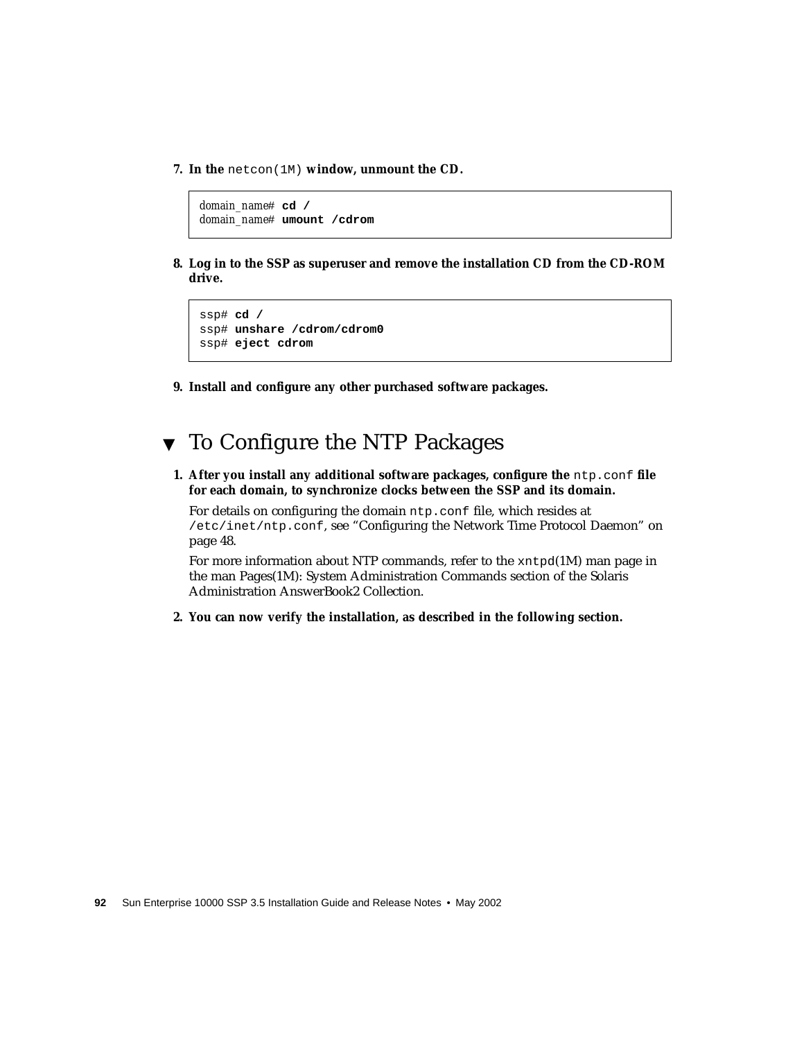7. **In the** `netcon(1M)` **window, unmount the CD.**

```
domain_name# cd /
domain_name# umount /cdrom
```

8. **Log in to the SSP as superuser and remove the installation CD from the CD-ROM drive.**

```
ssp# cd /
ssp# unshare /cdrom/cdrom0
ssp# eject cdrom
```

9. **Install and configure any other purchased software packages.**

## ▼ To Configure the NTP Packages

1. **After you install any additional software packages, configure the** `ntp.conf` **file for each domain, to synchronize clocks between the SSP and its domain.**

   For details on configuring the domain `ntp.conf` file, which resides at `/etc/inet/ntp.conf`, see "Configuring the Network Time Protocol Daemon" on page 48.

   For more information about NTP commands, refer to the `xntpd`(1M) man page in the man Pages(1M): System Administration Commands section of the Solaris Administration AnswerBook2 Collection.

2. **You can now verify the installation, as described in the following section.**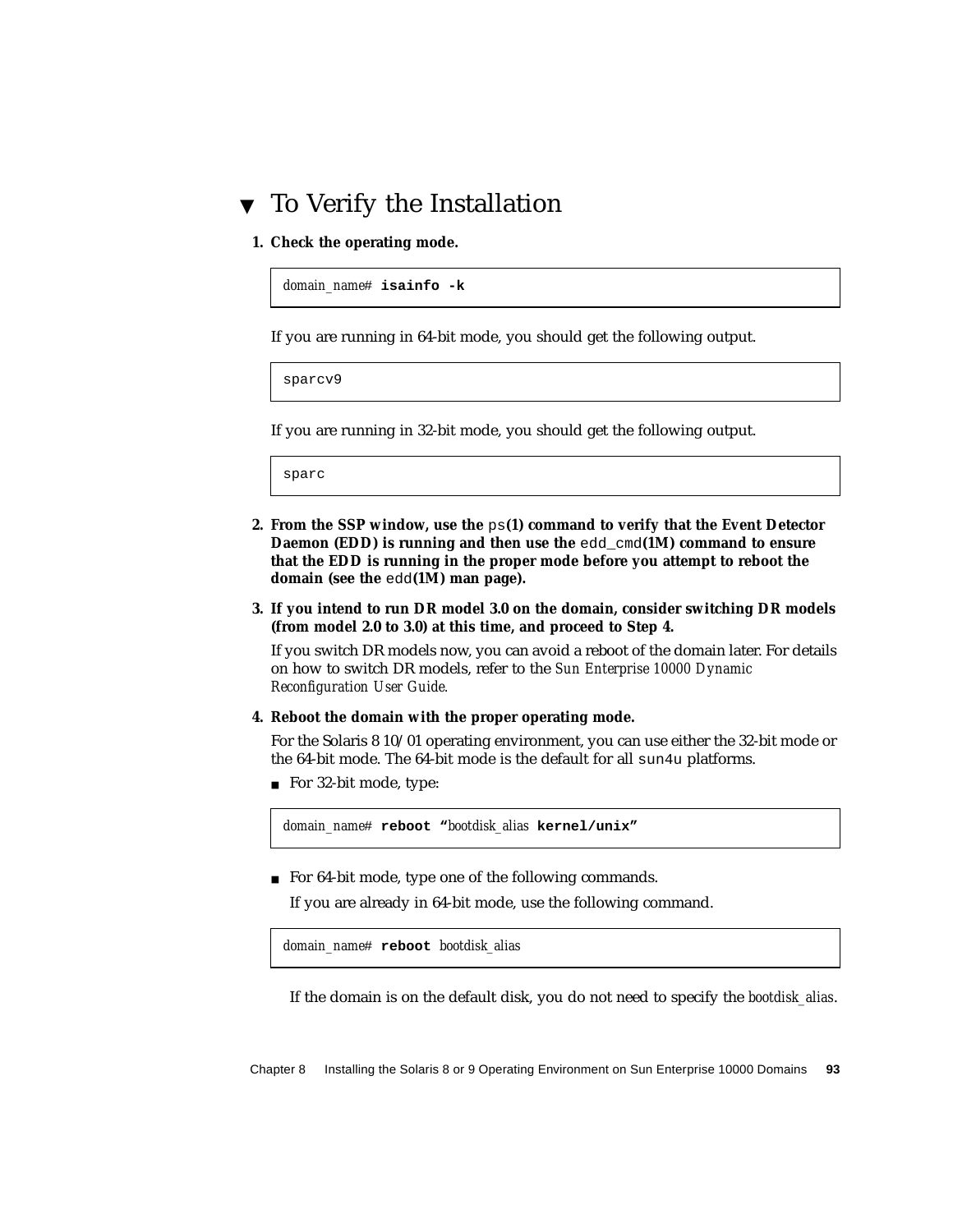## ▼ To Verify the Installation

**1. Check the operating mode.**

```
domain_name# isainfo -k
```

If you are running in 64-bit mode, you should get the following output.

```
sparcv9
```

If you are running in 32-bit mode, you should get the following output.

```
sparc
```

**2. From the SSP window, use the `ps`(1) command to verify that the Event Detector Daemon (EDD) is running and then use the `edd_cmd`(1M) command to ensure that the EDD is running in the proper mode before you attempt to reboot the domain (see the `edd`(1M) man page).**

**3. If you intend to run DR model 3.0 on the domain, consider switching DR models (from model 2.0 to 3.0) at this time, and proceed to Step 4.**

If you switch DR models now, you can avoid a reboot of the domain later. For details on how to switch DR models, refer to the *Sun Enterprise 10000 Dynamic Reconfiguration User Guide*.

**4. Reboot the domain with the proper operating mode.**

For the Solaris 8 10/01 operating environment, you can use either the 32-bit mode or the 64-bit mode. The 64-bit mode is the default for all `sun4u` platforms.

- For 32-bit mode, type:

```
domain_name# reboot "bootdisk_alias kernel/unix"
```

- For 64-bit mode, type one of the following commands.

  If you are already in 64-bit mode, use the following command.

```
domain_name# reboot bootdisk_alias
```

  If the domain is on the default disk, you do not need to specify the *bootdisk_alias*.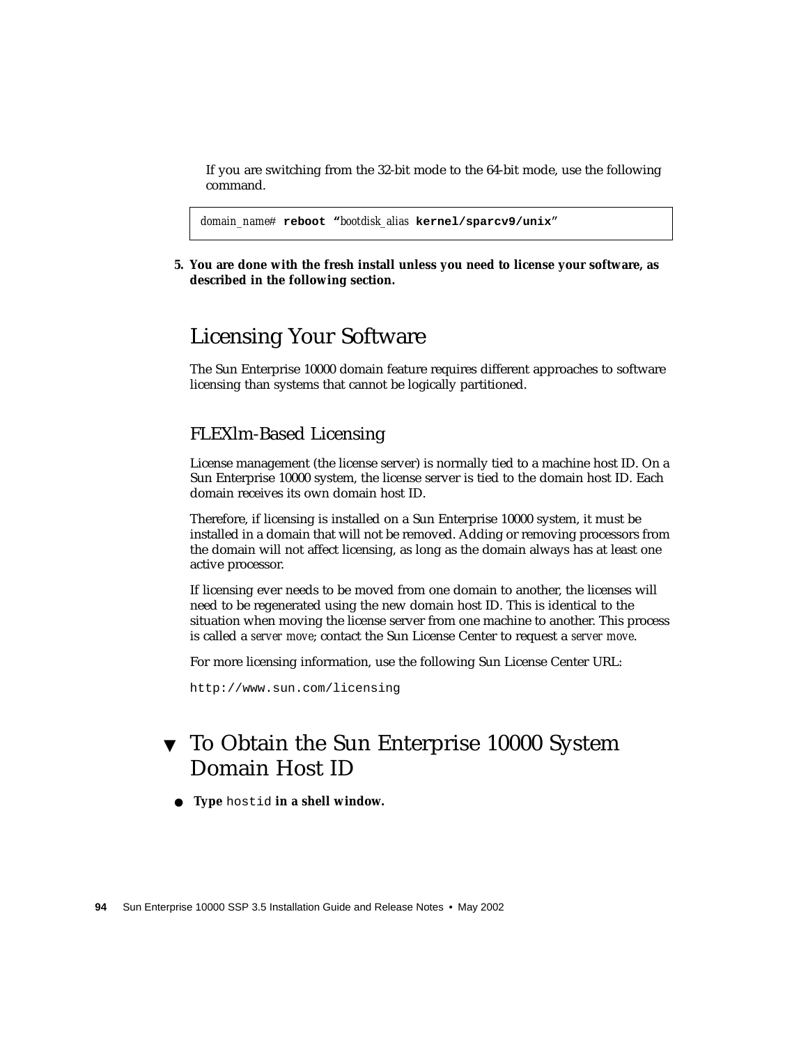If you are switching from the 32-bit mode to the 64-bit mode, use the following command.

```
domain_name# reboot "bootdisk_alias kernel/sparcv9/unix"
```

**5. You are done with the fresh install unless you need to license your software, as described in the following section.**

## Licensing Your Software

The Sun Enterprise 10000 domain feature requires different approaches to software licensing than systems that cannot be logically partitioned.

### FLEXlm-Based Licensing

License management (the license server) is normally tied to a machine host ID. On a Sun Enterprise 10000 system, the license server is tied to the domain host ID. Each domain receives its own domain host ID.

Therefore, if licensing is installed on a Sun Enterprise 10000 system, it must be installed in a domain that will not be removed. Adding or removing processors from the domain will not affect licensing, as long as the domain always has at least one active processor.

If licensing ever needs to be moved from one domain to another, the licenses will need to be regenerated using the new domain host ID. This is identical to the situation when moving the license server from one machine to another. This process is called a *server move*; contact the Sun License Center to request a *server move*.

For more licensing information, use the following Sun License Center URL:

`http://www.sun.com/licensing`

## ▼ To Obtain the Sun Enterprise 10000 System Domain Host ID

- **Type** `hostid` **in a shell window.**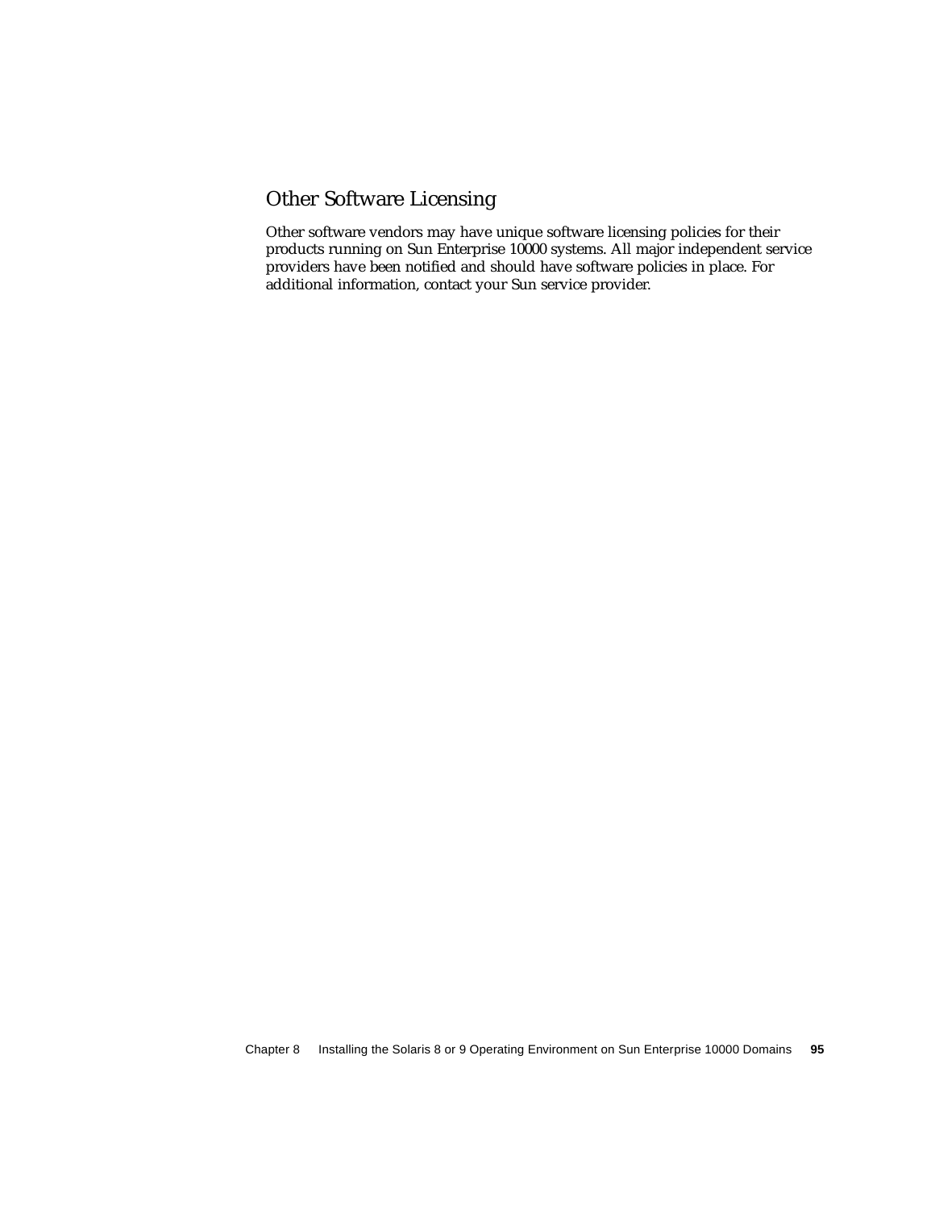## Other Software Licensing

Other software vendors may have unique software licensing policies for their products running on Sun Enterprise 10000 systems. All major independent service providers have been notified and should have software policies in place. For additional information, contact your Sun service provider.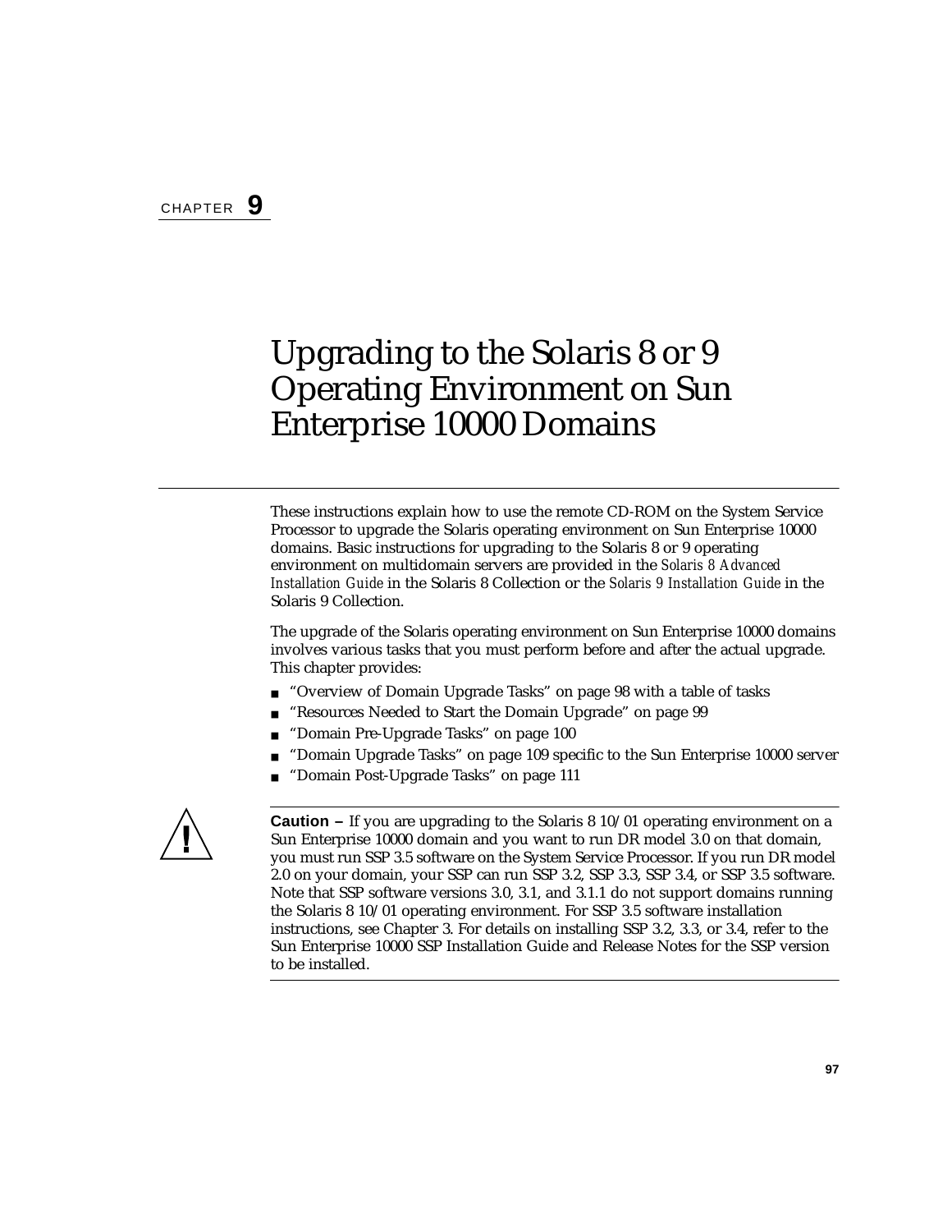CHAPTER **9**

# Upgrading to the Solaris 8 or 9 Operating Environment on Sun Enterprise 10000 Domains

These instructions explain how to use the remote CD-ROM on the System Service Processor to upgrade the Solaris operating environment on Sun Enterprise 10000 domains. Basic instructions for upgrading to the Solaris 8 or 9 operating environment on multidomain servers are provided in the *Solaris 8 Advanced Installation Guide* in the Solaris 8 Collection or the *Solaris 9 Installation Guide* in the Solaris 9 Collection.

The upgrade of the Solaris operating environment on Sun Enterprise 10000 domains involves various tasks that you must perform before and after the actual upgrade. This chapter provides:

- "Overview of Domain Upgrade Tasks" on page 98 with a table of tasks
- "Resources Needed to Start the Domain Upgrade" on page 99
- "Domain Pre-Upgrade Tasks" on page 100
- "Domain Upgrade Tasks" on page 109 specific to the Sun Enterprise 10000 server
- "Domain Post-Upgrade Tasks" on page 111

---

**Caution –** If you are upgrading to the Solaris 8 10/01 operating environment on a Sun Enterprise 10000 domain and you want to run DR model 3.0 on that domain, you must run SSP 3.5 software on the System Service Processor. If you run DR model 2.0 on your domain, your SSP can run SSP 3.2, SSP 3.3, SSP 3.4, or SSP 3.5 software. Note that SSP software versions 3.0, 3.1, and 3.1.1 do not support domains running the Solaris 8 10/01 operating environment. For SSP 3.5 software installation instructions, see Chapter 3. For details on installing SSP 3.2, 3.3, or 3.4, refer to the Sun Enterprise 10000 SSP Installation Guide and Release Notes for the SSP version to be installed.

---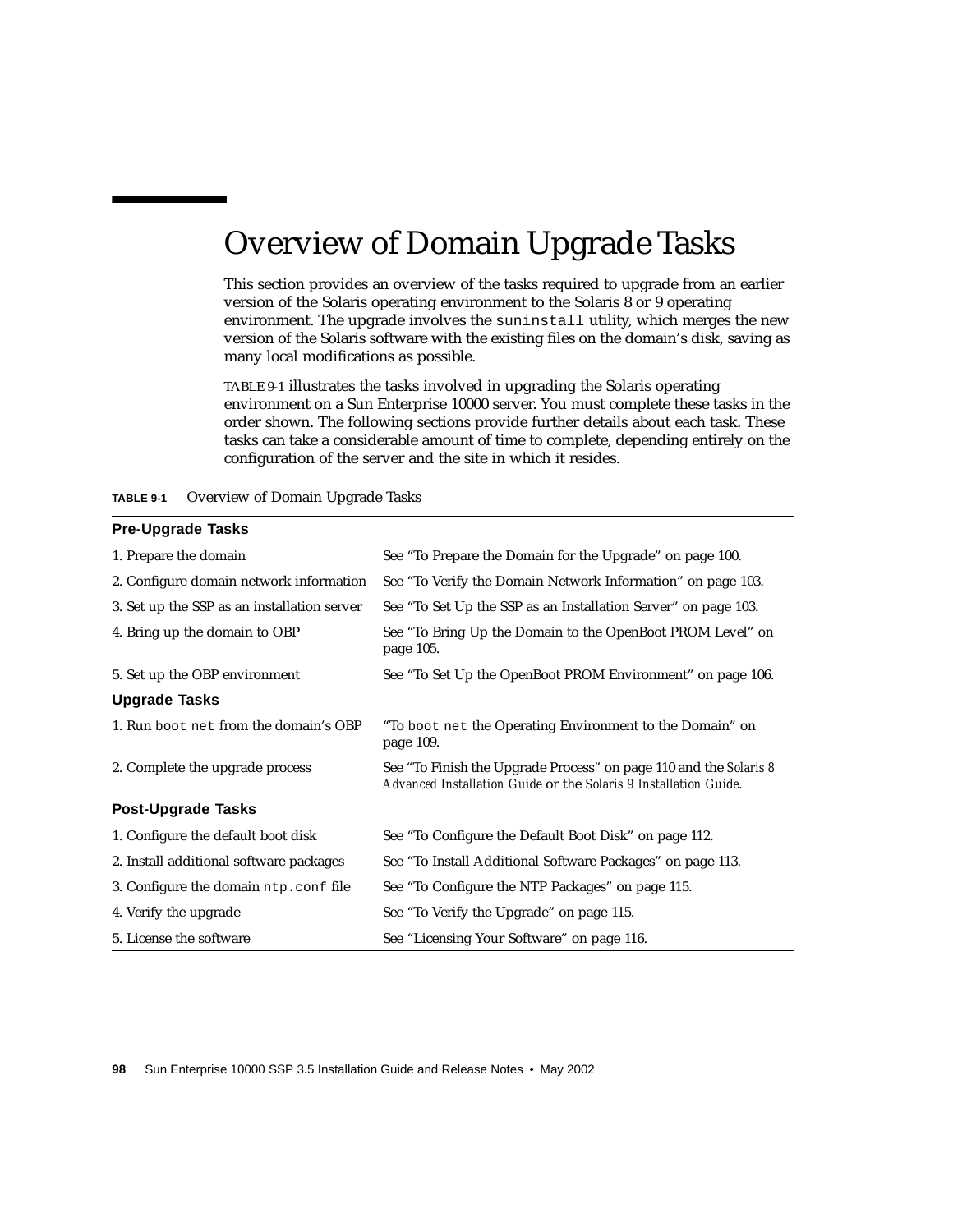# Overview of Domain Upgrade Tasks

This section provides an overview of the tasks required to upgrade from an earlier version of the Solaris operating environment to the Solaris 8 or 9 operating environment. The upgrade involves the `suninstall` utility, which merges the new version of the Solaris software with the existing files on the domain's disk, saving as many local modifications as possible.

TABLE 9-1 illustrates the tasks involved in upgrading the Solaris operating environment on a Sun Enterprise 10000 server. You must complete these tasks in the order shown. The following sections provide further details about each task. These tasks can take a considerable amount of time to complete, depending entirely on the configuration of the server and the site in which it resides.

**TABLE 9-1** Overview of Domain Upgrade Tasks

| | |
|---|---|
| **Pre-Upgrade Tasks** | |
| 1. Prepare the domain | See "To Prepare the Domain for the Upgrade" on page 100. |
| 2. Configure domain network information | See "To Verify the Domain Network Information" on page 103. |
| 3. Set up the SSP as an installation server | See "To Set Up the SSP as an Installation Server" on page 103. |
| 4. Bring up the domain to OBP | See "To Bring Up the Domain to the OpenBoot PROM Level" on page 105. |
| 5. Set up the OBP environment | See "To Set Up the OpenBoot PROM Environment" on page 106. |
| **Upgrade Tasks** | |
| 1. Run `boot net` from the domain's OBP | "To `boot net` the Operating Environment to the Domain" on page 109. |
| 2. Complete the upgrade process | See "To Finish the Upgrade Process" on page 110 and the *Solaris 8 Advanced Installation Guide* or the *Solaris 9 Installation Guide*. |
| **Post-Upgrade Tasks** | |
| 1. Configure the default boot disk | See "To Configure the Default Boot Disk" on page 112. |
| 2. Install additional software packages | See "To Install Additional Software Packages" on page 113. |
| 3. Configure the domain `ntp.conf` file | See "To Configure the NTP Packages" on page 115. |
| 4. Verify the upgrade | See "To Verify the Upgrade" on page 115. |
| 5. License the software | See "Licensing Your Software" on page 116. |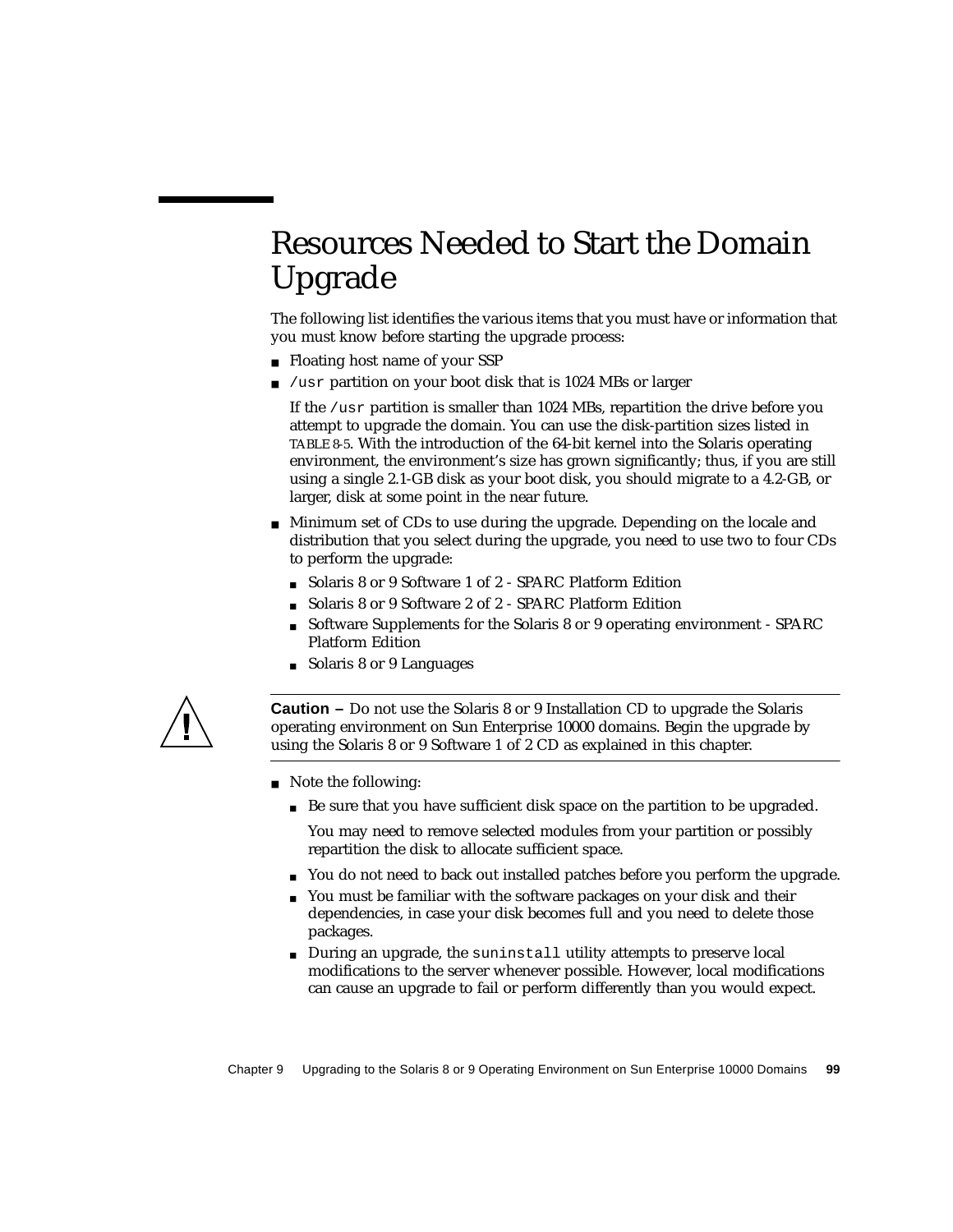# Resources Needed to Start the Domain Upgrade

The following list identifies the various items that you must have or information that you must know before starting the upgrade process:

- Floating host name of your SSP
- `/usr` partition on your boot disk that is 1024 MBs or larger

  If the `/usr` partition is smaller than 1024 MBs, repartition the drive before you attempt to upgrade the domain. You can use the disk-partition sizes listed in TABLE 8-5. With the introduction of the 64-bit kernel into the Solaris operating environment, the environment's size has grown significantly; thus, if you are still using a single 2.1-GB disk as your boot disk, you should migrate to a 4.2-GB, or larger, disk at some point in the near future.

- Minimum set of CDs to use during the upgrade. Depending on the locale and distribution that you select during the upgrade, you need to use two to four CDs to perform the upgrade:
  - Solaris 8 or 9 Software 1 of 2 - SPARC Platform Edition
  - Solaris 8 or 9 Software 2 of 2 - SPARC Platform Edition
  - Software Supplements for the Solaris 8 or 9 operating environment - SPARC Platform Edition
  - Solaris 8 or 9 Languages

---

**Caution –** Do not use the Solaris 8 or 9 Installation CD to upgrade the Solaris operating environment on Sun Enterprise 10000 domains. Begin the upgrade by using the Solaris 8 or 9 Software 1 of 2 CD as explained in this chapter.

---

- Note the following:
  - Be sure that you have sufficient disk space on the partition to be upgraded.

    You may need to remove selected modules from your partition or possibly repartition the disk to allocate sufficient space.

  - You do not need to back out installed patches before you perform the upgrade.
  - You must be familiar with the software packages on your disk and their dependencies, in case your disk becomes full and you need to delete those packages.
  - During an upgrade, the `suninstall` utility attempts to preserve local modifications to the server whenever possible. However, local modifications can cause an upgrade to fail or perform differently than you would expect.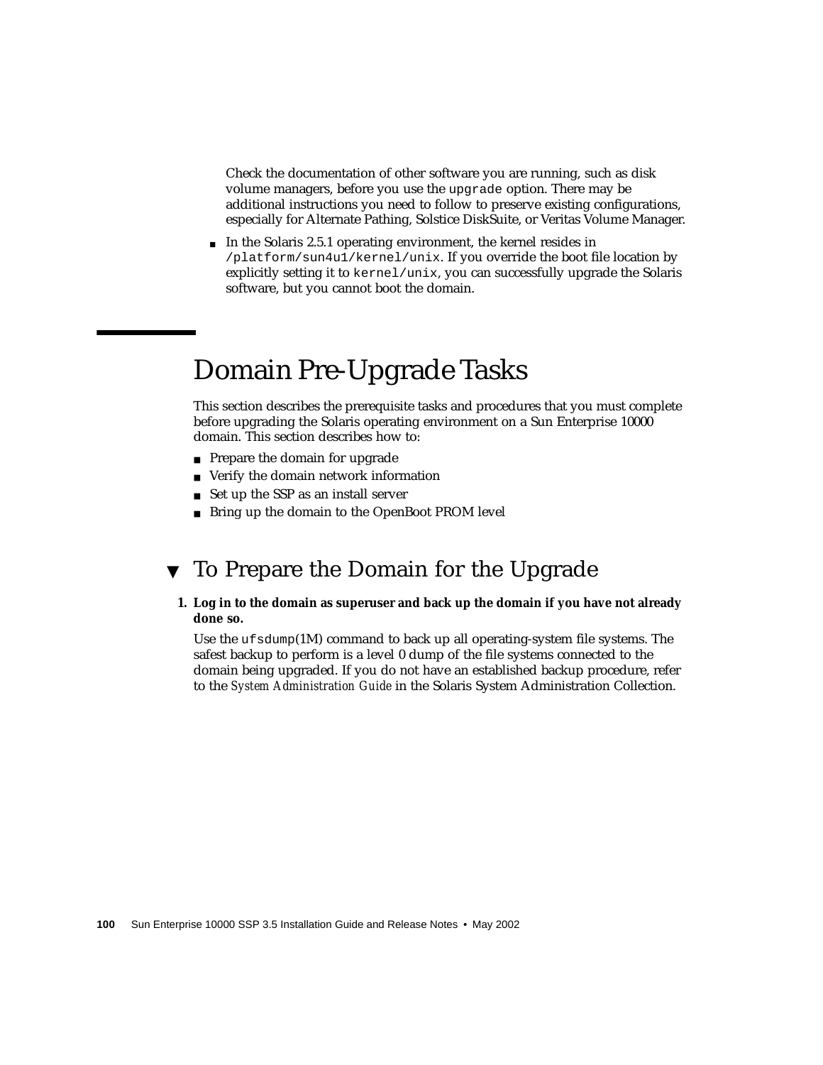Check the documentation of other software you are running, such as disk volume managers, before you use the `upgrade` option. There may be additional instructions you need to follow to preserve existing configurations, especially for Alternate Pathing, Solstice DiskSuite, or Veritas Volume Manager.

- In the Solaris 2.5.1 operating environment, the kernel resides in `/platform/sun4u1/kernel/unix`. If you override the boot file location by explicitly setting it to `kernel/unix`, you can successfully upgrade the Solaris software, but you cannot boot the domain.

# Domain Pre-Upgrade Tasks

This section describes the prerequisite tasks and procedures that you must complete before upgrading the Solaris operating environment on a Sun Enterprise 10000 domain. This section describes how to:

- Prepare the domain for upgrade
- Verify the domain network information
- Set up the SSP as an install server
- Bring up the domain to the OpenBoot PROM level

## ▼ To Prepare the Domain for the Upgrade

1. **Log in to the domain as superuser and back up the domain if you have not already done so.**

   Use the `ufsdump`(1M) command to back up all operating-system file systems. The safest backup to perform is a level 0 dump of the file systems connected to the domain being upgraded. If you do not have an established backup procedure, refer to the *System Administration Guide* in the Solaris System Administration Collection.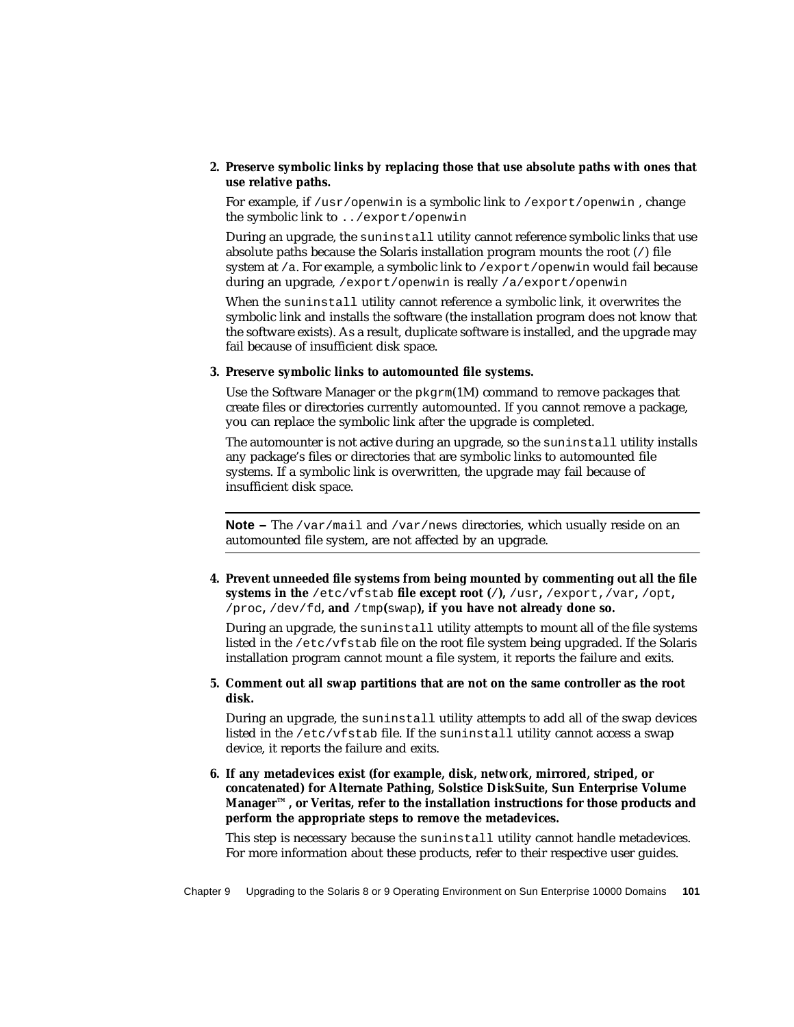2. **Preserve symbolic links by replacing those that use absolute paths with ones that use relative paths.**

   For example, if `/usr/openwin` is a symbolic link to `/export/openwin` , change the symbolic link to `../export/openwin`

   During an upgrade, the `suninstall` utility cannot reference symbolic links that use absolute paths because the Solaris installation program mounts the root (`/`) file system at `/a`. For example, a symbolic link to `/export/openwin` would fail because during an upgrade, `/export/openwin` is really `/a/export/openwin`

   When the `suninstall` utility cannot reference a symbolic link, it overwrites the symbolic link and installs the software (the installation program does not know that the software exists). As a result, duplicate software is installed, and the upgrade may fail because of insufficient disk space.

3. **Preserve symbolic links to automounted file systems.**

   Use the Software Manager or the `pkgrm`(1M) command to remove packages that create files or directories currently automounted. If you cannot remove a package, you can replace the symbolic link after the upgrade is completed.

   The automounter is not active during an upgrade, so the `suninstall` utility installs any package's files or directories that are symbolic links to automounted file systems. If a symbolic link is overwritten, the upgrade may fail because of insufficient disk space.

---

**Note –** The `/var/mail` and `/var/news` directories, which usually reside on an automounted file system, are not affected by an upgrade.

---

4. **Prevent unneeded file systems from being mounted by commenting out all the file systems in the `/etc/vfstab` file except root (`/`), `/usr`, `/export`, `/var`, `/opt`, `/proc`, `/dev/fd`, and `/tmp`(`swap`), if you have not already done so.**

   During an upgrade, the `suninstall` utility attempts to mount all of the file systems listed in the `/etc/vfstab` file on the root file system being upgraded. If the Solaris installation program cannot mount a file system, it reports the failure and exits.

5. **Comment out all swap partitions that are not on the same controller as the root disk.**

   During an upgrade, the `suninstall` utility attempts to add all of the swap devices listed in the `/etc/vfstab` file. If the `suninstall` utility cannot access a swap device, it reports the failure and exits.

6. **If any metadevices exist (for example, disk, network, mirrored, striped, or concatenated) for Alternate Pathing, Solstice DiskSuite, Sun Enterprise Volume Manager™, or Veritas, refer to the installation instructions for those products and perform the appropriate steps to remove the metadevices.**

   This step is necessary because the `suninstall` utility cannot handle metadevices. For more information about these products, refer to their respective user guides.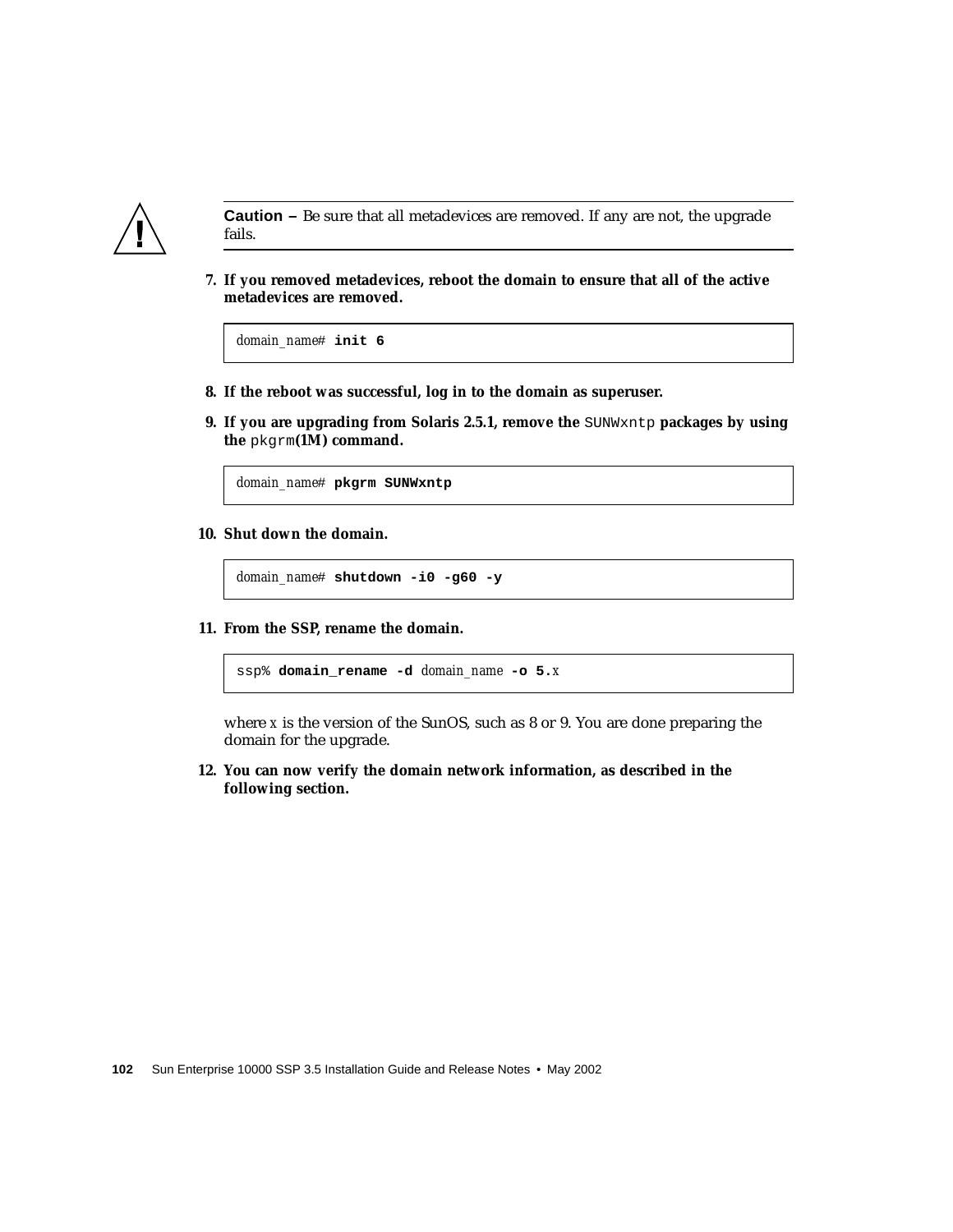**Caution –** Be sure that all metadevices are removed. If any are not, the upgrade fails.

7. **If you removed metadevices, reboot the domain to ensure that all of the active metadevices are removed.**

```
domain_name# init 6
```

8. **If the reboot was successful, log in to the domain as superuser.**

9. **If you are upgrading from Solaris 2.5.1, remove the** `SUNWxntp` **packages by using the** `pkgrm`**(1M) command.**

```
domain_name# pkgrm SUNWxntp
```

10. **Shut down the domain.**

```
domain_name# shutdown -i0 -g60 -y
```

11. **From the SSP, rename the domain.**

```
ssp% domain_rename -d domain_name -o 5.x
```

where *x* is the version of the SunOS, such as 8 or 9. You are done preparing the domain for the upgrade.

12. **You can now verify the domain network information, as described in the following section.**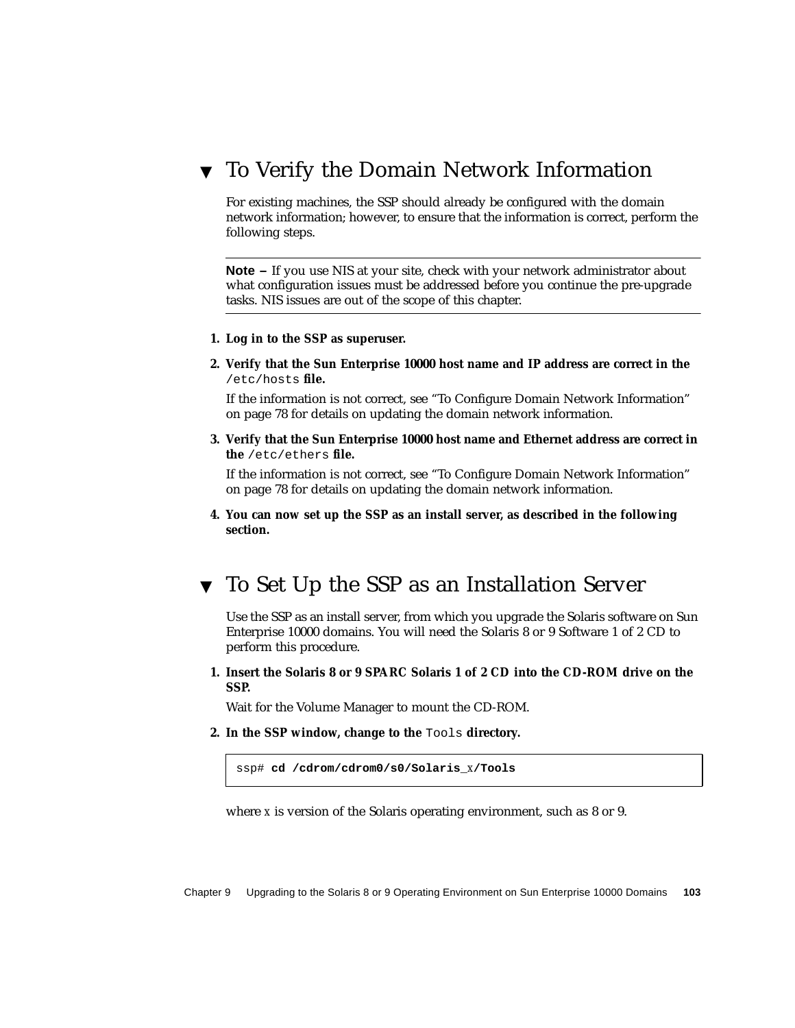## ▼ To Verify the Domain Network Information

For existing machines, the SSP should already be configured with the domain network information; however, to ensure that the information is correct, perform the following steps.

---

**Note –** If you use NIS at your site, check with your network administrator about what configuration issues must be addressed before you continue the pre-upgrade tasks. NIS issues are out of the scope of this chapter.

---

1. **Log in to the SSP as superuser.**
2. **Verify that the Sun Enterprise 10000 host name and IP address are correct in the** `/etc/hosts` **file.**

   If the information is not correct, see "To Configure Domain Network Information" on page 78 for details on updating the domain network information.

3. **Verify that the Sun Enterprise 10000 host name and Ethernet address are correct in the** `/etc/ethers` **file.**

   If the information is not correct, see "To Configure Domain Network Information" on page 78 for details on updating the domain network information.

4. **You can now set up the SSP as an install server, as described in the following section.**

## ▼ To Set Up the SSP as an Installation Server

Use the SSP as an install server, from which you upgrade the Solaris software on Sun Enterprise 10000 domains. You will need the Solaris 8 or 9 Software 1 of 2 CD to perform this procedure.

1. **Insert the Solaris 8 or 9 SPARC Solaris 1 of 2 CD into the CD-ROM drive on the SSP.**

   Wait for the Volume Manager to mount the CD-ROM.

2. **In the SSP window, change to the** `Tools` **directory.**

```
ssp# cd /cdrom/cdrom0/s0/Solaris_X/Tools
```

where *X* is version of the Solaris operating environment, such as 8 or 9.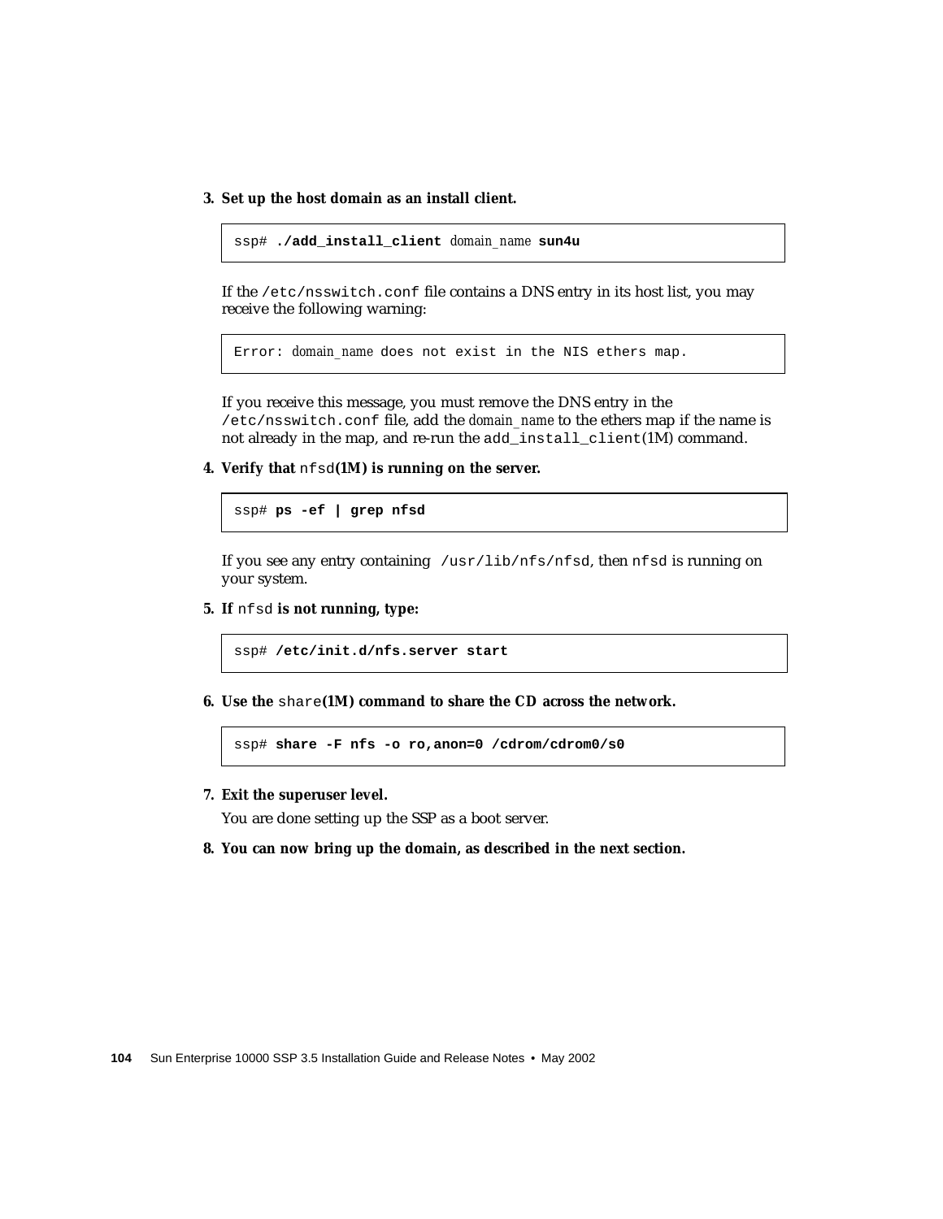3. **Set up the host domain as an install client.**

```
ssp# ./add_install_client domain_name sun4u
```

If the `/etc/nsswitch.conf` file contains a DNS entry in its host list, you may receive the following warning:

```
Error: domain_name does not exist in the NIS ethers map.
```

If you receive this message, you must remove the DNS entry in the `/etc/nsswitch.conf` file, add the *domain_name* to the ethers map if the name is not already in the map, and re-run the `add_install_client`(1M) command.

4. **Verify that** `nfsd`**(1M) is running on the server.**

```
ssp# ps -ef | grep nfsd
```

If you see any entry containing `/usr/lib/nfs/nfsd`, then `nfsd` is running on your system.

5. **If** `nfsd` **is not running, type:**

```
ssp# /etc/init.d/nfs.server start
```

6. **Use the** `share`**(1M) command to share the CD across the network.**

```
ssp# share -F nfs -o ro,anon=0 /cdrom/cdrom0/s0
```

7. **Exit the superuser level.**

   You are done setting up the SSP as a boot server.

8. **You can now bring up the domain, as described in the next section.**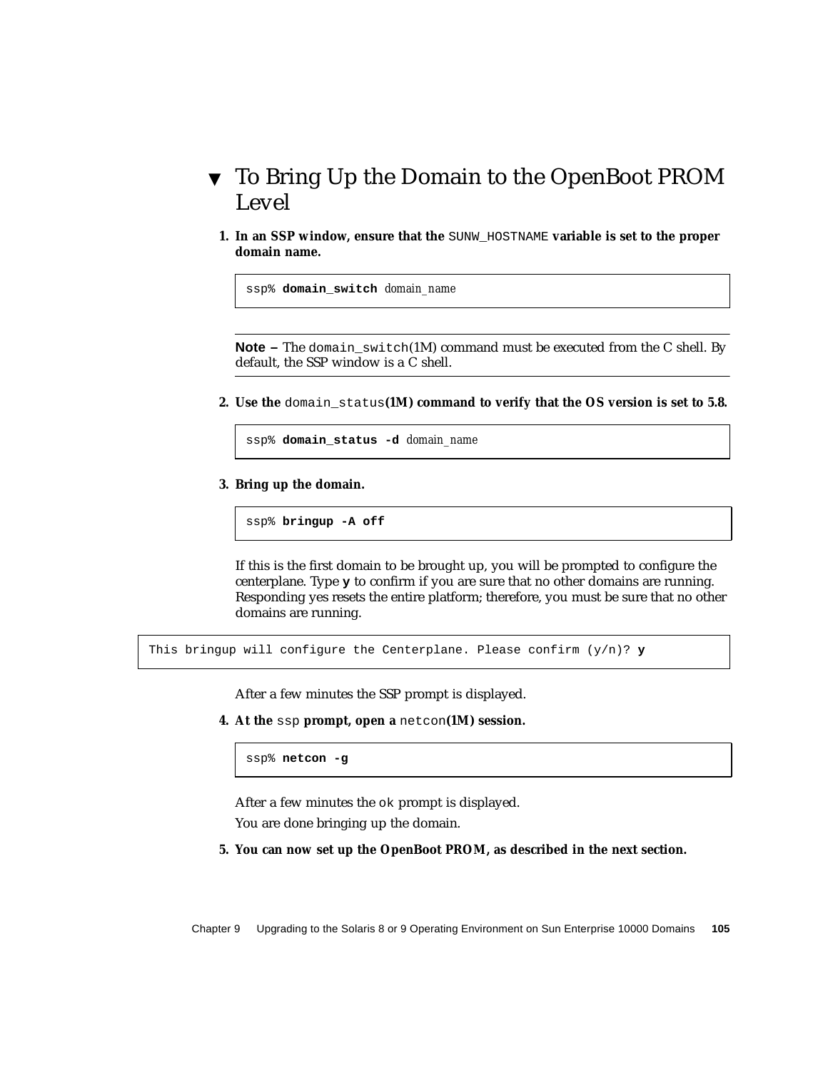## ▼ To Bring Up the Domain to the OpenBoot PROM Level

1. **In an SSP window, ensure that the** `SUNW_HOSTNAME` **variable is set to the proper domain name.**

```
ssp% domain_switch domain_name
```

---

**Note –** The `domain_switch`(1M) command must be executed from the C shell. By default, the SSP window is a C shell.

---

2. **Use the** `domain_status`**(1M) command to verify that the OS version is set to 5.8.**

```
ssp% domain_status -d domain_name
```

3. **Bring up the domain.**

```
ssp% bringup -A off
```

If this is the first domain to be brought up, you will be prompted to configure the centerplane. Type **y** to confirm if you are sure that no other domains are running. Responding yes resets the entire platform; therefore, you must be sure that no other domains are running.

```
This bringup will configure the Centerplane. Please confirm (y/n)? y
```

After a few minutes the SSP prompt is displayed.

4. **At the** `ssp` **prompt, open a** `netcon`**(1M) session.**

```
ssp% netcon -g
```

After a few minutes the `ok` prompt is displayed.

You are done bringing up the domain.

5. **You can now set up the OpenBoot PROM, as described in the next section.**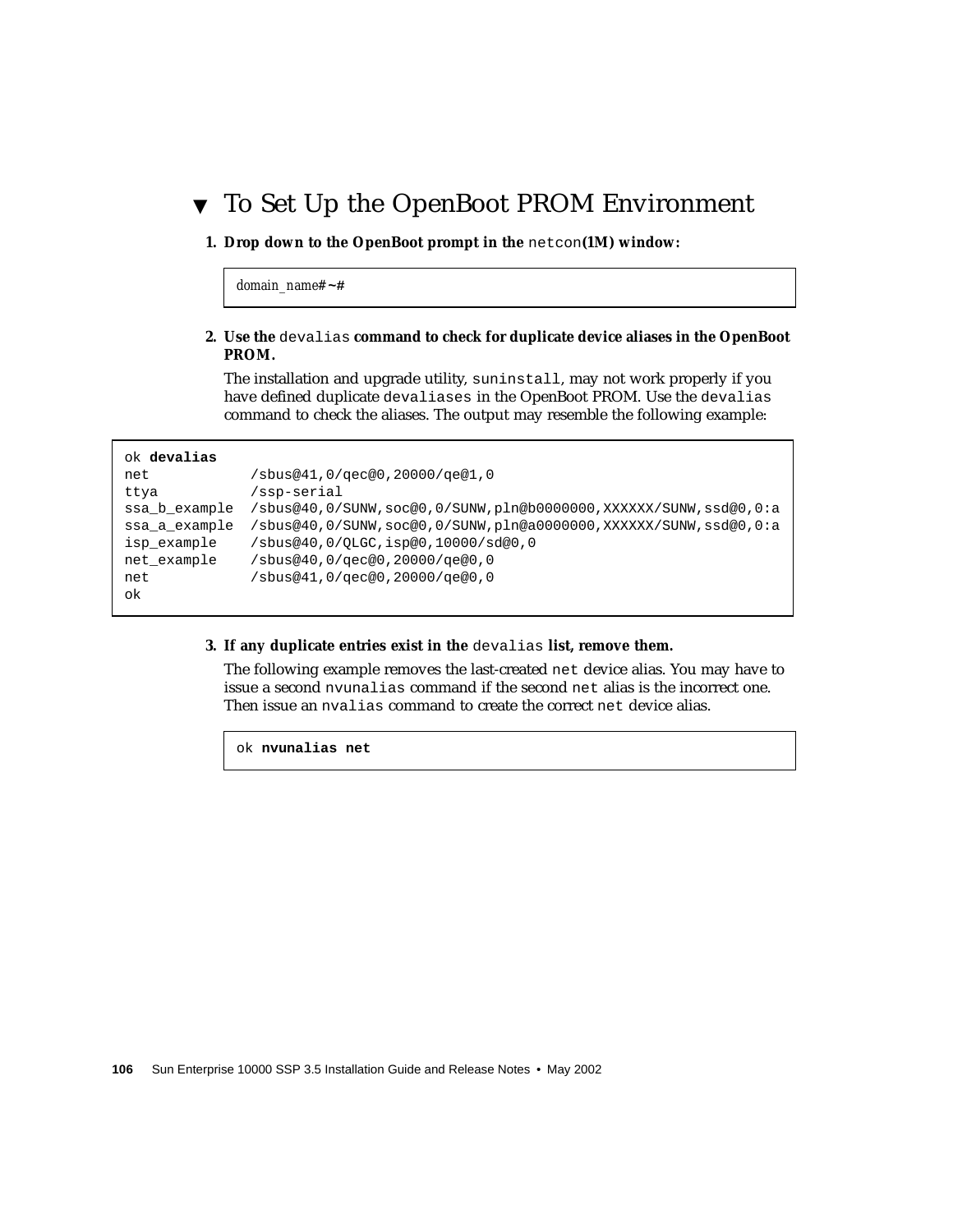## ▼ To Set Up the OpenBoot PROM Environment

1. **Drop down to the OpenBoot prompt in the** `netcon`**(1M) window:**

```
domain_name# ~#
```

2. **Use the** `devalias` **command to check for duplicate device aliases in the OpenBoot PROM.**

   The installation and upgrade utility, `suninstall`, may not work properly if you have defined duplicate `devaliases` in the OpenBoot PROM. Use the `devalias` command to check the aliases. The output may resemble the following example:

```
ok devalias
net            /sbus@41,0/qec@0,20000/qe@1,0
ttya           /ssp-serial
ssa_b_example  /sbus@40,0/SUNW,soc@0,0/SUNW,pln@b0000000,XXXXXX/SUNW,ssd@0,0:a
ssa_a_example  /sbus@40,0/SUNW,soc@0,0/SUNW,pln@a0000000,XXXXXX/SUNW,ssd@0,0:a
isp_example    /sbus@40,0/QLGC,isp@0,10000/sd@0,0
net_example    /sbus@40,0/qec@0,20000/qe@0,0
net            /sbus@41,0/qec@0,20000/qe@0,0
ok
```

3. **If any duplicate entries exist in the** `devalias` **list, remove them.**

   The following example removes the last-created `net` device alias. You may have to issue a second `nvunalias` command if the second `net` alias is the incorrect one. Then issue an `nvalias` command to create the correct `net` device alias.

```
ok nvunalias net
```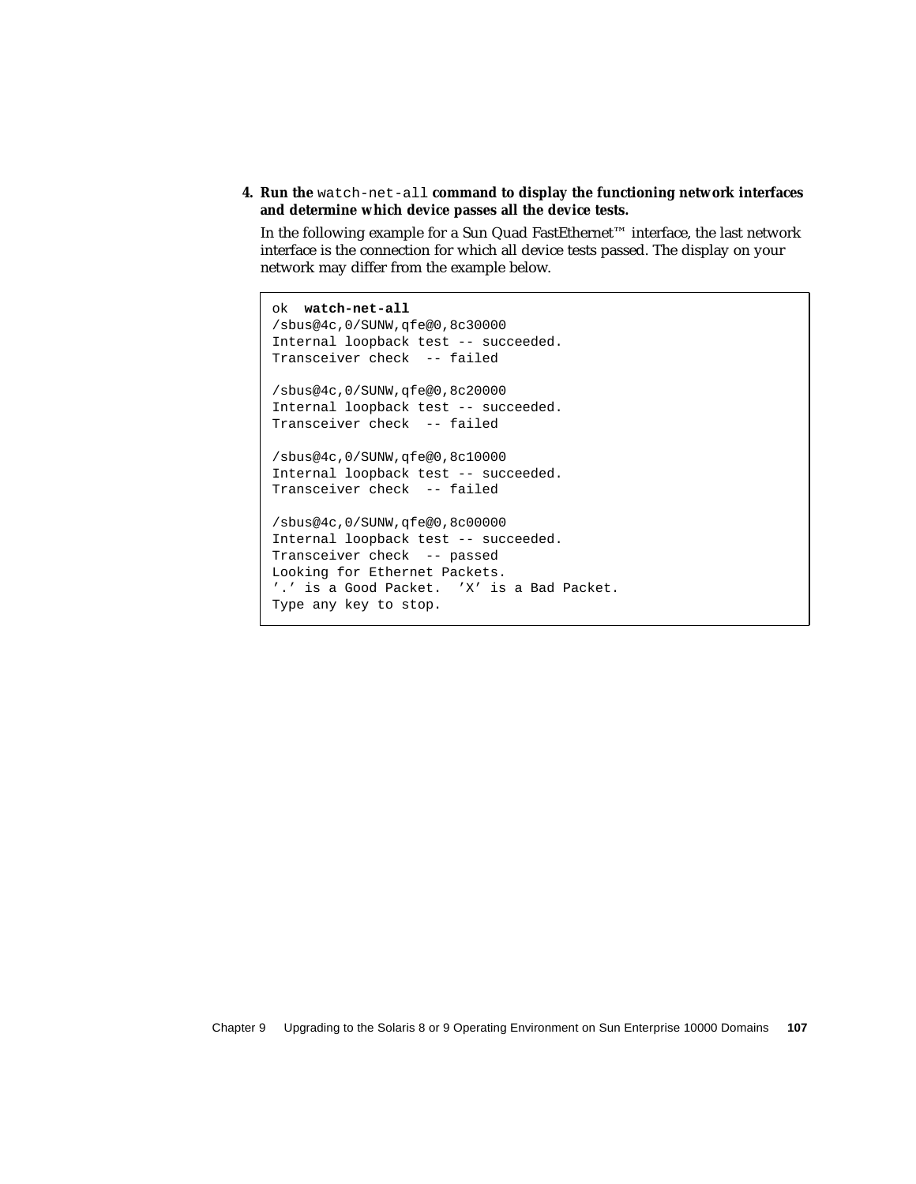4. **Run the** `watch-net-all` **command to display the functioning network interfaces and determine which device passes all the device tests.**

   In the following example for a Sun Quad FastEthernet™ interface, the last network interface is the connection for which all device tests passed. The display on your network may differ from the example below.

```
ok  watch-net-all
/sbus@4c,0/SUNW,qfe@0,8c30000
Internal loopback test -- succeeded.
Transceiver check  -- failed

/sbus@4c,0/SUNW,qfe@0,8c20000
Internal loopback test -- succeeded.
Transceiver check  -- failed

/sbus@4c,0/SUNW,qfe@0,8c10000
Internal loopback test -- succeeded.
Transceiver check  -- failed

/sbus@4c,0/SUNW,qfe@0,8c00000
Internal loopback test -- succeeded.
Transceiver check  -- passed
Looking for Ethernet Packets.
'.' is a Good Packet.  'X' is a Bad Packet.
Type any key to stop.
```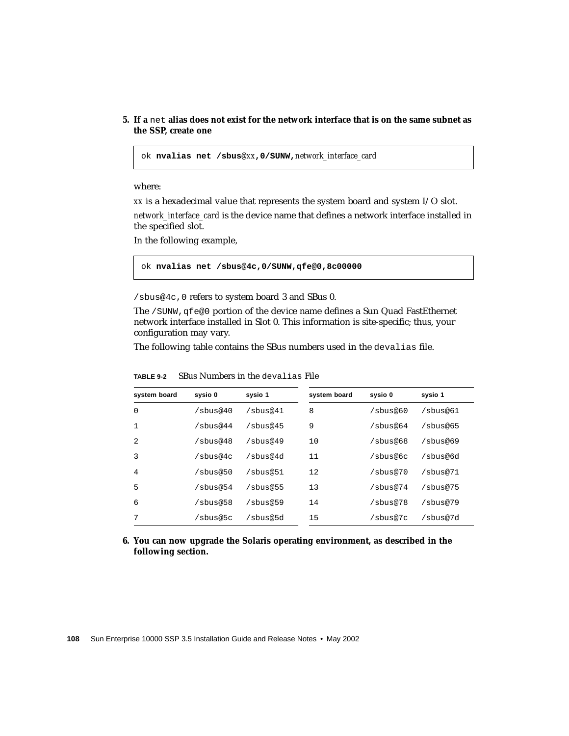5. **If a `net` alias does not exist for the network interface that is on the same subnet as the SSP, create one**

```
ok nvalias net /sbus@xx,0/SUNW,network_interface_card
```

where:

*xx* is a hexadecimal value that represents the system board and system I/O slot.

*network_interface_card* is the device name that defines a network interface installed in the specified slot.

In the following example,

```
ok nvalias net /sbus@4c,0/SUNW,qfe@0,8c00000
```

`/sbus@4c,0` refers to system board 3 and SBus 0.

The `/SUNW,qfe@0` portion of the device name defines a Sun Quad FastEthernet network interface installed in Slot 0. This information is site-specific; thus, your configuration may vary.

The following table contains the SBus numbers used in the `devalias` file.

**TABLE 9-2** SBus Numbers in the `devalias` File

| system board | sysio 0 | sysio 1 | system board | sysio 0 | sysio 1 |
|---|---|---|---|---|---|
| 0 | /sbus@40 | /sbus@41 | 8 | /sbus@60 | /sbus@61 |
| 1 | /sbus@44 | /sbus@45 | 9 | /sbus@64 | /sbus@65 |
| 2 | /sbus@48 | /sbus@49 | 10 | /sbus@68 | /sbus@69 |
| 3 | /sbus@4c | /sbus@4d | 11 | /sbus@6c | /sbus@6d |
| 4 | /sbus@50 | /sbus@51 | 12 | /sbus@70 | /sbus@71 |
| 5 | /sbus@54 | /sbus@55 | 13 | /sbus@74 | /sbus@75 |
| 6 | /sbus@58 | /sbus@59 | 14 | /sbus@78 | /sbus@79 |
| 7 | /sbus@5c | /sbus@5d | 15 | /sbus@7c | /sbus@7d |

6. **You can now upgrade the Solaris operating environment, as described in the following section.**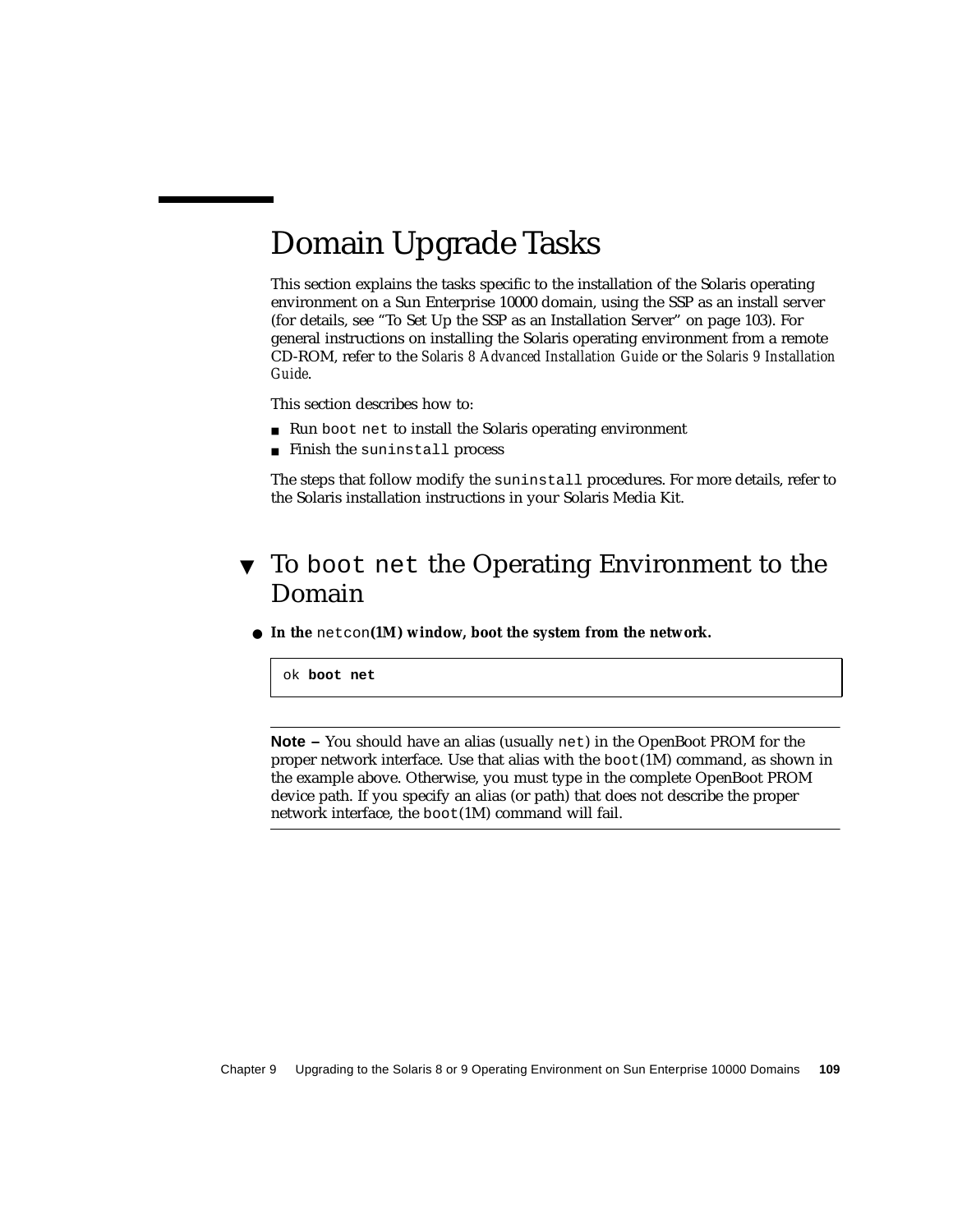# Domain Upgrade Tasks

This section explains the tasks specific to the installation of the Solaris operating environment on a Sun Enterprise 10000 domain, using the SSP as an install server (for details, see "To Set Up the SSP as an Installation Server" on page 103). For general instructions on installing the Solaris operating environment from a remote CD-ROM, refer to the *Solaris 8 Advanced Installation Guide* or the *Solaris 9 Installation Guide*.

This section describes how to:

- Run `boot net` to install the Solaris operating environment
- Finish the `suninstall` process

The steps that follow modify the `suninstall` procedures. For more details, refer to the Solaris installation instructions in your Solaris Media Kit.

## ▼ To `boot net` the Operating Environment to the Domain

- **In the `netcon`(1M) window, boot the system from the network.**

```
ok boot net
```

---

**Note –** You should have an alias (usually `net`) in the OpenBoot PROM for the proper network interface. Use that alias with the `boot`(1M) command, as shown in the example above. Otherwise, you must type in the complete OpenBoot PROM device path. If you specify an alias (or path) that does not describe the proper network interface, the `boot`(1M) command will fail.

---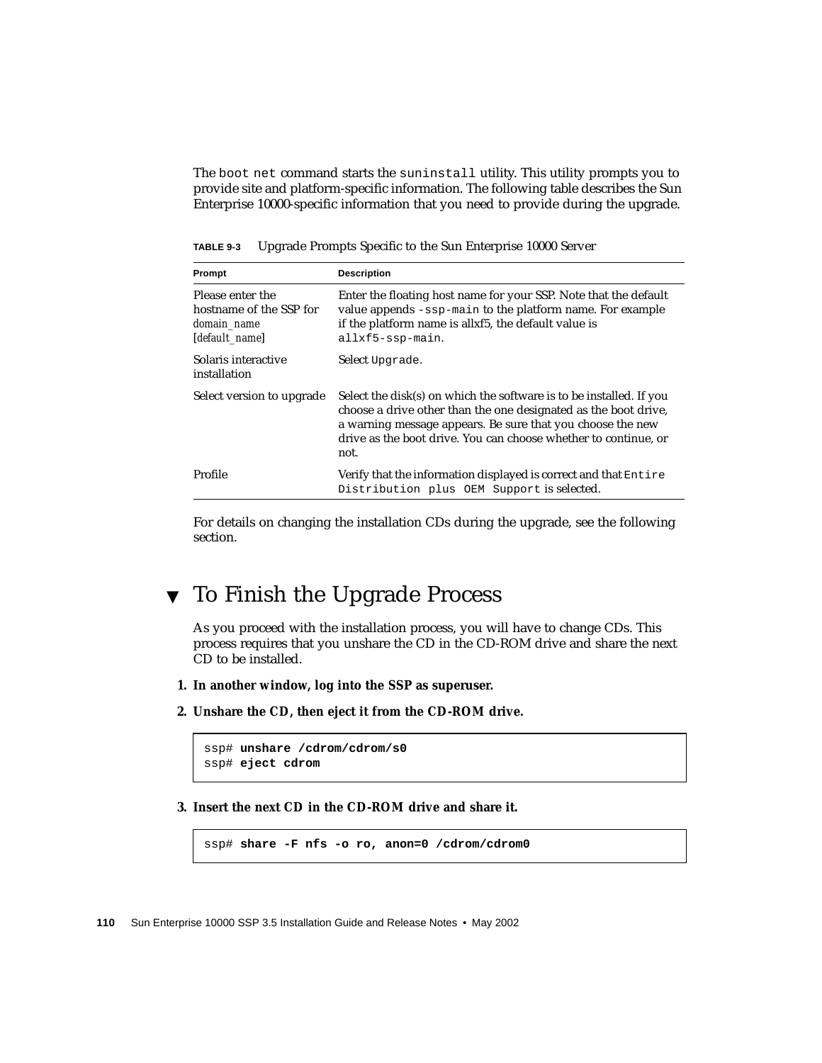The `boot net` command starts the `suninstall` utility. This utility prompts you to provide site and platform-specific information. The following table describes the Sun Enterprise 10000-specific information that you need to provide during the upgrade.

**TABLE 9-3** Upgrade Prompts Specific to the Sun Enterprise 10000 Server

| Prompt | Description |
|---|---|
| Please enter the hostname of the SSP for *domain_name* [*default_name*] | Enter the floating host name for your SSP. Note that the default value appends `-ssp-main` to the platform name. For example if the platform name is allxf5, the default value is `allxf5-ssp-main`. |
| Solaris interactive installation | Select `Upgrade`. |
| Select version to upgrade | Select the disk(s) on which the software is to be installed. If you choose a drive other than the one designated as the boot drive, a warning message appears. Be sure that you choose the new drive as the boot drive. You can choose whether to continue, or not. |
| Profile | Verify that the information displayed is correct and that `Entire Distribution plus OEM Support` is selected. |

For details on changing the installation CDs during the upgrade, see the following section.

## ▼ To Finish the Upgrade Process

As you proceed with the installation process, you will have to change CDs. This process requires that you unshare the CD in the CD-ROM drive and share the next CD to be installed.

1. **In another window, log into the SSP as superuser.**

2. **Unshare the CD, then eject it from the CD-ROM drive.**

```
ssp# unshare /cdrom/cdrom/s0
ssp# eject cdrom
```

3. **Insert the next CD in the CD-ROM drive and share it.**

```
ssp# share -F nfs -o ro, anon=0 /cdrom/cdrom0
```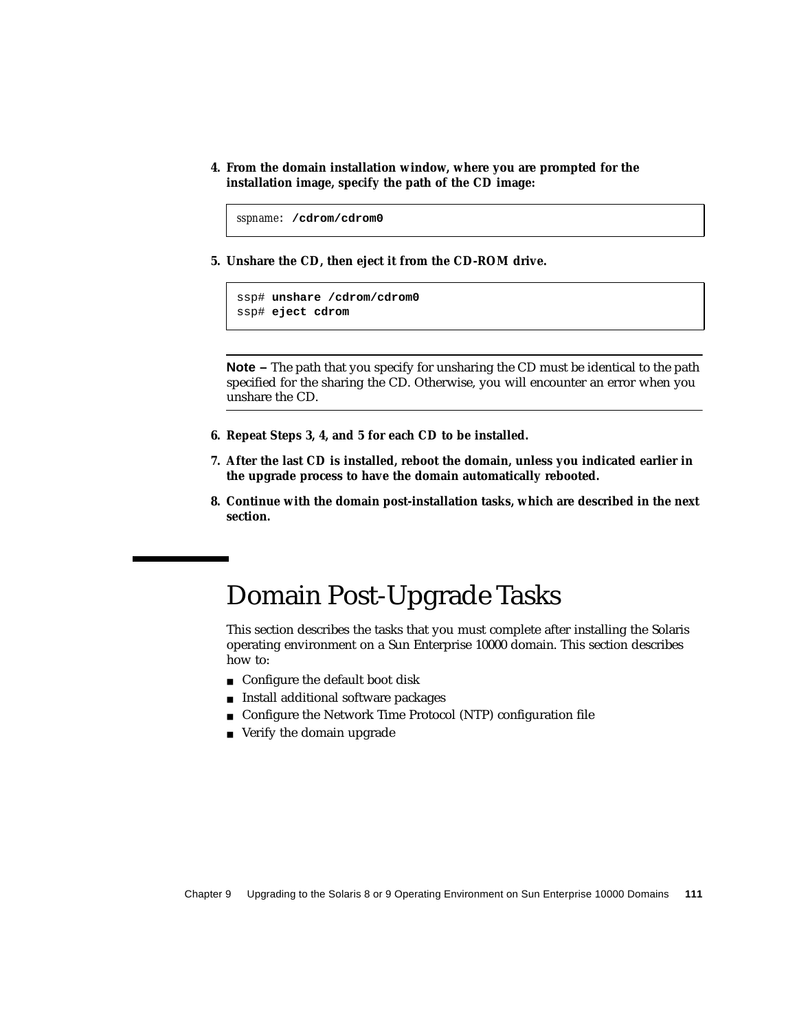4. **From the domain installation window, where you are prompted for the installation image, specify the path of the CD image:**

```
sspname: /cdrom/cdrom0
```

5. **Unshare the CD, then eject it from the CD-ROM drive.**

```
ssp# unshare /cdrom/cdrom0
ssp# eject cdrom
```

---

**Note –** The path that you specify for unsharing the CD must be identical to the path specified for the sharing the CD. Otherwise, you will encounter an error when you unshare the CD.

---

6. **Repeat Steps 3, 4, and 5 for each CD to be installed.**

7. **After the last CD is installed, reboot the domain, unless you indicated earlier in the upgrade process to have the domain automatically rebooted.**

8. **Continue with the domain post-installation tasks, which are described in the next section.**

# Domain Post-Upgrade Tasks

This section describes the tasks that you must complete after installing the Solaris operating environment on a Sun Enterprise 10000 domain. This section describes how to:

- Configure the default boot disk
- Install additional software packages
- Configure the Network Time Protocol (NTP) configuration file
- Verify the domain upgrade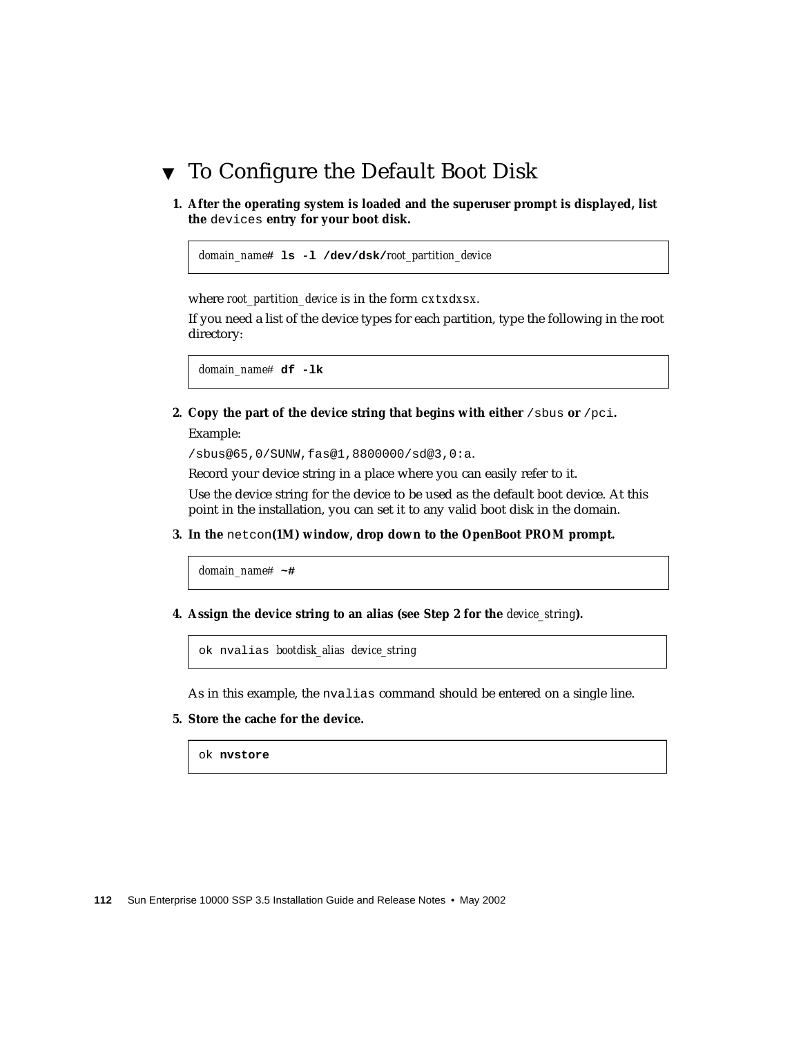## ▼ To Configure the Default Boot Disk

1. **After the operating system is loaded and the superuser prompt is displayed, list the `devices` entry for your boot disk.**

```
domain_name# ls -l /dev/dsk/root_partition_device
```

   where *root_partition_device* is in the form `cxtxdxsx`.

   If you need a list of the device types for each partition, type the following in the root directory:

```
domain_name# df -lk
```

2. **Copy the part of the device string that begins with either `/sbus` or `/pci`.**

   Example:

   `/sbus@65,0/SUNW,fas@1,8800000/sd@3,0:a`.

   Record your device string in a place where you can easily refer to it.

   Use the device string for the device to be used as the default boot device. At this point in the installation, you can set it to any valid boot disk in the domain.

3. **In the `netcon(1M)` window, drop down to the OpenBoot PROM prompt.**

```
domain_name# ~#
```

4. **Assign the device string to an alias (see Step 2 for the *device_string*).**

```
ok nvalias bootdisk_alias device_string
```

   As in this example, the `nvalias` command should be entered on a single line.

5. **Store the cache for the device.**

```
ok nvstore
```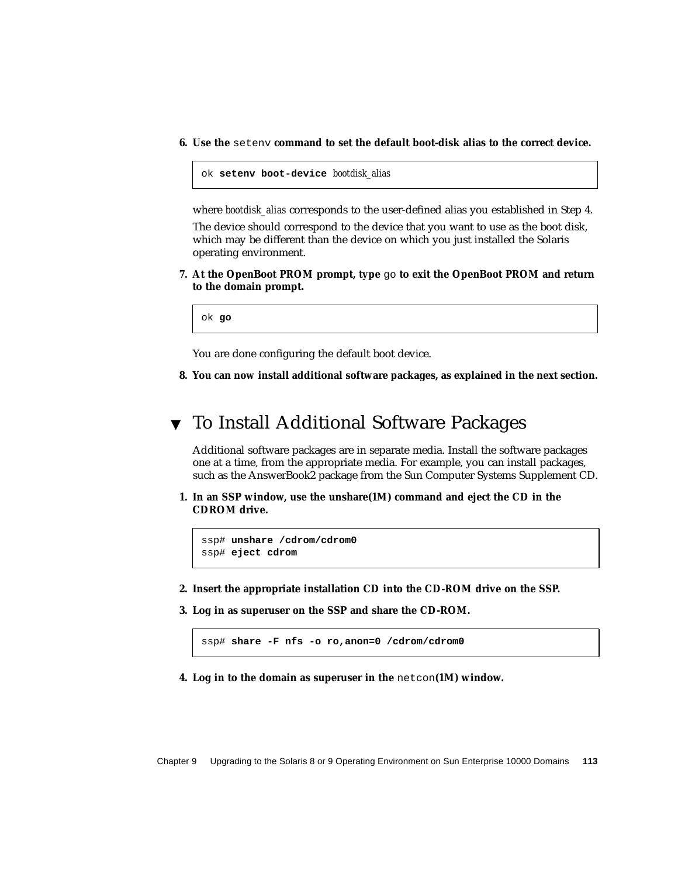6. **Use the `setenv` command to set the default boot-disk alias to the correct device.**

```
ok setenv boot-device bootdisk_alias
```

where *bootdisk_alias* corresponds to the user-defined alias you established in Step 4.

The device should correspond to the device that you want to use as the boot disk, which may be different than the device on which you just installed the Solaris operating environment.

7. **At the OpenBoot PROM prompt, type `go` to exit the OpenBoot PROM and return to the domain prompt.**

```
ok go
```

You are done configuring the default boot device.

8. **You can now install additional software packages, as explained in the next section.**

## ▼ To Install Additional Software Packages

Additional software packages are in separate media. Install the software packages one at a time, from the appropriate media. For example, you can install packages, such as the AnswerBook2 package from the Sun Computer Systems Supplement CD.

1. **In an SSP window, use the unshare(1M) command and eject the CD in the CDROM drive.**

```
ssp# unshare /cdrom/cdrom0
ssp# eject cdrom
```

2. **Insert the appropriate installation CD into the CD-ROM drive on the SSP.**

3. **Log in as superuser on the SSP and share the CD-ROM.**

```
ssp# share -F nfs -o ro,anon=0 /cdrom/cdrom0
```

4. **Log in to the domain as superuser in the `netcon(1M)` window.**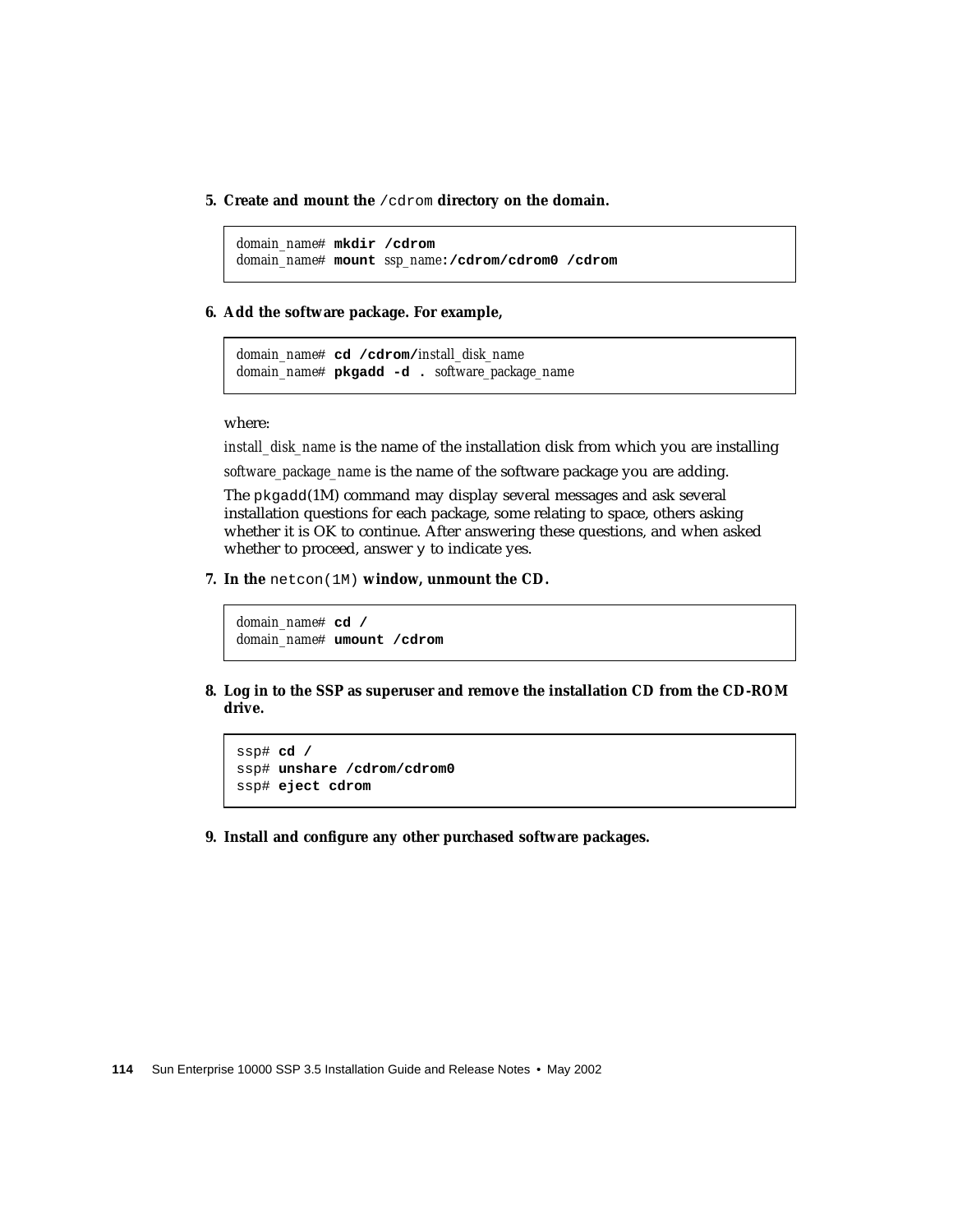5. **Create and mount the `/cdrom` directory on the domain.**

```
domain_name# mkdir /cdrom
domain_name# mount ssp_name:/cdrom/cdrom0 /cdrom
```

6. **Add the software package. For example,**

```
domain_name# cd /cdrom/install_disk_name
domain_name# pkgadd -d . software_package_name
```

where:

*install_disk_name* is the name of the installation disk from which you are installing

*software_package_name* is the name of the software package you are adding.

The `pkgadd`(1M) command may display several messages and ask several installation questions for each package, some relating to space, others asking whether it is OK to continue. After answering these questions, and when asked whether to proceed, answer `y` to indicate yes.

7. **In the `netcon(1M)` window, unmount the CD.**

```
domain_name# cd /
domain_name# umount /cdrom
```

8. **Log in to the SSP as superuser and remove the installation CD from the CD-ROM drive.**

```
ssp# cd /
ssp# unshare /cdrom/cdrom0
ssp# eject cdrom
```

9. **Install and configure any other purchased software packages.**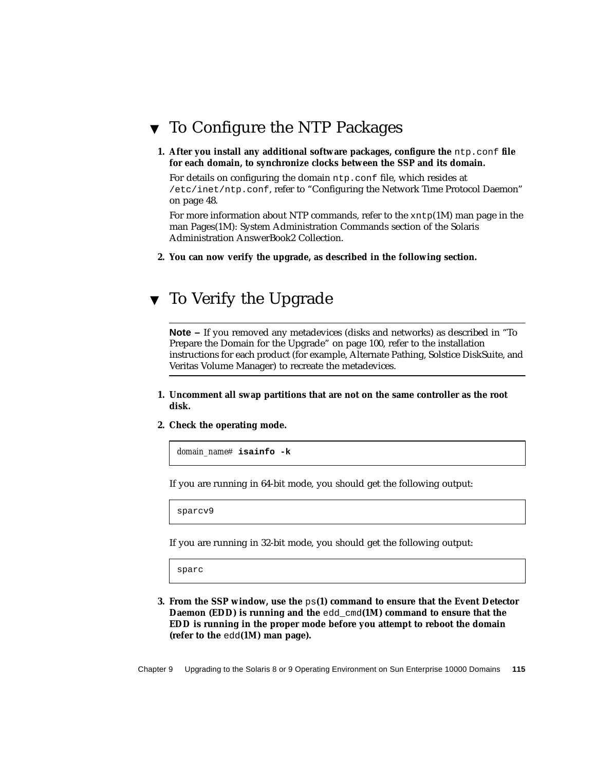## ▼ To Configure the NTP Packages

1. **After you install any additional software packages, configure the** `ntp.conf` **file for each domain, to synchronize clocks between the SSP and its domain.**

   For details on configuring the domain `ntp.conf` file, which resides at `/etc/inet/ntp.conf`, refer to "Configuring the Network Time Protocol Daemon" on page 48.

   For more information about NTP commands, refer to the `xntp`(1M) man page in the man Pages(1M): System Administration Commands section of the Solaris Administration AnswerBook2 Collection.

2. **You can now verify the upgrade, as described in the following section.**

## ▼ To Verify the Upgrade

---

**Note –** If you removed any metadevices (disks and networks) as described in "To Prepare the Domain for the Upgrade" on page 100, refer to the installation instructions for each product (for example, Alternate Pathing, Solstice DiskSuite, and Veritas Volume Manager) to recreate the metadevices.

---

1. **Uncomment all swap partitions that are not on the same controller as the root disk.**

2. **Check the operating mode.**

```
domain_name# isainfo -k
```

   If you are running in 64-bit mode, you should get the following output:

```
sparcv9
```

   If you are running in 32-bit mode, you should get the following output:

```
sparc
```

3. **From the SSP window, use the** `ps`**(1) command to ensure that the Event Detector Daemon (EDD) is running and the** `edd_cmd`**(1M) command to ensure that the EDD is running in the proper mode before you attempt to reboot the domain (refer to the** `edd`**(1M) man page).**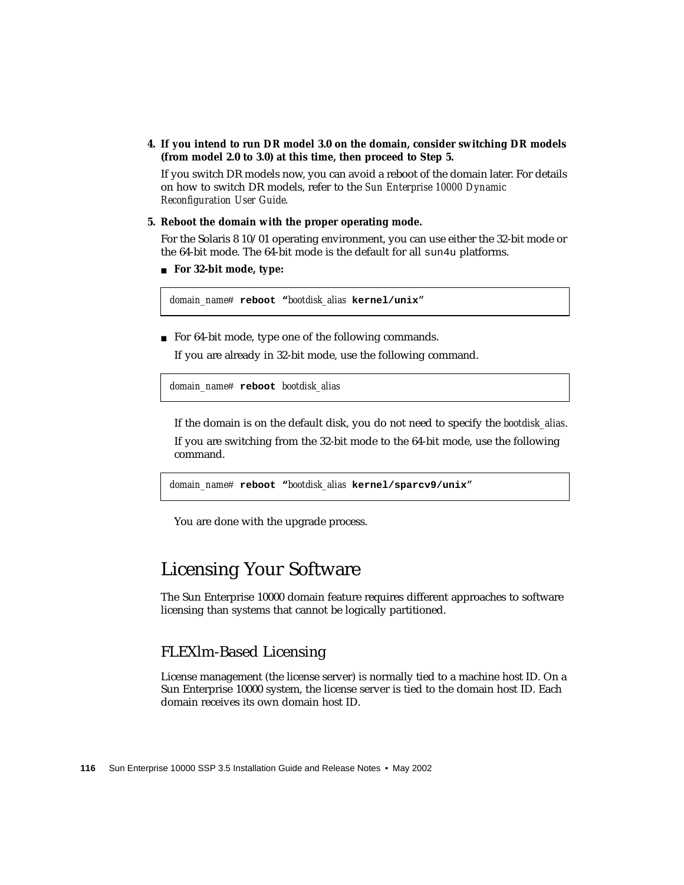4. **If you intend to run DR model 3.0 on the domain, consider switching DR models (from model 2.0 to 3.0) at this time, then proceed to Step 5.**

   If you switch DR models now, you can avoid a reboot of the domain later. For details on how to switch DR models, refer to the *Sun Enterprise 10000 Dynamic Reconfiguration User Guide*.

5. **Reboot the domain with the proper operating mode.**

   For the Solaris 8 10/01 operating environment, you can use either the 32-bit mode or the 64-bit mode. The 64-bit mode is the default for all `sun4u` platforms.

   - **For 32-bit mode, type:**

   ```
   domain_name# reboot "bootdisk_alias kernel/unix"
   ```

   - For 64-bit mode, type one of the following commands.

     If you are already in 32-bit mode, use the following command.

   ```
   domain_name# reboot bootdisk_alias
   ```

     If the domain is on the default disk, you do not need to specify the *bootdisk_alias*.

     If you are switching from the 32-bit mode to the 64-bit mode, use the following command.

   ```
   domain_name# reboot "bootdisk_alias kernel/sparcv9/unix"
   ```

     You are done with the upgrade process.

# Licensing Your Software

The Sun Enterprise 10000 domain feature requires different approaches to software licensing than systems that cannot be logically partitioned.

## FLEXlm-Based Licensing

License management (the license server) is normally tied to a machine host ID. On a Sun Enterprise 10000 system, the license server is tied to the domain host ID. Each domain receives its own domain host ID.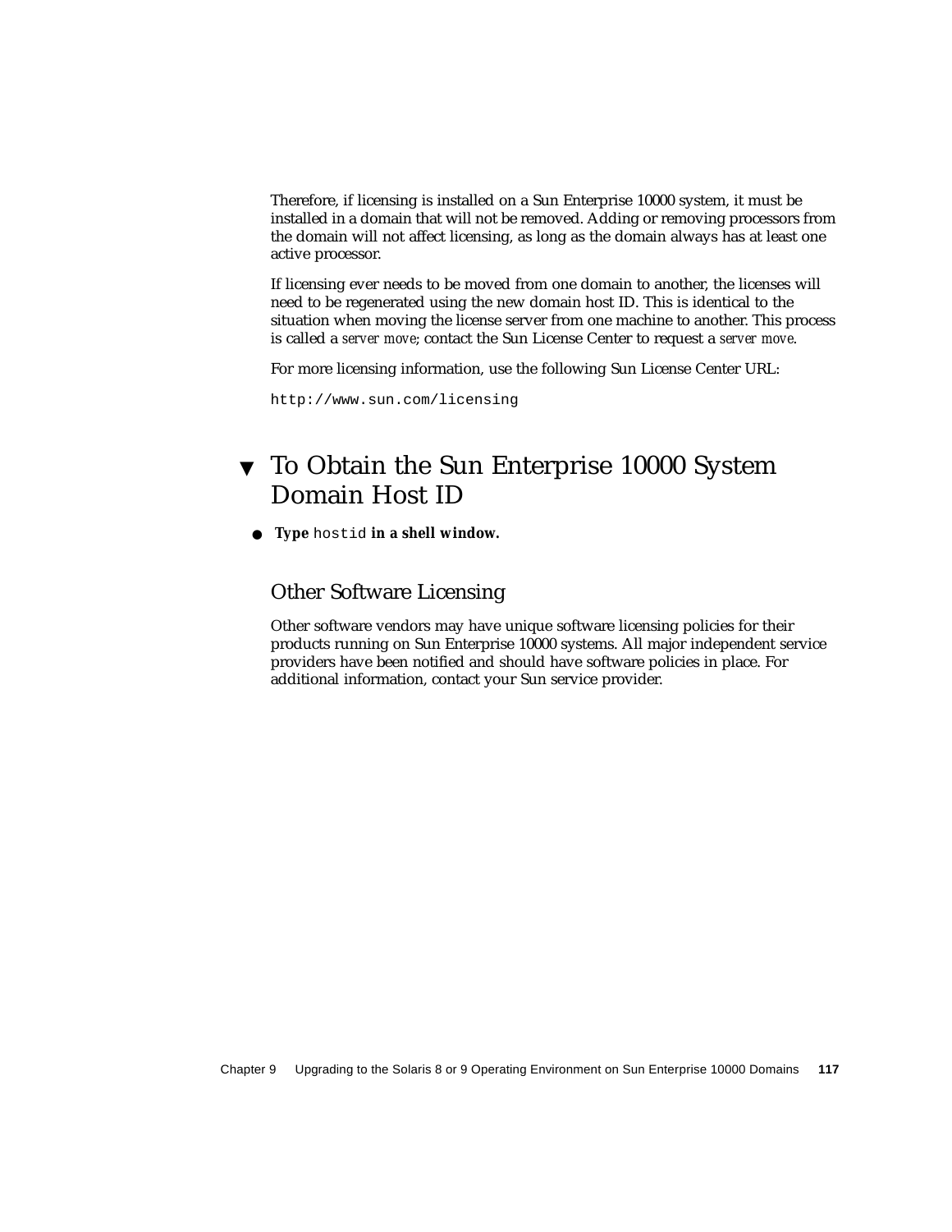Therefore, if licensing is installed on a Sun Enterprise 10000 system, it must be installed in a domain that will not be removed. Adding or removing processors from the domain will not affect licensing, as long as the domain always has at least one active processor.

If licensing ever needs to be moved from one domain to another, the licenses will need to be regenerated using the new domain host ID. This is identical to the situation when moving the license server from one machine to another. This process is called a *server move*; contact the Sun License Center to request a *server move*.

For more licensing information, use the following Sun License Center URL:

```
http://www.sun.com/licensing
```

## ▼ To Obtain the Sun Enterprise 10000 System Domain Host ID

- **Type** `hostid` **in a shell window.**

### Other Software Licensing

Other software vendors may have unique software licensing policies for their products running on Sun Enterprise 10000 systems. All major independent service providers have been notified and should have software policies in place. For additional information, contact your Sun service provider.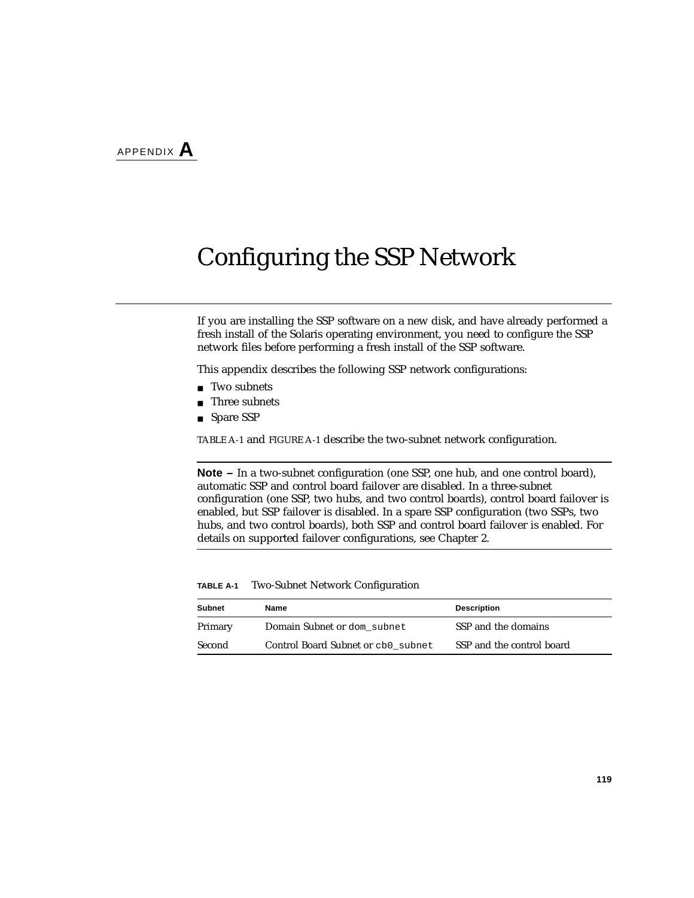APPENDIX **A**

# Configuring the SSP Network

If you are installing the SSP software on a new disk, and have already performed a fresh install of the Solaris operating environment, you need to configure the SSP network files before performing a fresh install of the SSP software.

This appendix describes the following SSP network configurations:

- Two subnets
- Three subnets
- Spare SSP

TABLE A-1 and FIGURE A-1 describe the two-subnet network configuration.

---

**Note –** In a two-subnet configuration (one SSP, one hub, and one control board), automatic SSP and control board failover are disabled. In a three-subnet configuration (one SSP, two hubs, and two control boards), control board failover is enabled, but SSP failover is disabled. In a spare SSP configuration (two SSPs, two hubs, and two control boards), both SSP and control board failover is enabled. For details on supported failover configurations, see Chapter 2.

---

**TABLE A-1** Two-Subnet Network Configuration

| Subnet | Name | Description |
|---|---|---|
| Primary | Domain Subnet or `dom_subnet` | SSP and the domains |
| Second | Control Board Subnet or `cb0_subnet` | SSP and the control board |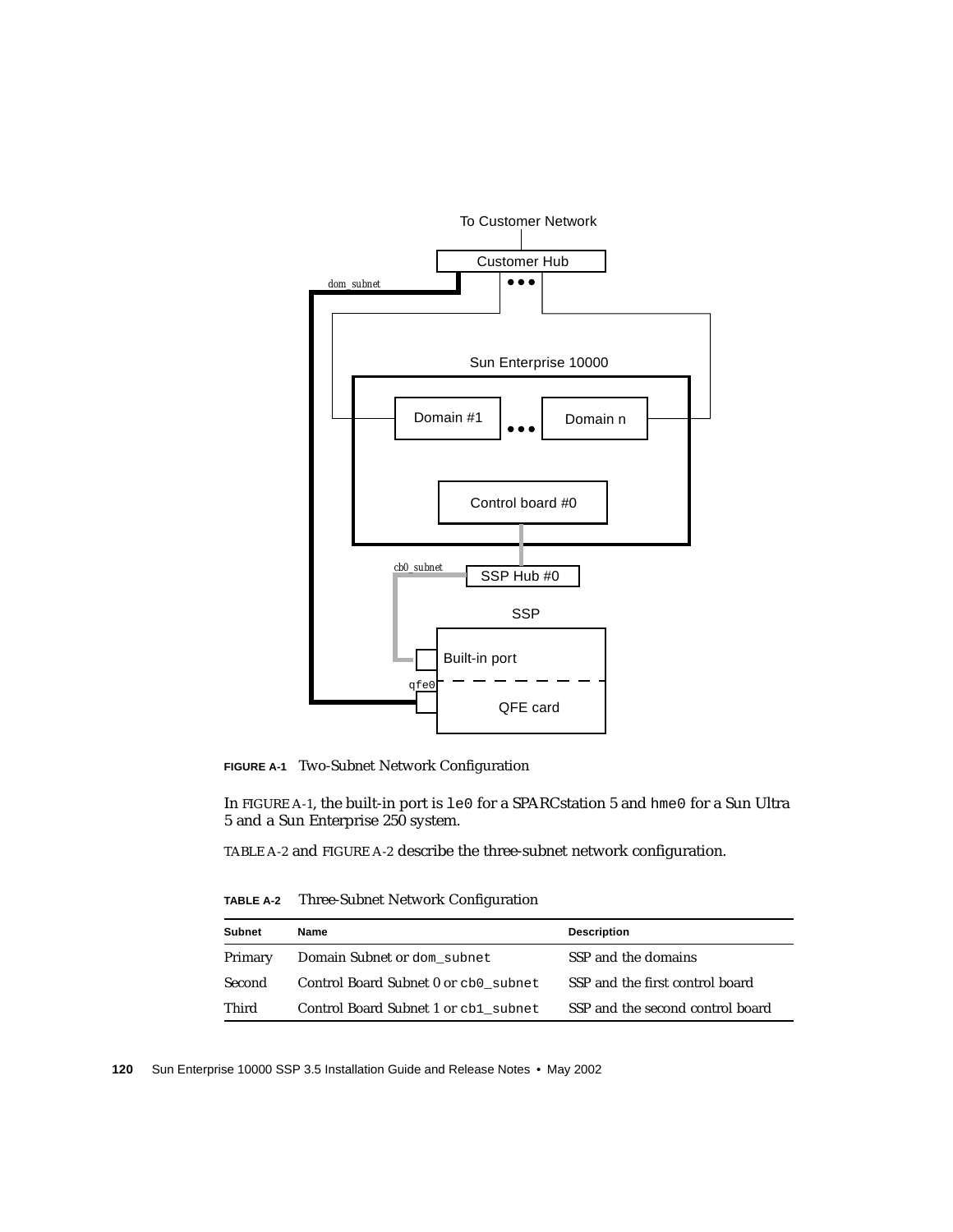To Customer Network

Customer Hub

dom_subnet

Sun Enterprise 10000

Domain #1

Domain n

Control board #0

cb0_subnet

SSP Hub #0

SSP

Built-in port

qfe0

QFE card

**FIGURE A-1** Two-Subnet Network Configuration

In FIGURE A-1, the built-in port is `le0` for a SPARCstation 5 and `hme0` for a Sun Ultra 5 and a Sun Enterprise 250 system.

TABLE A-2 and FIGURE A-2 describe the three-subnet network configuration.

**TABLE A-2** Three-Subnet Network Configuration

| Subnet | Name | Description |
|---|---|---|
| Primary | Domain Subnet or `dom_subnet` | SSP and the domains |
| Second | Control Board Subnet 0 or `cb0_subnet` | SSP and the first control board |
| Third | Control Board Subnet 1 or `cb1_subnet` | SSP and the second control board |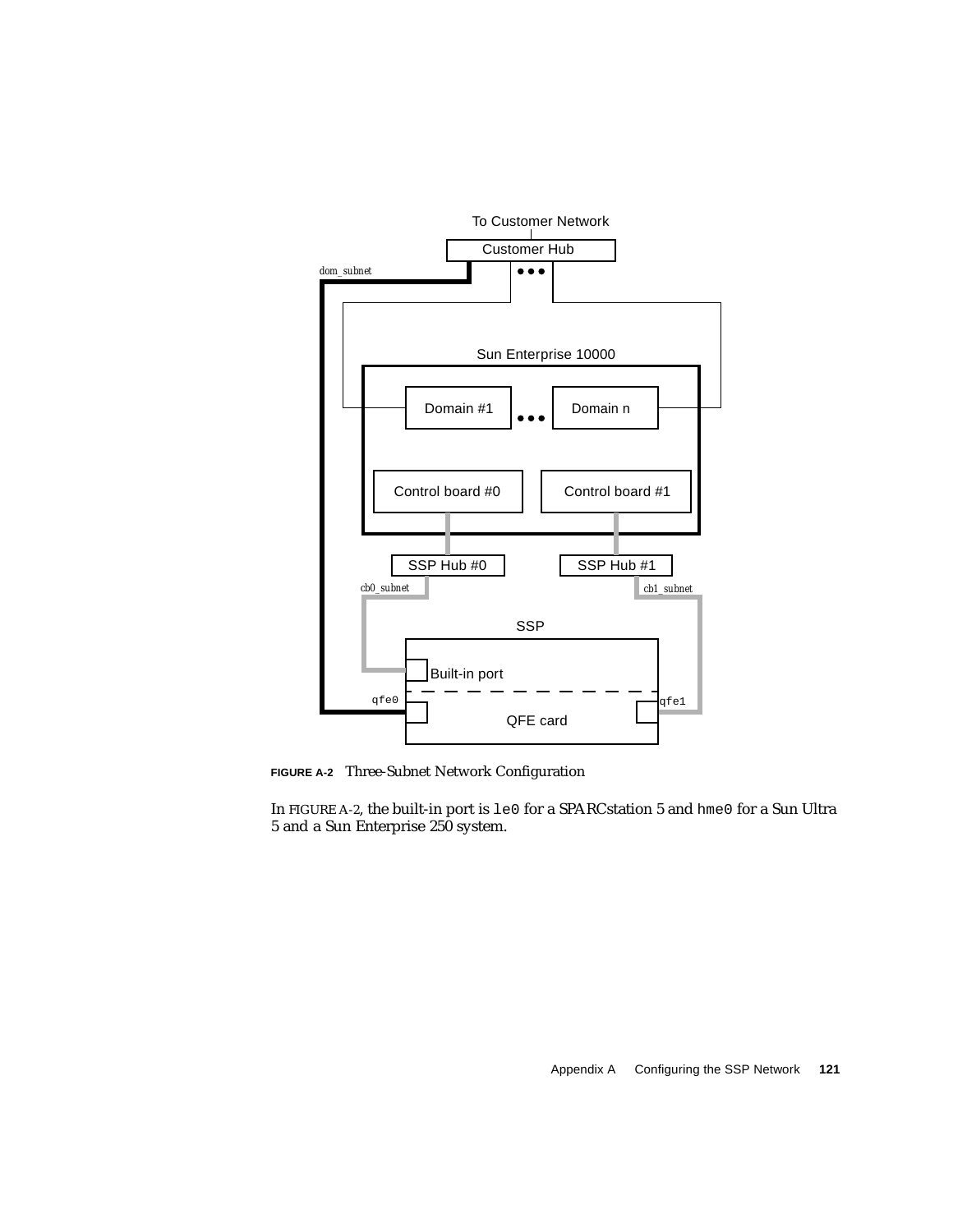**FIGURE A-2** Three-Subnet Network Configuration

In FIGURE A-2, the built-in port is `le0` for a SPARCstation 5 and `hme0` for a Sun Ultra 5 and a Sun Enterprise 250 system.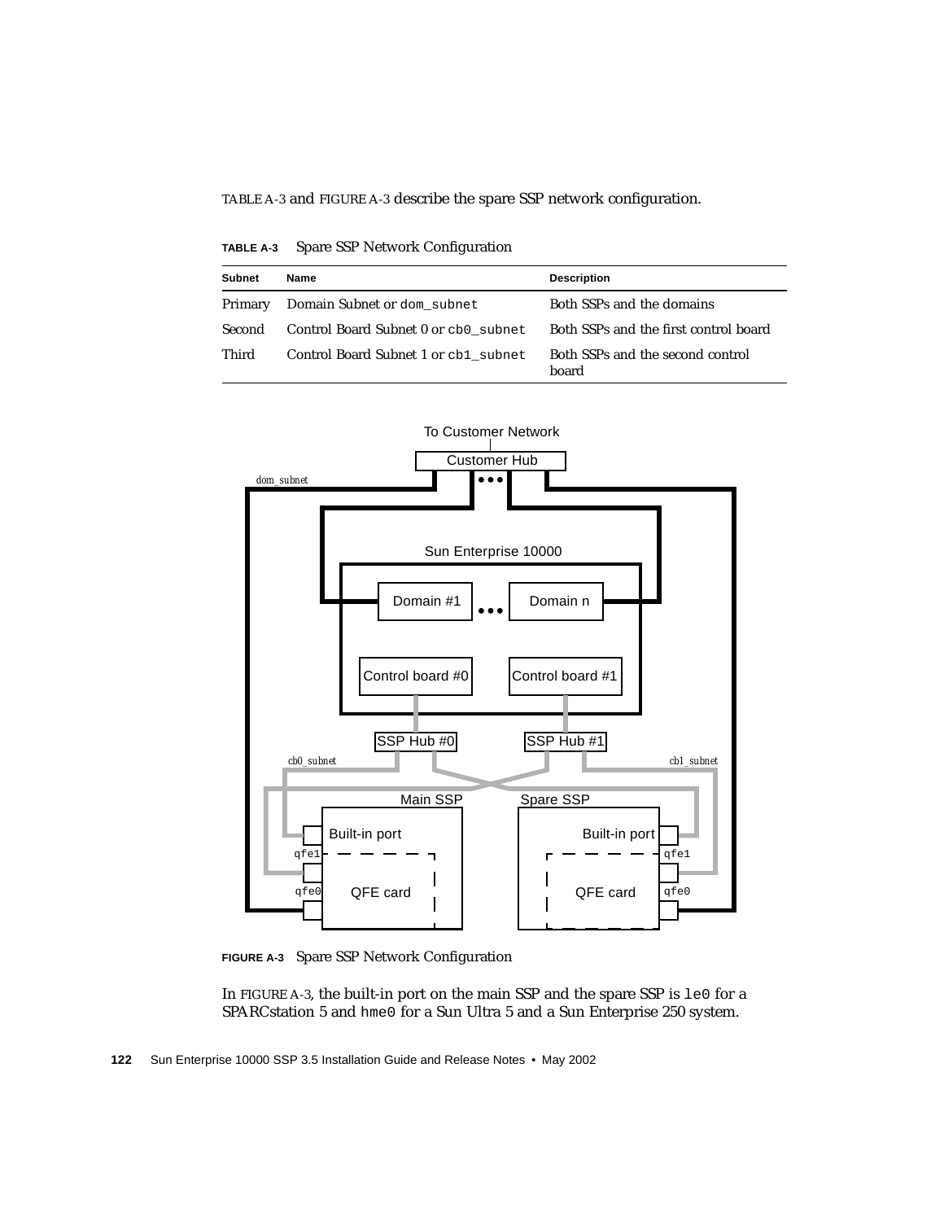TABLE A-3 and FIGURE A-3 describe the spare SSP network configuration.

**TABLE A-3** Spare SSP Network Configuration

| Subnet | Name | Description |
|---|---|---|
| Primary | Domain Subnet or `dom_subnet` | Both SSPs and the domains |
| Second | Control Board Subnet 0 or `cb0_subnet` | Both SSPs and the first control board |
| Third | Control Board Subnet 1 or `cb1_subnet` | Both SSPs and the second control board |

**FIGURE A-3** Spare SSP Network Configuration

In FIGURE A-3, the built-in port on the main SSP and the spare SSP is `le0` for a SPARCstation 5 and `hme0` for a Sun Ultra 5 and a Sun Enterprise 250 system.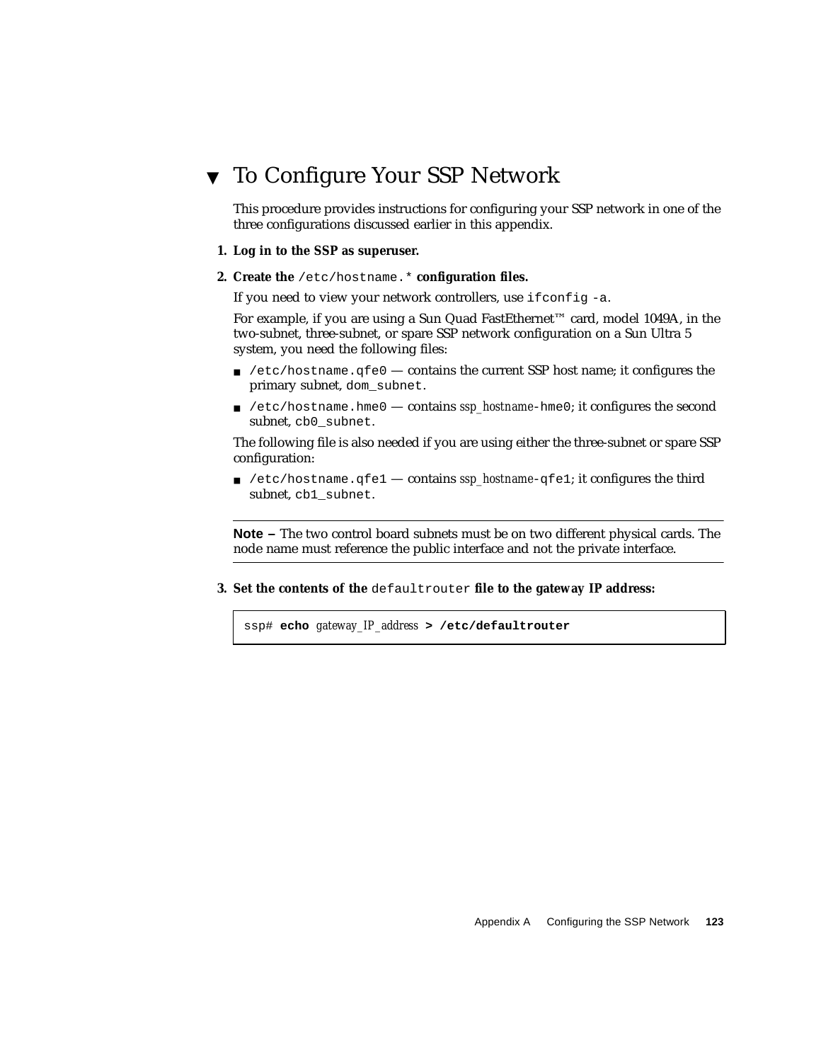## ▼ To Configure Your SSP Network

This procedure provides instructions for configuring your SSP network in one of the three configurations discussed earlier in this appendix.

1. **Log in to the SSP as superuser.**

2. **Create the `/etc/hostname.*` configuration files.**

   If you need to view your network controllers, use `ifconfig -a`.

   For example, if you are using a Sun Quad FastEthernet™ card, model 1049A, in the two-subnet, three-subnet, or spare SSP network configuration on a Sun Ultra 5 system, you need the following files:

   - `/etc/hostname.qfe0` — contains the current SSP host name; it configures the primary subnet, `dom_subnet`.
   - `/etc/hostname.hme0` — contains *ssp_hostname*`-hme0`; it configures the second subnet, `cb0_subnet`.

   The following file is also needed if you are using either the three-subnet or spare SSP configuration:

   - `/etc/hostname.qfe1` — contains *ssp_hostname*`-qfe1`; it configures the third subnet, `cb1_subnet`.

---

**Note –** The two control board subnets must be on two different physical cards. The node name must reference the public interface and not the private interface.

---

3. **Set the contents of the `defaultrouter` file to the gateway IP address:**

```
ssp# echo gateway_IP_address > /etc/defaultrouter
```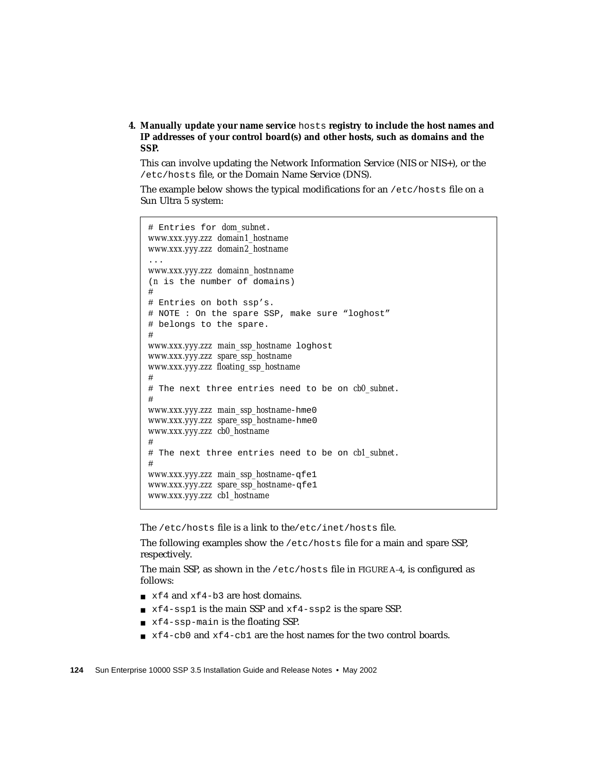4. **Manually update your name service `hosts` registry to include the host names and IP addresses of your control board(s) and other hosts, such as domains and the SSP.**

   This can involve updating the Network Information Service (NIS or NIS+), or the `/etc/hosts` file, or the Domain Name Service (DNS).

   The example below shows the typical modifications for an `/etc/hosts` file on a Sun Ultra 5 system:

```
# Entries for dom_subnet.
www.xxx.yyy.zzz  domain1_hostname
www.xxx.yyy.zzz  domain2_hostname
...
www.xxx.yyy.zzz  domainn_hostnname
(n is the number of domains)
#
# Entries on both ssp's.
# NOTE : On the spare SSP, make sure "loghost"
# belongs to the spare.
#
www.xxx.yyy.zzz  main_ssp_hostname loghost
www.xxx.yyy.zzz  spare_ssp_hostname
www.xxx.yyy.zzz  floating_ssp_hostname
#
# The next three entries need to be on cb0_subnet.
#
www.xxx.yyy.zzz  main_ssp_hostname-hme0
www.xxx.yyy.zzz  spare_ssp_hostname-hme0
www.xxx.yyy.zzz  cb0_hostname
#
# The next three entries need to be on cb1_subnet.
#
www.xxx.yyy.zzz  main_ssp_hostname-qfe1
www.xxx.yyy.zzz  spare_ssp_hostname-qfe1
www.xxx.yyy.zzz  cb1_hostname
```

   The `/etc/hosts` file is a link to the`/etc/inet/hosts` file.

   The following examples show the `/etc/hosts` file for a main and spare SSP, respectively.

   The main SSP, as shown in the `/etc/hosts` file in FIGURE A-4, is configured as follows:

   - `xf4` and `xf4-b3` are host domains.
   - `xf4-ssp1` is the main SSP and `xf4-ssp2` is the spare SSP.
   - `xf4-ssp-main` is the floating SSP.
   - `xf4-cb0` and `xf4-cb1` are the host names for the two control boards.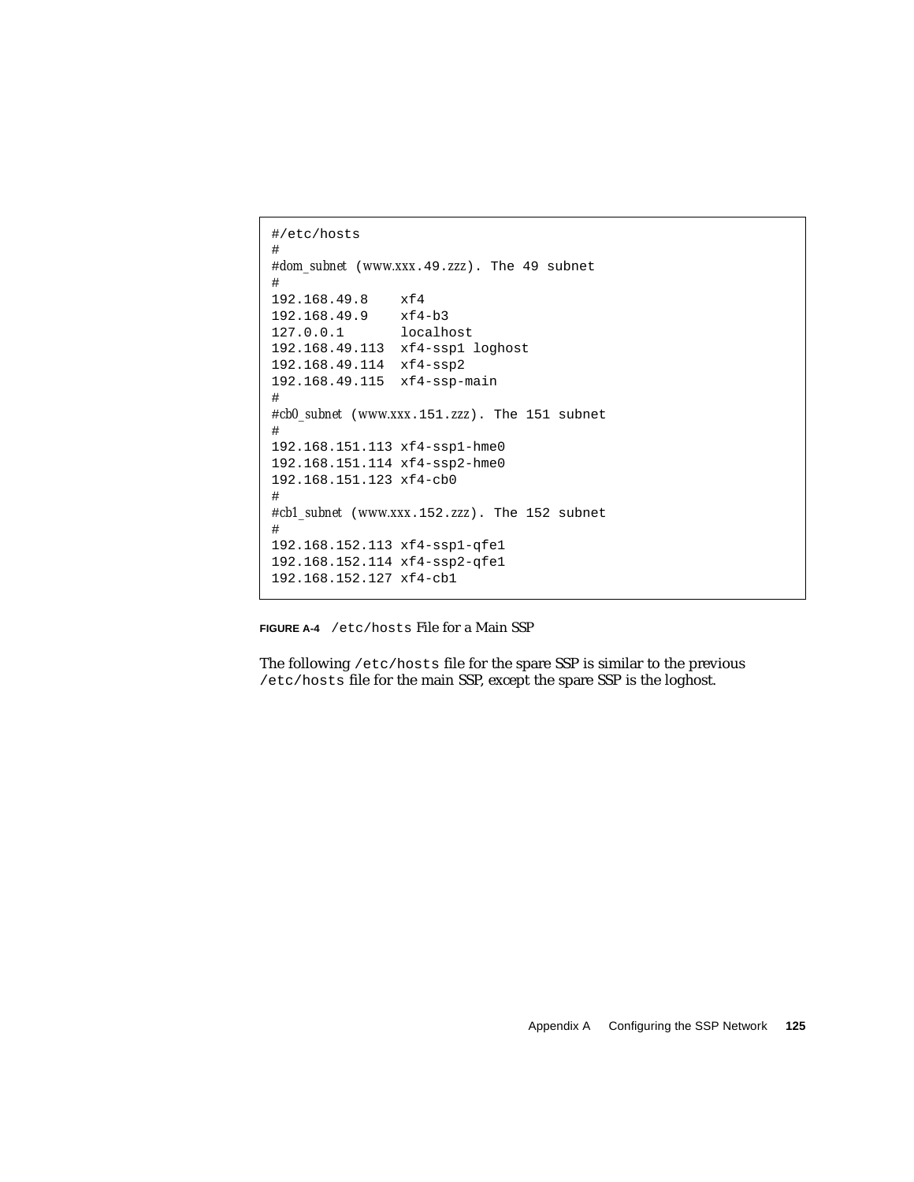```
#/etc/hosts
#
#dom_subnet (www.xxx.49.zzz). The 49 subnet
#
192.168.49.8    xf4
192.168.49.9    xf4-b3
127.0.0.1       localhost
192.168.49.113  xf4-ssp1 loghost
192.168.49.114  xf4-ssp2
192.168.49.115  xf4-ssp-main
#
#cb0_subnet (www.xxx.151.zzz). The 151 subnet
#
192.168.151.113 xf4-ssp1-hme0
192.168.151.114 xf4-ssp2-hme0
192.168.151.123 xf4-cb0
#
#cb1_subnet (www.xxx.152.zzz). The 152 subnet
#
192.168.152.113 xf4-ssp1-qfe1
192.168.152.114 xf4-ssp2-qfe1
192.168.152.127 xf4-cb1
```

**FIGURE A-4** `/etc/hosts` File for a Main SSP

The following `/etc/hosts` file for the spare SSP is similar to the previous `/etc/hosts` file for the main SSP, except the spare SSP is the loghost.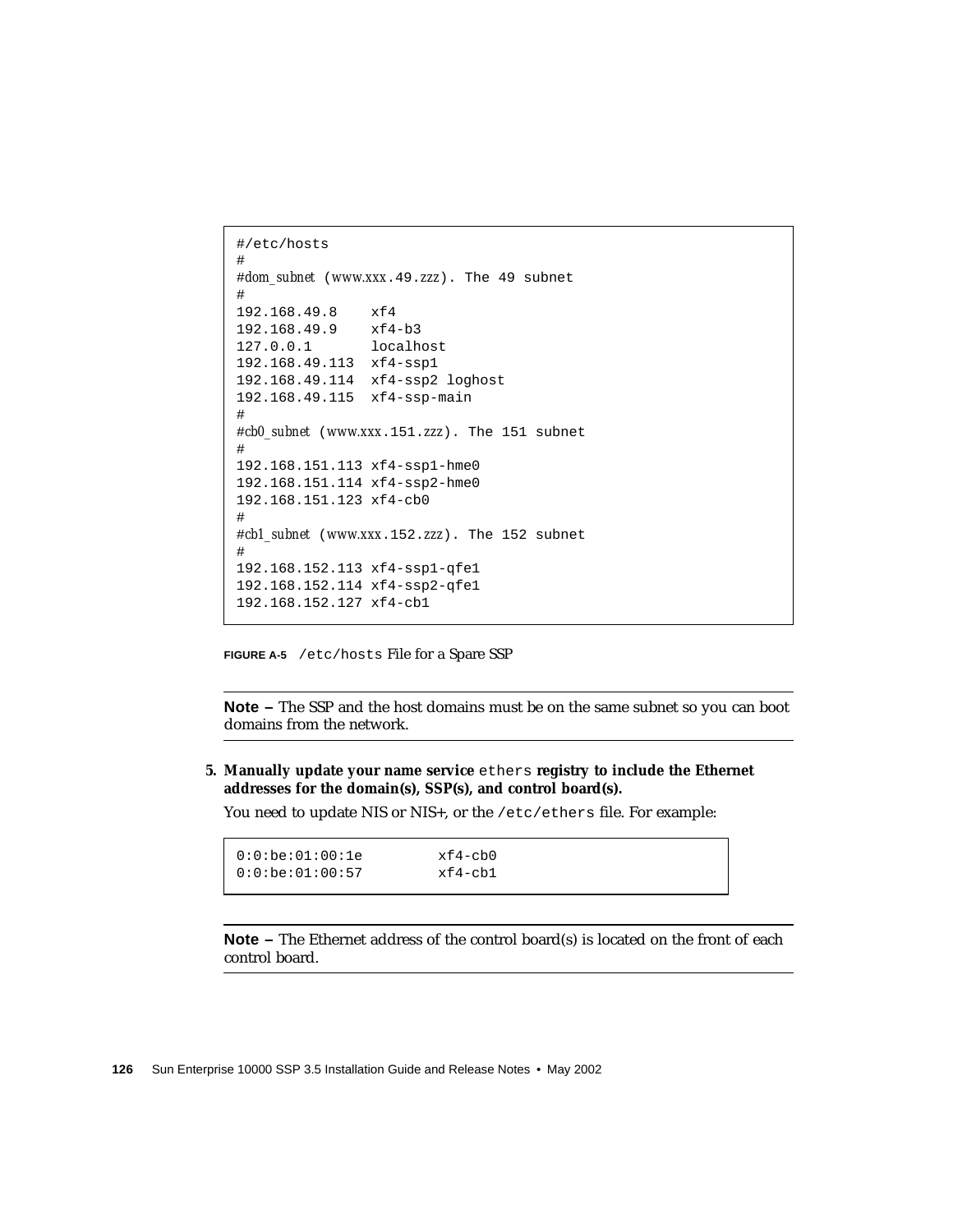```
#/etc/hosts
#
#dom_subnet (www.xxx.49.zzz). The 49 subnet
#
192.168.49.8    xf4
192.168.49.9    xf4-b3
127.0.0.1       localhost
192.168.49.113  xf4-ssp1
192.168.49.114  xf4-ssp2 loghost
192.168.49.115  xf4-ssp-main
#
#cb0_subnet (www.xxx.151.zzz). The 151 subnet
#
192.168.151.113 xf4-ssp1-hme0
192.168.151.114 xf4-ssp2-hme0
192.168.151.123 xf4-cb0
#
#cb1_subnet (www.xxx.152.zzz). The 152 subnet
#
192.168.152.113 xf4-ssp1-qfe1
192.168.152.114 xf4-ssp2-qfe1
192.168.152.127 xf4-cb1
```

**FIGURE A-5** `/etc/hosts` File for a Spare SSP

---

**Note –** The SSP and the host domains must be on the same subnet so you can boot domains from the network.

---

5. **Manually update your name service `ethers` registry to include the Ethernet addresses for the domain(s), SSP(s), and control board(s).**

   You need to update NIS or NIS+, or the `/etc/ethers` file. For example:

```
0:0:be:01:00:1e         xf4-cb0
0:0:be:01:00:57         xf4-cb1
```

---

**Note –** The Ethernet address of the control board(s) is located on the front of each control board.

---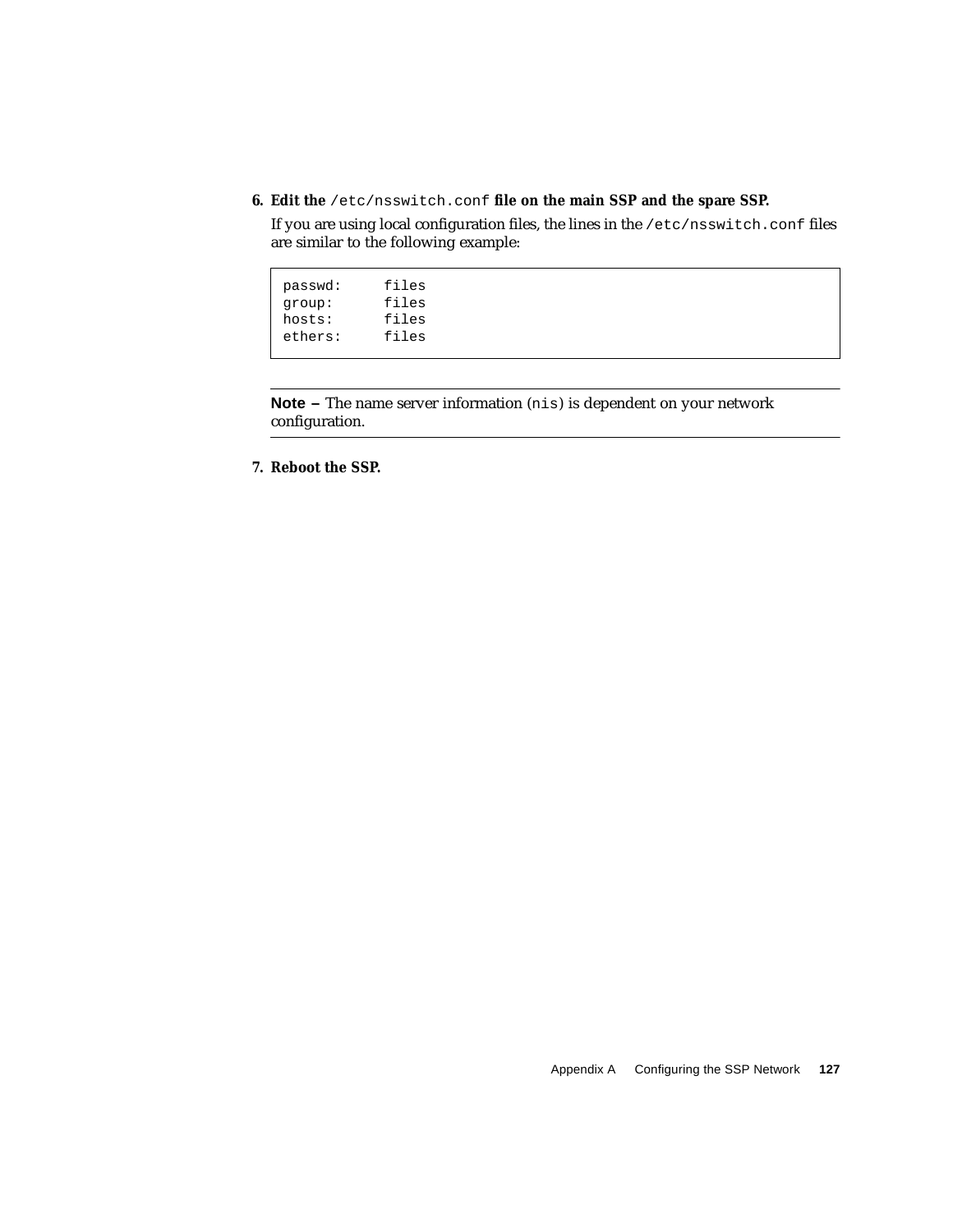6. **Edit the `/etc/nsswitch.conf` file on the main SSP and the spare SSP.**

   If you are using local configuration files, the lines in the `/etc/nsswitch.conf` files are similar to the following example:

```
passwd:     files
group:      files
hosts:      files
ethers:     files
```

---

**Note –** The name server information (`nis`) is dependent on your network configuration.

---

7. **Reboot the SSP.**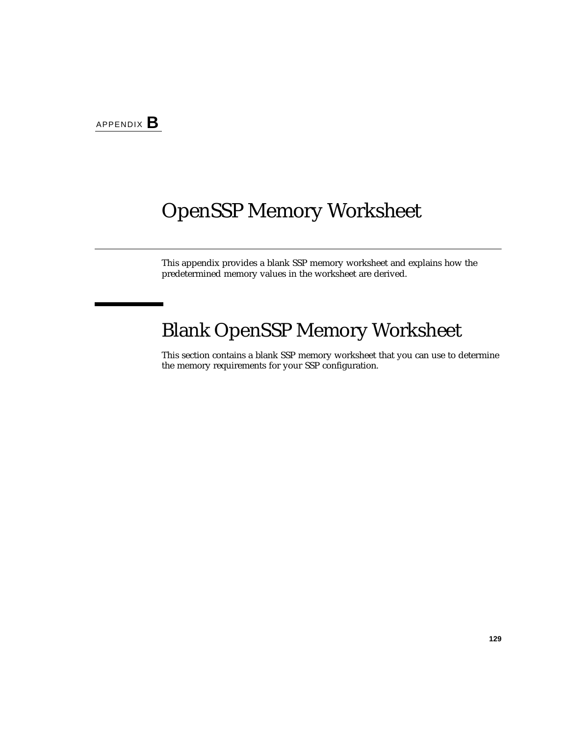APPENDIX **B**

# OpenSSP Memory Worksheet

This appendix provides a blank SSP memory worksheet and explains how the predetermined memory values in the worksheet are derived.

## Blank OpenSSP Memory Worksheet

This section contains a blank SSP memory worksheet that you can use to determine the memory requirements for your SSP configuration.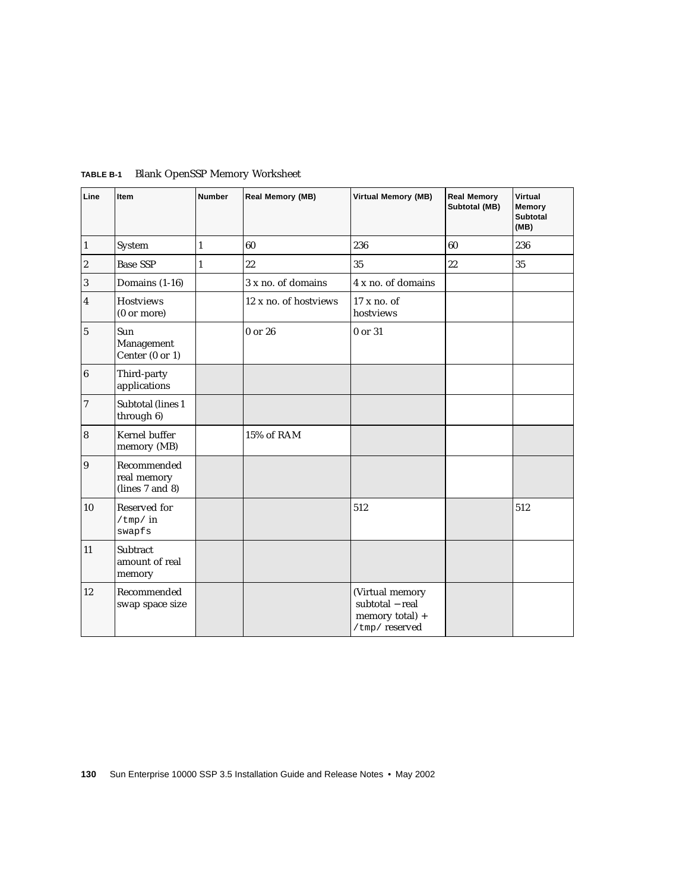**TABLE B-1** Blank OpenSSP Memory Worksheet

| Line | Item | Number | Real Memory (MB) | Virtual Memory (MB) | Real Memory Subtotal (MB) | Virtual Memory Subtotal (MB) |
|---|---|---|---|---|---|---|
| 1 | System | 1 | 60 | 236 | 60 | 236 |
| 2 | Base SSP | 1 | 22 | 35 | 22 | 35 |
| 3 | Domains (1-16) | | 3 x no. of domains | 4 x no. of domains | | |
| 4 | Hostviews (0 or more) | | 12 x no. of hostviews | 17 x no. of hostviews | | |
| 5 | Sun Management Center (0 or 1) | | 0 or 26 | 0 or 31 | | |
| 6 | Third-party applications | | | | | |
| 7 | Subtotal (lines 1 through 6) | | | | | |
| 8 | Kernel buffer memory (MB) | | 15% of RAM | | | |
| 9 | Recommended real memory (lines 7 and 8) | | | | | |
| 10 | Reserved for `/tmp/` in `swapfs` | | | 512 | | 512 |
| 11 | Subtract amount of real memory | | | | | |
| 12 | Recommended swap space size | | | (Virtual memory subtotal − real memory total) + `/tmp/` reserved | | |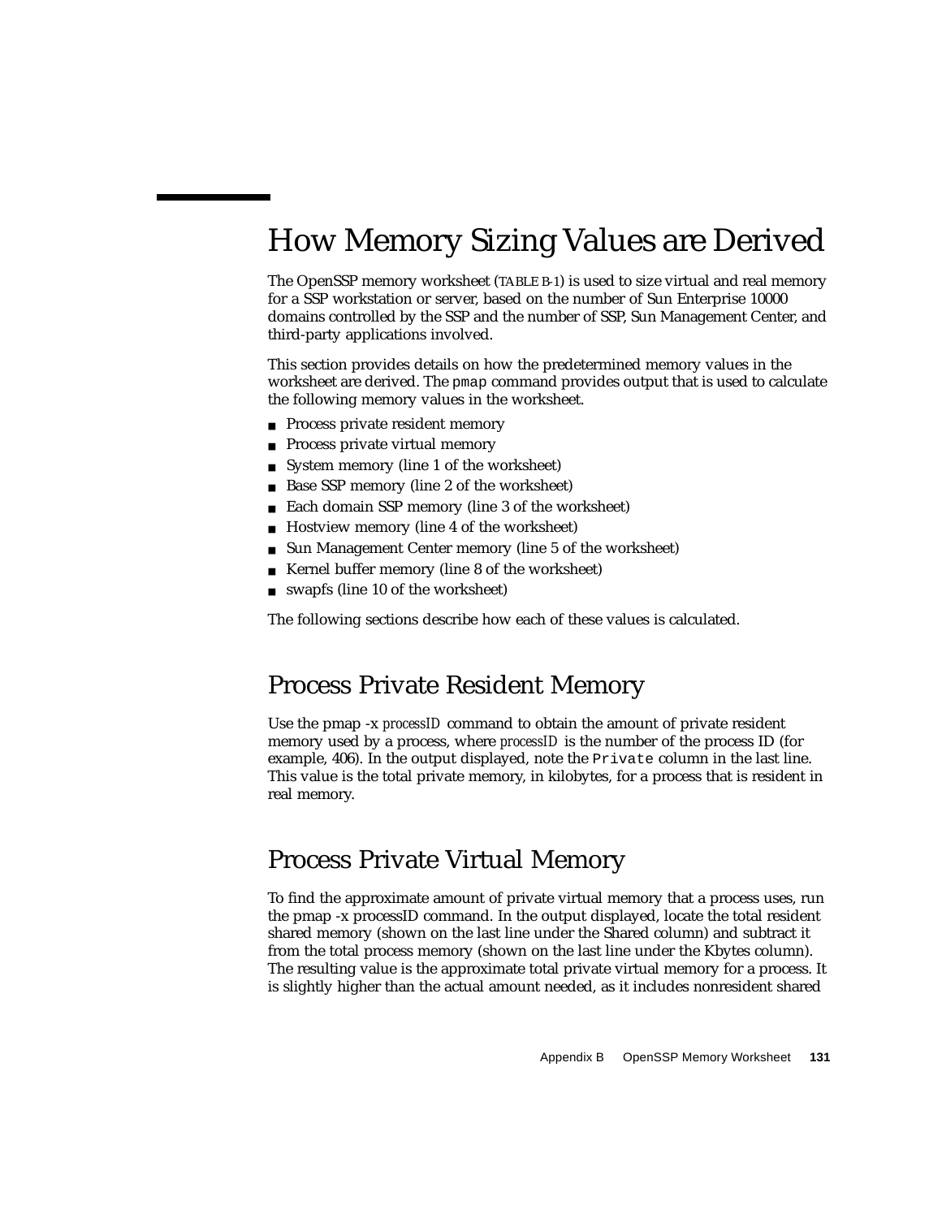# How Memory Sizing Values are Derived

The OpenSSP memory worksheet (TABLE B-1) is used to size virtual and real memory for a SSP workstation or server, based on the number of Sun Enterprise 10000 domains controlled by the SSP and the number of SSP, Sun Management Center, and third-party applications involved.

This section provides details on how the predetermined memory values in the worksheet are derived. The `pmap` command provides output that is used to calculate the following memory values in the worksheet.

- Process private resident memory
- Process private virtual memory
- System memory (line 1 of the worksheet)
- Base SSP memory (line 2 of the worksheet)
- Each domain SSP memory (line 3 of the worksheet)
- Hostview memory (line 4 of the worksheet)
- Sun Management Center memory (line 5 of the worksheet)
- Kernel buffer memory (line 8 of the worksheet)
- swapfs (line 10 of the worksheet)

The following sections describe how each of these values is calculated.

## Process Private Resident Memory

Use the pmap -x *processID* command to obtain the amount of private resident memory used by a process, where *processID* is the number of the process ID (for example, 406). In the output displayed, note the `Private` column in the last line. This value is the total private memory, in kilobytes, for a process that is resident in real memory.

## Process Private Virtual Memory

To find the approximate amount of private virtual memory that a process uses, run the pmap -x processID command. In the output displayed, locate the total resident shared memory (shown on the last line under the Shared column) and subtract it from the total process memory (shown on the last line under the Kbytes column). The resulting value is the approximate total private virtual memory for a process. It is slightly higher than the actual amount needed, as it includes nonresident shared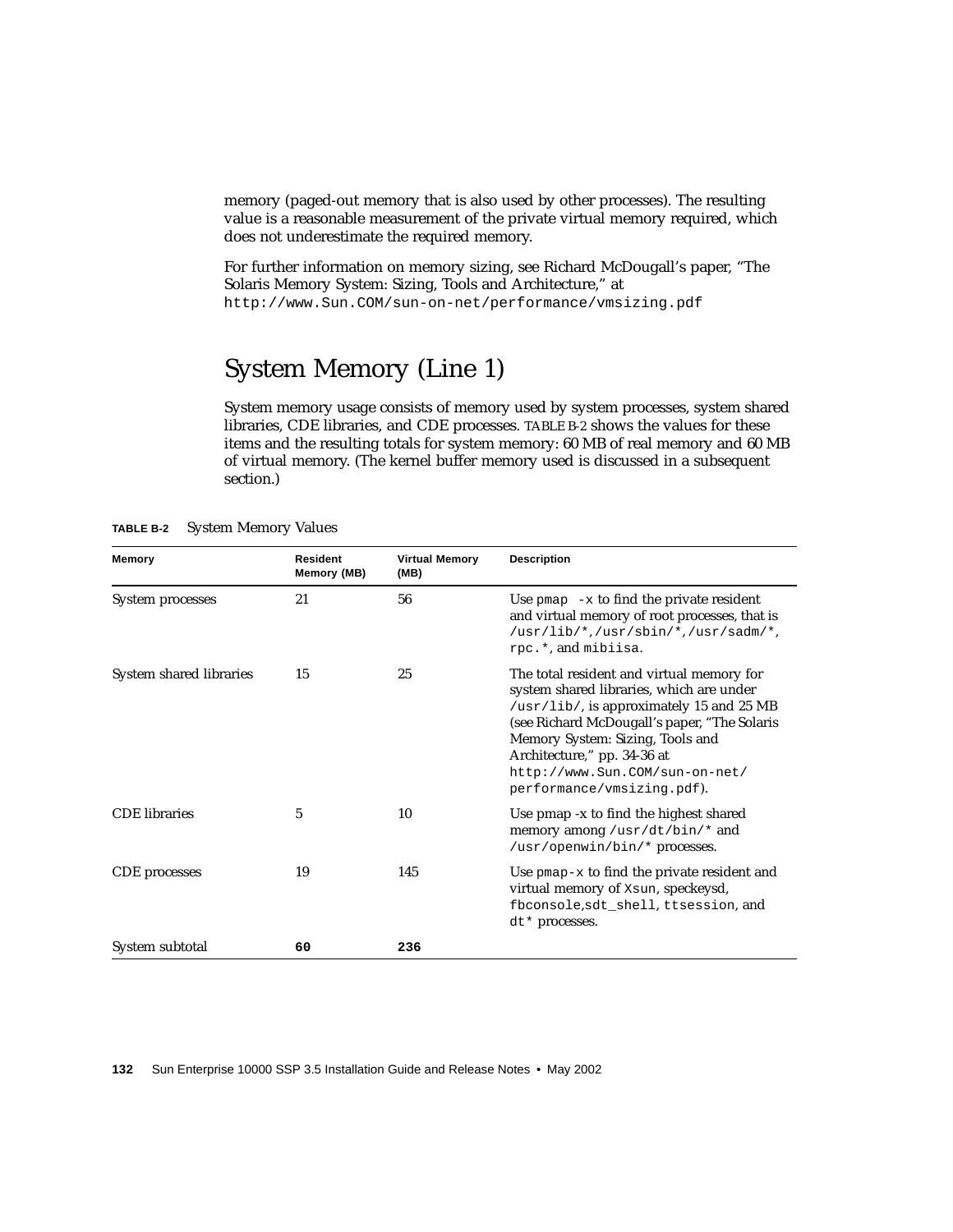memory (paged-out memory that is also used by other processes). The resulting value is a reasonable measurement of the private virtual memory required, which does not underestimate the required memory.

For further information on memory sizing, see Richard McDougall's paper, "The Solaris Memory System: Sizing, Tools and Architecture," at http://www.Sun.COM/sun-on-net/performance/vmsizing.pdf

## System Memory (Line 1)

System memory usage consists of memory used by system processes, system shared libraries, CDE libraries, and CDE processes. TABLE B-2 shows the values for these items and the resulting totals for system memory: 60 MB of real memory and 60 MB of virtual memory. (The kernel buffer memory used is discussed in a subsequent section.)

**TABLE B-2** System Memory Values

| Memory | Resident Memory (MB) | Virtual Memory (MB) | Description |
|---|---|---|---|
| System processes | 21 | 56 | Use `pmap -x` to find the private resident and virtual memory of root processes, that is `/usr/lib/*`,`/usr/sbin/*`,`/usr/sadm/*`, `rpc.*`, and `mibiisa`. |
| System shared libraries | 15 | 25 | The total resident and virtual memory for system shared libraries, which are under `/usr/lib/`, is approximately 15 and 25 MB (see Richard McDougall's paper, "The Solaris Memory System: Sizing, Tools and Architecture," pp. 34-36 at `http://www.Sun.COM/sun-on-net/performance/vmsizing.pdf`). |
| CDE libraries | 5 | 10 | Use pmap -x to find the highest shared memory among `/usr/dt/bin/*` and `/usr/openwin/bin/*` processes. |
| CDE processes | 19 | 145 | Use `pmap-x` to find the private resident and virtual memory of `Xsun`, speckeysd, `fbconsole`,`sdt_shell`, `ttsession`, and `dt*` processes. |
| System subtotal | **60** | **236** | |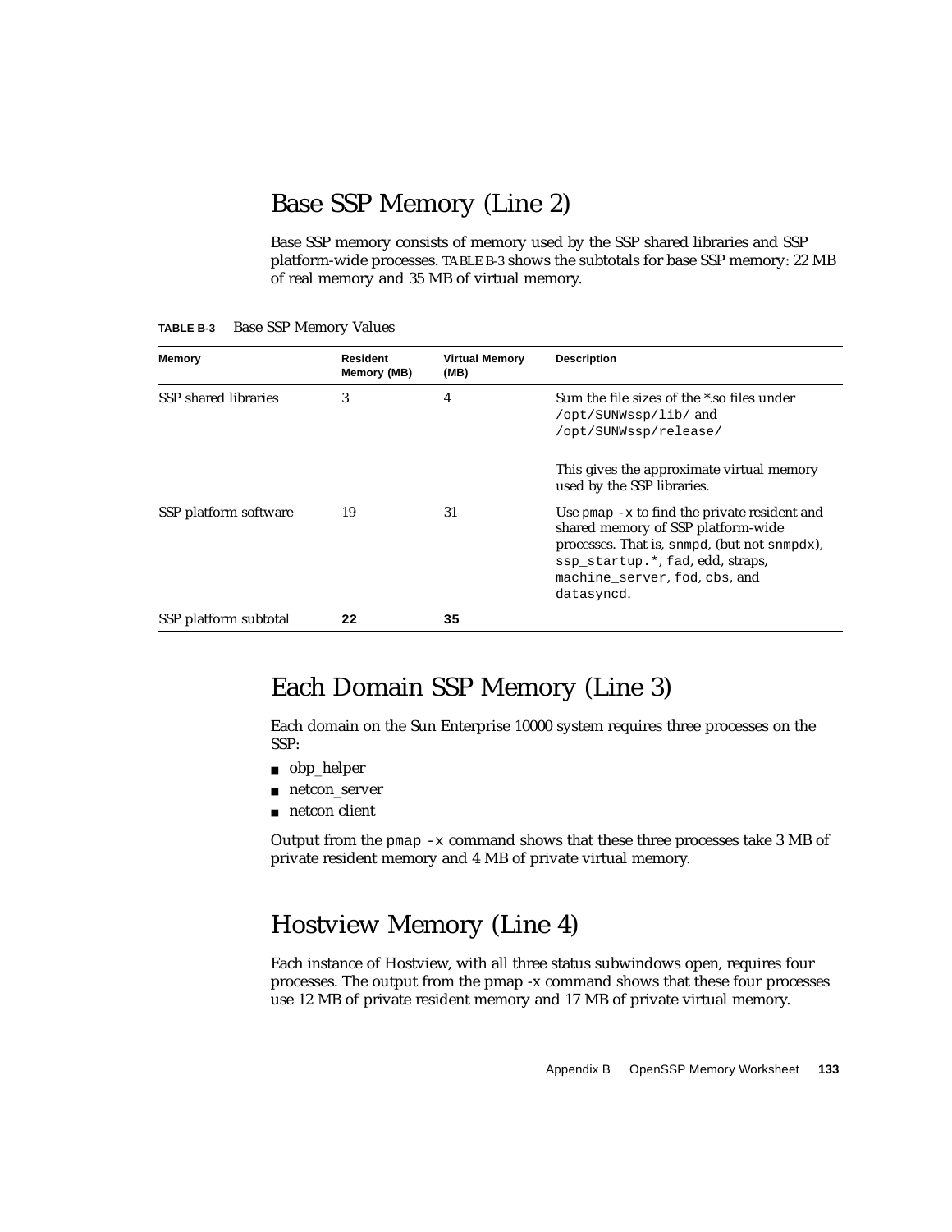## Base SSP Memory (Line 2)

Base SSP memory consists of memory used by the SSP shared libraries and SSP platform-wide processes. TABLE B-3 shows the subtotals for base SSP memory: 22 MB of real memory and 35 MB of virtual memory.

**TABLE B-3** Base SSP Memory Values

| Memory | Resident Memory (MB) | Virtual Memory (MB) | Description |
|---|---|---|---|
| SSP shared libraries | 3 | 4 | Sum the file sizes of the *.so files under `/opt/SUNWssp/lib/` and `/opt/SUNWssp/release/`<br><br>This gives the approximate virtual memory used by the SSP libraries. |
| SSP platform software | 19 | 31 | Use `pmap -x` to find the private resident and shared memory of SSP platform-wide processes. That is, `snmpd`, (but not `snmpdx`), `ssp_startup.*`, `fad`, edd, straps, `machine_server`, `fod`, `cbs`, and `datasyncd`. |
| SSP platform subtotal | **22** | **35** | |

## Each Domain SSP Memory (Line 3)

Each domain on the Sun Enterprise 10000 system requires three processes on the SSP:

- obp_helper
- netcon_server
- netcon client

Output from the `pmap -x` command shows that these three processes take 3 MB of private resident memory and 4 MB of private virtual memory.

## Hostview Memory (Line 4)

Each instance of Hostview, with all three status subwindows open, requires four processes. The output from the pmap -x command shows that these four processes use 12 MB of private resident memory and 17 MB of private virtual memory.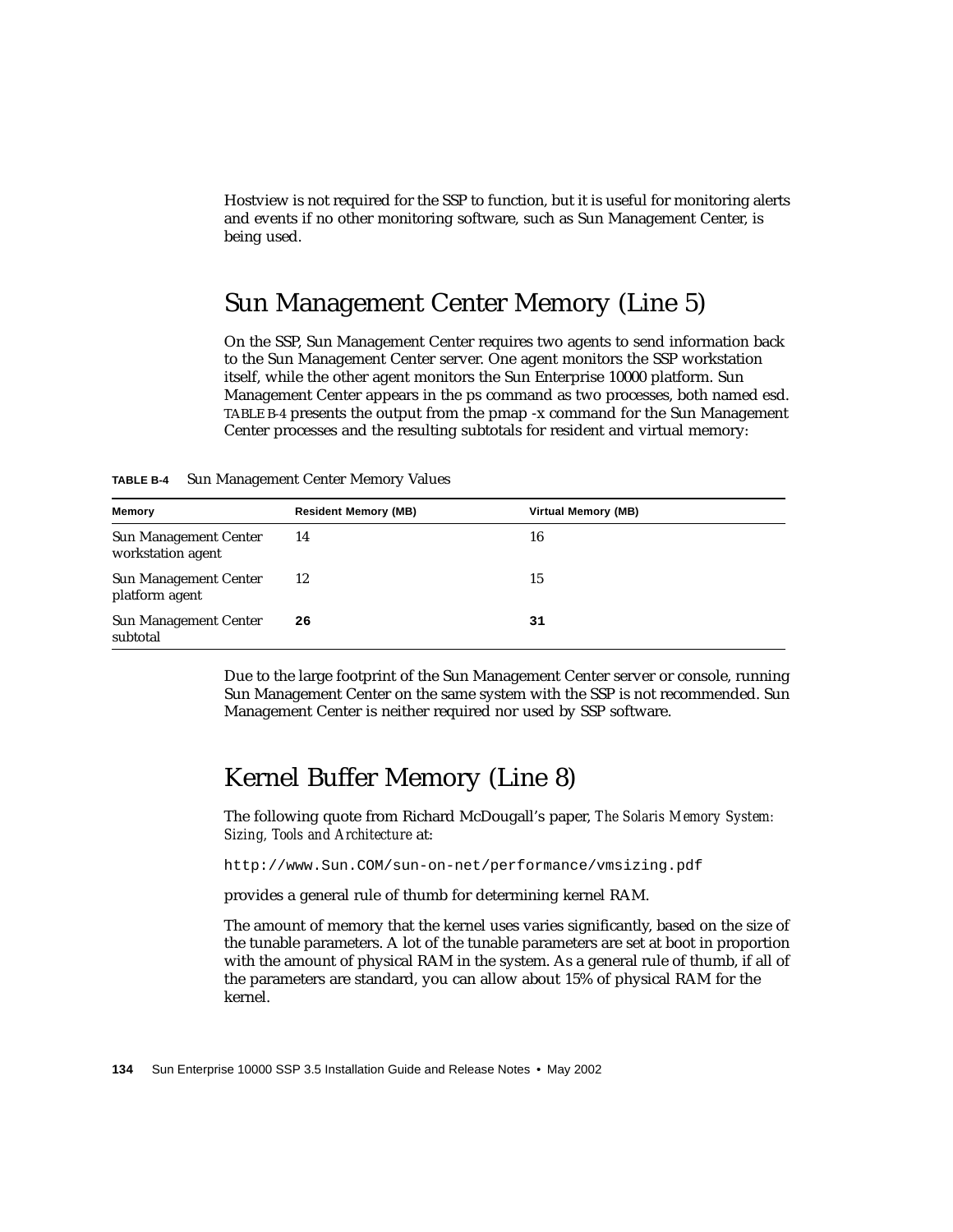Hostview is not required for the SSP to function, but it is useful for monitoring alerts and events if no other monitoring software, such as Sun Management Center, is being used.

## Sun Management Center Memory (Line 5)

On the SSP, Sun Management Center requires two agents to send information back to the Sun Management Center server. One agent monitors the SSP workstation itself, while the other agent monitors the Sun Enterprise 10000 platform. Sun Management Center appears in the ps command as two processes, both named esd. TABLE B-4 presents the output from the pmap -x command for the Sun Management Center processes and the resulting subtotals for resident and virtual memory:

**TABLE B-4** Sun Management Center Memory Values

| Memory | Resident Memory (MB) | Virtual Memory (MB) |
|---|---|---|
| Sun Management Center workstation agent | 14 | 16 |
| Sun Management Center platform agent | 12 | 15 |
| Sun Management Center subtotal | **26** | **31** |

Due to the large footprint of the Sun Management Center server or console, running Sun Management Center on the same system with the SSP is not recommended. Sun Management Center is neither required nor used by SSP software.

## Kernel Buffer Memory (Line 8)

The following quote from Richard McDougall's paper, *The Solaris Memory System: Sizing, Tools and Architecture* at:

```
http://www.Sun.COM/sun-on-net/performance/vmsizing.pdf
```

provides a general rule of thumb for determining kernel RAM.

The amount of memory that the kernel uses varies significantly, based on the size of the tunable parameters. A lot of the tunable parameters are set at boot in proportion with the amount of physical RAM in the system. As a general rule of thumb, if all of the parameters are standard, you can allow about 15% of physical RAM for the kernel.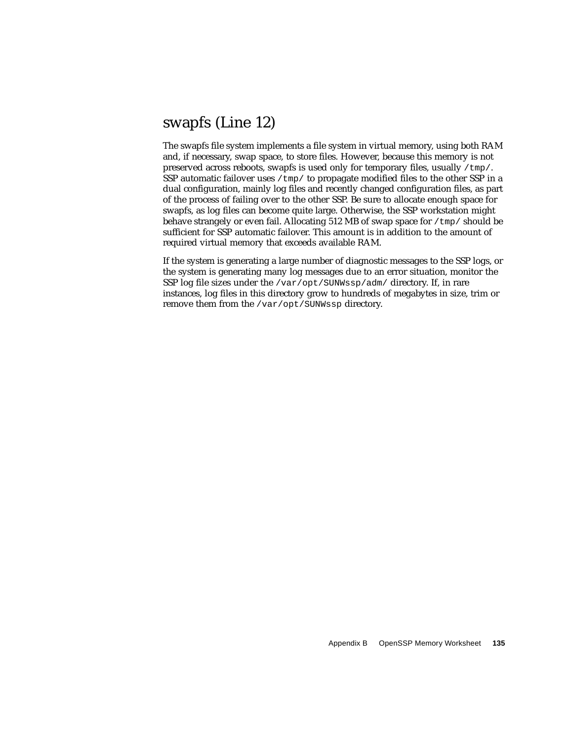## swapfs (Line 12)

The swapfs file system implements a file system in virtual memory, using both RAM and, if necessary, swap space, to store files. However, because this memory is not preserved across reboots, swapfs is used only for temporary files, usually `/tmp/`. SSP automatic failover uses `/tmp/` to propagate modified files to the other SSP in a dual configuration, mainly log files and recently changed configuration files, as part of the process of failing over to the other SSP. Be sure to allocate enough space for swapfs, as log files can become quite large. Otherwise, the SSP workstation might behave strangely or even fail. Allocating 512 MB of swap space for `/tmp/` should be sufficient for SSP automatic failover. This amount is in addition to the amount of required virtual memory that exceeds available RAM.

If the system is generating a large number of diagnostic messages to the SSP logs, or the system is generating many log messages due to an error situation, monitor the SSP log file sizes under the `/var/opt/SUNWssp/adm/` directory. If, in rare instances, log files in this directory grow to hundreds of megabytes in size, trim or remove them from the `/var/opt/SUNWssp` directory.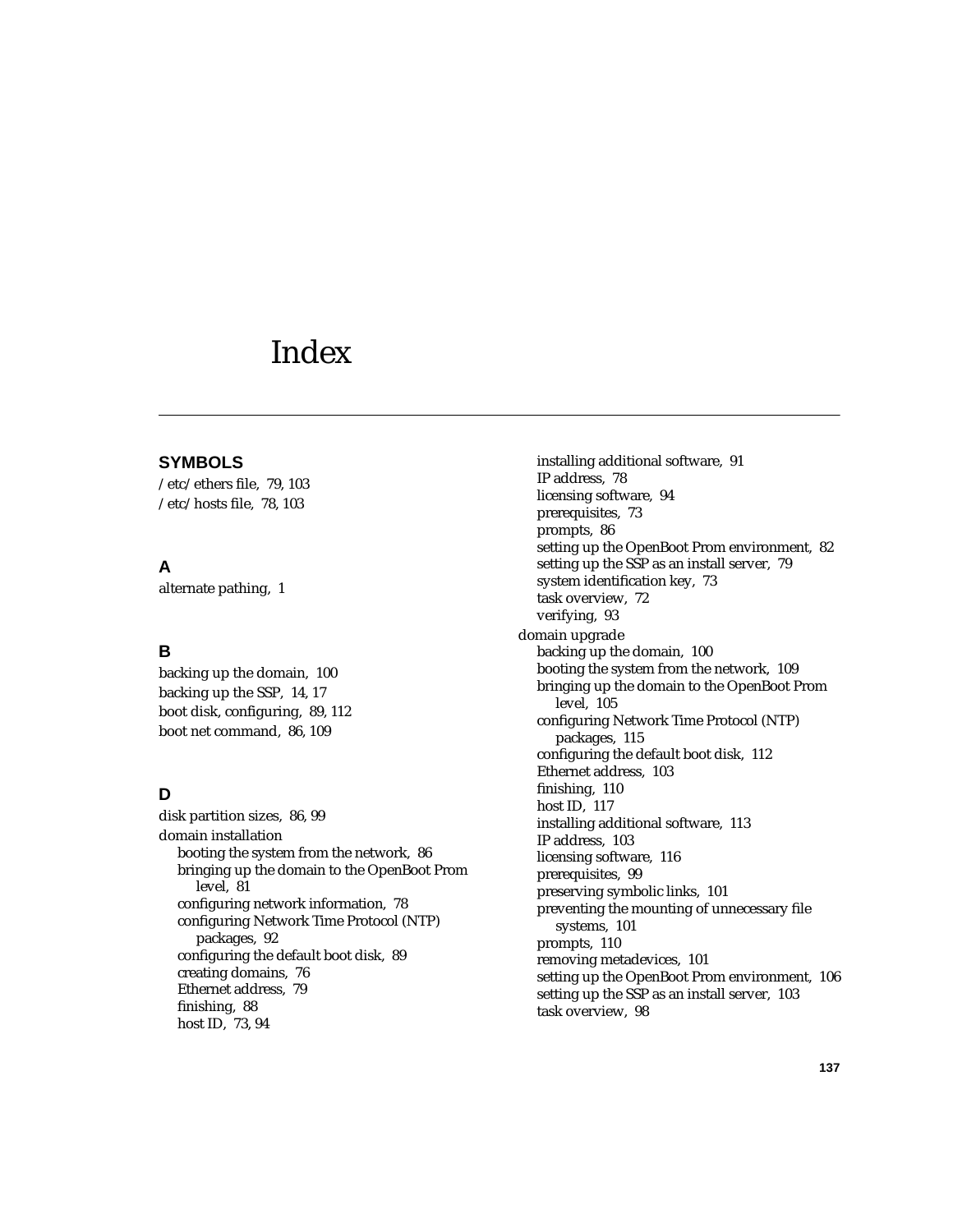# Index

## SYMBOLS

/etc/ethers file, 79, 103
/etc/hosts file, 78, 103

## A

alternate pathing, 1

## B

backing up the domain, 100
backing up the SSP, 14, 17
boot disk, configuring, 89, 112
boot net command, 86, 109

## D

disk partition sizes, 86, 99
domain installation
- booting the system from the network, 86
- bringing up the domain to the OpenBoot Prom level, 81
- configuring network information, 78
- configuring Network Time Protocol (NTP) packages, 92
- configuring the default boot disk, 89
- creating domains, 76
- Ethernet address, 79
- finishing, 88
- host ID, 73, 94
- installing additional software, 91
- IP address, 78
- licensing software, 94
- prerequisites, 73
- prompts, 86
- setting up the OpenBoot Prom environment, 82
- setting up the SSP as an install server, 79
- system identification key, 73
- task overview, 72
- verifying, 93

domain upgrade
- backing up the domain, 100
- booting the system from the network, 109
- bringing up the domain to the OpenBoot Prom level, 105
- configuring Network Time Protocol (NTP) packages, 115
- configuring the default boot disk, 112
- Ethernet address, 103
- finishing, 110
- host ID, 117
- installing additional software, 113
- IP address, 103
- licensing software, 116
- prerequisites, 99
- preserving symbolic links, 101
- preventing the mounting of unnecessary file systems, 101
- prompts, 110
- removing metadevices, 101
- setting up the OpenBoot Prom environment, 106
- setting up the SSP as an install server, 103
- task overview, 98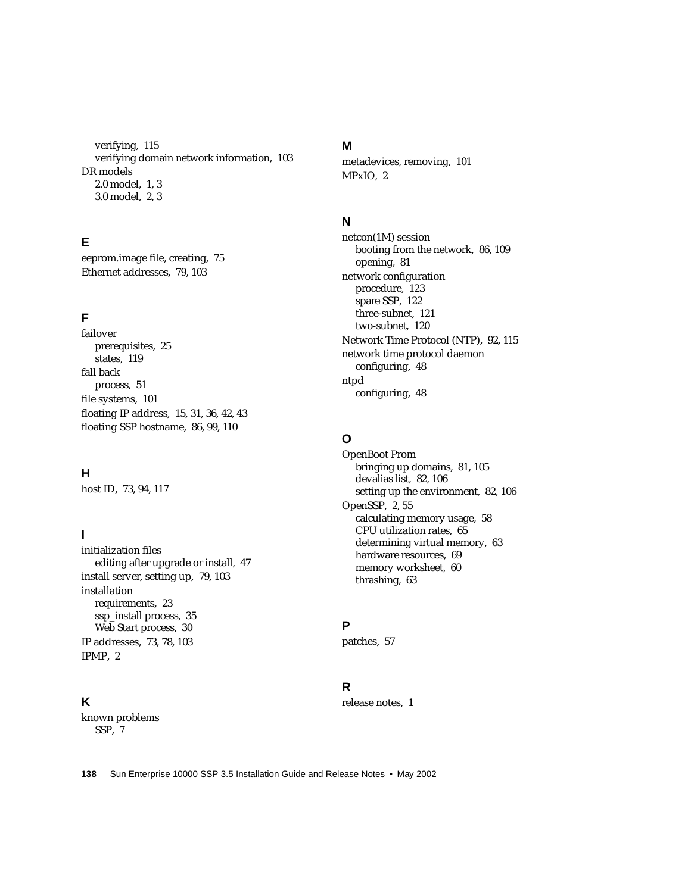verifying, 115
verifying domain network information, 103

DR models
- 2.0 model, 1, 3
- 3.0 model, 2, 3

## E

eeprom.image file, creating, 75

Ethernet addresses, 79, 103

## F

failover
- prerequisites, 25
- states, 119

fall back
- process, 51

file systems, 101

floating IP address, 15, 31, 36, 42, 43

floating SSP hostname, 86, 99, 110

## H

host ID, 73, 94, 117

## I

initialization files
- editing after upgrade or install, 47

install server, setting up, 79, 103

installation
- requirements, 23
- ssp_install process, 35
- Web Start process, 30

IP addresses, 73, 78, 103

IPMP, 2

## K

known problems
- SSP, 7

## M

metadevices, removing, 101

MPxIO, 2

## N

netcon(1M) session
- booting from the network, 86, 109
- opening, 81

network configuration
- procedure, 123
- spare SSP, 122
- three-subnet, 121
- two-subnet, 120

Network Time Protocol (NTP), 92, 115

network time protocol daemon
- configuring, 48

ntpd
- configuring, 48

## O

OpenBoot Prom
- bringing up domains, 81, 105
- devalias list, 82, 106
- setting up the environment, 82, 106

OpenSSP, 2, 55
- calculating memory usage, 58
- CPU utilization rates, 65
- determining virtual memory, 63
- hardware resources, 69
- memory worksheet, 60
- thrashing, 63

## P

patches, 57

## R

release notes, 1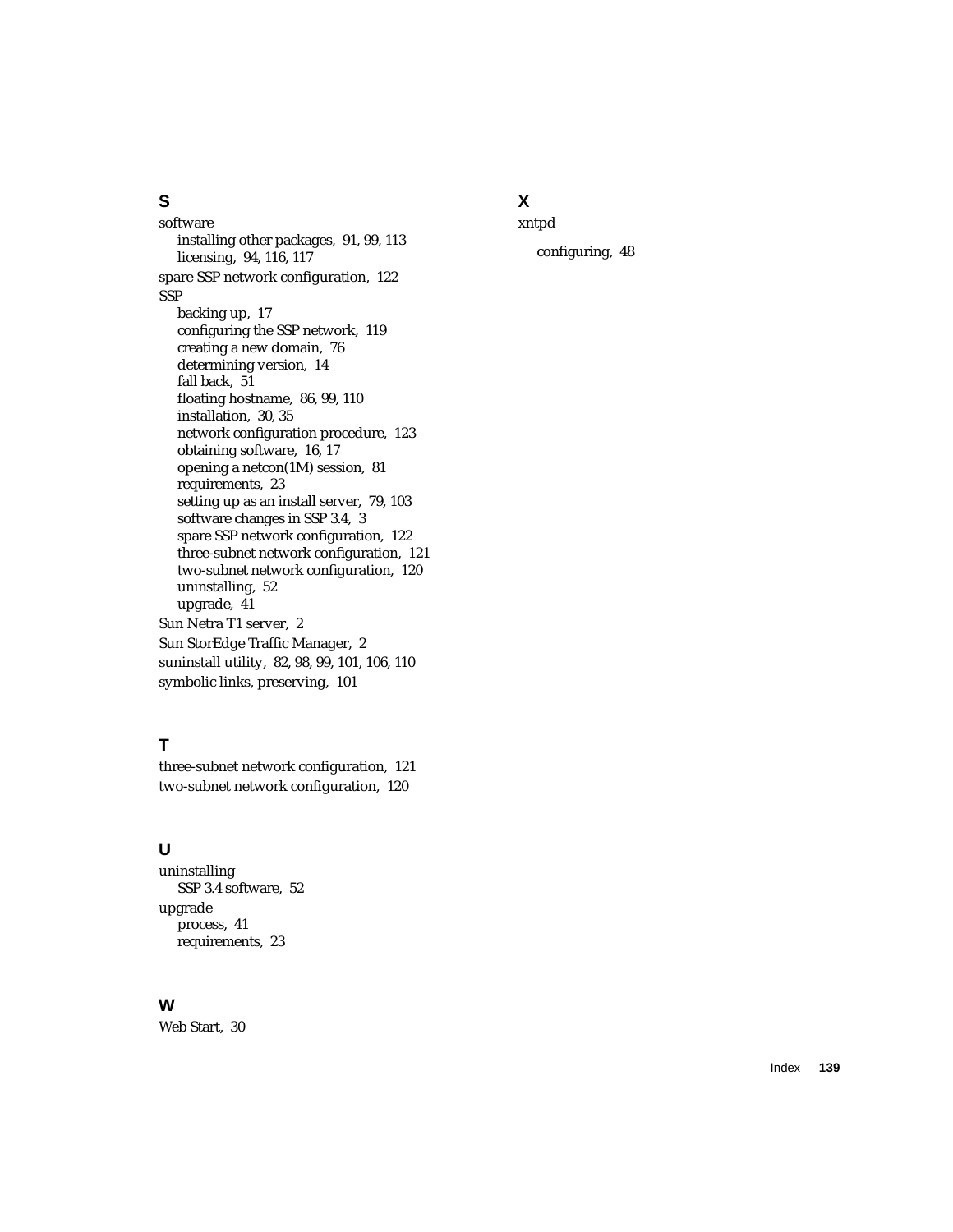## S

software
  installing other packages, 91, 99, 113
  licensing, 94, 116, 117
spare SSP network configuration, 122
SSP
  backing up, 17
  configuring the SSP network, 119
  creating a new domain, 76
  determining version, 14
  fall back, 51
  floating hostname, 86, 99, 110
  installation, 30, 35
  network configuration procedure, 123
  obtaining software, 16, 17
  opening a netcon(1M) session, 81
  requirements, 23
  setting up as an install server, 79, 103
  software changes in SSP 3.4, 3
  spare SSP network configuration, 122
  three-subnet network configuration, 121
  two-subnet network configuration, 120
  uninstalling, 52
  upgrade, 41
Sun Netra T1 server, 2
Sun StorEdge Traffic Manager, 2
suninstall utility, 82, 98, 99, 101, 106, 110
symbolic links, preserving, 101

## T

three-subnet network configuration, 121
two-subnet network configuration, 120

## U

uninstalling
  SSP 3.4 software, 52
upgrade
  process, 41
  requirements, 23

## W

Web Start, 30

## X

xntpd
  configuring, 48